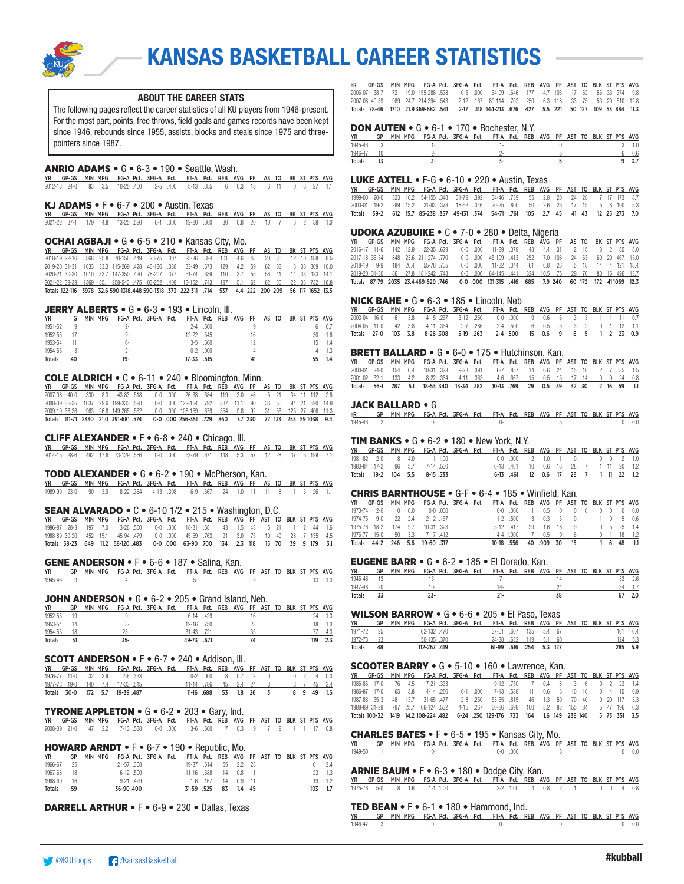# KANSAS BASKETBALL CAREER STATISTICS

## ABOUT THE CAREER STATS

The following pages reflect the career statistics of all KU players from 1946-present. For the most part, points, free throws, field goals and games records have been kept since 1946, rebounds since 1955, assists, blocks and steals since 1975 and three-pointers since 1987.

### ANRIO ADAMS • G • 6-3 • 190 • Seattle, Wash.

| YR | GP-GS | MIN | MPG | FG-A | Pct. | 3FG-A | Pct. | FT-A | Pct. | REB | AVG | PF | AS | TO | BK | ST | PTS | AVG |
|---|---|---|---|---|---|---|---|---|---|---|---|---|---|---|---|---|---|---|
| 2012-13 | 24-0 | 83 | 3.5 | 10-25 | .400 | 2-5 | .400 | 5-13 | .385 | 6 | 0.3 | 15 | 6 | 11 | 0 | 6 | 27 | 1.1 |

### KJ ADAMS • F • 6-7 • 200 • Austin, Texas

| YR | GP-GS | MIN | MPG | FG-A | Pct. | 3FG-A | Pct. | FT-A | Pct. | REB | AVG | PF | AS | TO | BK | ST | PTS | AVG |
|---|---|---|---|---|---|---|---|---|---|---|---|---|---|---|---|---|---|---|
| 2021-22 | 37-1 | 179 | 4.8 | 13-25 | .520 | 0-1 | .000 | 12-20 | .600 | 30 | 0.8 | 20 | 10 | 7 | 8 | 2 | 38 | 1.0 |

### OCHAI AGBAJI • G • 6-5 • 210 • Kansas City, Mo.

| YR | GP-GS | MIN | MPG | FG-A | Pct. | 3FG-A | Pct. | FT-A | Pct. | REB | AVG | PF | AS | TO | BK | ST | PTS | AVG |
|---|---|---|---|---|---|---|---|---|---|---|---|---|---|---|---|---|---|---|
| 2018-19 | 22-16 | 568 | 25.8 | 70-156 | .449 | 23-75 | .307 | 25-36 | .694 | 101 | 4.6 | 43 | 20 | 30 | 12 | 10 | 188 | 8.5 |
| 2019-20 | 31-31 | 1033 | 33.3 | 115-269 | .428 | 46-136 | .338 | 33-49 | .673 | 129 | 4.2 | 59 | 62 | 58 | 8 | 38 | 309 | 10.0 |
| 2020-21 | 30-30 | 1010 | 33.7 | 147-350 | .420 | 78-207 | .377 | 51-74 | .689 | 110 | 3.7 | 55 | 56 | 41 | 14 | 33 | 423 | 14.1 |
| 2021-22 | 39-39 | 1369 | 35.1 | 258-543 | .475 | 103-252 | .409 | 113-152 | .743 | 197 | 5.1 | 62 | 62 | 80 | 22 | 36 | 732 | 18.8 |
| Totals | 122-116 | 3978 | 32.6 | 590-1318 | .448 | 590-1318 | .373 | 222-311 | .714 | 537 | 4.4 | 222 | 200 | 209 | 56 | 117 | 1652 | 13.5 |

### JERRY ALBERTS • G • 6-3 • 193 • Lincoln, Ill.

| YR | G | MIN | MPG | FG-A | Pct. | 3FG-A | Pct. | FT-A | Pct. | REB | AVG | PF | AS | TO | BK | ST | PTS | AVG |
|---|---|---|---|---|---|---|---|---|---|---|---|---|---|---|---|---|---|---|
| 1951-52 | 9 | | | 2- | | | | 2-4 | .500 | | | 9 | | | | | 6 | 0.7 |
| 1952-53 | 17 | | | 9- | | | | 12-22 | .545 | | | 16 | | | | | 30 | 1.8 |
| 1953-54 | 11 | | | 6- | | | | 3-5 | .600 | | | 12 | | | | | 15 | 1.4 |
| 1954-55 | 3 | | | 2- | | | | 0-2 | .000 | | | 4 | | | | | 4 | 1.3 |
| Totals | 40 | | | 19- | | | | 17-33 | .515 | | | 41 | | | | | 55 | 1.4 |

### COLE ALDRICH • C • 6-11 • 240 • Bloomington, Minn.

| YR | GP-GS | MIN | MPG | FG-A | Pct. | 3FG-A | Pct. | FT-A | Pct. | REB | AVG | PF | AS | TO | BK | ST | PTS | AVG |
|---|---|---|---|---|---|---|---|---|---|---|---|---|---|---|---|---|---|---|
| 2007-08 | 40-0 | 330 | 8.3 | 43-83 | .518 | 0-0 | .000 | 26-38 | .684 | 119 | 3.0 | 48 | 5 | 21 | 34 | 11 | 112 | 2.8 |
| 2008-09 | 35-35 | 1037 | 29.6 | 199-333 | .598 | 0-0 | .000 | 122-154 | .792 | 387 | 11.1 | 90 | 36 | 56 | 94 | 21 | 520 | 14.9 |
| 2009-10 | 36-36 | 963 | 26.8 | 149-265 | .562 | 0-0 | .000 | 108-159 | .679 | 354 | 9.8 | 92 | 31 | 56 | 125 | 27 | 406 | 11.3 |
| Totals | 111-71 | 2330 | 21.0 | 391-681 | .574 | 0-0 | .000 | 256-351 | .729 | 860 | 7.7 | 230 | 72 | 133 | 253 | 59 | 1038 | 9.4 |

### CLIFF ALEXANDER • F • 6-8 • 240 • Chicago, Ill.

| YR | GP-GS | MIN | MPG | FG-A | Pct. | 3FG-A | Pct. | FT-A | Pct. | REB | AVG | PF | AS | TO | BK | ST | PTS | AVG |
|---|---|---|---|---|---|---|---|---|---|---|---|---|---|---|---|---|---|---|
| 2014-15 | 28-6 | 492 | 17.6 | 73-129 | .566 | 0-0 | .000 | 53-79 | .671 | 148 | 5.3 | 57 | 12 | 28 | 37 | 5 | 199 | 7.1 |

### TODD ALEXANDER • G • 6-2 • 190 • McPherson, Kan.

| YR | GP-GS | MIN | MPG | FG-A | Pct. | 3FG-A | Pct. | FT-A | Pct. | REB | AVG | PF | AS | TO | BK | ST | PTS | AVG |
|---|---|---|---|---|---|---|---|---|---|---|---|---|---|---|---|---|---|---|
| 1989-90 | 23-0 | 90 | 3.9 | 8-22 | .364 | 4-13 | .308 | 6-9 | .667 | 24 | 1.0 | 11 | 11 | 8 | 1 | 3 | 26 | 1.1 |

### SEAN ALVARADO • C • 6-10 1/2 • 215 • Washington, D.C.

| YR | GP-GS | MIN | MPG | FG-A | Pct. | 3FG-A | Pct. | FT-A | Pct. | REB | AVG | PF | AST | TO | BLK | ST | PTS | AVG |
|---|---|---|---|---|---|---|---|---|---|---|---|---|---|---|---|---|---|---|
| 1986-87 | 28-3 | 197 | 7.0 | 13-26 | .500 | 0-0 | .000 | 18-31 | .581 | 43 | 1.5 | 43 | 5 | 21 | 11 | 2 | 44 | 1.6 |
| 1988-89 | 30-20 | 452 | 15.1 | 45-94 | .479 | 0-0 | .000 | 45-59 | .763 | 91 | 3.0 | 75 | 10 | 49 | 28 | 7 | 135 | 4.5 |
| Totals | 58-23 | 649 | 11.2 | 58-120 | .483 | 0-0 | .000 | 63-90 | .700 | 134 | 2.3 | 118 | 15 | 70 | 39 | 9 | 179 | 3.1 |

### GENE ANDERSON • F • 6-6 • 187 • Salina, Kan.

| YR | GP | MIN | MPG | FG-A | Pct. | 3FG-A | Pct. | FT-A | Pct. | REB | AVG | PF | AST | TO | BLK | ST | PTS | AVG |
|---|---|---|---|---|---|---|---|---|---|---|---|---|---|---|---|---|---|---|
| 1945-46 | 9 | | | 4- | | | | 5- | | | | 9 | | | | | 13 | 1.3 |

### JOHN ANDERSON • G • 6-2 • 205 • Grand Island, Neb.

| YR | GP | MIN | MPG | FG-A | Pct. | 3FG-A | Pct. | FT-A | Pct. | REB | AVG | PF | AST | TO | BLK | ST | PTS | AVG |
|---|---|---|---|---|---|---|---|---|---|---|---|---|---|---|---|---|---|---|
| 1952-53 | 19 | | | 9- | | | | 6-14 | .429 | | | 16 | | | | | 24 | 1.3 |
| 1953-54 | 14 | | | 3- | | | | 12-16 | .750 | | | 23 | | | | | 18 | 1.3 |
| 1954-55 | 18 | | | 23- | | | | 31-43 | .721 | | | 35 | | | | | 77 | 4.3 |
| Totals | 51 | | | 35- | | | | 49-73 | .671 | | | 74 | | | | | 119 | 2.3 |

### SCOTT ANDERSON • F • 6-7 • 240 • Addison, Ill.

| YR | GP-GS | MIN | MPG | FG-A | Pct. | 3FG-A | Pct. | FT-A | Pct. | REB | AVG | PF | AST | TO | BLK | ST | PTS | AVG |
|---|---|---|---|---|---|---|---|---|---|---|---|---|---|---|---|---|---|---|
| 1976-77 | 11-0 | 32 | 2.9 | 2-6 | .333 | | | 0-2 | .000 | 8 | 0.7 | 2 | 0 | | 0 | 2 | 4 | 0.3 |
| 1977-78 | 19-0 | 140 | 7.4 | 17-33 | .515 | | | 11-14 | .786 | 45 | 2.4 | 24 | 3 | | 8 | 7 | 45 | 2.4 |
| Totals | 30-0 | 172 | 5.7 | 19-39 | .487 | | | 11-16 | .688 | 53 | 1.8 | 26 | 3 | | 8 | 9 | 49 | 1.6 |

### TYRONE APPLETON • G • 6-2 • 203 • Gary, Ind.

| YR | GP-GS | MIN | MPG | FG-A | Pct. | 3FG-A | Pct. | FT-A | Pct. | REB | AVG | PF | AST | TO | BLK | ST | PTS | AVG |
|---|---|---|---|---|---|---|---|---|---|---|---|---|---|---|---|---|---|---|
| 2008-09 | 21-0 | 47 | 2.2 | 7-13 | .538 | 0-0 | .000 | 3-6 | .500 | 7 | 0.3 | 9 | 7 | 9 | 1 | 1 | 17 | 0.8 |

### HOWARD ARNDT • F • 6-7 • 190 • Republic, Mo.

| YR | GP | MIN | MPG | FG-A | Pct. | 3FG-A | Pct. | FT-A | Pct. | REB | AVG | PF | AST | TO | BLK | ST | PTS | AVG |
|---|---|---|---|---|---|---|---|---|---|---|---|---|---|---|---|---|---|---|
| 1966-67 | 25 | | | 21-57 | .368 | | | 19-37 | .514 | 55 | 2.2 | 23 | | | | | 61 | 2.4 |
| 1967-68 | 18 | | | 6-12 | .500 | | | 11-16 | .688 | 14 | 0.8 | 11 | | | | | 23 | 1.3 |
| 1968-69 | 16 | | | 9-21 | .429 | | | 1-6 | .167 | 14 | 0.9 | 11 | | | | | 19 | 1.2 |
| Totals | 59 | | | 36-90 | .400 | | | 31-59 | .525 | 83 | 1.4 | 45 | | | | | 103 | 1.7 |

### DARRELL ARTHUR • F • 6-9 • 230 • Dallas, Texas

| YR | GP-GS | MIN | MPG | FG-A | Pct. | 3FG-A | Pct. | FT-A | Pct. | REB | AVG | PF | AST | TO | BLK | ST | PTS | AVG |
|---|---|---|---|---|---|---|---|---|---|---|---|---|---|---|---|---|---|---|
| 2006-07 | 38-7 | 721 | 19.0 | 155-288 | .538 | 0-5 | .000 | 64-99 | .646 | 177 | 4.7 | 103 | 17 | 52 | 56 | 33 | 374 | 9.8 |
| 2007-08 | 40-39 | 989 | 24.7 | 214-394 | .543 | 2-12 | .167 | 80-114 | .702 | 250 | 6.3 | 118 | 33 | 75 | 53 | 20 | 510 | 12.8 |
| Totals | 78-46 | 1710 | 21.9 | 369-682 | .541 | 2-17 | .118 | 144-213 | .676 | 427 | 5.5 | 221 | 50 | 127 | 109 | 53 | 884 | 11.3 |

### DON AUTEN • G • 6-1 • 170 • Rochester, N.Y.

| YR | GP | MIN | MPG | FG-A | Pct. | 3FG-A | Pct. | FT-A | Pct. | REB | AVG | PF | AST | TO | BLK | ST | PTS | AVG |
|---|---|---|---|---|---|---|---|---|---|---|---|---|---|---|---|---|---|---|
| 1945-46 | 3 | | | 1- | | | | 1- | | | | 0 | | | | | 3 | 1.0 |
| 1946-47 | 10 | | | 2- | | | | 2- | | | | 5 | | | | | 6 | 0.6 |
| Totals | 13 | | | 3- | | | | 3- | | | | 5 | | | | | 9 | 0.7 |

### LUKE AXTELL • F-G • 6-10 • 220 • Austin, Texas

| YR | GP-GS | MIN | MPG | FG-A | Pct. | 3FG-A | Pct. | FT-A | Pct. | REB | AVG | PF | AST | TO | BLK | ST | PTS | AVG |
|---|---|---|---|---|---|---|---|---|---|---|---|---|---|---|---|---|---|---|
| 1999-00 | 20-0 | 323 | 16.2 | 54-155 | .348 | 31-79 | .392 | 34-46 | .739 | 55 | 2.8 | 20 | 24 | 28 | 7 | 17 | 173 | 8.7 |
| 2000-01 | 19-2 | 289 | 15.2 | 31-83 | .373 | 18-52 | .346 | 20-25 | .800 | 50 | 2.6 | 25 | 17 | 15 | 5 | 8 | 100 | 5.3 |
| Totals | 39-2 | 612 | 15.7 | 85-238 | .357 | 49-131 | .374 | 54-71 | .761 | 105 | 2.7 | 45 | 41 | 43 | 12 | 25 | 273 | 7.0 |

### UDOKA AZUBUIKE • C • 7-0 • 280 • Delta, Nigeria

| YR | GP-GS | MIN | MPG | FG-A | Pct. | 3FG-A | Pct. | FT-A | Pct. | REB | AVG | PF | AS | TO | BK | ST | PTS | AVG |
|---|---|---|---|---|---|---|---|---|---|---|---|---|---|---|---|---|---|---|
| 2016-17 | 11-6 | 142 | 12.9 | 22-35 | .629 | 0-0 | .000 | 11-29 | .379 | 48 | 4.4 | 31 | 2 | 15 | 18 | 2 | 55 | 5.0 |
| 2017-18 | 36-34 | 848 | 23.6 | 211-274 | .770 | 0-0 | .000 | 45-109 | .413 | 252 | 7.0 | 108 | 24 | 63 | 60 | 20 | 467 | 13.0 |
| 2018-19 | 9-9 | 184 | 20.4 | 55-78 | .705 | 0-0 | .000 | 11-32 | .344 | 61 | 6.8 | 26 | 5 | 18 | 14 | 4 | 121 | 13.4 |
| 2019-20 | 31-30 | 861 | 27.8 | 181-242 | .748 | 0-0 | .000 | 64-145 | .441 | 324 | 10.5 | 75 | 29 | 76 | 80 | 15 | 426 | 13.7 |
| Totals | 87-79 | 2035 | 23.4 | 469-629 | .746 | 0-0 | .000 | 131-315 | .416 | 685 | 7.9 | 240 | 60 | 172 | 172 | 41 | 1069 | 12.3 |

### NICK BAHE • G • 6-3 • 185 • Lincoln, Neb

| YR | GP-GS | MIN | MPG | FG-A | Pct. | 3FG-A | Pct. | FT-A | Pct. | REB | AVG | PF | AST | TO | BLK | ST | PTS | AVG |
|---|---|---|---|---|---|---|---|---|---|---|---|---|---|---|---|---|---|---|
| 2003-04 | 16-0 | 61 | 3.8 | 4-15 | .267 | 3-12 | .250 | 0-0 | .000 | 9 | 0.6 | 6 | 3 | 3 | 1 | 1 | 11 | 0.7 |
| 2004-05 | 11-0 | 42 | 3.8 | 4-11 | .364 | 2-7 | .286 | 2-4 | .500 | 6 | 0.5 | 3 | 3 | 2 | 0 | 1 | 12 | 1.1 |
| Totals | 27-0 | 103 | 3.8 | 8-26 | .308 | 5-19 | .263 | 2-4 | .500 | 15 | 0.6 | 9 | 6 | 5 | 1 | 2 | 23 | 0.9 |

### BRETT BALLARD • G • 6-0 • 175 • Hutchinson, Kan.

| YR | GP-GS | MIN | MPG | FG-A | Pct. | 3FG-A | Pct. | FT-A | Pct. | REB | AVG | PF | AST | TO | BLK | ST | PTS | AVG |
|---|---|---|---|---|---|---|---|---|---|---|---|---|---|---|---|---|---|---|
| 2000-01 | 24-0 | 154 | 6.4 | 10-31 | .323 | 9-23 | .391 | 6-7 | .857 | 14 | 0.6 | 24 | 15 | 16 | 2 | 7 | 35 | 1.5 |
| 2001-02 | 32-1 | 133 | 4.2 | 8-22 | .364 | 4-11 | .363 | 4-6 | .667 | 15 | 0.5 | 15 | 17 | 14 | 0 | 9 | 24 | 0.8 |
| Totals | 56-1 | 287 | 5.1 | 18-53 | .340 | 13-34 | .382 | 10-13 | .769 | 29 | 0.5 | 39 | 32 | 30 | 2 | 16 | 59 | 1.1 |

### JACK BALLARD • G

| YR | GP | MIN | MPG | FG-A | Pct. | 3FG-A | Pct. | FT-A | Pct. | REB | AVG | PF | AST | TO | BLK | ST | PTS | AVG |
|---|---|---|---|---|---|---|---|---|---|---|---|---|---|---|---|---|---|---|
| 1945-46 | 2 | | | 0- | | | | 0- | | | | 5 | | | | | 0 | 0.0 |

### TIM BANKS • G • 6-2 • 180 • New York, N.Y.

| YR | GP-GS | MIN | MPG | FG-A | Pct. | 3FG-A | Pct. | FT-A | Pct. | REB | AVG | PF | AST | TO | BLK | ST | PTS | AVG |
|---|---|---|---|---|---|---|---|---|---|---|---|---|---|---|---|---|---|---|
| 1981-82 | 2-0 | 8 | 4.0 | 1-1 | 1.00 | | | 0-0 | .000 | 2 | 1.0 | 1 | 0 | | 0 | 0 | 2 | 1.0 |
| 1983-84 | 17-2 | 96 | 5.7 | 7-14 | .500 | | | 6-13 | .461 | 10 | 0.6 | 16 | 28 | 7 | 1 | 11 | 20 | 1.2 |
| Totals | 19-2 | 104 | 5.5 | 8-15 | .533 | | | 6-13 | .461 | 12 | 0.6 | 17 | 28 | 7 | 1 | 11 | 22 | 1.2 |

### CHRIS BARNTHOUSE • G-F • 6-4 • 185 • Winfield, Kan.

| YR | GP-GS | MIN | MPG | FG-A | Pct. | 3FG-A | Pct. | FT-A | Pct. | REB | AVG | PF | AST | TO | BLK | ST | PTS | AVG |
|---|---|---|---|---|---|---|---|---|---|---|---|---|---|---|---|---|---|---|
| 1973-74 | 2-0 | 0 | 0.0 | 0-0 | .000 | | | 0-0 | .000 | 1 | 0.5 | 0 | 0 | 0 | 0 | 0 | 0 | 0.0 |
| 1974-75 | 9-0 | 22 | 2.4 | 2-12 | .167 | | | 1-2 | .500 | 3 | 0.3 | 3 | | | 1 | 0 | 5 | 0.6 |
| 1975-76 | 18-2 | 174 | 9.7 | 10-31 | .323 | | | 5-12 | .417 | 29 | 1.6 | 18 | 9 | | 0 | 5 | 25 | 1.4 |
| 1976-77 | 15-0 | 50 | 3.3 | 7-17 | .412 | | | 4-4 | 1.000 | 7 | 0.5 | 9 | 6 | | 0 | 1 | 18 | 1.2 |
| Totals | 44-2 | 246 | 5.6 | 19-60 | .317 | | | 10-18 | .556 | 40 | .909 | 30 | 15 | | 1 | 6 | 48 | 1.1 |

### EUGENE BARR • G • 6-2 • 185 • El Dorado, Kan.

| YR | GP | MIN | MPG | FG-A | Pct. | 3FG-A | Pct. | FT-A | Pct. | REB | AVG | PF | AST | TO | BLK | ST | PTS | AVG |
|---|---|---|---|---|---|---|---|---|---|---|---|---|---|---|---|---|---|---|
| 1945-46 | 13 | | | 13- | | | | 7- | | | | 14 | | | | | 33 | 2.6 |
| 1947-48 | 20 | | | 10- | | | | 14- | | | | 24 | | | | | 34 | 1.7 |
| Totals | 33 | | | 23- | | | | 21- | | | | 38 | | | | | 67 | 2.0 |

### WILSON BARROW • G • 6-6 • 205 • El Paso, Texas

| YR | GP | MIN | MPG | FG-A | Pct. | 3FG-A | Pct. | FT-A | Pct. | REB | AVG | PF | AST | TO | BLK | ST | PTS | AVG |
|---|---|---|---|---|---|---|---|---|---|---|---|---|---|---|---|---|---|---|
| 1971-72 | 25 | | | 62-132 | .470 | | | 37-61 | .607 | 135 | 5.4 | 67 | | | | | 161 | 6.4 |
| 1972-73 | 23 | | | 50-135 | .370 | | | 24-38 | .632 | 119 | 5.1 | 60 | | | | | 124 | 5.3 |
| Totals | 48 | | | 112-267 | .419 | | | 61-99 | .616 | 254 | 5.3 | 127 | | | | | 285 | 5.9 |

### SCOOTER BARRY • G • 5-10 • 160 • Lawrence, Kan.

| YR | GP-GS | MIN | MPG | FG-A | Pct. | 3FG-A | Pct. | FT-A | Pct. | REB | AVG | PF | AST | TO | BLK | ST | PTS | AVG |
|---|---|---|---|---|---|---|---|---|---|---|---|---|---|---|---|---|---|---|
| 1985-86 | 17-0 | 76 | 4.5 | 7-21 | .333 | | | 9-12 | .750 | 7 | 0.4 | 8 | 3 | 6 | 0 | 2 | 23 | 1.4 |
| 1986-87 | 17-0 | 65 | 3.8 | 4-14 | .286 | 0-1 | .000 | 7-13 | .538 | 11 | 0.6 | 8 | 10 | 10 | 0 | 4 | 15 | 0.9 |
| 1987-88 | 35-3 | 481 | 13.7 | 31-65 | .477 | 2-8 | .250 | 53-65 | .815 | 46 | 1.3 | 50 | 70 | 40 | 0 | 20 | 117 | 3.3 |
| 1988-89 | 31-29 | 797 | 25.7 | 66-124 | .532 | 4-15 | .267 | 60-86 | .698 | 100 | 3.2 | 83 | 155 | 84 | 5 | 47 | 196 | 6.3 |
| Totals | 100-32 | 1419 | 14.2 | 108-224 | .482 | 6-24 | .250 | 129-176 | .733 | 164 | 1.6 | 149 | 238 | 140 | 5 | 73 | 351 | 3.5 |

### CHARLES BATES • F • 6-5 • 195 • Kansas City, Mo.

| YR | GP | MIN | MPG | FG-A | Pct. | 3FG-A | Pct. | FT-A | Pct. | REB | AVG | PF | AST | TO | BLK | ST | PTS | AVG |
|---|---|---|---|---|---|---|---|---|---|---|---|---|---|---|---|---|---|---|
| 1949-50 | 1 | | | 0- | | | | 0-0 | .000 | | | 3 | | | | | 0 | 0.0 |

### ARNIE BAUM • F • 6-3 • 180 • Dodge City, Kan.

| YR | GP-GS | MIN | MPG | FG-A | Pct. | 3FG-A | Pct. | FT-A | Pct. | REB | AVG | PF | AST | TO | BLK | ST | PTS | AVG |
|---|---|---|---|---|---|---|---|---|---|---|---|---|---|---|---|---|---|---|
| 1975-76 | 5-0 | 8 | 1.6 | 1-1 | 1.00 | | | 2-2 | 1.00 | 4 | 0.8 | 2 | 1 | | 0 | 0 | 4 | 0.8 |

### TED BEAN • F • 6-1 • 180 • Hammond, Ind.

| YR | GP | MIN | MPG | FG-A | Pct. | 3FG-A | Pct. | FT-A | Pct. | REB | AVG | PF | AST | TO | BLK | ST | PTS | AVG |
|---|---|---|---|---|---|---|---|---|---|---|---|---|---|---|---|---|---|---|
| 1946-47 | 3 | | | 0- | | | | 0- | | | | 0 | | | | | 0 | 0.0 |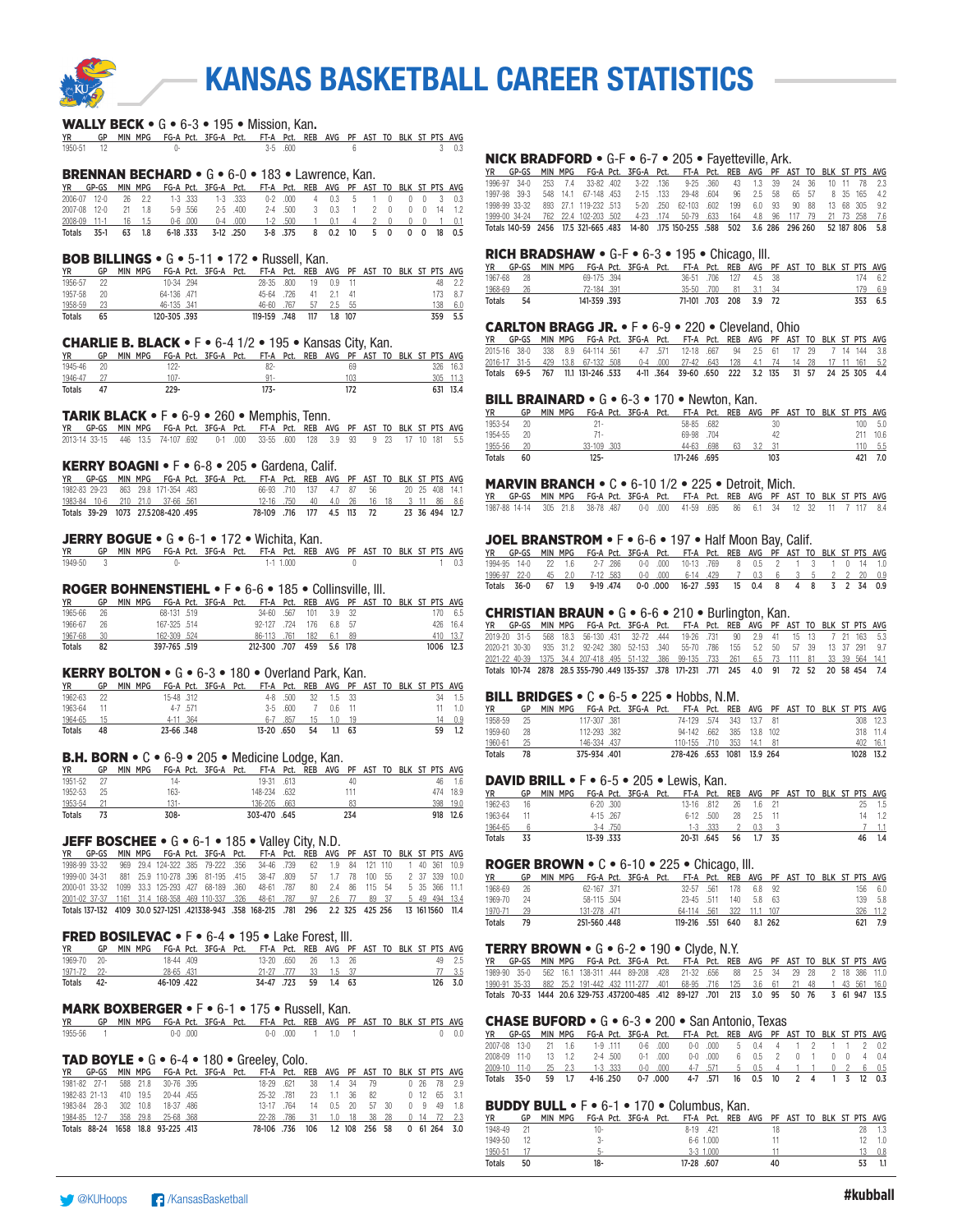# KANSAS BASKETBALL CAREER STATISTICS

## WALLY BECK • G • 6-3 • 195 • Mission, Kan.

| YR | GP | MIN | MPG | FG-A | Pct. | 3FG-A | Pct. | FT-A | Pct. | REB | AVG | PF | AST | TO | BLK | ST | PTS | AVG |
|---|---|---|---|---|---|---|---|---|---|---|---|---|---|---|---|---|---|---|
| 1950-51 | 12 | | | 0- | | | | 3-5 | .600 | | | 6 | | | | | 3 | 0.3 |

## BRENNAN BECHARD • G • 6-0 • 183 • Lawrence, Kan.

| YR | GP-GS | MIN | MPG | FG-A | Pct. | 3FG-A | Pct. | FT-A | Pct. | REB | AVG | PF | AST | TO | BLK | ST | PTS | AVG |
|---|---|---|---|---|---|---|---|---|---|---|---|---|---|---|---|---|---|---|
| 2006-07 | 12-0 | 26 | 2.2 | 1-3 | .333 | 1-3 | .333 | 0-2 | .000 | 4 | 0.3 | 5 | 1 | 0 | 0 | 0 | 3 | 0.3 |
| 2007-08 | 12-0 | 21 | 1.8 | 5-9 | .556 | 2-5 | .400 | 2-4 | .500 | 3 | 0.3 | 1 | 2 | 0 | 0 | 0 | 14 | 1.2 |
| 2008-09 | 11-1 | 16 | 1.5 | 0-6 | .000 | 0-4 | .000 | 1-2 | .500 | 1 | 0.1 | 4 | 2 | 0 | 0 | 0 | 1 | 0.1 |
| Totals | 35-1 | 63 | 1.8 | 6-18 | .333 | 3-12 | .250 | 3-8 | .375 | 8 | 0.2 | 10 | 5 | 0 | 0 | 0 | 18 | 0.5 |

## BOB BILLINGS • G • 5-11 • 172 • Russell, Kan.

| YR | GP | MIN | MPG | FG-A | Pct. | 3FG-A | Pct. | FT-A | Pct. | REB | AVG | PF | AST | TO | BLK | ST | PTS | AVG |
|---|---|---|---|---|---|---|---|---|---|---|---|---|---|---|---|---|---|---|
| 1956-57 | 22 | | | 10-34 | .294 | | | 28-35 | .800 | 19 | 0.9 | 11 | | | | | 48 | 2.2 |
| 1957-58 | 20 | | | 64-136 | .471 | | | 45-64 | .726 | 41 | 2.1 | 41 | | | | | 173 | 8.7 |
| 1958-59 | 23 | | | 46-135 | .341 | | | 46-60 | .767 | 57 | 2.5 | 55 | | | | | 138 | 6.0 |
| Totals | 65 | | | 120-305 | .393 | | | 119-159 | .748 | 117 | 1.8 | 107 | | | | | 359 | 5.5 |

## CHARLIE B. BLACK • F • 6-4 1/2 • 195 • Kansas City, Kan.

| YR | GP | MIN | MPG | FG-A | Pct. | 3FG-A | Pct. | FT-A | Pct. | REB | AVG | PF | AST | TO | BLK | ST | PTS | AVG |
|---|---|---|---|---|---|---|---|---|---|---|---|---|---|---|---|---|---|---|
| 1945-46 | 20 | | | 122- | | | | 82- | | | | 69 | | | | | 326 | 16.3 |
| 1946-47 | 27 | | | 107- | | | | 91- | | | | 103 | | | | | 305 | 11.3 |
| Totals | 47 | | | 229- | | | | 173- | | | | 172 | | | | | 631 | 13.4 |

## TARIK BLACK • F • 6-9 • 260 • Memphis, Tenn.

| YR | GP-GS | MIN | MPG | FG-A | Pct. | 3FG-A | Pct. | FT-A | Pct. | REB | AVG | PF | AST | TO | BLK | ST | PTS | AVG |
|---|---|---|---|---|---|---|---|---|---|---|---|---|---|---|---|---|---|---|
| 2013-14 | 33-15 | 446 | 13.5 | 74-107 | .692 | 0-1 | .000 | 33-55 | .600 | 128 | 3.9 | 93 | 9 | 23 | 17 | 10 | 181 | 5.5 |

## KERRY BOAGNI • F • 6-8 • 205 • Gardena, Calif.

| YR | GP-GS | MIN | MPG | FG-A | Pct. | 3FG-A | Pct. | FT-A | Pct. | REB | AVG | PF | AST | TO | BLK | ST | PTS | AVG |
|---|---|---|---|---|---|---|---|---|---|---|---|---|---|---|---|---|---|---|
| 1982-83 | 29-23 | 863 | 29.8 | 171-354 | .483 | | | 66-93 | .710 | 137 | 4.7 | 87 | 56 | | 20 | 25 | 408 | 14.1 |
| 1983-84 | 10-6 | 210 | 21.0 | 37-66 | .561 | | | 12-16 | .750 | 40 | 4.0 | 26 | 16 | 18 | 3 | 11 | 86 | 8.6 |
| Totals | 39-29 | 1073 | 27.5 | 208-420 | .495 | | | 78-109 | .716 | 177 | 4.5 | 113 | 72 | | 23 | 36 | 494 | 12.7 |

## JERRY BOGUE • G • 6-1 • 172 • Wichita, Kan.

| YR | GP | MIN | MPG | FG-A | Pct. | 3FG-A | Pct. | FT-A | Pct. | REB | AVG | PF | AST | TO | BLK | ST | PTS | AVG |
|---|---|---|---|---|---|---|---|---|---|---|---|---|---|---|---|---|---|---|
| 1949-50 | 3 | | | 0- | | | | 1-1 | 1.000 | | | 0 | | | | | 1 | 0.3 |

## ROGER BOHNENSTIEHL • F • 6-6 • 185 • Collinsville, Ill.

| YR | GP | MIN | MPG | FG-A | Pct. | 3FG-A | Pct. | FT-A | Pct. | REB | AVG | PF | AST | TO | BLK | ST | PTS | AVG |
|---|---|---|---|---|---|---|---|---|---|---|---|---|---|---|---|---|---|---|
| 1965-66 | 26 | | | 68-131 | .519 | | | 34-60 | .567 | 101 | 3.9 | 32 | | | | | 170 | 6.5 |
| 1966-67 | 26 | | | 167-325 | .514 | | | 92-127 | .724 | 176 | 6.8 | 57 | | | | | 426 | 16.4 |
| 1967-68 | 30 | | | 162-309 | .524 | | | 86-113 | .761 | 182 | 6.1 | 89 | | | | | 410 | 13.7 |
| Totals | 82 | | | 397-765 | .519 | | | 212-300 | .707 | 459 | 5.6 | 178 | | | | | 1006 | 12.3 |

## KERRY BOLTON • G • 6-3 • 180 • Overland Park, Kan.

| YR | GP | MIN | MPG | FG-A | Pct. | 3FG-A | Pct. | FT-A | Pct. | REB | AVG | PF | AST | TO | BLK | ST | PTS | AVG |
|---|---|---|---|---|---|---|---|---|---|---|---|---|---|---|---|---|---|---|
| 1962-63 | 22 | | | 15-48 | .312 | | | 4-8 | .500 | 32 | 1.5 | 33 | | | | | 34 | 1.5 |
| 1963-64 | 11 | | | 4-7 | .571 | | | 3-5 | .600 | 7 | 0.6 | 11 | | | | | 11 | 1.0 |
| 1964-65 | 15 | | | 4-11 | .364 | | | 6-7 | .857 | 15 | 1.0 | 19 | | | | | 14 | 0.9 |
| Totals | 48 | | | 23-66 | .348 | | | 13-20 | .650 | 54 | 1.1 | 63 | | | | | 59 | 1.2 |

## B.H. BORN • C • 6-9 • 205 • Medicine Lodge, Kan.

| YR | GP | MIN | MPG | FG-A | Pct. | 3FG-A | Pct. | FT-A | Pct. | REB | AVG | PF | AST | TO | BLK | ST | PTS | AVG |
|---|---|---|---|---|---|---|---|---|---|---|---|---|---|---|---|---|---|---|
| 1951-52 | 27 | | | 14- | | | | 19-31 | .613 | | | 40 | | | | | 46 | 1.6 |
| 1952-53 | 25 | | | 163- | | | | 148-234 | .632 | | | 111 | | | | | 474 | 18.9 |
| 1953-54 | 21 | | | 131- | | | | 136-205 | .663 | | | 83 | | | | | 398 | 19.0 |
| Totals | 73 | | | 308- | | | | 303-470 | .645 | | | 234 | | | | | 918 | 12.6 |

## JEFF BOSCHEE • G • 6-1 • 185 • Valley City, N.D.

| YR | GP-GS | MIN | MPG | FG-A | Pct. | 3FG-A | Pct. | FT-A | Pct. | REB | AVG | PF | AST | TO | BLK | ST | PTS | AVG |
|---|---|---|---|---|---|---|---|---|---|---|---|---|---|---|---|---|---|---|
| 1998-99 | 33-32 | 969 | 29.4 | 124-322 | .385 | 79-222 | .356 | 34-46 | .739 | 62 | 1.9 | 84 | 121 | 110 | 1 | 40 | 361 | 10.9 |
| 1999-00 | 34-31 | 881 | 25.9 | 110-278 | .396 | 81-195 | .415 | 38-47 | .809 | 57 | 1.7 | 78 | 100 | 55 | 2 | 37 | 339 | 10.0 |
| 2000-01 | 33-32 | 1099 | 33.3 | 125-293 | .427 | 68-189 | .360 | 48-61 | .787 | 80 | 2.4 | 86 | 115 | 54 | 5 | 35 | 366 | 11.1 |
| 2001-02 | 37-37 | 1161 | 31.4 | 168-358 | .469 | 110-337 | .326 | 48-61 | .787 | 97 | 2.6 | 77 | 89 | 37 | 5 | 49 | 494 | 13.4 |
| Totals | 137-132 | 4109 | 30.0 | 527-1251 | .421 | 338-943 | .358 | 168-215 | .781 | 296 | 2.2 | 325 | 425 | 256 | 13 | 161 | 1560 | 11.4 |

## FRED BOSILEVAC • F • 6-4 • 195 • Lake Forest, Ill.

| YR | GP | MIN | MPG | FG-A | Pct. | 3FG-A | Pct. | FT-A | Pct. | REB | AVG | PF | AST | TO | BLK | ST | PTS | AVG |
|---|---|---|---|---|---|---|---|---|---|---|---|---|---|---|---|---|---|---|
| 1969-70 | 20- | | | 18-44 | .409 | | | 13-20 | .650 | 26 | 1.3 | 26 | | | | | 49 | 2.5 |
| 1971-72 | 22- | | | 28-65 | .431 | | | 21-27 | .777 | 33 | 1.5 | 37 | | | | | 77 | 3.5 |
| Totals | 42- | | | 46-109 | .422 | | | 34-47 | .723 | 59 | 1.4 | 63 | | | | | 126 | 3.0 |

## MARK BOXBERGER • F • 6-1 • 175 • Russell, Kan.

| YR | GP | MIN | MPG | FG-A | Pct. | 3FG-A | Pct. | FT-A | Pct. | REB | AVG | PF | AST | TO | BLK | ST | PTS | AVG |
|---|---|---|---|---|---|---|---|---|---|---|---|---|---|---|---|---|---|---|
| 1955-56 | 1 | | | 0-0 | .000 | | | 0-0 | .000 | 1 | 1.0 | 1 | | | | | 0 | 0.0 |

## TAD BOYLE • G • 6-4 • 180 • Greeley, Colo.

| YR | GP-GS | MIN | MPG | FG-A | Pct. | 3FG-A | Pct. | FT-A | Pct. | REB | AVG | PF | AST | TO | BLK | ST | PTS | AVG |
|---|---|---|---|---|---|---|---|---|---|---|---|---|---|---|---|---|---|---|
| 1981-82 | 27-1 | 588 | 21.8 | 30-76 | .395 | | | 18-29 | .621 | 38 | 1.4 | 34 | 79 | | 0 | 26 | 78 | 2.9 |
| 1982-83 | 21-13 | 410 | 19.5 | 20-44 | .455 | | | 25-32 | .781 | 23 | 1.1 | 36 | 82 | | 0 | 12 | 65 | 3.1 |
| 1983-84 | 28-3 | 302 | 10.8 | 18-37 | .486 | | | 13-17 | .764 | 14 | 0.5 | 20 | 57 | 30 | 0 | 9 | 49 | 1.8 |
| 1984-85 | 12-7 | 358 | 29.8 | 25-68 | .368 | | | 22-28 | .786 | 31 | 1.0 | 18 | 38 | 28 | 0 | 14 | 72 | 2.3 |
| Totals | 88-24 | 1658 | 18.8 | 93-225 | .413 | | | 78-106 | .736 | 106 | 1.2 | 108 | 256 | 58 | 0 | 61 | 264 | 3.0 |

## NICK BRADFORD • G-F • 6-7 • 205 • Fayetteville, Ark.

| YR | GP-GS | MIN | MPG | FG-A | Pct. | 3FG-A | Pct. | FT-A | Pct. | REB | AVG | PF | AST | TO | BLK | ST | PTS | AVG |
|---|---|---|---|---|---|---|---|---|---|---|---|---|---|---|---|---|---|---|
| 1996-97 | 34-0 | 253 | 7.4 | 33-82 | .402 | 3-22 | .136 | 9-25 | .360 | 43 | 1.3 | 39 | 24 | 36 | 10 | 11 | 78 | 2.3 |
| 1997-98 | 39-3 | 548 | 14.1 | 67-148 | .453 | 2-15 | .133 | 29-48 | .604 | 96 | 2.5 | 58 | 65 | 57 | 8 | 35 | 165 | 4.2 |
| 1998-99 | 33-32 | 893 | 27.1 | 119-232 | .513 | 5-20 | .250 | 62-103 | .602 | 199 | 6.0 | 93 | 90 | 88 | 13 | 68 | 305 | 9.2 |
| 1999-00 | 34-24 | 762 | 22.4 | 102-203 | .502 | 4-23 | .174 | 50-79 | .633 | 164 | 4.8 | 96 | 117 | 79 | 21 | 73 | 258 | 7.6 |
| Totals | 140-59 | 2456 | 17.5 | 321-665 | .483 | 14-80 | .175 | 150-255 | .588 | 502 | 3.6 | 286 | 296 | 260 | 52 | 187 | 806 | 5.8 |

## RICH BRADSHAW • G-F • 6-3 • 195 • Chicago, Ill.

| YR | GP-GS | MIN | MPG | FG-A | Pct. | 3FG-A | Pct. | FT-A | Pct. | REB | AVG | PF | AST | TO | BLK | ST | PTS | AVG |
|---|---|---|---|---|---|---|---|---|---|---|---|---|---|---|---|---|---|---|
| 1967-68 | 28 | | | 69-175 | .394 | | | 36-51 | .706 | 127 | 4.5 | 38 | | | | | 174 | 6.2 |
| 1968-69 | 26 | | | 72-184 | .391 | | | 35-50 | .700 | 81 | 3.1 | 34 | | | | | 179 | 6.9 |
| Totals | 54 | | | 141-359 | .393 | | | 71-101 | .703 | 208 | 3.9 | 72 | | | | | 353 | 6.5 |

## CARLTON BRAGG JR. • F • 6-9 • 220 • Cleveland, Ohio

| YR | GP-GS | MIN | MPG | FG-A | Pct. | 3FG-A | Pct. | FT-A | Pct. | REB | AVG | PF | AST | TO | BLK | ST | PTS | AVG |
|---|---|---|---|---|---|---|---|---|---|---|---|---|---|---|---|---|---|---|
| 2015-16 | 38-0 | 338 | 8.9 | 64-114 | .561 | 4-7 | .571 | 12-18 | .667 | 94 | 2.5 | 61 | 17 | 29 | 7 | 14 | 144 | 3.8 |
| 2016-17 | 31-5 | 429 | 13.8 | 67-132 | .508 | 0-4 | .000 | 27-42 | .643 | 128 | 4.1 | 74 | 14 | 28 | 17 | 11 | 161 | 5.2 |
| Totals | 69-5 | 767 | 11.1 | 131-246 | .533 | 4-11 | .364 | 39-60 | .650 | 222 | 3.2 | 135 | 31 | 57 | 24 | 25 | 305 | 4.4 |

## BILL BRAINARD • G • 6-3 • 170 • Newton, Kan.

| YR | GP | MIN | MPG | FG-A | Pct. | 3FG-A | Pct. | FT-A | Pct. | REB | AVG | PF | AST | TO | BLK | ST | PTS | AVG |
|---|---|---|---|---|---|---|---|---|---|---|---|---|---|---|---|---|---|---|
| 1953-54 | 20 | | | 21- | | | | 58-85 | .682 | | | 30 | | | | | 100 | 5.0 |
| 1954-55 | 20 | | | 71- | | | | 69-98 | .704 | | | 42 | | | | | 211 | 10.6 |
| 1955-56 | 20 | | | 33-109 | .303 | | | 44-63 | .698 | 63 | 3.2 | 31 | | | | | 110 | 5.5 |
| Totals | 60 | | | 125- | | | | 171-246 | .695 | | | 103 | | | | | 421 | 7.0 |

## MARVIN BRANCH • C • 6-10 1/2 • 225 • Detroit, Mich.

| YR | GP-GS | MIN | MPG | FG-A | Pct. | 3FG-A | Pct. | FT-A | Pct. | REB | AVG | PF | AST | TO | BLK | ST | PTS | AVG |
|---|---|---|---|---|---|---|---|---|---|---|---|---|---|---|---|---|---|---|
| 1987-88 | 14-14 | 305 | 21.8 | 38-78 | .487 | 0-0 | .000 | 41-59 | .695 | 86 | 6.1 | 34 | 12 | 32 | 11 | 7 | 117 | 8.4 |

## JOEL BRANSTROM • F • 6-6 • 197 • Half Moon Bay, Calif.

| YR | GP-GS | MIN | MPG | FG-A | Pct. | 3FG-A | Pct. | FT-A | Pct. | REB | AVG | PF | AST | TO | BLK | ST | PTS | AVG |
|---|---|---|---|---|---|---|---|---|---|---|---|---|---|---|---|---|---|---|
| 1994-95 | 14-0 | 22 | 1.6 | 2-7 | .286 | 0-0 | .000 | 10-13 | .769 | 8 | 0.5 | 2 | 1 | 3 | 1 | 0 | 14 | 1.0 |
| 1996-97 | 22-0 | 45 | 2.0 | 7-12 | .583 | 0-0 | .000 | 6-14 | .429 | 7 | 0.3 | 6 | 3 | 5 | 2 | 2 | 20 | 0.9 |
| Totals | 36-0 | 67 | 1.9 | 9-19 | .474 | 0-0 | .000 | 16-27 | .593 | 15 | 0.4 | 8 | 4 | 8 | 3 | 2 | 34 | 0.9 |

## CHRISTIAN BRAUN • G • 6-6 • 210 • Burlington, Kan.

| YR | GP-GS | MIN | MPG | FG-A | Pct. | 3FG-A | Pct. | FT-A | Pct. | REB | AVG | PF | AST | TO | BLK | ST | PTS | AVG |
|---|---|---|---|---|---|---|---|---|---|---|---|---|---|---|---|---|---|---|
| 2019-20 | 31-5 | 568 | 18.3 | 56-130 | .431 | 32-72 | .444 | 19-26 | .731 | 90 | 2.9 | 41 | 15 | 13 | 7 | 21 | 163 | 5.3 |
| 2020-21 | 30-30 | 935 | 31.2 | 92-242 | .380 | 52-153 | .340 | 55-70 | .786 | 155 | 5.2 | 50 | 57 | 39 | 13 | 37 | 291 | 9.7 |
| 2021-22 | 40-39 | 1375 | 34.4 | 207-418 | .495 | 51-132 | .386 | 99-135 | .733 | 261 | 6.5 | 73 | 111 | 81 | 33 | 39 | 564 | 14.1 |
| Totals | 101-74 | 2878 | 28.5 | 355-790 | .449 | 135-357 | .378 | 171-231 | .771 | 245 | 4.0 | 91 | 72 | 52 | 20 | 58 | 454 | 7.4 |

## BILL BRIDGES • C • 6-5 • 225 • Hobbs, N.M.

| YR | GP | MIN | MPG | FG-A | Pct. | 3FG-A | Pct. | FT-A | Pct. | REB | AVG | PF | AST | TO | BLK | ST | PTS | AVG |
|---|---|---|---|---|---|---|---|---|---|---|---|---|---|---|---|---|---|---|
| 1958-59 | 25 | | | 117-307 | .381 | | | 74-129 | .574 | 343 | 13.7 | 81 | | | | | 308 | 12.3 |
| 1959-60 | 28 | | | 112-293 | .382 | | | 94-142 | .662 | 385 | 13.8 | 102 | | | | | 318 | 11.4 |
| 1960-61 | 25 | | | 146-334 | .437 | | | 110-155 | .710 | 353 | 14.1 | 81 | | | | | 402 | 16.1 |
| Totals | 78 | | | 375-934 | .401 | | | 278-426 | .653 | 1081 | 13.9 | 264 | | | | | 1028 | 13.2 |

## DAVID BRILL • F • 6-5 • 205 • Lewis, Kan.

| YR | GP | MIN | MPG | FG-A | Pct. | 3FG-A | Pct. | FT-A | Pct. | REB | AVG | PF | AST | TO | BLK | ST | PTS | AVG |
|---|---|---|---|---|---|---|---|---|---|---|---|---|---|---|---|---|---|---|
| 1962-63 | 16 | | | 6-20 | .300 | | | 13-16 | .812 | 26 | 1.6 | 21 | | | | | 25 | 1.5 |
| 1963-64 | 11 | | | 4-15 | .267 | | | 6-12 | .500 | 28 | 2.5 | 11 | | | | | 14 | 1.2 |
| 1964-65 | 6 | | | 3-4 | .750 | | | 1-3 | .333 | 2 | 0.3 | 3 | | | | | 7 | 1.1 |
| Totals | 33 | | | 13-39 | .333 | | | 20-31 | .645 | 56 | 1.7 | 35 | | | | | 46 | 1.4 |

## ROGER BROWN • C • 6-10 • 225 • Chicago, Ill.

| YR | GP | MIN | MPG | FG-A | Pct. | 3FG-A | Pct. | FT-A | Pct. | REB | AVG | PF | AST | TO | BLK | ST | PTS | AVG |
|---|---|---|---|---|---|---|---|---|---|---|---|---|---|---|---|---|---|---|
| 1968-69 | 26 | | | 62-167 | .371 | | | 32-57 | .561 | 178 | 6.8 | 92 | | | | | 156 | 6.0 |
| 1969-70 | 24 | | | 58-115 | .504 | | | 23-45 | .511 | 140 | 5.8 | 73 | | | | | 139 | 5.8 |
| 1970-71 | 29 | | | 131-278 | .471 | | | 64-114 | .561 | 322 | 11.1 | 107 | | | | | 326 | 11.2 |
| Totals | 79 | | | 251-560 | .448 | | | 119-216 | .551 | 640 | 8.1 | 262 | | | | | 621 | 7.9 |

## TERRY BROWN • G • 6-2 • 190 • Clyde, N.Y.

| YR | GP-GS | MIN | MPG | FG-A | Pct. | 3FG-A | Pct. | FT-A | Pct. | REB | AVG | PF | AST | TO | BLK | ST | PTS | AVG |
|---|---|---|---|---|---|---|---|---|---|---|---|---|---|---|---|---|---|---|
| 1989-90 | 35-0 | 562 | 16.1 | 138-311 | .444 | 89-208 | .428 | 21-32 | .656 | 88 | 2.5 | 34 | 29 | 28 | 2 | 18 | 386 | 11.0 |
| 1990-91 | 35-33 | 882 | 25.2 | 191-442 | .432 | 111-277 | .401 | 68-95 | .716 | 125 | 3.6 | 61 | 21 | 48 | 1 | 43 | 561 | 16.0 |
| Totals | 70-33 | 1444 | 20.6 | 329-753 | .437 | 200-485 | .412 | 89-127 | .701 | 213 | 3.0 | 95 | 50 | 76 | 3 | 61 | 947 | 13.5 |

## CHASE BUFORD • G • 6-3 • 200 • San Antonio, Texas

| YR | GP-GS | MIN | MPG | FG-A | Pct. | 3FG-A | Pct. | FT-A | Pct. | REB | AVG | PF | AST | TO | BLK | ST | PTS | AVG |
|---|---|---|---|---|---|---|---|---|---|---|---|---|---|---|---|---|---|---|
| 2007-08 | 13-0 | 21 | 1.6 | 1-9 | .111 | 0-6 | .000 | 0-0 | .000 | 5 | 0.4 | 4 | 1 | 2 | 1 | 1 | 2 | 0.2 |
| 2008-09 | 11-0 | 13 | 1.2 | 2-4 | .500 | 0-1 | .000 | 0-0 | .000 | 6 | 0.5 | 2 | 0 | 1 | 0 | 0 | 4 | 0.4 |
| 2009-10 | 11-0 | 25 | 2.3 | 1-3 | .333 | 0-0 | .000 | 4-7 | .571 | 5 | 0.5 | 4 | 1 | 1 | 0 | 2 | 6 | 0.5 |
| Totals | 35-0 | 59 | 1.7 | 4-16 | .250 | 0-7 | .000 | 4-7 | .571 | 16 | 0.5 | 10 | 2 | 4 | 1 | 3 | 12 | 0.3 |

## BUDDY BULL • F • 6-1 • 170 • Columbus, Kan.

| YR | GP | MIN | MPG | FG-A | Pct. | 3FG-A | Pct. | FT-A | Pct. | REB | AVG | PF | AST | TO | BLK | ST | PTS | AVG |
|---|---|---|---|---|---|---|---|---|---|---|---|---|---|---|---|---|---|---|
| 1948-49 | 21 | | | 10- | | | | 8-19 | .421 | | | 18 | | | | | 28 | 1.3 |
| 1949-50 | 12 | | | 3- | | | | 6-6 | 1.000 | | | 11 | | | | | 12 | 1.0 |
| 1950-51 | 17 | | | 5- | | | | 3-3 | 1.000 | | | 11 | | | | | 13 | 0.8 |
| Totals | 50 | | | 18- | | | | 17-28 | .607 | | | 40 | | | | | 53 | 1.1 |

@KUHoops /KansasBasketball #kubball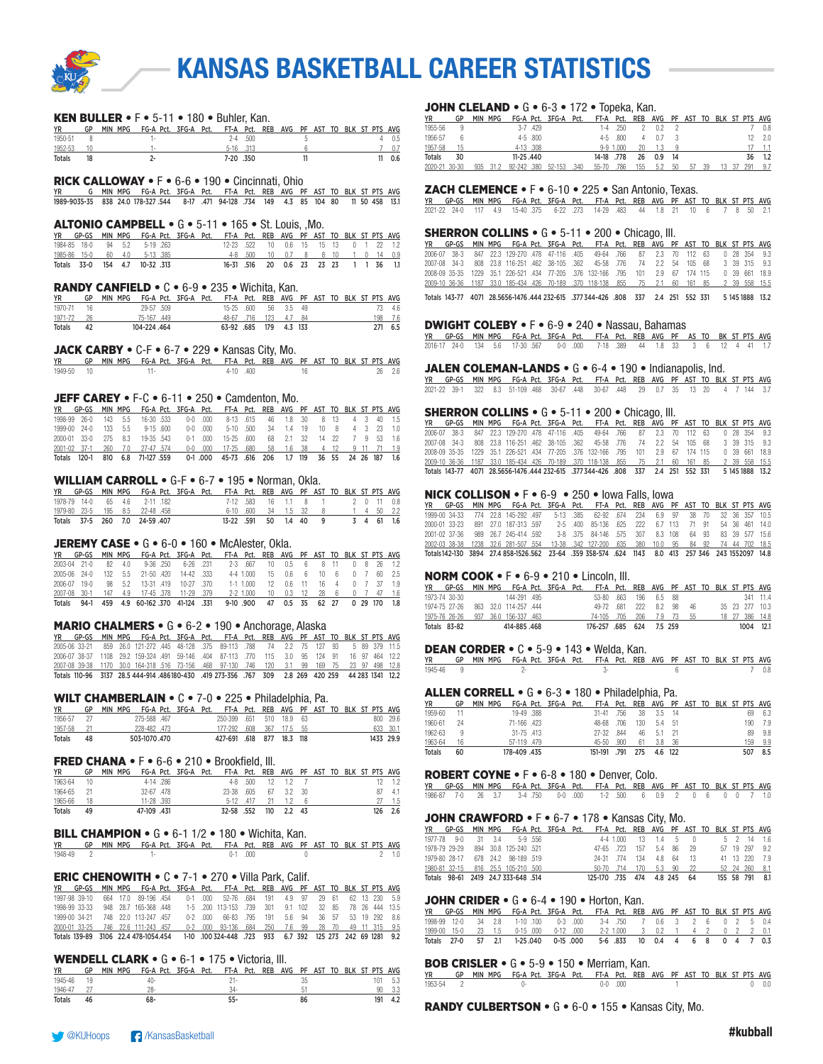# KANSAS BASKETBALL CAREER STATISTICS

### KEN BULLER • F • 5-11 • 180 • Buhler, Kan.

| YR | GP | MIN | MPG | FG-A | Pct. | 3FG-A | Pct. | FT-A | Pct. | REB | AVG | PF | AST | TO | BLK | ST | PTS | AVG |
|---|---|---|---|---|---|---|---|---|---|---|---|---|---|---|---|---|---|---|
| 1950-51 | 8 | | | 1- | | | | 2-4 | .500 | | | 5 | | | | | 4 | 0.5 |
| 1952-53 | 10 | | | 1- | | | | 5-16 | .313 | | | 6 | | | | | 7 | 0.7 |
| Totals | 18 | | | 2- | | | | 7-20 | .350 | | | 11 | | | | | 11 | 0.6 |

### RICK CALLOWAY • F • 6-6 • 190 • Cincinnati, Ohio

| YR | G | MIN | MPG | FG-A | Pct. | 3FG-A | Pct. | FT-A | Pct. | REB | AVG | PF | AST | TO | BLK | ST | PTS | AVG |
|---|---|---|---|---|---|---|---|---|---|---|---|---|---|---|---|---|---|---|
| 1989-90 | 35-35 | 838 | 24.0 | 178-327 | .544 | 8-17 | .471 | 94-128 | .734 | 149 | 4.3 | 85 | 104 | 80 | | 11 | 50 | 458 | 13.1 |

### ALTONIO CAMPBELL • G • 5-11 • 165 • St. Louis, ,Mo.

| YR | GP-GS | MIN | MPG | FG-A | Pct. | 3FG-A | Pct. | FT-A | Pct. | REB | AVG | PF | AST | TO | BLK | ST | PTS | AVG |
|---|---|---|---|---|---|---|---|---|---|---|---|---|---|---|---|---|---|---|
| 1984-85 | 18-0 | 94 | 5.2 | 5-19 | .263 | | | 12-23 | .522 | 10 | 0.6 | 15 | 15 | 13 | 0 | 1 | 22 | 1.2 |
| 1985-86 | 15-0 | 60 | 4.0 | 5-13 | .385 | | | 4-8 | .500 | 10 | 0.7 | 8 | 8 | 10 | 1 | 0 | 14 | 0.9 |
| Totals | 33-0 | 154 | 4.7 | 10-32 | .313 | | | 16-31 | .516 | 20 | 0.6 | 23 | 23 | 23 | 1 | 1 | 36 | 1.1 |

### RANDY CANFIELD • C • 6-9 • 235 • Wichita, Kan.

| YR | GP | MIN | MPG | FG-A | Pct. | 3FG-A | Pct. | FT-A | Pct. | REB | AVG | PF | AST | TO | BLK | ST | PTS | AVG |
|---|---|---|---|---|---|---|---|---|---|---|---|---|---|---|---|---|---|---|
| 1970-71 | 16 | | | 29-57 | .509 | | | 15-25 | .600 | 56 | 3.5 | 49 | | | | | 73 | 4.6 |
| 1971-72 | 26 | | | 75-167 | .449 | | | 48-67 | .716 | 123 | 4.7 | 84 | | | | | 198 | 7.6 |
| Totals | 42 | | | 104-224 | .464 | | | 63-92 | .685 | 179 | 4.3 | 133 | | | | | 271 | 6.5 |

### JACK CARBY • C-F • 6-7 • 229 • Kansas City, Mo.

| YR | GP | MIN | MPG | FG-A | Pct. | 3FG-A | Pct. | FT-A | Pct. | REB | AVG | PF | AST | TO | BLK | ST | PTS | AVG |
|---|---|---|---|---|---|---|---|---|---|---|---|---|---|---|---|---|---|---|
| 1949-50 | 10 | | | 11- | | | | 4-10 | .400 | | | 16 | | | | | 26 | 2.6 |

### JEFF CAREY • F-C • 6-11 • 250 • Camdenton, Mo.

| YR | GP-GS | MIN | MPG | FG-A | Pct. | 3FG-A | Pct. | FT-A | Pct. | REB | AVG | PF | AST | TO | BLK | ST | PTS | AVG |
|---|---|---|---|---|---|---|---|---|---|---|---|---|---|---|---|---|---|---|
| 1998-99 | 26-0 | 143 | 5.5 | 16-30 | .533 | 0-0 | .000 | 8-13 | .615 | 46 | 1.8 | 30 | 8 | 13 | 4 | 3 | 40 | 1.5 |
| 1999-00 | 24-0 | 133 | 5.5 | 9-15 | .600 | 0-0 | .000 | 5-10 | .500 | 34 | 1.4 | 19 | 10 | 8 | 4 | 3 | 23 | 1.0 |
| 2000-01 | 33-0 | 275 | 8.3 | 19-35 | .543 | 0-1 | .000 | 15-25 | .600 | 68 | 2.1 | 32 | 14 | 22 | 7 | 9 | 53 | 1.6 |
| 2001-02 | 37-1 | 260 | 7.0 | 27-47 | .574 | 0-0 | .000 | 17-25 | .680 | 58 | 1.6 | 38 | 4 | 12 | 9 | 11 | 71 | 1.9 |
| Totals | 120-1 | 810 | 6.8 | 71-127 | .559 | 0-1 | .000 | 45-73 | .616 | 206 | 1.7 | 119 | 36 | 55 | 24 | 26 | 187 | 1.6 |

### WILLIAM CARROLL • G-F • 6-7 • 195 • Norman, Okla.

| YR | GP-GS | MIN | MPG | FG-A | Pct. | 3FG-A | Pct. | FT-A | Pct. | REB | AVG | PF | AST | TO | BLK | ST | PTS | AVG |
|---|---|---|---|---|---|---|---|---|---|---|---|---|---|---|---|---|---|---|
| 1978-79 | 14-0 | 65 | 4.6 | 2-11 | .182 | | | 7-12 | .583 | 16 | 1.1 | 8 | 1 | | 2 | 0 | 11 | 0.8 |
| 1979-80 | 23-5 | 195 | 8.5 | 22-48 | .458 | | | 6-10 | .600 | 34 | 1.5 | 32 | 8 | | 1 | 4 | 50 | 2.2 |
| Totals | 37-5 | 260 | 7.0 | 24-59 | .407 | | | 13-22 | .591 | 50 | 1.4 | 40 | 9 | | 3 | 4 | 61 | 1.6 |

### JEREMY CASE • G • 6-0 • 160 • McAlester, Okla.

| YR | GP-GS | MIN | MPG | FG-A | Pct. | 3FG-A | Pct. | FT-A | Pct. | REB | AVG | PF | AST | TO | BLK | ST | PTS | AVG |
|---|---|---|---|---|---|---|---|---|---|---|---|---|---|---|---|---|---|---|
| 2003-04 | 21-0 | 82 | 4.0 | 9-36 | .250 | 6-26 | .231 | 2-3 | .667 | 10 | 0.5 | 6 | 8 | 11 | 0 | 8 | 26 | 1.2 |
| 2005-06 | 24-0 | 132 | 5.5 | 21-50 | .420 | 14-42 | .333 | 4-4 | 1.000 | 15 | 0.6 | 6 | 10 | 6 | 0 | 7 | 60 | 2.5 |
| 2006-07 | 19-0 | 98 | 5.2 | 13-31 | .419 | 10-27 | .370 | 1-1 | 1.000 | 12 | 0.6 | 11 | 16 | 4 | 0 | 7 | 37 | 1.9 |
| 2007-08 | 30-1 | 147 | 4.9 | 17-45 | .378 | 11-29 | .379 | 2-2 | 1.000 | 10 | 0.3 | 12 | 28 | 6 | 0 | 7 | 47 | 1.6 |
| Totals | 94-1 | 459 | 4.9 | 60-162 | .370 | 41-124 | .331 | 9-10 | .900 | 47 | 0.5 | 35 | 62 | 27 | 0 | 29 | 170 | 1.8 |

### MARIO CHALMERS • G • 6-2 • 190 • Anchorage, Alaska

| YR | GP-GS | MIN | MPG | FG-A | Pct. | 3FG-A | Pct. | FT-A | Pct. | REB | AVG | PF | AST | TO | BLK | ST | PTS | AVG |
|---|---|---|---|---|---|---|---|---|---|---|---|---|---|---|---|---|---|---|
| 2005-06 | 33-21 | 859 | 26.0 | 121-272 | .445 | 48-128 | .375 | 89-113 | .788 | 74 | 2.2 | 75 | 127 | 93 | 5 | 89 | 379 | 11.5 |
| 2006-07 | 38-37 | 1108 | 29.2 | 159-324 | .491 | 59-146 | .404 | 87-113 | .770 | 115 | 3.0 | 95 | 124 | 91 | 16 | 97 | 464 | 12.2 |
| 2007-08 | 39-38 | 1170 | 30.0 | 164-318 | .516 | 73-156 | .468 | 97-130 | .746 | 120 | 3.1 | 99 | 169 | 75 | 23 | 97 | 498 | 12.8 |
| Totals | 110-96 | 3137 | 28.5 | 444-914 | .486 | 180-430 | .419 | 273-356 | .767 | 309 | 2.8 | 269 | 420 | 259 | 44 | 283 | 1341 | 12.2 |

### WILT CHAMBERLAIN • C • 7-0 • 225 • Philadelphia, Pa.

| YR | GP | MIN | MPG | FG-A | Pct. | 3FG-A | Pct. | FT-A | Pct. | REB | AVG | PF | AST | TO | BLK | ST | PTS | AVG |
|---|---|---|---|---|---|---|---|---|---|---|---|---|---|---|---|---|---|---|
| 1956-57 | 27 | | | 275-588 | .467 | | | 250-399 | .651 | 510 | 18.9 | 63 | | | | | 800 | 29.6 |
| 1957-58 | 21 | | | 228-482 | .473 | | | 177-292 | .608 | 367 | 17.5 | 55 | | | | | 633 | 30.1 |
| Totals | 48 | | | 503-1070 | .470 | | | 427-691 | .618 | 877 | 18.3 | 118 | | | | | 1433 | 29.9 |

### FRED CHANA • F • 6-6 • 210 • Brookfield, Ill.

| YR | GP | MIN | MPG | FG-A | Pct. | 3FG-A | Pct. | FT-A | Pct. | REB | AVG | PF | AST | TO | BLK | ST | PTS | AVG |
|---|---|---|---|---|---|---|---|---|---|---|---|---|---|---|---|---|---|---|
| 1963-64 | 10 | | | 4-14 | .286 | | | 4-8 | .500 | 12 | 1.2 | 7 | | | | | 12 | 1.2 |
| 1964-65 | 21 | | | 32-67 | .478 | | | 23-38 | .605 | 67 | 3.2 | 30 | | | | | 87 | 4.1 |
| 1965-66 | 18 | | | 11-28 | .393 | | | 5-12 | .417 | 21 | 1.2 | 6 | | | | | 27 | 1.5 |
| Totals | 49 | | | 47-109 | .431 | | | 32-58 | .552 | 110 | 2.2 | 43 | | | | | 126 | 2.6 |

### BILL CHAMPION • G • 6-1 1/2 • 180 • Wichita, Kan.

| YR | GP | MIN | MPG | FG-A | Pct. | 3FG-A | Pct. | FT-A | Pct. | REB | AVG | PF | AST | TO | BLK | ST | PTS | AVG |
|---|---|---|---|---|---|---|---|---|---|---|---|---|---|---|---|---|---|---|
| 1948-49 | 2 | | | 1- | | | | 0-1 | .000 | | | 0 | | | | | 2 | 1.0 |

### ERIC CHENOWITH • C • 7-1 • 270 • Villa Park, Calif.

| YR | GP-GS | MIN | MPG | FG-A | Pct. | 3FG-A | Pct. | FT-A | Pct. | REB | AVG | PF | AST | TO | BLK | ST | PTS | AVG |
|---|---|---|---|---|---|---|---|---|---|---|---|---|---|---|---|---|---|---|
| 1997-98 | 39-10 | 664 | 17.0 | 89-196 | .454 | 0-1 | .000 | 52-76 | .684 | 191 | 4.9 | 97 | 29 | 61 | 62 | 13 | 230 | 5.9 |
| 1998-99 | 33-33 | 948 | 28.7 | 165-368 | .448 | 1-5 | .200 | 113-153 | .739 | 301 | 9.1 | 102 | 32 | 85 | 78 | 26 | 444 | 13.5 |
| 1999-00 | 34-21 | 748 | 22.0 | 113-247 | .457 | 0-2 | .000 | 66-83 | .795 | 191 | 5.6 | 94 | 36 | 57 | 53 | 19 | 292 | 8.6 |
| 2000-01 | 33-25 | 746 | 22.6 | 111-243 | .457 | 0-2 | .000 | 93-136 | .684 | 250 | 7.6 | 99 | 28 | 70 | 49 | 11 | 315 | 9.5 |
| Totals | 139-89 | 3106 | 22.4 | 478-1054 | .454 | 1-10 | .100 | 324-448 | .723 | 933 | 6.7 | 392 | 125 | 273 | 242 | 69 | 1281 | 9.2 |

### WENDELL CLARK • G • 6-1 • 175 • Victoria, Ill.

| YR | GP | MIN | MPG | FG-A | Pct. | 3FG-A | Pct. | FT-A | Pct. | REB | AVG | PF | AST | TO | BLK | ST | PTS | AVG |
|---|---|---|---|---|---|---|---|---|---|---|---|---|---|---|---|---|---|---|
| 1945-46 | 19 | | | 40- | | | | 21- | | | | 35 | | | | | 101 | 5.3 |
| 1946-47 | 27 | | | 28- | | | | 34- | | | | 51 | | | | | 90 | 3.3 |
| Totals | 46 | | | 68- | | | | 55- | | | | 86 | | | | | 191 | 4.2 |

### JOHN CLELAND • G • 6-3 • 172 • Topeka, Kan.

| YR | GP | MIN | MPG | FG-A | Pct. | 3FG-A | Pct. | FT-A | Pct. | REB | AVG | PF | AST | TO | BLK | ST | PTS | AVG |
|---|---|---|---|---|---|---|---|---|---|---|---|---|---|---|---|---|---|---|
| 1955-56 | 9 | | | 3-7 | .429 | | | 1-4 | .250 | 2 | 0.2 | 2 | | | | | 7 | 0.8 |
| 1956-57 | 6 | | | 4-5 | .800 | | | 4-5 | .800 | 4 | 0.7 | 3 | | | | | 12 | 2.0 |
| 1957-58 | 15 | | | 4-13 | .308 | | | 9-9 | 1.000 | 20 | 1.3 | 9 | | | | | 17 | 1.1 |
| Totals | 30 | | | 11-25 | .440 | | | 14-18 | .778 | 26 | 0.9 | 14 | | | | | 36 | 1.2 |
| 2020-21 | 30-30 | 935 | 31.2 | 92-242 | .380 | 52-153 | .340 | 55-70 | .786 | 155 | 5.2 | 50 | 57 | 39 | 13 | 37 | 291 | 9.7 |

### ZACH CLEMENCE • F • 6-10 • 225 • San Antonio, Texas.

| YR | GP-GS | MIN | MPG | FG-A | Pct. | 3FG-A | Pct. | FT-A | Pct. | REB | AVG | PF | AST | TO | BLK | ST | PTS | AVG |
|---|---|---|---|---|---|---|---|---|---|---|---|---|---|---|---|---|---|---|
| 2021-22 | 24-0 | 117 | 4.9 | 15-40 | .375 | 6-22 | .273 | 14-29 | .483 | 44 | 1.8 | 21 | 10 | 6 | 7 | 8 | 50 | 2.1 |

### SHERRON COLLINS • G • 5-11 • 200 • Chicago, Ill.

| YR | GP-GS | MIN | MPG | FG-A | Pct. | 3FG-A | Pct. | FT-A | Pct. | REB | AVG | PF | AST | TO | BLK | ST | PTS | AVG |
|---|---|---|---|---|---|---|---|---|---|---|---|---|---|---|---|---|---|---|
| 2006-07 | 38-3 | 847 | 22.3 | 129-270 | .478 | 47-116 | .405 | 49-64 | .766 | 87 | 2.3 | 70 | 112 | 63 | 0 | 28 | 354 | 9.3 |
| 2007-08 | 34-3 | 808 | 23.8 | 116-251 | .462 | 38-105 | .362 | 45-58 | .776 | 74 | 2.2 | 54 | 105 | 68 | 3 | 39 | 315 | 9.3 |
| 2008-09 | 35-35 | 1229 | 35.1 | 226-521 | .434 | 77-205 | .376 | 132-166 | .795 | 101 | 2.9 | 67 | 174 | 115 | 0 | 39 | 661 | 18.9 |
| 2009-10 | 36-36 | 1187 | 33.0 | 185-434 | .426 | 70-189 | .370 | 118-138 | .855 | 75 | 2.1 | 60 | 161 | 85 | 2 | 39 | 558 | 15.5 |
| Totals | 143-77 | 4071 | 28.5 | 656-1476 | .444 | 232-615 | .377 | 344-426 | .808 | 337 | 2.4 | 251 | 552 | 331 | 5 | 145 | 1888 | 13.2 |

### DWIGHT COLEBY • F • 6-9 • 240 • Nassau, Bahamas

| YR | GP-GS | MIN | MPG | FG-A | Pct. | 3FG-A | Pct. | FT-A | Pct. | REB | AVG | PF | AS | TO | BK | ST | PTS | AVG |
|---|---|---|---|---|---|---|---|---|---|---|---|---|---|---|---|---|---|---|
| 2016-17 | 24-0 | 134 | 5.6 | 17-30 | .567 | 0-0 | .000 | 7-18 | .389 | 44 | 1.8 | 33 | 3 | 6 | 12 | 4 | 41 | 1.7 |

### JALEN COLEMAN-LANDS • G • 6-4 • 190 • Indianapolis, Ind.

| YR | GP-GS | MIN | MPG | FG-A | Pct. | 3FG-A | Pct. | FT-A | Pct. | REB | AVG | PF | AST | TO | BLK | ST | PTS | AVG |
|---|---|---|---|---|---|---|---|---|---|---|---|---|---|---|---|---|---|---|
| 2021-22 | 39-1 | 322 | 8.3 | 51-109 | .468 | 30-67 | .448 | 30-67 | .448 | 29 | 0.7 | 35 | 13 | 20 | 4 | 7 | 144 | 3.7 |

### SHERRON COLLINS • G • 5-11 • 200 • Chicago, Ill.

| YR | GP-GS | MIN | MPG | FG-A | Pct. | 3FG-A | Pct. | FT-A | Pct. | REB | AVG | PF | AST | TO | BLK | ST | PTS | AVG |
|---|---|---|---|---|---|---|---|---|---|---|---|---|---|---|---|---|---|---|
| 2006-07 | 38-3 | 847 | 22.3 | 129-270 | .478 | 47-116 | .405 | 49-64 | .766 | 87 | 2.3 | 70 | 112 | 63 | 0 | 28 | 354 | 9.3 |
| 2007-08 | 34-3 | 808 | 23.8 | 116-251 | .462 | 38-105 | .362 | 45-58 | .776 | 74 | 2.2 | 54 | 105 | 68 | 3 | 39 | 315 | 9.3 |
| 2008-09 | 35-35 | 1229 | 35.1 | 226-521 | .434 | 77-205 | .376 | 132-166 | .795 | 101 | 2.9 | 67 | 174 | 115 | 0 | 39 | 661 | 18.9 |
| 2009-10 | 36-36 | 1187 | 33.0 | 185-434 | .426 | 70-189 | .370 | 118-138 | .855 | 75 | 2.1 | 60 | 161 | 85 | 2 | 39 | 558 | 15.5 |
| Totals | 143-77 | 4071 | 28.5 | 656-1476 | .444 | 232-615 | .377 | 344-426 | .808 | 337 | 2.4 | 251 | 552 | 331 | 5 | 145 | 1888 | 13.2 |

### NICK COLLISON • F • 6-9 • 250 • Iowa Falls, Iowa

| YR | GP-GS | MIN | MPG | FG-A | Pct. | 3FG-A | Pct. | FT-A | Pct. | REB | AVG | PF | AST | TO | BLK | ST | PTS | AVG |
|---|---|---|---|---|---|---|---|---|---|---|---|---|---|---|---|---|---|---|
| 1999-00 | 34-33 | 774 | 22.8 | 145-292 | .497 | 5-13 | .385 | 62-92 | .674 | 234 | 6.9 | 97 | 38 | 70 | 32 | 36 | 357 | 10.5 |
| 2000-01 | 33-23 | 891 | 27.0 | 187-313 | .597 | 2-5 | .400 | 85-136 | .625 | 222 | 6.7 | 113 | 71 | 91 | 54 | 36 | 461 | 14.0 |
| 2001-02 | 37-36 | 989 | 26.7 | 245-414 | .592 | 3-8 | .375 | 84-146 | .575 | 307 | 8.3 | 108 | 64 | 93 | 83 | 39 | 577 | 15.6 |
| 2002-03 | 38-38 | 1238 | 32.6 | 281-507 | .554 | 13-38 | .342 | 127-200 | .635 | 380 | 10.0 | 95 | 84 | 92 | 74 | 44 | 702 | 18.5 |
| Totals | 142-130 | 3894 | 27.4 | 858-1526 | .562 | 23-64 | .359 | 358-574 | .624 | 1143 | 8.0 | 413 | 257 | 346 | 243 | 155 | 2097 | 14.8 |

### NORM COOK • F • 6-9 • 210 • Lincoln, Ill.

| YR | GP-GS | MIN | MPG | FG-A | Pct. | 3FG-A | Pct. | FT-A | Pct. | REB | AVG | PF | AST | TO | BLK | ST | PTS | AVG |
|---|---|---|---|---|---|---|---|---|---|---|---|---|---|---|---|---|---|---|
| 1973-74 | 30-30 | | | 144-291 | .495 | | | 53-80 | .663 | 196 | 6.5 | 88 | | | | | 341 | 11.4 |
| 1974-75 | 27-26 | 863 | 32.0 | 114-257 | .444 | | | 49-72 | .681 | 222 | 8.2 | 98 | 46 | | 35 | 23 | 277 | 10.3 |
| 1975-76 | 26-26 | 937 | 36.0 | 156-337 | .463 | | | 74-105 | .705 | 206 | 7.9 | 73 | 55 | | 18 | 27 | 386 | 14.8 |
| Totals | 83-82 | | | 414-885 | .468 | | | 176-257 | .685 | 624 | 7.5 | 259 | | | | | 1004 | 12.1 |

### DEAN CORDER • C • 5-9 • 143 • Welda, Kan.

| YR | GP | MIN | MPG | FG-A | Pct. | 3FG-A | Pct. | FT-A | Pct. | REB | AVG | PF | AST | TO | BLK | ST | PTS | AVG |
|---|---|---|---|---|---|---|---|---|---|---|---|---|---|---|---|---|---|---|
| 1945-46 | 9 | | | 2- | | | | 3- | | | | 6 | | | | | 7 | 0.8 |

### ALLEN CORRELL • G • 6-3 • 180 • Philadelphia, Pa.

| YR | GP | MIN | MPG | FG-A | Pct. | 3FG-A | Pct. | FT-A | Pct. | REB | AVG | PF | AST | TO | BLK | ST | PTS | AVG |
|---|---|---|---|---|---|---|---|---|---|---|---|---|---|---|---|---|---|---|
| 1959-60 | 11 | | | 19-49 | .388 | | | 31-41 | .756 | 38 | 3.5 | 14 | | | | | 69 | 6.3 |
| 1960-61 | 24 | | | 71-166 | .423 | | | 48-68 | .706 | 130 | 5.4 | 51 | | | | | 190 | 7.9 |
| 1962-63 | 9 | | | 31-75 | .413 | | | 27-32 | .844 | 46 | 5.1 | 21 | | | | | 89 | 9.8 |
| 1963-64 | 16 | | | 57-119 | .479 | | | 45-50 | .900 | 61 | 3.8 | 36 | | | | | 159 | 9.9 |
| Totals | 60 | | | 178-409 | .435 | | | 151-191 | .791 | 275 | 4.6 | 122 | | | | | 507 | 8.5 |

### ROBERT COYNE • F • 6-8 • 180 • Denver, Colo.

| YR | GP-GS | MIN | MPG | FG-A | Pct. | 3FG-A | Pct. | FT-A | Pct. | REB | AVG | PF | AST | TO | BLK | ST | PTS | AVG |
|---|---|---|---|---|---|---|---|---|---|---|---|---|---|---|---|---|---|---|
| 1986-87 | 7-0 | 26 | 3.7 | 3-4 | .750 | 0-0 | .000 | 1-2 | .500 | 6 | 0.9 | 2 | 0 | 6 | 0 | 0 | 7 | 1.0 |

### JOHN CRAWFORD • F • 6-7 • 178 • Kansas City, Mo.

| YR | GP-GS | MIN | MPG | FG-A | Pct. | 3FG-A | Pct. | FT-A | Pct. | REB | AVG | PF | AST | TO | BLK | ST | PTS | AVG |
|---|---|---|---|---|---|---|---|---|---|---|---|---|---|---|---|---|---|---|
| 1977-78 | 9-0 | 31 | 3.4 | 5-9 | .556 | | | 4-4 | 1.000 | 13 | 1.4 | 5 | 0 | | 5 | 2 | 14 | 1.6 |
| 1978-79 | 29-29 | 894 | 30.8 | 125-240 | .521 | | | 47-65 | .723 | 157 | 5.4 | 86 | 29 | | 57 | 19 | 297 | 9.2 |
| 1979-80 | 28-17 | 678 | 24.2 | 98-189 | .519 | | | 24-31 | .774 | 134 | 4.8 | 64 | 13 | | 41 | 13 | 220 | 7.9 |
| 1980-81 | 32-15 | 816 | 25.5 | 105-210 | .500 | | | 50-70 | .714 | 170 | 5.3 | 90 | 22 | | 52 | 24 | 260 | 8.1 |
| Totals | 98-61 | 2419 | 24.7 | 333-648 | .514 | | | 125-170 | .735 | 474 | 4.8 | 245 | 64 | | 155 | 58 | 791 | 8.1 |

### JOHN CRIDER • G • 6-4 • 190 • Horton, Kan.

| YR | GP-GS | MIN | MPG | FG-A | Pct. | 3FG-A | Pct. | FT-A | Pct. | REB | AVG | PF | AST | TO | BLK | ST | PTS | AVG |
|---|---|---|---|---|---|---|---|---|---|---|---|---|---|---|---|---|---|---|
| 1998-99 | 12-0 | 34 | 2.8 | 1-10 | .100 | 0-3 | .000 | 3-4 | .750 | 7 | 0.6 | 3 | 2 | 6 | 0 | 2 | 5 | 0.4 |
| 1999-00 | 15-0 | 23 | 1.5 | 0-15 | .000 | 0-12 | .000 | 2-2 | 1.000 | 3 | 0.2 | 1 | 4 | 2 | 0 | 2 | 2 | 0.1 |
| Totals | 27-0 | 57 | 2.1 | 1-25 | .040 | 0-15 | .000 | 5-6 | .833 | 10 | 0.4 | 4 | 6 | 8 | 0 | 4 | 7 | 0.3 |

### BOB CRISLER • G • 5-9 • 150 • Merriam, Kan.

| YR | GP | MIN | MPG | FG-A | Pct. | 3FG-A | Pct. | FT-A | Pct. | REB | AVG | PF | AST | TO | BLK | ST | PTS | AVG |
|---|---|---|---|---|---|---|---|---|---|---|---|---|---|---|---|---|---|---|
| 1953-54 | 2 | | | 0- | | | | 0-0 | .000 | | | 1 | | | | | 0 | 0.0 |

### RANDY CULBERTSON • G • 6-0 • 155 • Kansas City, Mo.

@KUHoops /KansasBasketball #kuball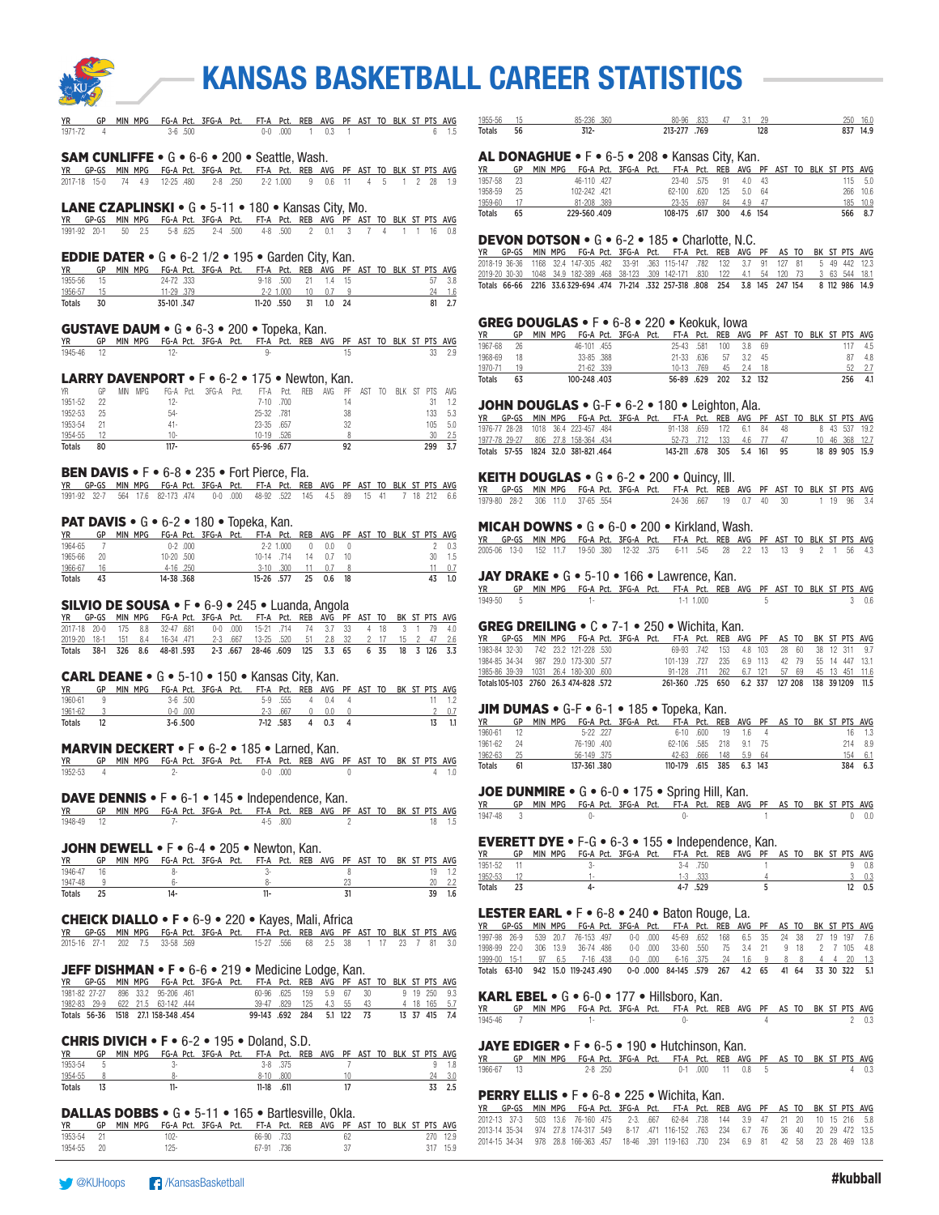# KANSAS BASKETBALL CAREER STATISTICS

| YR | GP | MIN | MPG | FG-A | Pct. | 3FG-A | Pct. | FT-A | Pct. | REB | AVG | PF | AST | TO | BLK | ST | PTS | AVG |
|---|---|---|---|---|---|---|---|---|---|---|---|---|---|---|---|---|---|---|
| 1971-72 | 4 | | | 3-6 | .500 | | | 0-0 | .000 | 1 | 0.3 | 1 | | | | | 6 | 1.5 |

### SAM CUNLIFFE • G • 6-6 • 200 • Seattle, Wash.

| YR | GP-GS | MIN | MPG | FG-A | Pct. | 3FG-A | Pct. | FT-A | Pct. | REB | AVG | PF | AST | TO | BLK | ST | PTS | AVG |
|---|---|---|---|---|---|---|---|---|---|---|---|---|---|---|---|---|---|---|
| 2017-18 | 15-0 | 74 | 4.9 | 12-25 | .480 | 2-8 | .250 | 2-2 | 1.000 | 9 | 0.6 | 11 | 4 | 5 | 1 | 2 | 28 | 1.9 |

### LANE CZAPLINSKI • G • 5-11 • 180 • Kansas City, Mo.

| YR | GP-GS | MIN | MPG | FG-A | Pct. | 3FG-A | Pct. | FT-A | Pct. | REB | AVG | PF | AST | TO | BLK | ST | PTS | AVG |
|---|---|---|---|---|---|---|---|---|---|---|---|---|---|---|---|---|---|---|
| 1991-92 | 20-1 | 50 | 2.5 | 5-8 | .625 | 2-4 | .500 | 4-8 | .500 | 2 | 0.1 | 3 | 7 | 4 | 1 | 1 | 16 | 0.8 |

### EDDIE DATER • G • 6-2 1/2 • 195 • Garden City, Kan.

| YR | GP | MIN | MPG | FG-A | Pct. | 3FG-A | Pct. | FT-A | Pct. | REB | AVG | PF | AST | TO | BLK | ST | PTS | AVG |
|---|---|---|---|---|---|---|---|---|---|---|---|---|---|---|---|---|---|---|
| 1955-56 | 15 | | | 24-72 | .333 | | | 9-18 | .500 | 21 | 1.4 | 15 | | | | | 57 | 3.8 |
| 1956-57 | 15 | | | 11-29 | .379 | | | 2-2 | 1.000 | 10 | 0.7 | 9 | | | | | 24 | 1.6 |
| Totals | 30 | | | 35-101 | .347 | | | 11-20 | .550 | 31 | 1.0 | 24 | | | | | 81 | 2.7 |

### GUSTAVE DAUM • G • 6-3 • 200 • Topeka, Kan.

| YR | GP | MIN | MPG | FG-A | Pct. | 3FG-A | Pct. | FT-A | Pct. | REB | AVG | PF | AST | TO | BLK | ST | PTS | AVG |
|---|---|---|---|---|---|---|---|---|---|---|---|---|---|---|---|---|---|---|
| 1945-46 | 12 | | | 12- | | | | 9- | | | | 15 | | | | | 33 | 2.9 |

### LARRY DAVENPORT • F • 6-2 • 175 • Newton, Kan.

| YR | GP | MIN | MPG | FG-A | Pct. | 3FG-A | Pct. | FT-A | Pct. | REB | AVG | PF | AST | TO | BLK | ST | PTS | AVG |
|---|---|---|---|---|---|---|---|---|---|---|---|---|---|---|---|---|---|---|
| 1951-52 | 22 | | | 12- | | | | 7-10 | .700 | | | 14 | | | | | 31 | 1.2 |
| 1952-53 | 25 | | | 54- | | | | 25-32 | .781 | | | 38 | | | | | 133 | 5.3 |
| 1953-54 | 21 | | | 41- | | | | 23-35 | .657 | | | 32 | | | | | 105 | 5.0 |
| 1954-55 | 12 | | | 10- | | | | 10-19 | .526 | | | 8 | | | | | 30 | 2.5 |
| Totals | 80 | | | 117- | | | | 65-96 | .677 | | | 92 | | | | | 299 | 3.7 |

### BEN DAVIS • F • 6-8 • 235 • Fort Pierce, Fla.

| YR | GP-GS | MIN | MPG | FG-A | Pct. | 3FG-A | Pct. | FT-A | Pct. | REB | AVG | PF | AST | TO | BLK | ST | PTS | AVG |
|---|---|---|---|---|---|---|---|---|---|---|---|---|---|---|---|---|---|---|
| 1991-92 | 32-7 | 564 | 17.6 | 82-173 | .474 | 0-0 | .000 | 48-92 | .522 | 145 | 4.5 | 89 | 15 | 41 | 7 | 18 | 212 | 6.6 |

### PAT DAVIS • G • 6-2 • 180 • Topeka, Kan.

| YR | GP | MIN | MPG | FG-A | Pct. | 3FG-A | Pct. | FT-A | Pct. | REB | AVG | PF | AST | TO | BLK | ST | PTS | AVG |
|---|---|---|---|---|---|---|---|---|---|---|---|---|---|---|---|---|---|---|
| 1964-65 | 7 | | | 0-2 | .000 | | | 2-2 | 1.000 | 0 | 0.0 | 0 | | | | | 2 | 0.3 |
| 1965-66 | 20 | | | 10-20 | .500 | | | 10-14 | .714 | 14 | 0.7 | 10 | | | | | 30 | 1.5 |
| 1966-67 | 16 | | | 4-16 | .250 | | | 3-10 | .300 | 11 | 0.7 | 8 | | | | | 11 | 0.7 |
| Totals | 43 | | | 14-38 | .368 | | | 15-26 | .577 | 25 | 0.6 | 18 | | | | | 43 | 1.0 |

### SILVIO DE SOUSA • F • 6-9 • 245 • Luanda, Angola

| YR | GP-GS | MIN | MPG | FG-A | Pct. | 3FG-A | Pct. | FT-A | Pct. | REB | AVG | PF | AST | TO | BK | ST | PTS | AVG |
|---|---|---|---|---|---|---|---|---|---|---|---|---|---|---|---|---|---|---|
| 2017-18 | 20-0 | 175 | 8.8 | 32-47 | .681 | 0-0 | .000 | 15-21 | .714 | 74 | 3.7 | 33 | 4 | 18 | 3 | 1 | 79 | 4.0 |
| 2019-20 | 18-1 | 151 | 8.4 | 16-34 | .471 | 2-3 | .667 | 13-25 | .520 | 51 | 2.8 | 32 | 2 | 17 | 15 | 2 | 47 | 2.6 |
| Totals | 38-1 | 326 | 8.6 | 48-81 | .593 | 2-3 | .667 | 28-46 | .609 | 125 | 3.3 | 65 | 6 | 35 | 18 | 3 | 126 | 3.3 |

### CARL DEANE • G • 5-10 • 150 • Kansas City, Kan.

| YR | GP | MIN | MPG | FG-A | Pct. | 3FG-A | Pct. | FT-A | Pct. | REB | AVG | PF | AST | TO | BLK | ST | PTS | AVG |
|---|---|---|---|---|---|---|---|---|---|---|---|---|---|---|---|---|---|---|
| 1960-61 | 9 | | | 3-6 | .500 | | | 5-9 | .555 | 4 | 0.4 | 4 | | | | | 11 | 1.2 |
| 1961-62 | 3 | | | 0-0 | .000 | | | 2-3 | .667 | 0 | 0.0 | 0 | | | | | 2 | 0.7 |
| Totals | 12 | | | 3-6 | .500 | | | 7-12 | .583 | 4 | 0.3 | 4 | | | | | 13 | 1.1 |

### MARVIN DECKERT • F • 6-2 • 185 • Larned, Kan.

| YR | GP | MIN | MPG | FG-A | Pct. | 3FG-A | Pct. | FT-A | Pct. | REB | AVG | PF | AST | TO | BK | ST | PTS | AVG |
|---|---|---|---|---|---|---|---|---|---|---|---|---|---|---|---|---|---|---|
| 1952-53 | 4 | | | 2- | | | | 0-0 | .000 | | | 0 | | | | | 4 | 1.0 |

### DAVE DENNIS • F • 6-1 • 145 • Independence, Kan.

| YR | GP | MIN | MPG | FG-A | Pct. | 3FG-A | Pct. | FT-A | Pct. | REB | AVG | PF | AST | TO | BK | ST | PTS | AVG |
|---|---|---|---|---|---|---|---|---|---|---|---|---|---|---|---|---|---|---|
| 1948-49 | 12 | | | 7- | | | | 4-5 | .800 | | | 2 | | | | | 18 | 1.5 |

### JOHN DEWELL • F • 6-4 • 205 • Newton, Kan.

| YR | GP | MIN | MPG | FG-A | Pct. | 3FG-A | Pct. | FT-A | Pct. | REB | AVG | PF | AST | TO | BK | ST | PTS | AVG |
|---|---|---|---|---|---|---|---|---|---|---|---|---|---|---|---|---|---|---|
| 1946-47 | 16 | | | 8- | | | | 3- | | | | 8 | | | | | 19 | 1.2 |
| 1947-48 | 9 | | | 6- | | | | 8- | | | | 23 | | | | | 20 | 2.2 |
| Totals | 25 | | | 14- | | | | 11- | | | | 31 | | | | | 39 | 1.6 |

### CHEICK DIALLO • F • 6-9 • 220 • Kayes, Mali, Africa

| YR | GP-GS | MIN | MPG | FG-A | Pct. | 3FG-A | Pct. | FT-A | Pct. | REB | AVG | PF | AST | TO | BK | ST | PTS | AVG |
|---|---|---|---|---|---|---|---|---|---|---|---|---|---|---|---|---|---|---|
| 2015-16 | 27-1 | 202 | 7.5 | 33-58 | .569 | | | 15-27 | .556 | 68 | 2.5 | 38 | 1 | 17 | 23 | 7 | 81 | 3.0 |

### JEFF DISHMAN • F • 6-6 • 219 • Medicine Lodge, Kan.

| YR | GP-GS | MIN | MPG | FG-A | Pct. | 3FG-A | Pct. | FT-A | Pct. | REB | AVG | PF | AST | TO | BK | ST | PTS | AVG |
|---|---|---|---|---|---|---|---|---|---|---|---|---|---|---|---|---|---|---|
| 1981-82 | 27-27 | 896 | 33.2 | 95-206 | .461 | | | 60-96 | .625 | 159 | 5.9 | 67 | 30 | | 9 | 19 | 250 | 9.3 |
| 1982-83 | 29-9 | 622 | 21.5 | 63-142 | .444 | | | 39-47 | .829 | 125 | 4.3 | 55 | 43 | | 4 | 18 | 165 | 5.7 |
| Totals | 56-36 | 1518 | 27.1 | 158-348 | .454 | | | 99-143 | .692 | 284 | 5.1 | 122 | 73 | | 13 | 37 | 415 | 7.4 |

### CHRIS DIVICH • F • 6-2 • 195 • Doland, S.D.

| YR | GP | MIN | MPG | FG-A | Pct. | 3FG-A | Pct. | FT-A | Pct. | REB | AVG | PF | AST | TO | BK | ST | PTS | AVG |
|---|---|---|---|---|---|---|---|---|---|---|---|---|---|---|---|---|---|---|
| 1953-54 | 5 | | | 3- | | | | 3-8 | .375 | | | 7 | | | | | 9 | 1.8 |
| 1954-55 | 8 | | | 8- | | | | 8-10 | .800 | | | 10 | | | | | 24 | 3.0 |
| Totals | 13 | | | 11- | | | | 11-18 | .611 | | | 17 | | | | | 33 | 2.5 |

### DALLAS DOBBS • G • 5-11 • 165 • Bartlesville, Okla.

| YR | GP | MIN | MPG | FG-A | Pct. | 3FG-A | Pct. | FT-A | Pct. | REB | AVG | PF | AST | TO | BK | ST | PTS | AVG |
|---|---|---|---|---|---|---|---|---|---|---|---|---|---|---|---|---|---|---|
| 1953-54 | 21 | | | 102- | | | | 66-90 | .733 | | | 62 | | | | | 270 | 12.9 |
| 1954-55 | 20 | | | 125- | | | | 67-91 | .736 | | | 37 | | | | | 317 | 15.9 |
| 1955-56 | 15 | | | 85-236 | .360 | | | 80-96 | .833 | 47 | 3.1 | 29 | | | | | 250 | 16.0 |
| Totals | 56 | | | 312- | | | | 213-277 | .769 | | | 128 | | | | | 837 | 14.9 |

### AL DONAGHUE • F • 6-5 • 208 • Kansas City, Kan.

| YR | GP | MIN | MPG | FG-A | Pct. | 3FG-A | Pct. | FT-A | Pct. | REB | AVG | PF | AST | TO | BLK | ST | PTS | AVG |
|---|---|---|---|---|---|---|---|---|---|---|---|---|---|---|---|---|---|---|
| 1957-58 | 23 | | | 46-110 | .427 | | | 23-40 | .575 | 91 | 4.0 | 43 | | | | | 115 | 5.0 |
| 1958-59 | 25 | | | 102-242 | .421 | | | 62-100 | .620 | 125 | 5.0 | 64 | | | | | 266 | 10.6 |
| 1959-60 | 17 | | | 81-208 | .389 | | | 23-35 | .697 | 84 | 4.9 | 47 | | | | | 185 | 10.9 |
| Totals | 65 | | | 229-560 | .409 | | | 108-175 | .617 | 300 | 4.6 | 154 | | | | | 566 | 8.7 |

### DEVON DOTSON • G • 6-2 • 185 • Charlotte, N.C.

| YR | GP-GS | MIN | MPG | FG-A | Pct. | 3FG-A | Pct. | FT-A | Pct. | REB | AVG | PF | AS | TO | BK | ST | PTS | AVG |
|---|---|---|---|---|---|---|---|---|---|---|---|---|---|---|---|---|---|---|
| 2018-19 | 36-36 | 1168 | 32.4 | 147-305 | .482 | 33-91 | .363 | 115-147 | .782 | 132 | 3.7 | 91 | 127 | 81 | 5 | 49 | 442 | 12.3 |
| 2019-20 | 30-30 | 1048 | 34.9 | 182-389 | .468 | 38-123 | .309 | 142-171 | .830 | 122 | 4.1 | 54 | 120 | 73 | 3 | 63 | 544 | 18.1 |
| Totals | 66-66 | 2216 | 33.6 | 329-694 | .474 | 71-214 | .332 | 257-318 | .808 | 254 | 3.8 | 145 | 247 | 154 | 8 | 112 | 986 | 14.9 |

### GREG DOUGLAS • F • 6-8 • 220 • Keokuk, Iowa

| YR | GP | MIN | MPG | FG-A | Pct. | 3FG-A | Pct. | FT-A | Pct. | REB | AVG | PF | AST | TO | BLK | ST | PTS | AVG |
|---|---|---|---|---|---|---|---|---|---|---|---|---|---|---|---|---|---|---|
| 1967-68 | 26 | | | 46-101 | .455 | | | 25-43 | .581 | 100 | 3.8 | 69 | | | | | 117 | 4.5 |
| 1968-69 | 18 | | | 33-85 | .388 | | | 21-33 | .636 | 57 | 3.2 | 45 | | | | | 87 | 4.8 |
| 1970-71 | 19 | | | 21-62 | .339 | | | 10-13 | .769 | 45 | 2.4 | 18 | | | | | 52 | 2.7 |
| Totals | 63 | | | 100-248 | .403 | | | 56-89 | .629 | 202 | 3.2 | 132 | | | | | 256 | 4.1 |

### JOHN DOUGLAS • G-F • 6-2 • 180 • Leighton, Ala.

| YR | GP-GS | MIN | MPG | FG-A | Pct. | 3FG-A | Pct. | FT-A | Pct. | REB | AVG | PF | AST | TO | BLK | ST | PTS | AVG |
|---|---|---|---|---|---|---|---|---|---|---|---|---|---|---|---|---|---|---|
| 1976-77 | 28-28 | 1018 | 36.4 | 223-457 | .484 | | | 91-138 | .659 | 172 | 6.1 | 84 | 48 | | 8 | 43 | 537 | 19.2 |
| 1977-78 | 29-27 | 806 | 27.8 | 158-364 | .434 | | | 52-73 | .712 | 133 | 4.6 | 77 | 47 | | 10 | 46 | 368 | 12.7 |
| Totals | 57-55 | 1824 | 32.0 | 381-821 | .464 | | | 143-211 | .678 | 305 | 5.4 | 161 | 95 | | 18 | 89 | 905 | 15.9 |

### KEITH DOUGLAS • G • 6-2 • 200 • Quincy, Ill.

| YR | GP-GS | MIN | MPG | FG-A | Pct. | 3FG-A | Pct. | FT-A | Pct. | REB | AVG | PF | AST | TO | BLK | ST | PTS | AVG |
|---|---|---|---|---|---|---|---|---|---|---|---|---|---|---|---|---|---|---|
| 1979-80 | 28-2 | 306 | 11.0 | 37-65 | .554 | | | 24-36 | .667 | 19 | 0.7 | 40 | 30 | | 1 | 19 | 96 | 3.4 |

### MICAH DOWNS • G • 6-0 • 200 • Kirkland, Wash.

| YR | GP-GS | MIN | MPG | FG-A | Pct. | 3FG-A | Pct. | FT-A | Pct. | REB | AVG | PF | AST | TO | BLK | ST | PTS | AVG |
|---|---|---|---|---|---|---|---|---|---|---|---|---|---|---|---|---|---|---|
| 2005-06 | 13-0 | 152 | 11.7 | 19-50 | .380 | 12-32 | .375 | 6-11 | .545 | 28 | 2.2 | 13 | 13 | 9 | 2 | 1 | 56 | 4.3 |

### JAY DRAKE • G • 5-10 • 166 • Lawrence, Kan.

| YR | GP | MIN | MPG | FG-A | Pct. | 3FG-A | Pct. | FT-A | Pct. | REB | AVG | PF | AST | TO | BLK | ST | PTS | AVG |
|---|---|---|---|---|---|---|---|---|---|---|---|---|---|---|---|---|---|---|
| 1949-50 | 5 | | | 1- | | | | 1-1 | 1.000 | | | 5 | | | | | 3 | 0.6 |

### GREG DREILING • C • 7-1 • 250 • Wichita, Kan.

| YR | GP-GS | MIN | MPG | FG-A | Pct. | 3FG-A | Pct. | FT-A | Pct. | REB | AVG | PF | AS | TO | BK | ST | PTS | AVG |
|---|---|---|---|---|---|---|---|---|---|---|---|---|---|---|---|---|---|---|
| 1983-84 | 32-30 | 742 | 23.2 | 121-228 | .530 | | | 69-93 | .742 | 153 | 4.8 | 103 | 28 | 60 | 38 | 12 | 311 | 9.7 |
| 1984-85 | 34-34 | 987 | 29.0 | 173-300 | .577 | | | 101-139 | .727 | 235 | 6.9 | 113 | 42 | 79 | 55 | 14 | 447 | 13.1 |
| 1985-86 | 39-39 | 1031 | 26.4 | 180-300 | .600 | | | 91-128 | .711 | 262 | 6.7 | 121 | 57 | 69 | 45 | 13 | 451 | 11.6 |
| Totals | 105-103 | 2760 | 26.3 | 474-828 | .572 | | | 261-360 | .725 | 650 | 6.2 | 337 | 127 | 208 | 138 | 39 | 1209 | 11.5 |

### JIM DUMAS • G-F • 6-1 • 185 • Topeka, Kan.

| YR | GP | MIN | MPG | FG-A | Pct. | 3FG-A | Pct. | FT-A | Pct. | REB | AVG | PF | AS | TO | BK | ST | PTS | AVG |
|---|---|---|---|---|---|---|---|---|---|---|---|---|---|---|---|---|---|---|
| 1960-61 | 12 | | | 5-22 | .227 | | | 6-10 | .600 | 19 | 1.6 | 4 | | | | | 16 | 1.3 |
| 1961-62 | 24 | | | 76-190 | .400 | | | 62-106 | .585 | 218 | 9.1 | 75 | | | | | 214 | 8.9 |
| 1962-63 | 25 | | | 56-149 | .375 | | | 42-63 | .666 | 148 | 5.9 | 64 | | | | | 154 | 6.1 |
| Totals | 61 | | | 137-361 | .380 | | | 110-179 | .615 | 385 | 6.3 | 143 | | | | | 384 | 6.3 |

### JOE DUNMIRE • G • 6-0 • 175 • Spring Hill, Kan.

| YR | GP | MIN | MPG | FG-A | Pct. | 3FG-A | Pct. | FT-A | Pct. | REB | AVG | PF | AS | TO | BK | ST | PTS | AVG |
|---|---|---|---|---|---|---|---|---|---|---|---|---|---|---|---|---|---|---|
| 1947-48 | 3 | | | 0- | | | | 0- | | | | 1 | | | | | 0 | 0.0 |

### EVERETT DYE • F-G • 6-3 • 155 • Independence, Kan.

| YR | GP | MIN | MPG | FG-A | Pct. | 3FG-A | Pct. | FT-A | Pct. | REB | AVG | PF | AS | TO | BK | ST | PTS | AVG |
|---|---|---|---|---|---|---|---|---|---|---|---|---|---|---|---|---|---|---|
| 1951-52 | 11 | | | 3- | | | | 3-4 | .750 | | | 1 | | | | | 9 | 0.8 |
| 1952-53 | 12 | | | 1- | | | | 1-3 | .333 | | | 4 | | | | | 3 | 0.3 |
| Totals | 23 | | | 4- | | | | 4-7 | .529 | | | 5 | | | | | 12 | 0.5 |

### LESTER EARL • F • 6-8 • 240 • Baton Rouge, La.

| YR | GP-GS | MIN | MPG | FG-A | Pct. | 3FG-A | Pct. | FT-A | Pct. | REB | AVG | PF | AS | TO | BK | ST | PTS | AVG |
|---|---|---|---|---|---|---|---|---|---|---|---|---|---|---|---|---|---|---|
| 1997-98 | 26-9 | 539 | 20.7 | 76-153 | .497 | 0-0 | .000 | 45-69 | .652 | 168 | 6.5 | 35 | 24 | 38 | 27 | 19 | 197 | 7.6 |
| 1998-99 | 22-0 | 306 | 13.9 | 36-74 | .486 | 0-0 | .000 | 33-60 | .550 | 75 | 3.4 | 21 | 9 | 18 | 2 | 7 | 105 | 4.8 |
| 1999-00 | 15-1 | 97 | 6.5 | 7-16 | .438 | 0-0 | .000 | 6-16 | .375 | 24 | 1.6 | 9 | 8 | 8 | 4 | 4 | 20 | 1.3 |
| Totals | 63-10 | 942 | 15.0 | 119-243 | .490 | 0-0 | .000 | 84-145 | .579 | 267 | 4.2 | 65 | 41 | 64 | 33 | 30 | 322 | 5.1 |

### KARL EBEL • G • 6-0 • 177 • Hillsboro, Kan.

| YR | GP | MIN | MPG | FG-A | Pct. | 3FG-A | Pct. | FT-A | Pct. | REB | AVG | PF | AS | TO | BK | ST | PTS | AVG |
|---|---|---|---|---|---|---|---|---|---|---|---|---|---|---|---|---|---|---|
| 1945-46 | 7 | | | 1- | | | | 0- | | | | 4 | | | | | 2 | 0.3 |

### JAYE EDIGER • F • 6-5 • 190 • Hutchinson, Kan.

| YR | GP | MIN | MPG | FG-A | Pct. | 3FG-A | Pct. | FT-A | Pct. | REB | AVG | PF | AS | TO | BK | ST | PTS | AVG |
|---|---|---|---|---|---|---|---|---|---|---|---|---|---|---|---|---|---|---|
| 1966-67 | 13 | | | 2-8 | .250 | | | 0-1 | .000 | 11 | 0.8 | 5 | | | | | 4 | 0.3 |

### PERRY ELLIS • F • 6-8 • 225 • Wichita, Kan.

| YR | GP-GS | MIN | MPG | FG-A | Pct. | 3FG-A | Pct. | FT-A | Pct. | REB | AVG | PF | AS | TO | BK | ST | PTS | AVG |
|---|---|---|---|---|---|---|---|---|---|---|---|---|---|---|---|---|---|---|
| 2012-13 | 37-3 | 503 | 13.6 | 76-160 | .475 | 2-3 | .667 | 62-84 | .738 | 144 | 3.9 | 47 | 21 | 20 | 10 | 15 | 216 | 5.8 |
| 2013-14 | 35-34 | 974 | 27.8 | 174-317 | .549 | 8-17 | .471 | 116-152 | .763 | 234 | 6.7 | 76 | 36 | 40 | 20 | 29 | 472 | 13.5 |
| 2014-15 | 34-34 | 978 | 28.8 | 166-363 | .457 | 18-46 | .391 | 119-163 | .730 | 234 | 6.9 | 81 | 42 | 58 | 23 | 28 | 469 | 13.8 |

@KUHoops /KansasBasketball #kubball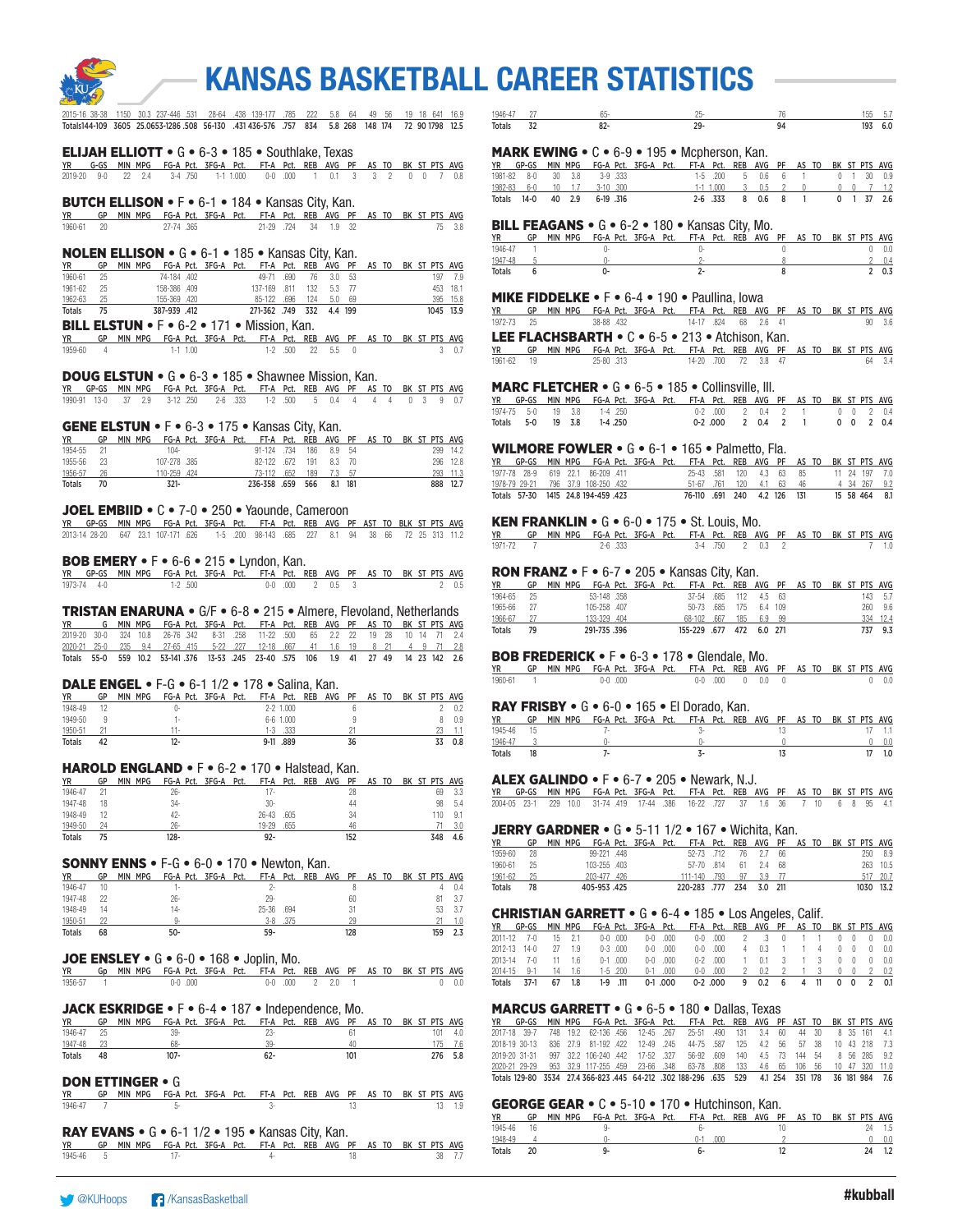# KANSAS BASKETBALL CAREER STATISTICS

| YR | GP-GS | MIN | MPG | FG-A | Pct. | 3FG-A | Pct. | FT-A | Pct. | REB | AVG | PF | AS | TO | BK | ST | PTS | AVG |
|---|---|---|---|---|---|---|---|---|---|---|---|---|---|---|---|---|---|---|
| 2015-16 | 38-38 | 1150 | 30.3 | 237-446 | .531 | 28-64 | .438 | 139-177 | .785 | 222 | 5.8 | 64 | 49 | 56 | 19 | 18 | 641 | 16.9 |
| Totals | 144-109 | 3605 | 25.06 | 53-1286 | .508 | 56-130 | .431 | 436-576 | .757 | 834 | 5.8 | 268 | 148 | 174 | 72 | 90 | 1798 | 12.5 |

## ELIJAH ELLIOTT • G • 6-3 • 185 • Southlake, Texas

| YR | G-GS | MIN | MPG | FG-A | Pct. | 3FG-A | Pct. | FT-A | Pct. | REB | AVG | PF | AS | TO | BK | ST | PTS | AVG |
|---|---|---|---|---|---|---|---|---|---|---|---|---|---|---|---|---|---|---|
| 2019-20 | 9-0 | 22 | 2.4 | 3-4 | .750 | 1-1 | 1.000 | 0-0 | .000 | 1 | 0.1 | 3 | 3 | 2 | 0 | 0 | 7 | 0.8 |

## BUTCH ELLISON • F • 6-1 • 184 • Kansas City, Kan.

| YR | GP | MIN | MPG | FG-A | Pct. | 3FG-A | Pct. | FT-A | Pct. | REB | AVG | PF | AS | TO | BK | ST | PTS | AVG |
|---|---|---|---|---|---|---|---|---|---|---|---|---|---|---|---|---|---|---|
| 1960-61 | 20 | | | 27-74 | .365 | | | 21-29 | .724 | 34 | 1.9 | 32 | | | | | 75 | 3.8 |

## NOLEN ELLISON • G • 6-1 • 185 • Kansas City, Kan.

| YR | GP | MIN | MPG | FG-A | Pct. | 3FG-A | Pct. | FT-A | Pct. | REB | AVG | PF | AS | TO | BK | ST | PTS | AVG |
|---|---|---|---|---|---|---|---|---|---|---|---|---|---|---|---|---|---|---|
| 1960-61 | 25 | | | 74-184 | .402 | | | 49-71 | .690 | 76 | 3.0 | 53 | | | | | 197 | 7.9 |
| 1961-62 | 25 | | | 158-386 | .409 | | | 137-169 | .811 | 132 | 5.3 | 77 | | | | | 453 | 18.1 |
| 1962-63 | 25 | | | 155-369 | .420 | | | 85-122 | .696 | 124 | 5.0 | 69 | | | | | 395 | 15.8 |
| Totals | 75 | | | 387-939 | .412 | | | 271-362 | .749 | 332 | 4.4 | 199 | | | | | 1045 | 13.9 |

## BILL ELSTUN • F • 6-2 • 171 • Mission, Kan.

| YR | GP | MIN | MPG | FG-A | Pct. | 3FG-A | Pct. | FT-A | Pct. | REB | AVG | PF | AS | TO | BK | ST | PTS | AVG |
|---|---|---|---|---|---|---|---|---|---|---|---|---|---|---|---|---|---|---|
| 1959-60 | 4 | | | 1-1 | 1.00 | | | 1-2 | .500 | 22 | 5.5 | 0 | | | | | 3 | 0.7 |

## DOUG ELSTUN • G • 6-3 • 185 • Shawnee Mission, Kan.

| YR | GP-GS | MIN | MPG | FG-A | Pct. | 3FG-A | Pct. | FT-A | Pct. | REB | AVG | PF | AS | TO | BK | ST | PTS | AVG |
|---|---|---|---|---|---|---|---|---|---|---|---|---|---|---|---|---|---|---|
| 1990-91 | 13-0 | 37 | 2.9 | 3-12 | .250 | 2-6 | .333 | 1-2 | .500 | 5 | 0.4 | 4 | 4 | 4 | 0 | 3 | 9 | 0.7 |

## GENE ELSTUN • F • 6-3 • 175 • Kansas City, Kan.

| YR | GP | MIN | MPG | FG-A | Pct. | 3FG-A | Pct. | FT-A | Pct. | REB | AVG | PF | AS | TO | BK | ST | PTS | AVG |
|---|---|---|---|---|---|---|---|---|---|---|---|---|---|---|---|---|---|---|
| 1954-55 | 21 | | | 104- | | | | 91-124 | .734 | 186 | 8.9 | 54 | | | | | 299 | 14.2 |
| 1955-56 | 23 | | | 107-278 | .385 | | | 82-122 | .672 | 191 | 8.3 | 70 | | | | | 296 | 12.8 |
| 1956-57 | 26 | | | 110-259 | .424 | | | 73-112 | .652 | 189 | 7.3 | 57 | | | | | 293 | 11.3 |
| Totals | 70 | | | 321- | | | | 236-358 | .659 | 566 | 8.1 | 181 | | | | | 888 | 12.7 |

## JOEL EMBIID • C • 7-0 • 250 • Yaounde, Cameroon

| YR | GP-GS | MIN | MPG | FG-A | Pct. | 3FG-A | Pct. | FT-A | Pct. | REB | AVG | PF | AST | TO | BLK | ST | PTS | AVG |
|---|---|---|---|---|---|---|---|---|---|---|---|---|---|---|---|---|---|---|
| 2013-14 | 28-20 | 647 | 23.1 | 107-171 | .626 | 1-5 | .200 | 98-143 | .685 | 227 | 8.1 | 94 | 38 | 66 | 72 | 25 | 313 | 11.2 |

## BOB EMERY • F • 6-6 • 215 • Lyndon, Kan.

| YR | GP-GS | MIN | MPG | FG-A | Pct. | 3FG-A | Pct. | FT-A | Pct. | REB | AVG | PF | AS | TO | BK | ST | PTS | AVG |
|---|---|---|---|---|---|---|---|---|---|---|---|---|---|---|---|---|---|---|
| 1973-74 | 4-0 | | | 1-2 | .500 | | | 0-0 | .000 | 2 | 0.5 | 3 | | | | | 2 | 0.5 |

## TRISTAN ENARUNA • G/F • 6-8 • 215 • Almere, Flevoland, Netherlands

| YR | G-GS | MIN | MPG | FG-A | Pct. | 3FG-A | Pct. | FT-A | Pct. | REB | AVG | PF | AS | TO | BK | ST | PTS | AVG |
|---|---|---|---|---|---|---|---|---|---|---|---|---|---|---|---|---|---|---|
| 2019-20 | 30-0 | 324 | 10.8 | 26-76 | .342 | 8-31 | .258 | 11-22 | .500 | 65 | 2.2 | 22 | 19 | 28 | 10 | 14 | 71 | 2.4 |
| 2020-21 | 25-0 | 235 | 9.4 | 27-65 | .415 | 5-22 | .227 | 12-18 | .667 | 41 | 1.6 | 19 | 8 | 21 | 4 | 9 | 71 | 2.8 |
| Totals | 55-0 | 559 | 10.2 | 53-141 | .376 | 13-53 | .245 | 23-40 | .575 | 106 | 1.9 | 41 | 27 | 49 | 14 | 23 | 142 | 2.6 |

## DALE ENGEL • F-G • 6-1 1/2 • 178 • Salina, Kan.

| YR | GP | MIN | MPG | FG-A | Pct. | 3FG-A | Pct. | FT-A | Pct. | REB | AVG | PF | AS | TO | BK | ST | PTS | AVG |
|---|---|---|---|---|---|---|---|---|---|---|---|---|---|---|---|---|---|---|
| 1948-49 | 12 | | | 0- | | | | 2-2 | 1.000 | | | 6 | | | | | 2 | 0.2 |
| 1949-50 | 9 | | | 1- | | | | 6-6 | 1.000 | | | 9 | | | | | 8 | 0.9 |
| 1950-51 | 21 | | | 11- | | | | 1-3 | .333 | | | 21 | | | | | 23 | 1.1 |
| Totals | 42 | | | 12- | | | | 9-11 | .889 | | | 36 | | | | | 33 | 0.8 |

## HAROLD ENGLAND • F • 6-2 • 170 • Halstead, Kan.

| YR | GP | MIN | MPG | FG-A | Pct. | 3FG-A | Pct. | FT-A | Pct. | REB | AVG | PF | AS | TO | BK | ST | PTS | AVG |
|---|---|---|---|---|---|---|---|---|---|---|---|---|---|---|---|---|---|---|
| 1946-47 | 21 | | | 26- | | | | 17- | | | | 28 | | | | | 69 | 3.3 |
| 1947-48 | 18 | | | 34- | | | | 30- | | | | 44 | | | | | 98 | 5.4 |
| 1948-49 | 12 | | | 42- | | | | 26-43 | .605 | | | 34 | | | | | 110 | 9.1 |
| 1949-50 | 24 | | | 26- | | | | 19-29 | .655 | | | 46 | | | | | 71 | 3.0 |
| Totals | 75 | | | 128- | | | | 92- | | | | 152 | | | | | 348 | 4.6 |

## SONNY ENNS • F-G • 6-0 • 170 • Newton, Kan.

| YR | GP | MIN | MPG | FG-A | Pct. | 3FG-A | Pct. | FT-A | Pct. | REB | AVG | PF | AS | TO | BK | ST | PTS | AVG |
|---|---|---|---|---|---|---|---|---|---|---|---|---|---|---|---|---|---|---|
| 1946-47 | 10 | | | 1- | | | | 2- | | | | 8 | | | | | 4 | 0.4 |
| 1947-48 | 22 | | | 26- | | | | 29- | | | | 60 | | | | | 81 | 3.7 |
| 1948-49 | 14 | | | 14- | | | | 25-36 | .694 | | | 31 | | | | | 53 | 3.7 |
| 1950-51 | 22 | | | 9- | | | | 3-8 | .375 | | | 29 | | | | | 21 | 1.0 |
| Totals | 68 | | | 50- | | | | 59- | | | | 128 | | | | | 159 | 2.3 |

## JOE ENSLEY • G • 6-0 • 168 • Joplin, Mo.

| YR | Gp | MIN | MPG | FG-A | Pct. | 3FG-A | Pct. | FT-A | Pct. | REB | AVG | PF | AS | TO | BK | ST | PTS | AVG |
|---|---|---|---|---|---|---|---|---|---|---|---|---|---|---|---|---|---|---|
| 1956-57 | 1 | | | 0-0 | .000 | | | 0-0 | .000 | 2 | 2.0 | 1 | | | | | 0 | 0.0 |

## JACK ESKRIDGE • F • 6-4 • 187 • Independence, Mo.

| YR | GP | MIN | MPG | FG-A | Pct. | 3FG-A | Pct. | FT-A | Pct. | REB | AVG | PF | AS | TO | BK | ST | PTS | AVG |
|---|---|---|---|---|---|---|---|---|---|---|---|---|---|---|---|---|---|---|
| 1946-47 | 25 | | | 39- | | | | 23- | | | | 61 | | | | | 101 | 4.0 |
| 1947-48 | 23 | | | 68- | | | | 39- | | | | 40 | | | | | 175 | 7.6 |
| Totals | 48 | | | 107- | | | | 62- | | | | 101 | | | | | 276 | 5.8 |

## DON ETTINGER • G

| YR | GP | MIN | MPG | FG-A | Pct. | 3FG-A | Pct. | FT-A | Pct. | REB | AVG | PF | AS | TO | BK | ST | PTS | AVG |
|---|---|---|---|---|---|---|---|---|---|---|---|---|---|---|---|---|---|---|
| 1946-47 | 7 | | | 5- | | | | 3- | | | | 13 | | | | | 13 | 1.9 |

## RAY EVANS • G • 6-1 1/2 • 195 • Kansas City, Kan.

| YR | GP | MIN | MPG | FG-A | Pct. | 3FG-A | Pct. | FT-A | Pct. | REB | AVG | PF | AS | TO | BK | ST | PTS | AVG |
|---|---|---|---|---|---|---|---|---|---|---|---|---|---|---|---|---|---|---|
| 1945-46 | 5 | | | 17- | | | | 4- | | | | 18 | | | | | 38 | 7.7 |
| 1946-47 | 27 | | | 65- | | | | 25- | | | | 76 | | | | | 155 | 5.7 |
| Totals | 32 | | | 82- | | | | 29- | | | | 94 | | | | | 193 | 6.0 |

## MARK EWING • C • 6-9 • 195 • Mcpherson, Kan.

| YR | GP-GS | MIN | MPG | FG-A | Pct. | 3FG-A | Pct. | FT-A | Pct. | REB | AVG | PF | AS | TO | BK | ST | PTS | AVG |
|---|---|---|---|---|---|---|---|---|---|---|---|---|---|---|---|---|---|---|
| 1981-82 | 8-0 | 30 | 3.8 | 3-9 | .333 | | | 1-5 | .200 | 5 | 0.6 | 6 | 1 | | 0 | 1 | 30 | 0.9 |
| 1982-83 | 6-0 | 10 | 1.7 | 3-10 | .300 | | | 1-1 | 1.000 | 3 | 0.5 | 2 | 0 | | 0 | 0 | 7 | 1.2 |
| Totals | 14-0 | 40 | 2.9 | 6-19 | .316 | | | 2-6 | .333 | 8 | 0.6 | 8 | 1 | | 0 | 1 | 37 | 2.6 |

## BILL FEAGANS • G • 6-2 • 180 • Kansas City, Mo.

| YR | GP | MIN | MPG | FG-A | Pct. | 3FG-A | Pct. | FT-A | Pct. | REB | AVG | PF | AS | TO | BK | ST | PTS | AVG |
|---|---|---|---|---|---|---|---|---|---|---|---|---|---|---|---|---|---|---|
| 1946-47 | 1 | | | 0- | | | | 0- | | | | 0 | | | | | 0 | 0.0 |
| 1947-48 | 5 | | | 0- | | | | 2- | | | | 8 | | | | | 2 | 0.4 |
| Totals | 6 | | | 0- | | | | 2- | | | | 8 | | | | | 2 | 0.3 |

## MIKE FIDDELKE • F • 6-4 • 190 • Paullina, Iowa

| YR | GP | MIN | MPG | FG-A | Pct. | 3FG-A | Pct. | FT-A | Pct. | REB | AVG | PF | AS | TO | BK | ST | PTS | AVG |
|---|---|---|---|---|---|---|---|---|---|---|---|---|---|---|---|---|---|---|
| 1972-73 | 25 | | | 38-88 | .432 | | | 14-17 | .824 | 68 | 2.6 | 41 | | | | | 90 | 3.6 |

## LEE FLACHSBARTH • C • 6-5 • 213 • Atchison, Kan.

| YR | GP | MIN | MPG | FG-A | Pct. | 3FG-A | Pct. | FT-A | Pct. | REB | AVG | PF | AS | TO | BK | ST | PTS | AVG |
|---|---|---|---|---|---|---|---|---|---|---|---|---|---|---|---|---|---|---|
| 1961-62 | 19 | | | 25-80 | .313 | | | 14-20 | .700 | 72 | 3.8 | 47 | | | | | 64 | 3.4 |

## MARC FLETCHER • G • 6-5 • 185 • Collinsville, Ill.

| YR | GP-GS | MIN | MPG | FG-A | Pct. | 3FG-A | Pct. | FT-A | Pct. | REB | AVG | PF | AS | TO | BK | ST | PTS | AVG |
|---|---|---|---|---|---|---|---|---|---|---|---|---|---|---|---|---|---|---|
| 1974-75 | 5-0 | 19 | 3.8 | 1-4 | .250 | | | 0-2 | .000 | 2 | 0.4 | 2 | 1 | | 0 | 0 | 2 | 0.4 |
| Totals | 5-0 | 19 | 3.8 | 1-4 | .250 | | | 0-2 | .000 | 2 | 0.4 | 2 | 1 | | 0 | 0 | 2 | 0.4 |

## WILMORE FOWLER • G • 6-1 • 165 • Palmetto, Fla.

| YR | GP-GS | MIN | MPG | FG-A | Pct. | 3FG-A | Pct. | FT-A | Pct. | REB | AVG | PF | AS | TO | BK | ST | PTS | AVG |
|---|---|---|---|---|---|---|---|---|---|---|---|---|---|---|---|---|---|---|
| 1977-78 | 28-9 | 619 | 22.1 | 86-209 | .411 | | | 25-43 | .581 | 120 | 4.3 | 63 | 85 | | 11 | 24 | 197 | 7.0 |
| 1978-79 | 29-21 | 796 | 37.9 | 108-250 | .432 | | | 51-67 | .761 | 120 | 4.1 | 63 | 46 | | 4 | 34 | 267 | 9.2 |
| Totals | 57-30 | 1415 | 24.8 | 194-459 | .423 | | | 76-110 | .691 | 240 | 4.2 | 126 | 131 | | 15 | 58 | 464 | 8.1 |

## KEN FRANKLIN • G • 6-0 • 175 • St. Louis, Mo.

| YR | GP | MIN | MPG | FG-A | Pct. | 3FG-A | Pct. | FT-A | Pct. | REB | AVG | PF | AS | TO | BK | ST | PTS | AVG |
|---|---|---|---|---|---|---|---|---|---|---|---|---|---|---|---|---|---|---|
| 1971-72 | 7 | | | 2-6 | .333 | | | 3-4 | .750 | 2 | 0.3 | 2 | | | | | 7 | 1.0 |

## RON FRANZ • F • 6-7 • 205 • Kansas City, Kan.

| YR | GP | MIN | MPG | FG-A | Pct. | 3FG-A | Pct. | FT-A | Pct. | REB | AVG | PF | AS | TO | BK | ST | PTS | AVG |
|---|---|---|---|---|---|---|---|---|---|---|---|---|---|---|---|---|---|---|
| 1964-65 | 25 | | | 53-148 | .358 | | | 37-54 | .685 | 112 | 4.5 | 63 | | | | | 143 | 5.7 |
| 1965-66 | 27 | | | 105-258 | .407 | | | 50-73 | .685 | 175 | 6.4 | 109 | | | | | 260 | 9.6 |
| 1966-67 | 27 | | | 133-329 | .404 | | | 68-102 | .667 | 185 | 6.9 | 99 | | | | | 334 | 12.4 |
| Totals | 79 | | | 291-735 | .396 | | | 155-229 | .677 | 472 | 6.0 | 271 | | | | | 737 | 9.3 |

## BOB FREDERICK • F • 6-3 • 178 • Glendale, Mo.

| YR | GP | MIN | MPG | FG-A | Pct. | 3FG-A | Pct. | FT-A | Pct. | REB | AVG | PF | AS | TO | BK | ST | PTS | AVG |
|---|---|---|---|---|---|---|---|---|---|---|---|---|---|---|---|---|---|---|
| 1960-61 | 1 | | | 0-0 | .000 | | | 0-0 | .000 | 0 | 0.0 | 0 | | | | | 0 | 0.0 |

## RAY FRISBY • G • 6-0 • 165 • El Dorado, Kan.

| YR | GP | MIN | MPG | FG-A | Pct. | 3FG-A | Pct. | FT-A | Pct. | REB | AVG | PF | AS | TO | BK | ST | PTS | AVG |
|---|---|---|---|---|---|---|---|---|---|---|---|---|---|---|---|---|---|---|
| 1945-46 | 15 | | | 7- | | | | 3- | | | | 13 | | | | | 17 | 1.1 |
| 1946-47 | 3 | | | 0- | | | | 0- | | | | 0 | | | | | 0 | 0.0 |
| Totals | 18 | | | 7- | | | | 3- | | | | 13 | | | | | 17 | 1.0 |

## ALEX GALINDO • F • 6-7 • 205 • Newark, N.J.

| YR | GP-GS | MIN | MPG | FG-A | Pct. | 3FG-A | Pct. | FT-A | Pct. | REB | AVG | PF | AS | TO | BK | ST | PTS | AVG |
|---|---|---|---|---|---|---|---|---|---|---|---|---|---|---|---|---|---|---|
| 2004-05 | 23-1 | 229 | 10.0 | 31-74 | .419 | 17-44 | .386 | 16-22 | .727 | 37 | 1.6 | 36 | 7 | 10 | 6 | 8 | 95 | 4.1 |

## JERRY GARDNER • G • 5-11 1/2 • 167 • Wichita, Kan.

| YR | GP | MIN | MPG | FG-A | Pct. | 3FG-A | Pct. | FT-A | Pct. | REB | AVG | PF | AS | TO | BK | ST | PTS | AVG |
|---|---|---|---|---|---|---|---|---|---|---|---|---|---|---|---|---|---|---|
| 1959-60 | 28 | | | 99-221 | .448 | | | 52-73 | .712 | 76 | 2.7 | 66 | | | | | 250 | 8.9 |
| 1960-61 | 25 | | | 103-255 | .403 | | | 57-70 | .814 | 61 | 2.4 | 68 | | | | | 263 | 10.5 |
| 1961-62 | 25 | | | 203-477 | .426 | | | 111-140 | .793 | 97 | 3.9 | 77 | | | | | 517 | 20.7 |
| Totals | 78 | | | 405-953 | .425 | | | 220-283 | .777 | 234 | 3.0 | 211 | | | | | 1030 | 13.2 |

## CHRISTIAN GARRETT • G • 6-4 • 185 • Los Angeles, Calif.

| YR | GP-GS | MIN | MPG | FG-A | Pct. | 3FG-A | Pct. | FT-A | Pct. | REB | AVG | PF | AS | TO | BK | ST | PTS | AVG |
|---|---|---|---|---|---|---|---|---|---|---|---|---|---|---|---|---|---|---|
| 2011-12 | 7-0 | 15 | 2.1 | 0-0 | .000 | 0-0 | .000 | 0-0 | .000 | 2 | .3 | 0 | 1 | 1 | 0 | 0 | 0 | 0.0 |
| 2012-13 | 14-0 | 27 | 1.9 | 0-3 | .000 | 0-0 | .000 | 0-0 | .000 | 4 | 0.3 | 1 | 1 | 4 | 0 | 0 | 0 | 0.0 |
| 2013-14 | 7-0 | 11 | 1.6 | 0-1 | .000 | 0-0 | .000 | 0-2 | .000 | 1 | 0.1 | 3 | 1 | 3 | 0 | 0 | 0 | 0.0 |
| 2014-15 | 9-1 | 14 | 1.6 | 1-5 | .200 | 0-1 | .000 | 0-0 | .000 | 2 | 0.2 | 2 | 1 | 3 | 0 | 0 | 2 | 0.2 |
| Totals | 37-1 | 67 | 1.8 | 1-9 | .111 | 0-1 | .000 | 0-2 | .000 | 9 | 0.2 | 6 | 4 | 11 | 0 | 0 | 2 | 0.1 |

## MARCUS GARRETT • G • 6-5 • 180 • Dallas, Texas

| YR | GP-GS | MIN | MPG | FG-A | Pct. | 3FG-A | Pct. | FT-A | Pct. | REB | AVG | PF | AST | TO | BK | ST | PTS | AVG |
|---|---|---|---|---|---|---|---|---|---|---|---|---|---|---|---|---|---|---|
| 2017-18 | 39-7 | 748 | 19.2 | 62-136 | .456 | 12-45 | .267 | 25-51 | .490 | 131 | 3.4 | 60 | 44 | 30 | 8 | 35 | 161 | 4.1 |
| 2018-19 | 30-13 | 836 | 27.9 | 81-192 | .422 | 12-49 | .245 | 44-75 | .587 | 125 | 4.2 | 56 | 57 | 38 | 10 | 43 | 218 | 7.3 |
| 2019-20 | 31-31 | 997 | 32.2 | 106-240 | .442 | 17-52 | .327 | 56-92 | .609 | 140 | 4.5 | 73 | 144 | 54 | 8 | 56 | 285 | 9.2 |
| 2020-21 | 29-29 | 953 | 32.9 | 117-255 | .459 | 23-66 | .348 | 63-78 | .808 | 133 | 4.6 | 65 | 106 | 56 | 10 | 47 | 320 | 11.0 |
| Totals | 129-80 | 3534 | 27.4 | 366-823 | .445 | 64-212 | .302 | 188-296 | .635 | 529 | 4.1 | 254 | 351 | 178 | 36 | 181 | 984 | 7.6 |

## GEORGE GEAR • C • 5-10 • 170 • Hutchinson, Kan.

| YR | GP | MIN | MPG | FG-A | Pct. | 3FG-A | Pct. | FT-A | Pct. | REB | AVG | PF | AS | TO | BK | ST | PTS | AVG |
|---|---|---|---|---|---|---|---|---|---|---|---|---|---|---|---|---|---|---|
| 1945-46 | 16 | | | 9- | | | | 6- | | | | 10 | | | | | 24 | 1.5 |
| 1948-49 | 4 | | | 0- | | | | 0-1 | .000 | | | 2 | | | | | 0 | 0.0 |
| Totals | 20 | | | 9- | | | | 6- | | | | 12 | | | | | 24 | 1.2 |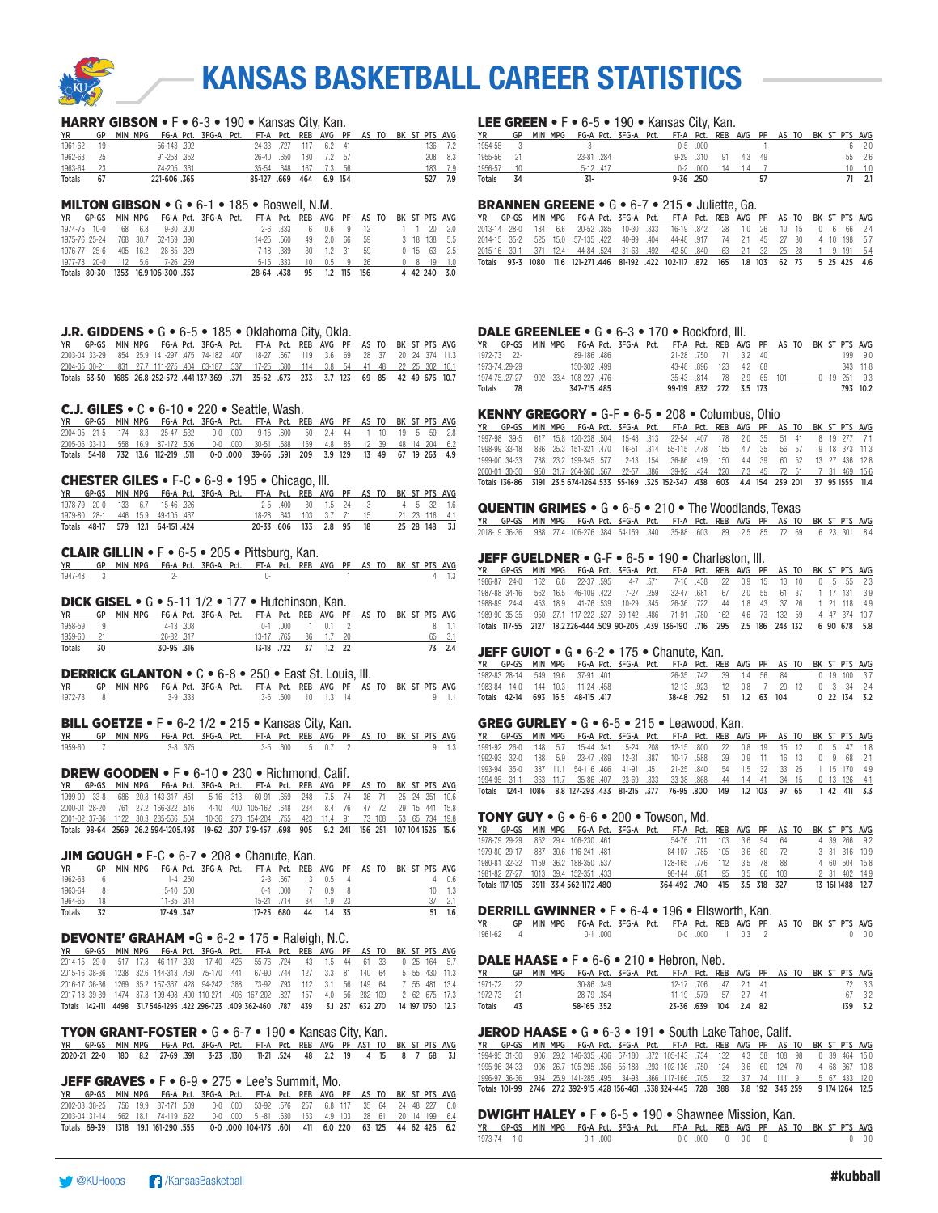# KANSAS BASKETBALL CAREER STATISTICS

## HARRY GIBSON • F • 6-3 • 190 • Kansas City, Kan.

| YR | GP | MIN | MPG | FG-A | Pct. | 3FG-A | Pct. | FT-A | Pct. | REB | AVG | PF | AS | TO | BK | ST | PTS | AVG |
|---|---|---|---|---|---|---|---|---|---|---|---|---|---|---|---|---|---|---|
| 1961-62 | 19 | | | 56-143 | .392 | | | 24-33 | .727 | 117 | 6.2 | 41 | | | | | 136 | 7.2 |
| 1962-63 | 25 | | | 91-258 | .352 | | | 26-40 | .650 | 180 | 7.2 | 57 | | | | | 208 | 8.3 |
| 1963-64 | 23 | | | 74-205 | .361 | | | 35-54 | .648 | 167 | 7.3 | 56 | | | | | 183 | 7.9 |
| Totals | 67 | | | 221-606 | .365 | | | 85-127 | .669 | 464 | 6.9 | 154 | | | | | 527 | 7.9 |

## MILTON GIBSON • G • 6-1 • 185 • Roswell, N.M.

| YR | GP-GS | MIN | MPG | FG-A | Pct. | 3FG-A | Pct. | FT-A | Pct. | REB | AVG | PF | AS | TO | BK | ST | PTS | AVG |
|---|---|---|---|---|---|---|---|---|---|---|---|---|---|---|---|---|---|---|
| 1974-75 | 10-0 | 68 | 6.8 | 9-30 | .300 | | | 2-6 | .333 | 6 | 0.6 | 9 | 12 | | 1 | 1 | 20 | 2.0 |
| 1975-76 | 25-24 | 768 | 30.7 | 62-159 | .390 | | | 14-25 | .560 | 49 | 2.0 | 66 | 59 | | 3 | 18 | 138 | 5.5 |
| 1976-77 | 25-6 | 405 | 16.2 | 28-85 | .329 | | | 7-18 | .389 | 30 | 1.2 | 31 | 59 | | 0 | 15 | 63 | 2.5 |
| 1977-78 | 20-0 | 112 | 5.6 | 7-26 | .269 | | | 5-15 | .333 | 10 | 0.5 | 9 | 26 | | 0 | 8 | 19 | 1.0 |
| Totals | 80-30 | 1353 | 16.9 | 106-300 | .353 | | | 28-64 | .438 | 95 | 1.2 | 115 | 156 | | 4 | 42 | 240 | 3.0 |

## J.R. GIDDENS • G • 6-5 • 185 • Oklahoma City, Okla.

| YR | GP-GS | MIN | MPG | FG-A | Pct. | 3FG-A | Pct. | FT-A | Pct. | REB | AVG | PF | AS | TO | BK | ST | PTS | AVG |
|---|---|---|---|---|---|---|---|---|---|---|---|---|---|---|---|---|---|---|
| 2003-04 | 33-29 | 854 | 25.9 | 141-297 | .475 | 74-182 | .407 | 18-27 | .667 | 119 | 3.6 | 69 | 28 | 37 | 20 | 24 | 374 | 11.3 |
| 2004-05 | 30-21 | 831 | 27.7 | 111-275 | .404 | 63-187 | .337 | 17-25 | .680 | 114 | 3.8 | 54 | 41 | 48 | 22 | 25 | 302 | 10.1 |
| Totals | 63-50 | 1685 | 26.8 | 252-572 | .441 | 137-369 | .371 | 35-52 | .673 | 233 | 3.7 | 123 | 69 | 85 | 42 | 49 | 676 | 10.7 |

## C.J. GILES • C • 6-10 • 220 • Seattle, Wash.

| YR | GP-GS | MIN | MPG | FG-A | Pct. | 3FG-A | Pct. | FT-A | Pct. | REB | AVG | PF | AS | TO | BK | ST | PTS | AVG |
|---|---|---|---|---|---|---|---|---|---|---|---|---|---|---|---|---|---|---|
| 2004-05 | 21-5 | 174 | 8.3 | 25-47 | .532 | 0-0 | .000 | 9-15 | .600 | 50 | 2.4 | 44 | 1 | 10 | 19 | 5 | 59 | 2.8 |
| 2005-06 | 33-13 | 558 | 16.9 | 87-172 | .506 | 0-0 | .000 | 30-51 | .588 | 159 | 4.8 | 85 | 12 | 39 | 48 | 14 | 204 | 6.2 |
| Totals | 54-18 | 732 | 13.6 | 112-219 | .511 | 0-0 | .000 | 39-66 | .591 | 209 | 3.9 | 129 | 13 | 49 | 67 | 19 | 263 | 4.9 |

## CHESTER GILES • F-C • 6-9 • 195 • Chicago, Ill.

| YR | GP-GS | MIN | MPG | FG-A | Pct. | 3FG-A | Pct. | FT-A | Pct. | REB | AVG | PF | AS | TO | BK | ST | PTS | AVG |
|---|---|---|---|---|---|---|---|---|---|---|---|---|---|---|---|---|---|---|
| 1978-79 | 20-0 | 133 | 6.7 | 15-46 | .326 | | | 2-5 | .400 | 30 | 1.5 | 24 | 3 | | 4 | 5 | 32 | 1.6 |
| 1979-80 | 28-1 | 446 | 15.9 | 49-105 | .467 | | | 18-28 | .643 | 103 | 3.7 | 71 | 15 | | 21 | 23 | 116 | 4.1 |
| Totals | 48-17 | 579 | 12.1 | 64-151 | .424 | | | 20-33 | .606 | 133 | 2.8 | 95 | 18 | | 25 | 28 | 148 | 3.1 |

## CLAIR GILLIN • F • 6-5 • 205 • Pittsburg, Kan.

| YR | GP | MIN | MPG | FG-A | Pct. | 3FG-A | Pct. | FT-A | Pct. | REB | AVG | PF | AS | TO | BK | ST | PTS | AVG |
|---|---|---|---|---|---|---|---|---|---|---|---|---|---|---|---|---|---|---|
| 1947-48 | 3 | | | 2- | | | | 0- | | | | 1 | | | | | 4 | 1.3 |

## DICK GISEL • G • 5-11 1/2 • 177 • Hutchinson, Kan.

| YR | GP | MIN | MPG | FG-A | Pct. | 3FG-A | Pct. | FT-A | Pct. | REB | AVG | PF | AS | TO | BK | ST | PTS | AVG |
|---|---|---|---|---|---|---|---|---|---|---|---|---|---|---|---|---|---|---|
| 1958-59 | 9 | | | 4-13 | .308 | | | 0-1 | .000 | 1 | 0.1 | 2 | | | | | 8 | 1.1 |
| 1959-60 | 21 | | | 26-82 | .317 | | | 13-17 | .765 | 36 | 1.7 | 20 | | | | | 65 | 3.1 |
| Totals | 30 | | | 30-95 | .316 | | | 13-18 | .722 | 37 | 1.2 | 22 | | | | | 73 | 2.4 |

## DERRICK GLANTON • C • 6-8 • 250 • East St. Louis, Ill.

| YR | GP | MIN | MPG | FG-A | Pct. | 3FG-A | Pct. | FT-A | Pct. | REB | AVG | PF | AS | TO | BK | ST | PTS | AVG |
|---|---|---|---|---|---|---|---|---|---|---|---|---|---|---|---|---|---|---|
| 1972-73 | 8 | | | 3-9 | .333 | | | 3-6 | .500 | 10 | 1.3 | 14 | | | | | 9 | 1.1 |

## BILL GOETZE • F • 6-2 1/2 • 215 • Kansas City, Kan.

| YR | GP | MIN | MPG | FG-A | Pct. | 3FG-A | Pct. | FT-A | Pct. | REB | AVG | PF | AS | TO | BK | ST | PTS | AVG |
|---|---|---|---|---|---|---|---|---|---|---|---|---|---|---|---|---|---|---|
| 1959-60 | 7 | | | 3-8 | .375 | | | 3-5 | .600 | 5 | 0.7 | 2 | | | | | 9 | 1.3 |

## DREW GOODEN • F • 6-10 • 230 • Richmond, Calif.

| YR | GP-GS | MIN | MPG | FG-A | Pct. | 3FG-A | Pct. | FT-A | Pct. | REB | AVG | PF | AS | TO | BK | ST | PTS | AVG |
|---|---|---|---|---|---|---|---|---|---|---|---|---|---|---|---|---|---|---|
| 1999-00 | 33-8 | 686 | 20.8 | 143-317 | .451 | 5-16 | .313 | 60-91 | .659 | 248 | 7.5 | 74 | 36 | 71 | 25 | 24 | 351 | 10.6 |
| 2000-01 | 28-20 | 761 | 27.2 | 166-322 | .516 | 4-10 | .400 | 105-162 | .648 | 234 | 8.4 | 76 | 47 | 72 | 29 | 15 | 441 | 15.8 |
| 2001-02 | 37-36 | 1122 | 30.3 | 285-566 | .504 | 10-36 | .278 | 154-204 | .755 | 423 | 11.4 | 91 | 73 | 108 | 53 | 65 | 734 | 19.8 |
| Totals | 98-64 | 2569 | 26.2 | 594-1205 | .493 | 19-62 | .307 | 319-457 | .698 | 905 | 9.2 | 241 | 156 | 251 | 107 | 104 | 1526 | 15.6 |

## JIM GOUGH • F-C • 6-7 • 208 • Chanute, Kan.

| YR | GP | MIN | MPG | FG-A | Pct. | 3FG-A | Pct. | FT-A | Pct. | REB | AVG | PF | AS | TO | BK | ST | PTS | AVG |
|---|---|---|---|---|---|---|---|---|---|---|---|---|---|---|---|---|---|---|
| 1962-63 | 6 | | | 1-4 | .250 | | | 2-3 | .667 | 3 | 0.5 | 4 | | | | | 4 | 0.6 |
| 1963-64 | 8 | | | 5-10 | .500 | | | 0-1 | .000 | 7 | 0.9 | 8 | | | | | 10 | 1.3 |
| 1964-65 | 18 | | | 11-35 | .314 | | | 15-21 | .714 | 34 | 1.9 | 23 | | | | | 37 | 2.1 |
| Totals | 32 | | | 17-49 | .347 | | | 17-25 | .680 | 44 | 1.4 | 35 | | | | | 51 | 1.6 |

## DEVONTE' GRAHAM • G • 6-2 • 175 • Raleigh, N.C.

| YR | GP-GS | MIN | MPG | FG-A | Pct. | 3FG-A | Pct. | FT-A | Pct. | REB | AVG | PF | AS | TO | BK | ST | PTS | AVG |
|---|---|---|---|---|---|---|---|---|---|---|---|---|---|---|---|---|---|---|
| 2014-15 | 29-0 | 517 | 17.8 | 46-117 | .393 | 17-40 | .425 | 55-76 | .724 | 43 | 1.5 | 44 | 61 | 33 | 0 | 25 | 164 | 5.7 |
| 2015-16 | 38-36 | 1238 | 32.6 | 144-313 | .460 | 75-170 | .441 | 67-90 | .744 | 127 | 3.3 | 81 | 140 | 64 | 5 | 55 | 430 | 11.3 |
| 2016-17 | 36-36 | 1269 | 35.2 | 157-367 | .428 | 94-242 | .388 | 73-92 | .793 | 112 | 3.1 | 56 | 149 | 64 | 7 | 55 | 481 | 13.4 |
| 2017-18 | 39-39 | 1474 | 37.8 | 199-498 | .400 | 110-271 | .406 | 167-202 | .827 | 157 | 4.0 | 56 | 282 | 109 | 2 | 62 | 675 | 17.3 |
| Totals | 142-111 | 4498 | 31.7 | 546-1295 | .422 | 296-723 | .409 | 362-460 | .787 | 439 | 3.1 | 237 | 632 | 270 | 14 | 197 | 1750 | 12.3 |

## TYON GRANT-FOSTER • G • 6-7 • 190 • Kansas City, Kan.

| YR | GP-GS | MIN | MPG | FG-A | Pct. | 3FG-A | Pct. | FT-A | Pct. | REB | AVG | PF | AST | TO | BK | ST | PTS | AVG |
|---|---|---|---|---|---|---|---|---|---|---|---|---|---|---|---|---|---|---|
| 2020-21 | 22-0 | 180 | 8.2 | 27-69 | .391 | 3-23 | .130 | 11-21 | .524 | 48 | 2.2 | 19 | 4 | 15 | 8 | 7 | 68 | 3.1 |

## JEFF GRAVES • F • 6-9 • 275 • Lee's Summit, Mo.

| YR | GP-GS | MIN | MPG | FG-A | Pct. | 3FG-A | Pct. | FT-A | Pct. | REB | AVG | PF | AS | TO | BK | ST | PTS | AVG |
|---|---|---|---|---|---|---|---|---|---|---|---|---|---|---|---|---|---|---|
| 2002-03 | 38-25 | 756 | 19.9 | 87-171 | .509 | 0-0 | .000 | 53-92 | .576 | 257 | 6.8 | 117 | 35 | 64 | 24 | 48 | 227 | 6.0 |
| 2003-04 | 31-14 | 562 | 18.1 | 74-119 | .622 | 0-0 | .000 | 51-81 | .630 | 153 | 4.9 | 103 | 28 | 61 | 20 | 14 | 199 | 6.4 |
| Totals | 69-39 | 1318 | 19.1 | 161-290 | .555 | 0-0 | .000 | 104-173 | .601 | 411 | 6.0 | 220 | 63 | 125 | 44 | 62 | 426 | 6.2 |

## LEE GREEN • F • 6-5 • 190 • Kansas City, Kan.

| YR | GP | MIN | MPG | FG-A | Pct. | 3FG-A | Pct. | FT-A | Pct. | REB | AVG | PF | AS | TO | BK | ST | PTS | AVG |
|---|---|---|---|---|---|---|---|---|---|---|---|---|---|---|---|---|---|---|
| 1954-55 | 3 | | | 3- | | | | 0-5 | .000 | | | 1 | | | | | 6 | 2.0 |
| 1955-56 | 21 | | | 23-81 | .284 | | | 9-29 | .310 | 91 | 4.3 | 49 | | | | | 55 | 2.6 |
| 1956-57 | 10 | | | 5-12 | .417 | | | 0-2 | .000 | 14 | 1.4 | 7 | | | | | 10 | 1.0 |
| Totals | 34 | | | 31- | | | | 9-36 | .250 | | | 57 | | | | | 71 | 2.1 |

## BRANNEN GREENE • G • 6-7 • 215 • Juliette, Ga.

| YR | GP-GS | MIN | MPG | FG-A | Pct. | 3FG-A | Pct. | FT-A | Pct. | REB | AVG | PF | AS | TO | BK | ST | PTS | AVG |
|---|---|---|---|---|---|---|---|---|---|---|---|---|---|---|---|---|---|---|
| 2013-14 | 28-0 | 184 | 6.6 | 20-52 | .385 | 10-30 | .333 | 16-19 | .842 | 28 | 1.0 | 26 | 10 | 15 | 0 | 6 | 66 | 2.4 |
| 2014-15 | 35-2 | 525 | 15.0 | 57-135 | .422 | 40-99 | .404 | 44-48 | .917 | 74 | 2.1 | 45 | 27 | 30 | 4 | 10 | 198 | 5.7 |
| 2015-16 | 30-1 | 371 | 12.4 | 44-84 | .524 | 31-63 | .492 | 42-50 | .840 | 63 | 2.1 | 32 | 25 | 28 | 1 | 9 | 161 | 5.4 |
| Totals | 93-3 | 1080 | 11.6 | 121-271 | .446 | 81-192 | .422 | 102-117 | .872 | 165 | 1.8 | 103 | 62 | 73 | 5 | 25 | 425 | 4.6 |

## DALE GREENLEE • G • 6-3 • 170 • Rockford, Ill.

| YR | GP-GS | MIN | MPG | FG-A | Pct. | 3FG-A | Pct. | FT-A | Pct. | REB | AVG | PF | AS | TO | BK | ST | PTS | AVG |
|---|---|---|---|---|---|---|---|---|---|---|---|---|---|---|---|---|---|---|
| 1972-73 | 22- | | | 89-186 | .486 | | | 21-28 | .750 | 71 | 3.2 | 40 | | | | | 199 | 9.0 |
| 1973-74 | 29-29 | | | 150-302 | .499 | | | 43-48 | .896 | 123 | 4.2 | 68 | | | | | 343 | 11.8 |
| 1974-75 | 27-27 | 902 | 33.4 | 108-227 | .476 | | | 35-43 | .814 | 78 | 2.9 | 65 | 101 | | 0 | 19 | 251 | 9.3 |
| Totals | 78 | | | 347-715 | .485 | | | 99-119 | .832 | 272 | 3.5 | 173 | | | | | 793 | 10.2 |

## KENNY GREGORY • G-F • 6-5 • 208 • Columbus, Ohio

| YR | GP-GS | MIN | MPG | FG-A | Pct. | 3FG-A | Pct. | FT-A | Pct. | REB | AVG | PF | AS | TO | BK | ST | PTS | AVG |
|---|---|---|---|---|---|---|---|---|---|---|---|---|---|---|---|---|---|---|
| 1997-98 | 39-5 | 617 | 15.8 | 120-238 | .504 | 15-48 | .313 | 22-54 | .407 | 78 | 2.0 | 35 | 51 | 41 | 8 | 19 | 277 | 7.1 |
| 1998-99 | 33-18 | 836 | 25.3 | 151-321 | .470 | 16-51 | .314 | 55-115 | .478 | 155 | 4.7 | 35 | 56 | 57 | 9 | 18 | 373 | 11.3 |
| 1999-00 | 34-33 | 788 | 23.2 | 199-345 | .577 | 2-13 | .154 | 36-86 | .419 | 150 | 4.4 | 39 | 60 | 52 | 13 | 27 | 436 | 12.8 |
| 2000-01 | 30-30 | 950 | 31.7 | 204-360 | .567 | 22-57 | .386 | 39-92 | .424 | 220 | 7.3 | 45 | 72 | 51 | 7 | 31 | 469 | 15.6 |
| Totals | 136-86 | 3191 | 23.5 | 674-1264 | .533 | 55-169 | .325 | 152-347 | .438 | 603 | 4.4 | 154 | 239 | 201 | 37 | 95 | 1555 | 11.4 |

## QUENTIN GRIMES • G • 6-5 • 210 • The Woodlands, Texas

| YR | GP-GS | MIN | MPG | FG-A | Pct. | 3FG-A | Pct. | FT-A | Pct. | REB | AVG | PF | AS | TO | BK | ST | PTS | AVG |
|---|---|---|---|---|---|---|---|---|---|---|---|---|---|---|---|---|---|---|
| 2018-19 | 36-36 | 988 | 27.4 | 106-276 | .384 | 54-159 | .340 | 35-58 | .603 | 89 | 2.5 | 85 | 72 | 69 | 6 | 23 | 301 | 8.4 |

## JEFF GUELDNER • G-F • 6-5 • 190 • Charleston, Ill.

| YR | GP-GS | MIN | MPG | FG-A | Pct. | 3FG-A | Pct. | FT-A | Pct. | REB | AVG | PF | AS | TO | BK | ST | PTS | AVG |
|---|---|---|---|---|---|---|---|---|---|---|---|---|---|---|---|---|---|---|
| 1986-87 | 24-0 | 162 | 6.8 | 22-37 | .595 | 4-7 | .571 | 7-16 | .438 | 22 | 0.9 | 15 | 13 | 10 | 0 | 5 | 55 | 2.3 |
| 1987-88 | 34-16 | 562 | 16.5 | 46-109 | .422 | 7-27 | .259 | 32-47 | .681 | 67 | 2.0 | 55 | 61 | 37 | 1 | 17 | 131 | 3.9 |
| 1988-89 | 24-4 | 453 | 18.9 | 41-76 | .539 | 10-29 | .345 | 26-36 | .722 | 44 | 1.8 | 43 | 37 | 26 | 1 | 21 | 118 | 4.9 |
| 1989-90 | 35-35 | 950 | 27.1 | 117-222 | .527 | 69-142 | .486 | 71-91 | .780 | 162 | 4.6 | 73 | 132 | 59 | 4 | 47 | 374 | 10.7 |
| Totals | 117-55 | 2127 | 18.2 | 226-444 | .509 | 90-205 | .439 | 136-190 | .716 | 295 | 2.5 | 186 | 243 | 132 | 6 | 90 | 678 | 5.8 |

## JEFF GUIOT • G • 6-2 • 175 • Chanute, Kan.

| YR | GP-GS | MIN | MPG | FG-A | Pct. | 3FG-A | Pct. | FT-A | Pct. | REB | AVG | PF | AS | TO | BK | ST | PTS | AVG |
|---|---|---|---|---|---|---|---|---|---|---|---|---|---|---|---|---|---|---|
| 1982-83 | 28-14 | 549 | 19.6 | 37-91 | .401 | | | 26-35 | .742 | 39 | 1.4 | 56 | 84 | | 0 | 19 | 100 | 3.7 |
| 1983-84 | 14-0 | 144 | 10.3 | 11-24 | .458 | | | 12-13 | .923 | 12 | 0.8 | 7 | 20 | 12 | 0 | 3 | 34 | 2.4 |
| Totals | 42-14 | 693 | 16.5 | 48-115 | .417 | | | 38-48 | .792 | 51 | 1.2 | 63 | 104 | | 0 | 22 | 134 | 3.2 |

## GREG GURLEY • G • 6-5 • 215 • Leawood, Kan.

| YR | GP-GS | MIN | MPG | FG-A | Pct. | 3FG-A | Pct. | FT-A | Pct. | REB | AVG | PF | AS | TO | BK | ST | PTS | AVG |
|---|---|---|---|---|---|---|---|---|---|---|---|---|---|---|---|---|---|---|
| 1991-92 | 26-0 | 148 | 5.7 | 15-44 | .341 | 5-24 | .208 | 12-15 | .800 | 22 | 0.8 | 19 | 15 | 12 | 0 | 5 | 47 | 1.8 |
| 1992-93 | 32-0 | 188 | 5.9 | 23-47 | .489 | 12-31 | .387 | 10-17 | .588 | 29 | 0.9 | 11 | 16 | 13 | 0 | 9 | 68 | 2.1 |
| 1993-94 | 35-0 | 387 | 11.1 | 54-116 | .466 | 41-91 | .451 | 21-25 | .840 | 54 | 1.5 | 32 | 33 | 25 | 1 | 15 | 170 | 4.9 |
| 1994-95 | 31-1 | 363 | 11.7 | 35-86 | .407 | 23-69 | .333 | 33-38 | .868 | 44 | 1.4 | 41 | 34 | 15 | 0 | 13 | 126 | 4.1 |
| Totals | 124-1 | 1086 | 8.8 | 127-293 | .433 | 81-215 | .377 | 76-95 | .800 | 149 | 1.2 | 103 | 97 | 65 | 1 | 42 | 411 | 3.3 |

## TONY GUY • G • 6-6 • 200 • Towson, Md.

| YR | GP-GS | MIN | MPG | FG-A | Pct. | 3FG-A | Pct. | FT-A | Pct. | REB | AVG | PF | AS | TO | BK | ST | PTS | AVG |
|---|---|---|---|---|---|---|---|---|---|---|---|---|---|---|---|---|---|---|
| 1978-79 | 29-29 | 852 | 29.4 | 106-230 | .461 | | | 54-76 | .711 | 103 | 3.6 | 94 | 64 | | 4 | 39 | 266 | 9.2 |
| 1979-80 | 29-17 | 887 | 30.6 | 116-241 | .481 | | | 84-107 | .785 | 105 | 3.6 | 80 | 72 | | 3 | 31 | 316 | 10.9 |
| 1980-81 | 32-32 | 1159 | 36.2 | 188-350 | .537 | | | 128-165 | .776 | 112 | 3.5 | 78 | 88 | | 4 | 60 | 504 | 15.8 |
| 1981-82 | 27-27 | 1013 | 39.4 | 152-351 | .433 | | | 98-144 | .681 | 95 | 3.5 | 66 | 103 | | 2 | 31 | 402 | 14.9 |
| Totals | 117-105 | 3911 | 33.4 | 562-1172 | .480 | | | 364-492 | .740 | 415 | 3.5 | 318 | 327 | | 13 | 161 | 1488 | 12.7 |

## DERRILL GWINNER • F • 6-4 • 196 • Ellsworth, Kan.

| YR | GP | MIN | MPG | FG-A | Pct. | 3FG-A | Pct. | FT-A | Pct. | REB | AVG | PF | AS | TO | BK | ST | PTS | AVG |
|---|---|---|---|---|---|---|---|---|---|---|---|---|---|---|---|---|---|---|
| 1961-62 | 4 | | | 0-1 | .000 | | | 0-0 | .000 | 1 | 0.3 | 2 | | | | | 0 | 0.0 |

## DALE HAASE • F • 6-6 • 210 • Hebron, Neb.

| YR | GP | MIN | MPG | FG-A | Pct. | 3FG-A | Pct. | FT-A | Pct. | REB | AVG | PF | AS | TO | BK | ST | PTS | AVG |
|---|---|---|---|---|---|---|---|---|---|---|---|---|---|---|---|---|---|---|
| 1971-72 | 22 | | | 30-86 | .349 | | | 12-17 | .706 | 47 | 2.1 | 41 | | | | | 72 | 3.3 |
| 1972-73 | 21 | | | 28-79 | .354 | | | 11-19 | .579 | 57 | 2.7 | 41 | | | | | 67 | 3.2 |
| Totals | 43 | | | 58-165 | .352 | | | 23-36 | .639 | 104 | 2.4 | 82 | | | | | 139 | 3.2 |

## JEROD HAASE • G • 6-3 • 191 • South Lake Tahoe, Calif.

| YR | GP-GS | MIN | MPG | FG-A | Pct. | 3FG-A | Pct. | FT-A | Pct. | REB | AVG | PF | AS | TO | BK | ST | PTS | AVG |
|---|---|---|---|---|---|---|---|---|---|---|---|---|---|---|---|---|---|---|
| 1994-95 | 31-30 | 906 | 29.2 | 146-335 | .436 | 67-180 | .372 | 105-143 | .734 | 132 | 4.3 | 58 | 108 | 98 | 0 | 39 | 464 | 15.0 |
| 1995-96 | 34-33 | 906 | 26.7 | 105-295 | .356 | 55-188 | .293 | 102-136 | .750 | 124 | 3.6 | 60 | 124 | 70 | 4 | 68 | 367 | 10.8 |
| 1996-97 | 36-36 | 934 | 25.9 | 141-285 | .495 | 34-93 | .366 | 117-166 | .705 | 132 | 3.7 | 74 | 111 | 91 | 5 | 67 | 433 | 12.0 |
| Totals | 101-99 | 2746 | 27.2 | 392-915 | .428 | 156-461 | .338 | 324-445 | .728 | 388 | 3.8 | 192 | 343 | 259 | 9 | 174 | 1264 | 12.5 |

## DWIGHT HALEY • F • 6-5 • 190 • Shawnee Mission, Kan.

| YR | GP-GS | MIN | MPG | FG-A | Pct. | 3FG-A | Pct. | FT-A | Pct. | REB | AVG | PF | AS | TO | BK | ST | PTS | AVG |
|---|---|---|---|---|---|---|---|---|---|---|---|---|---|---|---|---|---|---|
| 1973-74 | 1-0 | | | 0-1 | .000 | | | 0-0 | .000 | 0 | 0.0 | 0 | | | | | 0 | 0.0 |

@KUHoops /KansasBasketball #kuball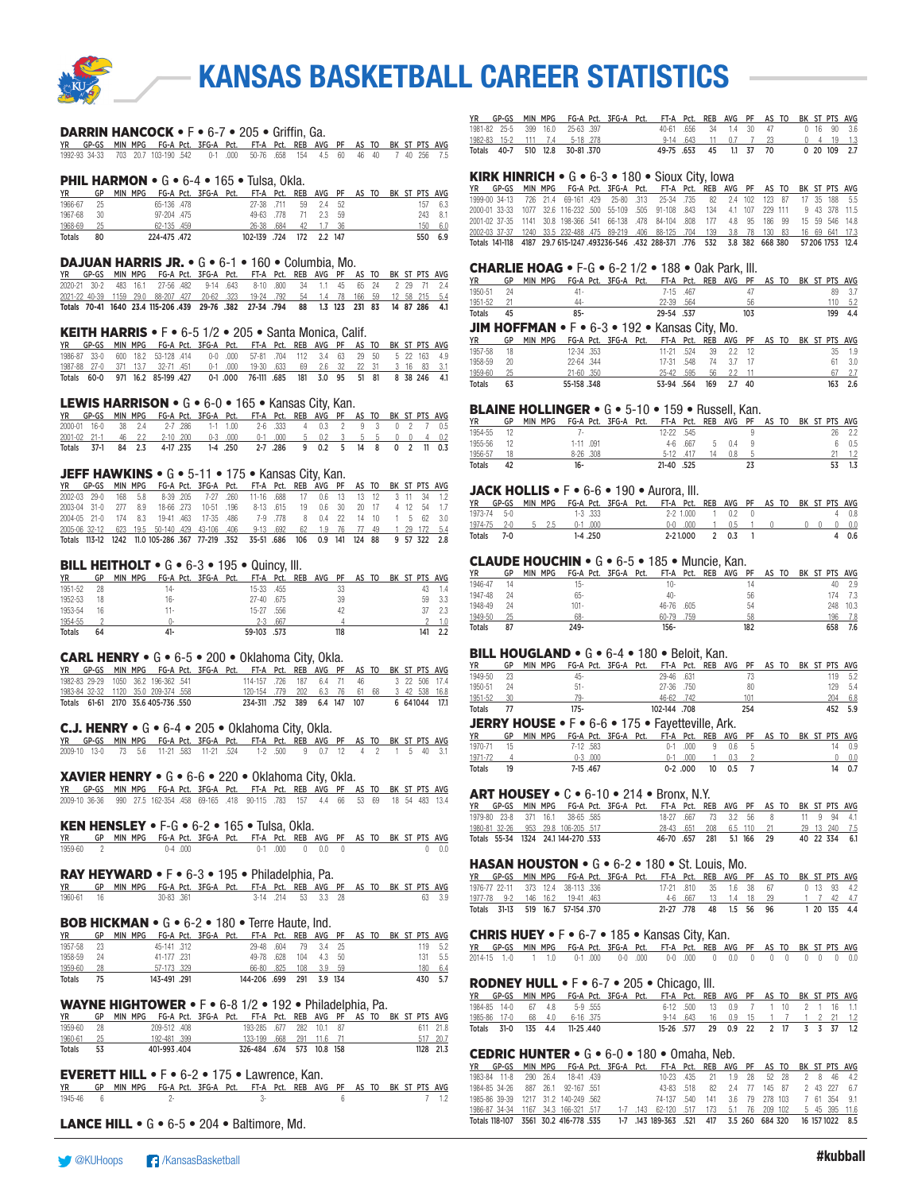# KANSAS BASKETBALL CAREER STATISTICS

### DARRIN HANCOCK • F • 6-7 • 205 • Griffin, Ga.

| YR | GP-GS | MIN | MPG | FG-A | Pct. | 3FG-A | Pct. | FT-A | Pct. | REB | AVG | PF | AS | TO | BK | ST | PTS | AVG |
|---|---|---|---|---|---|---|---|---|---|---|---|---|---|---|---|---|---|---|
| 1992-93 | 34-33 | 703 | 20.7 | 103-190 | .542 | 0-1 | .000 | 50-76 | .658 | 154 | 4.5 | 60 | 46 | 40 | 7 | 40 | 256 | 7.5 |

### PHIL HARMON • G • 6-4 • 165 • Tulsa, Okla.

| YR | GP | MIN | MPG | FG-A | Pct. | 3FG-A | Pct. | FT-A | Pct. | REB | AVG | PF | AS | TO | BK | ST | PTS | AVG |
|---|---|---|---|---|---|---|---|---|---|---|---|---|---|---|---|---|---|---|
| 1966-67 | 25 | | | 65-136 | .478 | | | 27-38 | .711 | 59 | 2.4 | 52 | | | | | 157 | 6.3 |
| 1967-68 | 30 | | | 97-204 | .475 | | | 49-63 | .778 | 71 | 2.3 | 59 | | | | | 243 | 8.1 |
| 1968-69 | 25 | | | 62-135 | .459 | | | 26-38 | .684 | 42 | 1.7 | 36 | | | | | 150 | 6.0 |
| Totals | 80 | | | 224-475 | .472 | | | 102-139 | .724 | 172 | 2.2 | 147 | | | | | 550 | 6.9 |

### DAJUAN HARRIS JR. • G • 6-1 • 160 • Columbia, Mo.

| YR | GP-GS | MIN | MPG | FG-A | Pct. | 3FG-A | Pct. | FT-A | Pct. | REB | AVG | PF | AS | TO | BK | ST | PTS | AVG |
|---|---|---|---|---|---|---|---|---|---|---|---|---|---|---|---|---|---|---|
| 2020-21 | 30-2 | 483 | 16.1 | 27-56 | .482 | 9-14 | .643 | 8-10 | .800 | 34 | 1.1 | 45 | 65 | 24 | 2 | 29 | 71 | 2.4 |
| 2021-22 | 40-39 | 1159 | 29.0 | 88-207 | .427 | 20-62 | .323 | 19-24 | .792 | 54 | 1.4 | 78 | 166 | 59 | 12 | 58 | 215 | 5.4 |
| Totals | 70-41 | 1640 | 23.4 | 115-206 | .439 | 29-76 | .382 | 27-34 | .794 | 88 | 1.3 | 123 | 231 | 83 | 14 | 87 | 286 | 4.1 |

### KEITH HARRIS • F • 6-5 1/2 • 205 • Santa Monica, Calif.

| YR | GP-GS | MIN | MPG | FG-A | Pct. | 3FG-A | Pct. | FT-A | Pct. | REB | AVG | PF | AS | TO | BK | ST | PTS | AVG |
|---|---|---|---|---|---|---|---|---|---|---|---|---|---|---|---|---|---|---|
| 1986-87 | 33-0 | 600 | 18.2 | 53-128 | .414 | 0-0 | .000 | 57-81 | .704 | 112 | 3.4 | 63 | 29 | 50 | 5 | 22 | 163 | 4.9 |
| 1987-88 | 27-0 | 371 | 13.7 | 32-71 | .451 | 0-1 | .000 | 19-30 | .633 | 69 | 2.6 | 32 | 22 | 31 | 3 | 16 | 83 | 3.1 |
| Totals | 60-0 | 971 | 16.2 | 85-199 | .427 | 0-1 | .000 | 76-111 | .685 | 181 | 3.0 | 95 | 51 | 81 | 8 | 38 | 246 | 4.1 |

### LEWIS HARRISON • G • 6-0 • 165 • Kansas City, Kan.

| YR | GP-GS | MIN | MPG | FG-A | Pct. | 3FG-A | Pct. | FT-A | Pct. | REB | AVG | PF | AS | TO | BK | ST | PTS | AVG |
|---|---|---|---|---|---|---|---|---|---|---|---|---|---|---|---|---|---|---|
| 2000-01 | 16-0 | 38 | 2.4 | 2-7 | .286 | 1-1 | 1.00 | 2-6 | .333 | 4 | 0.3 | 2 | 9 | 3 | 0 | 2 | 7 | 0.5 |
| 2001-02 | 21-1 | 46 | 2.2 | 2-10 | .200 | 0-3 | .000 | 0-1 | .000 | 5 | 0.2 | 3 | 5 | 5 | 0 | 0 | 4 | 0.2 |
| Totals | 37-1 | 84 | 2.3 | 4-17 | .235 | 1-4 | .250 | 2-7 | .286 | 9 | 0.2 | 5 | 14 | 8 | 0 | 2 | 11 | 0.3 |

### JEFF HAWKINS • G • 5-11 • 175 • Kansas City, Kan.

| YR | GP-GS | MIN | MPG | FG-A | Pct. | 3FG-A | Pct. | FT-A | Pct. | REB | AVG | PF | AS | TO | BK | ST | PTS | AVG |
|---|---|---|---|---|---|---|---|---|---|---|---|---|---|---|---|---|---|---|
| 2002-03 | 29-0 | 168 | 5.8 | 8-39 | .205 | 7-27 | .260 | 11-16 | .688 | 17 | 0.6 | 13 | 13 | 12 | 3 | 11 | 34 | 1.2 |
| 2003-04 | 31-0 | 277 | 8.9 | 18-66 | .273 | 10-51 | .196 | 8-13 | .615 | 19 | 0.6 | 30 | 20 | 17 | 4 | 12 | 54 | 1.7 |
| 2004-05 | 21-0 | 174 | 8.3 | 19-41 | .463 | 17-35 | .486 | 7-9 | .778 | 8 | 0.4 | 22 | 14 | 10 | 1 | 5 | 62 | 3.0 |
| 2005-06 | 32-12 | 623 | 19.5 | 50-140 | .429 | 43-106 | .406 | 9-13 | .692 | 62 | 1.9 | 76 | 77 | 49 | 1 | 29 | 172 | 5.4 |
| Totals | 113-12 | 1242 | 11.0 | 105-286 | .367 | 77-219 | .352 | 35-51 | .686 | 106 | 0.9 | 141 | 124 | 88 | 9 | 57 | 322 | 2.8 |

### BILL HEITHOLT • G • 6-3 • 195 • Quincy, Ill.

| YR | GP | MIN | MPG | FG-A | Pct. | 3FG-A | Pct. | FT-A | Pct. | REB | AVG | PF | AS | TO | BK | ST | PTS | AVG |
|---|---|---|---|---|---|---|---|---|---|---|---|---|---|---|---|---|---|---|
| 1951-52 | 28 | | | 14- | | | | 15-33 | .455 | | | 33 | | | | | 43 | 1.4 |
| 1952-53 | 18 | | | 16- | | | | 27-40 | .675 | | | 39 | | | | | 59 | 3.3 |
| 1953-54 | 16 | | | 11- | | | | 15-27 | .556 | | | 42 | | | | | 37 | 2.3 |
| 1954-55 | 2 | | | 0- | | | | 2-3 | .667 | | | 4 | | | | | 2 | 1.0 |
| Totals | 64 | | | 41- | | | | 59-103 | .573 | | | 118 | | | | | 141 | 2.2 |

### CARL HENRY • G • 6-5 • 200 • Oklahoma City, Okla.

| YR | GP-GS | MIN | MPG | FG-A | Pct. | 3FG-A | Pct. | FT-A | Pct. | REB | AVG | PF | AS | TO | BK | ST | PTS | AVG |
|---|---|---|---|---|---|---|---|---|---|---|---|---|---|---|---|---|---|---|
| 1982-83 | 29-29 | 1050 | 36.2 | 196-362 | .541 | | | 114-157 | .726 | 187 | 6.4 | 71 | 46 | | 3 | 22 | 506 | 17.4 |
| 1983-84 | 32-32 | 1120 | 35.0 | 209-374 | .558 | | | 120-154 | .779 | 202 | 6.3 | 76 | 61 | 68 | 3 | 42 | 538 | 16.8 |
| Totals | 61-61 | 2170 | 35.6 | 405-736 | .550 | | | 234-311 | .752 | 389 | 6.4 | 147 | 107 | | 6 | 64 | 1044 | 17.1 |

### C.J. HENRY • G • 6-4 • 205 • Oklahoma City, Okla.

| YR | GP-GS | MIN | MPG | FG-A | Pct. | 3FG-A | Pct. | FT-A | Pct. | REB | AVG | PF | AS | TO | BK | ST | PTS | AVG |
|---|---|---|---|---|---|---|---|---|---|---|---|---|---|---|---|---|---|---|
| 2009-10 | 13-0 | 73 | 5.6 | 11-21 | .583 | 11-21 | .524 | 1-2 | .500 | 9 | 0.7 | 12 | 4 | 2 | 1 | 5 | 40 | 3.1 |

### XAVIER HENRY • G • 6-6 • 220 • Oklahoma City, Okla.

| YR | GP-GS | MIN | MPG | FG-A | Pct. | 3FG-A | Pct. | FT-A | Pct. | REB | AVG | PF | AS | TO | BK | ST | PTS | AVG |
|---|---|---|---|---|---|---|---|---|---|---|---|---|---|---|---|---|---|---|
| 2009-10 | 36-36 | 990 | 27.5 | 162-354 | .458 | 69-165 | .418 | 90-115 | .783 | 157 | 4.4 | 66 | 53 | 69 | 18 | 54 | 483 | 13.4 |

### KEN HENSLEY • F-G • 6-2 • 165 • Tulsa, Okla.

| YR | GP | MIN | MPG | FG-A | Pct. | 3FG-A | Pct. | FT-A | Pct. | REB | AVG | PF | AS | TO | BK | ST | PTS | AVG |
|---|---|---|---|---|---|---|---|---|---|---|---|---|---|---|---|---|---|---|
| 1959-60 | 2 | | | 0-4 | .000 | | | 0-1 | .000 | 0 | 0.0 | 0 | | | | | 0 | 0.0 |

### RAY HEYWARD • F • 6-3 • 195 • Philadelphia, Pa.

| YR | GP | MIN | MPG | FG-A | Pct. | 3FG-A | Pct. | FT-A | Pct. | REB | AVG | PF | AS | TO | BK | ST | PTS | AVG |
|---|---|---|---|---|---|---|---|---|---|---|---|---|---|---|---|---|---|---|
| 1960-61 | 16 | | | 30-83 | .361 | | | 3-14 | .214 | 53 | 3.3 | 28 | | | | | 63 | 3.9 |

### BOB HICKMAN • G • 6-2 • 180 • Terre Haute, Ind.

| YR | GP | MIN | MPG | FG-A | Pct. | 3FG-A | Pct. | FT-A | Pct. | REB | AVG | PF | AS | TO | BK | ST | PTS | AVG |
|---|---|---|---|---|---|---|---|---|---|---|---|---|---|---|---|---|---|---|
| 1957-58 | 23 | | | 45-141 | .312 | | | 29-48 | .604 | 79 | 3.4 | 25 | | | | | 119 | 5.2 |
| 1958-59 | 24 | | | 41-177 | .231 | | | 49-78 | .628 | 104 | 4.3 | 50 | | | | | 131 | 5.5 |
| 1959-60 | 28 | | | 57-173 | .329 | | | 66-80 | .825 | 108 | 3.9 | 59 | | | | | 180 | 6.4 |
| Totals | 75 | | | 143-491 | .291 | | | 144-206 | .699 | 291 | 3.9 | 134 | | | | | 430 | 5.7 |

### WAYNE HIGHTOWER • F • 6-8 1/2 • 192 • Philadelphia, Pa.

| YR | GP | MIN | MPG | FG-A | Pct. | 3FG-A | Pct. | FT-A | Pct. | REB | AVG | PF | AS | TO | BK | ST | PTS | AVG |
|---|---|---|---|---|---|---|---|---|---|---|---|---|---|---|---|---|---|---|
| 1959-60 | 28 | | | 209-512 | .408 | | | 193-285 | .677 | 282 | 10.1 | 87 | | | | | 611 | 21.8 |
| 1960-61 | 25 | | | 192-481 | .399 | | | 133-199 | .668 | 291 | 11.6 | 71 | | | | | 517 | 20.7 |
| Totals | 53 | | | 401-993 | .404 | | | 326-484 | .674 | 573 | 10.8 | 158 | | | | | 1128 | 21.3 |

### EVERETT HILL • F • 6-2 • 175 • Lawrence, Kan.

| YR | GP | MIN | MPG | FG-A | Pct. | 3FG-A | Pct. | FT-A | Pct. | REB | AVG | PF | AS | TO | BK | ST | PTS | AVG |
|---|---|---|---|---|---|---|---|---|---|---|---|---|---|---|---|---|---|---|
| 1945-46 | 6 | | | 2- | | | | 3- | | | | 6 | | | | | 7 | 1.2 |

### LANCE HILL • G • 6-5 • 204 • Baltimore, Md.

| YR | GP-GS | MIN | MPG | FG-A | Pct. | 3FG-A | Pct. | FT-A | Pct. | REB | AVG | PF | AS | TO | BK | ST | PTS | AVG |
|---|---|---|---|---|---|---|---|---|---|---|---|---|---|---|---|---|---|---|
| 1981-82 | 25-5 | 399 | 16.0 | 25-63 | .397 | | | 40-61 | .656 | 34 | 1.4 | 30 | 47 | | 0 | 16 | 90 | 3.6 |
| 1982-83 | 15-2 | 111 | 7.4 | 5-18 | .278 | | | 9-14 | .643 | 11 | 0.7 | 7 | 23 | | 0 | 4 | 19 | 1.3 |
| Totals | 40-7 | 510 | 12.8 | 30-81 | .370 | | | 49-75 | .653 | 45 | 1.1 | 37 | 70 | | 0 | 20 | 109 | 2.7 |

### KIRK HINRICH • G • 6-3 • 180 • Sioux City, Iowa

| YR | GP-GS | MIN | MPG | FG-A | Pct. | 3FG-A | Pct. | FT-A | Pct. | REB | AVG | PF | AS | TO | BK | ST | PTS | AVG |
|---|---|---|---|---|---|---|---|---|---|---|---|---|---|---|---|---|---|---|
| 1999-00 | 34-13 | 726 | 21.4 | 69-161 | .429 | 25-80 | .313 | 25-34 | .735 | 82 | 2.4 | 102 | 123 | 87 | 17 | 35 | 188 | 5.5 |
| 2000-01 | 33-33 | 1077 | 32.6 | 116-232 | .500 | 55-109 | .505 | 91-108 | .843 | 134 | 4.1 | 107 | 229 | 111 | 9 | 43 | 378 | 11.5 |
| 2001-02 | 37-35 | 1141 | 30.8 | 198-366 | .541 | 66-138 | .478 | 84-104 | .808 | 177 | 4.8 | 95 | 186 | 99 | 15 | 59 | 546 | 14.8 |
| 2002-03 | 37-37 | 1240 | 33.5 | 232-488 | .475 | 89-219 | .406 | 88-125 | .704 | 139 | 3.8 | 78 | 130 | 83 | 16 | 69 | 641 | 17.3 |
| Totals | 141-118 | 4187 | 29.7 | 615-1247 | .493 | 236-546 | .432 | 288-371 | .776 | 532 | 3.8 | 382 | 668 | 380 | 57 | 206 | 1753 | 12.4 |

### CHARLIE HOAG • F-G • 6-2 1/2 • 188 • Oak Park, Ill.

| YR | GP | MIN | MPG | FG-A | Pct. | 3FG-A | Pct. | FT-A | Pct. | REB | AVG | PF | AS | TO | BK | ST | PTS | AVG |
|---|---|---|---|---|---|---|---|---|---|---|---|---|---|---|---|---|---|---|
| 1950-51 | 24 | | | 41- | | | | 7-15 | .467 | | | 47 | | | | | 89 | 3.7 |
| 1951-52 | 21 | | | 44- | | | | 22-39 | .564 | | | 56 | | | | | 110 | 5.2 |
| Totals | 45 | | | 85- | | | | 29-54 | .537 | | | 103 | | | | | 199 | 4.4 |

### JIM HOFFMAN • F • 6-3 • 192 • Kansas City, Mo.

| YR | GP | MIN | MPG | FG-A | Pct. | 3FG-A | Pct. | FT-A | Pct. | REB | AVG | PF | AS | TO | BK | ST | PTS | AVG |
|---|---|---|---|---|---|---|---|---|---|---|---|---|---|---|---|---|---|---|
| 1957-58 | 18 | | | 12-34 | .353 | | | 11-21 | .524 | 39 | 2.2 | 12 | | | | | 35 | 1.9 |
| 1958-59 | 20 | | | 22-64 | .344 | | | 17-31 | .548 | 74 | 3.7 | 17 | | | | | 61 | 3.1 |
| 1959-60 | 25 | | | 21-60 | .350 | | | 25-42 | .595 | 56 | 2.2 | 11 | | | | | 67 | 2.7 |
| Totals | 63 | | | 55-158 | .348 | | | 53-94 | .564 | 169 | 2.7 | 40 | | | | | 163 | 2.6 |

### BLAINE HOLLINGER • G • 5-10 • 159 • Russell, Kan.

| YR | GP | MIN | MPG | FG-A | Pct. | 3FG-A | Pct. | FT-A | Pct. | REB | AVG | PF | AS | TO | BK | ST | PTS | AVG |
|---|---|---|---|---|---|---|---|---|---|---|---|---|---|---|---|---|---|---|
| 1954-55 | 12 | | | 7- | | | | 12-22 | .545 | | | 9 | | | | | 26 | 2.2 |
| 1955-56 | 12 | | | 1-11 | .091 | | | 4-6 | .667 | 5 | 0.4 | 9 | | | | | 6 | 0.5 |
| 1956-57 | 18 | | | 8-26 | .308 | | | 5-12 | .417 | 14 | 0.8 | 5 | | | | | 21 | 1.2 |
| Totals | 42 | | | 16- | | | | 21-40 | .525 | | | 23 | | | | | 53 | 1.3 |

### JACK HOLLIS • F • 6-6 • 190 • Aurora, Ill.

| YR | GP-GS | MIN | MPG | FG-A | Pct. | 3FG-A | Pct. | FT-A | Pct. | REB | AVG | PF | AS | TO | BK | ST | PTS | AVG |
|---|---|---|---|---|---|---|---|---|---|---|---|---|---|---|---|---|---|---|
| 1973-74 | 5-0 | | | 1-3 | .333 | | | 2-2 | 1.000 | 1 | 0.2 | 0 | | | | | 4 | 0.8 |
| 1974-75 | 2-0 | 5 | 2.5 | 0-1 | .000 | | | 0-0 | .000 | 1 | 0.5 | 1 | 0 | | 0 | 0 | 0 | 0.0 |
| Totals | 7-0 | | | 1-4 | .250 | | | 2-2 | 1.000 | 2 | 0.3 | 1 | | | | | 4 | 0.6 |

### CLAUDE HOUCHIN • G • 6-5 • 185 • Muncie, Kan.

| YR | GP | MIN | MPG | FG-A | Pct. | 3FG-A | Pct. | FT-A | Pct. | REB | AVG | PF | AS | TO | BK | ST | PTS | AVG |
|---|---|---|---|---|---|---|---|---|---|---|---|---|---|---|---|---|---|---|
| 1946-47 | 14 | | | 15- | | | | 10- | | | | 14 | | | | | 40 | 2.9 |
| 1947-48 | 24 | | | 65- | | | | 40- | | | | 56 | | | | | 174 | 7.3 |
| 1948-49 | 24 | | | 101- | | | | 46-76 | .605 | | | 54 | | | | | 248 | 10.3 |
| 1949-50 | 25 | | | 68- | | | | 60-79 | .759 | | | 58 | | | | | 196 | 7.8 |
| Totals | 87 | | | 249- | | | | 156- | | | | 182 | | | | | 658 | 7.6 |

### BILL HOUGLAND • G • 6-4 • 180 • Beloit, Kan.

| YR | GP | MIN | MPG | FG-A | Pct. | 3FG-A | Pct. | FT-A | Pct. | REB | AVG | PF | AS | TO | BK | ST | PTS | AVG |
|---|---|---|---|---|---|---|---|---|---|---|---|---|---|---|---|---|---|---|
| 1949-50 | 23 | | | 45- | | | | 29-46 | .631 | | | 73 | | | | | 119 | 5.2 |
| 1950-51 | 24 | | | 51- | | | | 27-36 | .750 | | | 80 | | | | | 129 | 5.4 |
| 1951-52 | 30 | | | 79- | | | | 46-62 | .742 | | | 101 | | | | | 204 | 6.8 |
| Totals | 77 | | | 175- | | | | 102-144 | .708 | | | 254 | | | | | 452 | 5.9 |

### JERRY HOUSE • F • 6-6 • 175 • Fayetteville, Ark.

| YR | GP | MIN | MPG | FG-A | Pct. | 3FG-A | Pct. | FT-A | Pct. | REB | AVG | PF | AS | TO | BK | ST | PTS | AVG |
|---|---|---|---|---|---|---|---|---|---|---|---|---|---|---|---|---|---|---|
| 1970-71 | 15 | | | 7-12 | .583 | | | 0-1 | .000 | 9 | 0.6 | 5 | | | | | 14 | 0.9 |
| 1971-72 | 4 | | | 0-3 | .000 | | | 0-1 | .000 | 1 | 0.3 | 2 | | | | | 0 | 0.0 |
| Totals | 19 | | | 7-15 | .467 | | | 0-2 | .000 | 10 | 0.5 | 7 | | | | | 14 | 0.7 |

### ART HOUSEY • C • 6-10 • 214 • Bronx, N.Y.

| YR | GP-GS | MIN | MPG | FG-A | Pct. | 3FG-A | Pct. | FT-A | Pct. | REB | AVG | PF | AS | TO | BK | ST | PTS | AVG |
|---|---|---|---|---|---|---|---|---|---|---|---|---|---|---|---|---|---|---|
| 1979-80 | 23-8 | 371 | 16.1 | 38-65 | .585 | | | 18-27 | .667 | 73 | 3.2 | 56 | 8 | | 11 | 9 | 94 | 4.1 |
| 1980-81 | 32-26 | 953 | 29.8 | 106-205 | .517 | | | 28-43 | .651 | 208 | 6.5 | 110 | 21 | | 29 | 13 | 240 | 7.5 |
| Totals | 55-34 | 1324 | 24.1 | 144-270 | .533 | | | 46-70 | .657 | 281 | 5.1 | 166 | 29 | | 40 | 22 | 334 | 6.1 |

### HASAN HOUSTON • G • 6-2 • 180 • St. Louis, Mo.

| YR | GP-GS | MIN | MPG | FG-A | Pct. | 3FG-A | Pct. | FT-A | Pct. | REB | AVG | PF | AS | TO | BK | ST | PTS | AVG |
|---|---|---|---|---|---|---|---|---|---|---|---|---|---|---|---|---|---|---|
| 1976-77 | 22-11 | 373 | 12.4 | 38-113 | .336 | | | 17-21 | .810 | 35 | 1.6 | 38 | 67 | | 0 | 13 | 93 | 4.2 |
| 1977-78 | 9-2 | 146 | 16.2 | 19-41 | .463 | | | 4-6 | .667 | 13 | 1.4 | 18 | 29 | | 1 | 7 | 42 | 4.7 |
| Totals | 31-13 | 519 | 16.7 | 57-154 | .370 | | | 21-27 | .778 | 48 | 1.5 | 56 | 96 | | 1 | 20 | 135 | 4.4 |

### CHRIS HUEY • F • 6-7 • 185 • Kansas City, Kan.

| YR | GP-GS | MIN | MPG | FG-A | Pct. | 3FG-A | Pct. | FT-A | Pct. | REB | AVG | PF | AS | TO | BK | ST | PTS | AVG |
|---|---|---|---|---|---|---|---|---|---|---|---|---|---|---|---|---|---|---|
| 2014-15 | 1-0 | 1 | 1.0 | 0-1 | .000 | 0-0 | .000 | 0-0 | .000 | 0 | 0.0 | 0 | 0 | 0 | 0 | 0 | 0 | 0.0 |

### RODNEY HULL • F • 6-7 • 205 • Chicago, Ill.

| YR | GP-GS | MIN | MPG | FG-A | Pct. | 3FG-A | Pct. | FT-A | Pct. | REB | AVG | PF | AS | TO | BK | ST | PTS | AVG |
|---|---|---|---|---|---|---|---|---|---|---|---|---|---|---|---|---|---|---|
| 1984-85 | 14-0 | 67 | 4.8 | 5-9 | .555 | | | 6-12 | .500 | 13 | 0.9 | 7 | 1 | 10 | 2 | 1 | 16 | 1.1 |
| 1985-86 | 17-0 | 68 | 4.0 | 6-16 | .375 | | | 9-14 | .643 | 16 | 0.9 | 15 | 1 | 7 | 1 | 2 | 21 | 1.2 |
| Totals | 31-0 | 135 | 4.4 | 11-25 | .440 | | | 15-26 | .577 | 29 | 0.9 | 22 | 2 | 17 | 3 | 3 | 37 | 1.2 |

### CEDRIC HUNTER • G • 6-0 • 180 • Omaha, Neb.

| YR | GP-GS | MIN | MPG | FG-A | Pct. | 3FG-A | Pct. | FT-A | Pct. | REB | AVG | PF | AS | TO | BK | ST | PTS | AVG |
|---|---|---|---|---|---|---|---|---|---|---|---|---|---|---|---|---|---|---|
| 1983-84 | 11-8 | 290 | 26.4 | 18-41 | .439 | | | 10-23 | .435 | 21 | 1.9 | 28 | 52 | 28 | 2 | 8 | 46 | 4.2 |
| 1984-85 | 34-26 | 887 | 26.1 | 92-167 | .551 | | | 43-83 | .518 | 82 | 2.4 | 77 | 145 | 87 | 2 | 43 | 227 | 6.7 |
| 1985-86 | 39-39 | 1217 | 31.2 | 140-249 | .562 | | | 74-137 | .540 | 141 | 3.6 | 79 | 278 | 103 | 7 | 61 | 354 | 9.1 |
| 1986-87 | 34-34 | 1167 | 34.3 | 166-321 | .517 | 1-7 | .143 | 62-120 | .517 | 173 | 5.1 | 76 | 209 | 102 | 5 | 45 | 395 | 11.6 |
| Totals | 118-107 | 3561 | 30.2 | 416-778 | .535 | 1-7 | .143 | 189-363 | .521 | 417 | 3.5 | 260 | 684 | 320 | 16 | 157 | 1022 | 8.5 |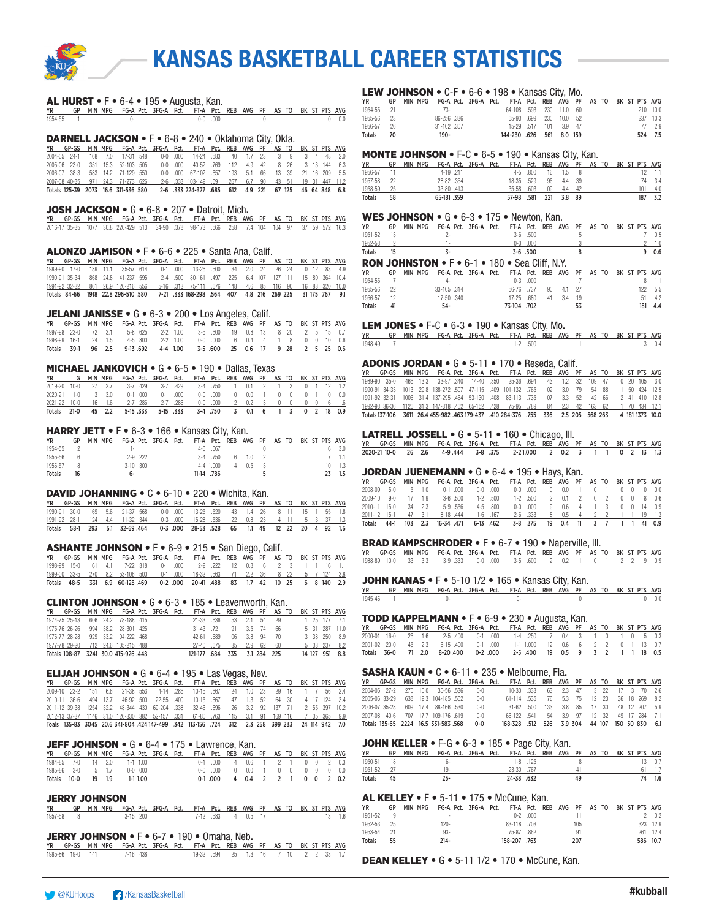# KANSAS BASKETBALL CAREER STATISTICS

## AL HURST • F • 6-4 • 195 • Augusta, Kan.

| YR | GP | MIN | MPG | FG-A | Pct. | 3FG-A | Pct. | FT-A | Pct. | REB | AVG | PF | AS | TO | BK | ST | PTS | AVG |
|---|---|---|---|---|---|---|---|---|---|---|---|---|---|---|---|---|---|---|
| 1954-55 | 1 | | | 0- | | | | 0-0 | .000 | | | 0 | | | | | 0 | 0.0 |

## DARNELL JACKSON • F • 6-8 • 240 • Oklahoma City, Okla.

| YR | GP-GS | MIN | MPG | FG-A | Pct. | 3FG-A | Pct. | FT-A | Pct. | REB | AVG | PF | AS | TO | BK | ST | PTS | AVG |
|---|---|---|---|---|---|---|---|---|---|---|---|---|---|---|---|---|---|---|
| 2004-05 | 24-1 | 168 | 7.0 | 17-31 | .548 | 0-0 | .000 | 14-24 | .583 | 40 | 1.7 | 23 | 3 | 9 | 3 | 4 | 48 | 2.0 |
| 2005-06 | 23-0 | 351 | 15.3 | 52-103 | .505 | 0-0 | .000 | 40-52 | .769 | 112 | 4.9 | 42 | 8 | 26 | 3 | 13 | 144 | 6.3 |
| 2006-07 | 38-3 | 583 | 14.2 | 71-129 | .550 | 0-0 | .000 | 67-102 | .657 | 193 | 5.1 | 66 | 13 | 39 | 21 | 16 | 209 | 5.5 |
| 2007-08 | 40-35 | 971 | 24.3 | 171-273 | .626 | 2-6 | .333 | 103-149 | .691 | 267 | 6.7 | 90 | 43 | 51 | 19 | 31 | 447 | 11.2 |
| Totals | 125-39 | 2073 | 16.6 | 311-536 | .580 | 2-6 | .333 | 224-327 | .685 | 612 | 4.9 | 221 | 67 | 125 | 46 | 64 | 848 | 6.8 |

## JOSH JACKSON • G • 6-8 • 207 • Detroit, Mich.

| YR | GP-GS | MIN | MPG | FG-A | Pct. | 3FG-A | Pct. | FT-A | Pct. | REB | AVG | PF | AS | TO | BK | ST | PTS | AVG |
|---|---|---|---|---|---|---|---|---|---|---|---|---|---|---|---|---|---|---|
| 2016-17 | 35-35 | 1077 | 30.8 | 220-429 | .513 | 34-90 | .378 | 98-173 | .566 | 258 | 7.4 | 104 | 104 | 97 | 37 | 59 | 572 | 16.3 |

## ALONZO JAMISON • F • 6-6 • 225 • Santa Ana, Calif.

| YR | GP-GS | MIN | MPG | FG-A | Pct. | 3FG-A | Pct. | FT-A | Pct. | REB | AVG | PF | AS | TO | BK | ST | PTS | AVG |
|---|---|---|---|---|---|---|---|---|---|---|---|---|---|---|---|---|---|---|
| 1989-90 | 17-0 | 189 | 11.1 | 35-57 | .614 | 0-1 | .000 | 13-26 | .500 | 34 | 2.0 | 24 | 26 | 24 | 0 | 12 | 83 | 4.9 |
| 1990-91 | 35-34 | 868 | 24.8 | 141-237 | .595 | 2-4 | .500 | 80-161 | .497 | 225 | 6.4 | 107 | 127 | 111 | 15 | 80 | 364 | 10.4 |
| 1991-92 | 32-32 | 861 | 26.9 | 120-216 | .556 | 5-16 | .313 | 75-111 | .676 | 148 | 4.6 | 85 | 116 | 90 | 16 | 83 | 320 | 10.0 |
| Totals | 84-66 | 1918 | 22.8 | 296-510 | .580 | 7-21 | .333 | 168-298 | .564 | 407 | 4.8 | 216 | 269 | 225 | 31 | 175 | 767 | 9.1 |

## JELANI JANISSE • G • 6-3 • 200 • Los Angeles, Calif.

| YR | GP-GS | MIN | MPG | FG-A | Pct. | 3FG-A | Pct. | FT-A | Pct. | REB | AVG | PF | AS | TO | BK | ST | PTS | AVG |
|---|---|---|---|---|---|---|---|---|---|---|---|---|---|---|---|---|---|---|
| 1997-98 | 23-0 | 72 | 3.1 | 5-8 | .625 | 2-2 | 1.00 | 3-5 | .600 | 19 | 0.8 | 13 | 8 | 20 | 2 | 5 | 15 | 0.7 |
| 1998-99 | 16-1 | 24 | 1.5 | 4-5 | .800 | 2-2 | 1.00 | 0-0 | .000 | 6 | 0.4 | 4 | 1 | 8 | 0 | 0 | 10 | 0.6 |
| Totals | 39-1 | 96 | 2.5 | 9-13 | .692 | 4-4 | 1.00 | 3-5 | .600 | 25 | 0.6 | 17 | 9 | 28 | 2 | 5 | 25 | 0.6 |

## MICHAEL JANKOVICH • G • 6-5 • 190 • Dallas, Texas

| YR | G | MIN | MPG | FG-A | Pct. | 3FG-A | Pct. | FT-A | Pct. | REB | AVG | PF | AS | TO | BK | ST | PTS | AVG |
|---|---|---|---|---|---|---|---|---|---|---|---|---|---|---|---|---|---|---|
| 2019-20 | 10-0 | 27 | 2.7 | 3-7 | .429 | 3-7 | .429 | 3-4 | .750 | 1 | 0.1 | 2 | 1 | 3 | 0 | 1 | 12 | 1.2 |
| 2020-21 | 1-0 | 3 | 3.0 | 0-1 | .000 | 0-1 | .000 | 0-0 | .000 | 0 | 0.0 | 1 | 0 | 0 | 0 | 1 | 0 | 0.0 |
| 2021-22 | 10-0 | 16 | 1.6 | 2-7 | .286 | 2-7 | .286 | 0-0 | .000 | 2 | 0.2 | 3 | 0 | 0 | 0 | 0 | 6 | .6 |
| Totals | 21-0 | 45 | 2.2 | 5-15 | .333 | 5-15 | .333 | 3-4 | .750 | 3 | 0.1 | 6 | 1 | 3 | 0 | 2 | 18 | 0.9 |

## HARRY JETT • F • 6-3 • 166 • Kansas City, Kan.

| YR | GP | MIN | MPG | FG-A | Pct. | 3FG-A | Pct. | FT-A | Pct. | REB | AVG | PF | AS | TO | BK | ST | PTS | AVG |
|---|---|---|---|---|---|---|---|---|---|---|---|---|---|---|---|---|---|---|
| 1954-55 | 2 | | | 1- | | | | 4-6 | .667 | | | 0 | | | | | 6 | 3.0 |
| 1955-56 | 6 | | | 2-9 | .222 | | | 3-4 | .750 | 6 | 1.0 | 2 | | | | | 7 | 1.1 |
| 1956-57 | 8 | | | 3-10 | .300 | | | 4-4 | 1.000 | 4 | 0.5 | 3 | | | | | 10 | 1.3 |
| Totals | 16 | | | 6- | | | | 11-14 | .786 | | | 5 | | | | | 23 | 1.5 |

## DAVID JOHANNING • C • 6-10 • 220 • Wichita, Kan.

| YR | GP-GS | MIN | MPG | FG-A | Pct. | 3FG-A | Pct. | FT-A | Pct. | REB | AVG | PF | AS | TO | BK | ST | PTS | AVG |
|---|---|---|---|---|---|---|---|---|---|---|---|---|---|---|---|---|---|---|
| 1990-91 | 30-0 | 169 | 5.6 | 21-37 | .568 | 0-0 | .000 | 13-25 | .520 | 43 | 1.4 | 26 | 8 | 11 | 15 | 1 | 55 | 1.8 |
| 1991-92 | 28-1 | 124 | 4.4 | 11-32 | .344 | 0-3 | .000 | 15-28 | .536 | 22 | 0.8 | 23 | 4 | 11 | 5 | 3 | 37 | 1.3 |
| Totals | 58-1 | 293 | 5.1 | 32-69 | .464 | 0-3 | .000 | 28-53 | .528 | 65 | 1.1 | 49 | 12 | 22 | 20 | 4 | 92 | 1.6 |

## ASHANTE JOHNSON • F • 6-9 • 215 • San Diego, Calif.

| YR | GP-GS | MIN | MPG | FG-A | Pct. | 3FG-A | Pct. | FT-A | Pct. | REB | AVG | PF | AS | TO | BK | ST | PTS | AVG |
|---|---|---|---|---|---|---|---|---|---|---|---|---|---|---|---|---|---|---|
| 1998-99 | 15-0 | 61 | 4.1 | 7-22 | .318 | 0-1 | .000 | 2-9 | .222 | 12 | 0.8 | 6 | 2 | 3 | 1 | 1 | 16 | 1.1 |
| 1999-00 | 33-5 | 270 | 8.2 | 53-106 | .500 | 0-1 | .000 | 18-32 | .563 | 71 | 2.2 | 36 | 8 | 22 | 5 | 7 | 124 | 3.8 |
| Totals | 48-5 | 331 | 6.9 | 60-128 | .469 | 0-2 | .000 | 20-41 | .488 | 83 | 1.7 | 42 | 10 | 25 | 6 | 8 | 140 | 2.9 |

## CLINTON JOHNSON • G • 6-3 • 185 • Leavenworth, Kan.

| YR | GP-GS | MIN | MPG | FG-A | Pct. | 3FG-A | Pct. | FT-A | Pct. | REB | AVG | PF | AS | TO | BK | ST | PTS | AVG |
|---|---|---|---|---|---|---|---|---|---|---|---|---|---|---|---|---|---|---|
| 1974-75 | 25-13 | 606 | 24.2 | 78-188 | .415 | | | 21-33 | .636 | 53 | 2.1 | 54 | 29 | | 1 | 25 | 177 | 7.1 |
| 1975-76 | 26-26 | 994 | 38.2 | 128-301 | .425 | | | 31-43 | .721 | 91 | 3.5 | 74 | 66 | | 5 | 31 | 287 | 11.0 |
| 1976-77 | 28-28 | 929 | 33.2 | 104-222 | .468 | | | 42-61 | .689 | 106 | 3.8 | 94 | 70 | | 3 | 38 | 250 | 8.9 |
| 1977-78 | 29-20 | 712 | 24.6 | 105-215 | .488 | | | 27-40 | .675 | 85 | 2.9 | 62 | 60 | | 5 | 33 | 237 | 8.2 |
| Totals | 108-87 | 3241 | 30.0 | 415-926 | .448 | | | 121-177 | .684 | 335 | 3.1 | 284 | 225 | | 14 | 127 | 951 | 8.8 |

## ELIJAH JOHNSON • G • 6-4 • 195 • Las Vegas, Nev.

| YR | GP-GS | MIN | MPG | FG-A | Pct. | 3FG-A | Pct. | FT-A | Pct. | REB | AVG | PF | AS | TO | BK | ST | PTS | AVG |
|---|---|---|---|---|---|---|---|---|---|---|---|---|---|---|---|---|---|---|
| 2009-10 | 23-2 | 151 | 6.6 | 21-38 | .553 | 4-14 | .286 | 10-15 | .667 | 24 | 1.0 | 23 | 29 | 16 | 1 | 7 | 56 | 2.4 |
| 2010-11 | 36-6 | 494 | 13.7 | 46-92 | .500 | 22-55 | .400 | 10-15 | .667 | 47 | 1.3 | 52 | 64 | 30 | 4 | 17 | 124 | 3.4 |
| 2011-12 | 39-38 | 1254 | 32.2 | 148-344 | .430 | 69-204 | .338 | 32-46 | .696 | 126 | 3.2 | 92 | 137 | 81 | 12 | 55 | 397 | 10.2 |
| 2012-13 | 37-37 | 1146 | 31.0 | 126-330 | .382 | 52-157 | .331 | 61-80 | .763 | 115 | 3.1 | 91 | 169 | 116 | 7 | 35 | 365 | 9.9 |
| Toals | 135-83 | 3045 | 20.6 | 341-804 | .424 | 147-499 | .342 | 113-156 | .724 | 312 | 2.3 | 258 | 399 | 233 | 24 | 114 | 942 | 7.0 |

## JEFF JOHNSON • G • 6-4 • 175 • Lawrence, Kan.

| YR | GP-GS | MIN | MPG | FG-A | Pct. | 3FG-A | Pct. | FT-A | Pct. | REB | AVG | PF | AS | TO | BK | ST | PTS | AVG |
|---|---|---|---|---|---|---|---|---|---|---|---|---|---|---|---|---|---|---|
| 1984-85 | 7-0 | 14 | 2.0 | 1-1 | 1.00 | | | 0-1 | .000 | 4 | 0.6 | 1 | 2 | 1 | 0 | 0 | 2 | 0.3 |
| 1985-86 | 3-0 | 5 | 1.7 | 0-0 | .000 | | | 0-0 | .000 | 0 | 0.0 | 1 | 0 | 0 | 0 | 0 | 0 | 0.0 |
| Totals | 10-0 | 19 | 1.9 | 1-1 | 1.00 | | | 0-1 | .000 | 4 | 0.4 | 2 | 2 | 1 | 0 | 0 | 2 | 0.2 |

## JERRY JOHNSON

| YR | GP | MIN | MPG | FG-A | Pct. | 3FG-A | Pct. | FT-A | Pct. | REB | AVG | PF | AS | TO | BK | ST | PTS | AVG |
|---|---|---|---|---|---|---|---|---|---|---|---|---|---|---|---|---|---|---|
| 1957-58 | 8 | | | 3-15 | .200 | | | 7-12 | .583 | 4 | 0.5 | 17 | | | | | 13 | 1.6 |

## JERRY JOHNSON • F • 6-7 • 190 • Omaha, Neb.

| YR | GP-GS | MIN | MPG | FG-A | Pct. | 3FG-A | Pct. | FT-A | Pct. | REB | AVG | PF | AS | TO | BK | ST | PTS | AVG |
|---|---|---|---|---|---|---|---|---|---|---|---|---|---|---|---|---|---|---|
| 1985-86 | 19-0 | 141 | | 7-16 | .438 | | | 19-32 | .594 | 25 | 1.3 | 16 | 7 | 10 | 2 | 2 | 33 | 1.7 |

## LEW JOHNSON • C-F • 6-6 • 198 • Kansas City, Mo.

| YR | GP | MIN | MPG | FG-A | Pct. | 3FG-A | Pct. | FT-A | Pct. | REB | AVG | PF | AS | TO | BK | ST | PTS | AVG |
|---|---|---|---|---|---|---|---|---|---|---|---|---|---|---|---|---|---|---|
| 1954-55 | 21 | | | 73- | | | | 64-108 | .593 | 230 | 11.0 | 60 | | | | | 210 | 10.0 |
| 1955-56 | 23 | | | 86-256 | .336 | | | 65-93 | .699 | 230 | 10.0 | 52 | | | | | 237 | 10.3 |
| 1956-57 | 26 | | | 31-102 | .307 | | | 15-29 | .517 | 101 | 3.9 | 47 | | | | | 77 | 2.9 |
| Totals | 70 | | | 190- | | | | 144-230 | .626 | 561 | 8.0 | 159 | | | | | 524 | 7.5 |

## MONTE JOHNSON • F-C • 6-5 • 190 • Kansas City, Kan.

| YR | GP | MIN | MPG | FG-A | Pct. | 3FG-A | Pct. | FT-A | Pct. | REB | AVG | PF | AS | TO | BK | ST | PTS | AVG |
|---|---|---|---|---|---|---|---|---|---|---|---|---|---|---|---|---|---|---|
| 1956-57 | 11 | | | 4-19 | .211 | | | 4-5 | .800 | 16 | 1.5 | 8 | | | | | 12 | 1.1 |
| 1957-58 | 22 | | | 28-82 | .354 | | | 18-35 | .529 | 96 | 4.4 | 39 | | | | | 74 | 3.4 |
| 1958-59 | 25 | | | 33-80 | .413 | | | 35-58 | .603 | 109 | 4.4 | 42 | | | | | 101 | 4.0 |
| Totals | 58 | | | 65-181 | .359 | | | 57-98 | .581 | 221 | 3.8 | 89 | | | | | 187 | 3.2 |

## WES JOHNSON • G • 6-3 • 175 • Newton, Kan.

| YR | GP | MIN | MPG | FG-A | Pct. | 3FG-A | Pct. | FT-A | Pct. | REB | AVG | PF | AS | TO | BK | ST | PTS | AVG |
|---|---|---|---|---|---|---|---|---|---|---|---|---|---|---|---|---|---|---|
| 1951-52 | 13 | | | 2- | | | | 3-6 | .500 | | | 5 | | | | | 7 | 0.5 |
| 1952-53 | 2 | | | 1- | | | | 0-0 | .000 | | | 3 | | | | | 2 | 1.0 |
| Totals | 15 | | | 3- | | | | 3-6 | .500 | | | 8 | | | | | 9 | 0.6 |

## RON JOHNSTON • F • 6-1 • 180 • Sea Cliff, N.Y.

| YR | GP | MIN | MPG | FG-A | Pct. | 3FG-A | Pct. | FT-A | Pct. | REB | AVG | PF | AS | TO | BK | ST | PTS | AVG |
|---|---|---|---|---|---|---|---|---|---|---|---|---|---|---|---|---|---|---|
| 1954-55 | 7 | | | 4- | | | | 0-3 | .000 | | | 7 | | | | | 8 | 1.1 |
| 1955-56 | 22 | | | 33-105 | .314 | | | 56-76 | .737 | 90 | 4.1 | 27 | | | | | 122 | 5.5 |
| 1956-57 | 12 | | | 17-50 | .340 | | | 17-25 | .680 | 41 | 3.4 | 19 | | | | | 51 | 4.2 |
| Totals | 41 | | | 54- | | | | 73-104 | .702 | | | 53 | | | | | 181 | 4.4 |

## LEM JONES • F-C • 6-3 • 190 • Kansas City, Mo.

| YR | GP | MIN | MPG | FG-A | Pct. | 3FG-A | Pct. | FT-A | Pct. | REB | AVG | PF | AS | TO | BK | ST | PTS | AVG |
|---|---|---|---|---|---|---|---|---|---|---|---|---|---|---|---|---|---|---|
| 1948-49 | 7 | | | 1- | | | | 1-2 | .500 | | | 1 | | | | | 3 | 0.4 |

## ADONIS JORDAN • G • 5-11 • 170 • Reseda, Calif.

| YR | GP-GS | MIN | MPG | FG-A | Pct. | 3FG-A | Pct. | FT-A | Pct. | REB | AVG | PF | AS | TO | BK | ST | PTS | AVG |
|---|---|---|---|---|---|---|---|---|---|---|---|---|---|---|---|---|---|---|
| 1989-90 | 35-0 | 466 | 13.3 | 33-97 | .340 | 14-40 | .350 | 25-36 | .694 | 43 | 1.2 | 32 | 109 | 47 | 0 | 20 | 105 | 3.0 |
| 1990-91 | 34-33 | 1013 | 29.8 | 138-272 | .507 | 47-115 | .409 | 101-132 | .765 | 102 | 3.0 | 79 | 154 | 88 | 1 | 50 | 424 | 12.5 |
| 1991-92 | 32-31 | 1006 | 31.4 | 137-295 | .464 | 53-130 | .408 | 83-113 | .735 | 107 | 3.3 | 52 | 142 | 66 | 2 | 41 | 410 | 12.8 |
| 1992-93 | 36-36 | 1126 | 31.3 | 147-318 | .462 | 65-152 | .428 | 75-95 | .789 | 84 | 2.3 | 42 | 163 | 62 | 1 | 70 | 434 | 12.1 |
| Totals | 137-106 | 3611 | 26.4 | 455-982 | .463 | 179-437 | .410 | 284-376 | .755 | 336 | 2.5 | 205 | 568 | 263 | 4 | 181 | 1373 | 10.0 |

## LATRELL JOSSELL • G • 5-11 • 160 • Chicago, Ill.

| YR | GP-GS | MIN | MPG | FG-A | Pct. | 3FG-A | Pct. | FT-A | Pct. | REB | AVG | PF | AS | TO | BK | ST | PTS | AVG |
|---|---|---|---|---|---|---|---|---|---|---|---|---|---|---|---|---|---|---|
| 2020-21 | 10-0 | 26 | 2.6 | 4-9 | .444 | 3-8 | .375 | 2-2 | 1.000 | 2 | 0.2 | 3 | 1 | 1 | 0 | 2 | 13 | 1.3 |

## JORDAN JUENEMANN • G • 6-4 • 195 • Hays, Kan.

| YR | GP-GS | MIN | MPG | FG-A | Pct. | 3FG-A | Pct. | FT-A | Pct. | REB | AVG | PF | AS | TO | BK | ST | PTS | AVG |
|---|---|---|---|---|---|---|---|---|---|---|---|---|---|---|---|---|---|---|
| 2008-09 | 5-0 | 5 | 1.0 | 0-1 | .000 | 0-0 | .000 | 0-0 | .000 | 0 | 0.0 | 1 | 0 | 1 | 0 | 0 | 0 | 0.0 |
| 2009-10 | 9-0 | 17 | 1.9 | 3-6 | .500 | 1-2 | .500 | 1-2 | .500 | 2 | 0.1 | 2 | 0 | 2 | 0 | 0 | 8 | 0.6 |
| 2010-11 | 15-0 | 34 | 2.3 | 5-9 | .556 | 4-5 | .800 | 0-0 | .000 | 9 | 0.6 | 4 | 1 | 3 | 0 | 0 | 14 | 0.9 |
| 2011-12 | 15-1 | 47 | 3.1 | 8-18 | .444 | 1-6 | .167 | 2-6 | .333 | 8 | 0.5 | 4 | 2 | 2 | 1 | 1 | 19 | 1.3 |
| Totals | 44-1 | 103 | 2.3 | 16-34 | .471 | 6-13 | .462 | 3-8 | .375 | 19 | 0.4 | 11 | 3 | 7 | 1 | 1 | 41 | 0.9 |

## BRAD KAMPSCHRODER • F • 6-7 • 190 • Naperville, Ill.

| YR | GP-GS | MIN | MPG | FG-A | Pct. | 3FG-A | Pct. | FT-A | Pct. | REB | AVG | PF | AS | TO | BK | ST | PTS | AVG |
|---|---|---|---|---|---|---|---|---|---|---|---|---|---|---|---|---|---|---|
| 1988-89 | 10-0 | 33 | 3.3 | 3-9 | .333 | 0-0 | .000 | 3-5 | .600 | 2 | 0.2 | 1 | 0 | 1 | 2 | 2 | 9 | 0.9 |

## JOHN KANAS • F • 5-10 1/2 • 165 • Kansas City, Kan.

| YR | GP | MIN | MPG | FG-A | Pct. | 3FG-A | Pct. | FT-A | Pct. | REB | AVG | PF | AS | TO | BK | ST | PTS | AVG |
|---|---|---|---|---|---|---|---|---|---|---|---|---|---|---|---|---|---|---|
| 1945-46 | 1 | | | 0- | | | | 0- | | | | 0 | | | | | 0 | 0.0 |

## TODD KAPPELMANN • F • 6-9 • 230 • Augusta, Kan.

| YR | GP-GS | MIN | MPG | FG-A | Pct. | 3FG-A | Pct. | FT-A | Pct. | REB | AVG | PF | AS | TO | BK | ST | PTS | AVG |
|---|---|---|---|---|---|---|---|---|---|---|---|---|---|---|---|---|---|---|
| 2000-01 | 16-0 | 26 | 1.6 | 2-5 | .400 | 0-1 | .000 | 1-4 | .250 | 7 | 0.4 | 3 | 1 | 0 | 1 | 0 | 5 | 0.3 |
| 2001-02 | 20-0 | 45 | 2.3 | 6-15 | .400 | 0-1 | .000 | 1-1 | 1.000 | 12 | 0.6 | 6 | 2 | 2 | 0 | 1 | 13 | 0.7 |
| Totals | 36-0 | 71 | 2.0 | 8-20 | .400 | 0-2 | .000 | 2-5 | .400 | 19 | 0.5 | 9 | 3 | 2 | 1 | 1 | 18 | 0.5 |

## SASHA KAUN • C • 6-11 • 235 • Melbourne, Fla.

| YR | GP-GS | MIN | MPG | FG-A | Pct. | 3FG-A | Pct. | FT-A | Pct. | REB | AVG | PF | AS | TO | BK | ST | PTS | AVG |
|---|---|---|---|---|---|---|---|---|---|---|---|---|---|---|---|---|---|---|
| 2004-05 | 27-2 | 270 | 10.0 | 30-56 | .536 | 0-0 | | 10-30 | .333 | 63 | 2.3 | 47 | 3 | 22 | 17 | 3 | 70 | 2.6 |
| 2005-06 | 33-29 | 638 | 19.3 | 104-185 | .562 | 0-0 | | 61-114 | .535 | 176 | 5.3 | 75 | 12 | 23 | 36 | 18 | 269 | 8.2 |
| 2006-07 | 35-28 | 609 | 17.4 | 88-166 | .530 | 0-0 | | 31-62 | .500 | 133 | 3.8 | 85 | 17 | 30 | 48 | 12 | 207 | 5.9 |
| 2007-08 | 40-6 | 707 | 17.7 | 109-176 | .619 | 0-0 | | 66-122 | .541 | 154 | 3.9 | 97 | 12 | 32 | 49 | 17 | 284 | 7.1 |
| Totals | 135-65 | 2224 | 16.5 | 331-583 | .568 | 0-0 | | 168-328 | .512 | 526 | 3.9 | 304 | 44 | 107 | 150 | 50 | 830 | 6.1 |

## JOHN KELLER • F-G • 6-3 • 185 • Page City, Kan.

| YR | GP | MIN | MPG | FG-A | Pct. | 3FG-A | Pct. | FT-A | Pct. | REB | AVG | PF | AS | TO | BK | ST | PTS | AVG |
|---|---|---|---|---|---|---|---|---|---|---|---|---|---|---|---|---|---|---|
| 1950-51 | 18 | | | 6- | | | | 1-8 | .125 | | | 8 | | | | | 13 | 0.7 |
| 1951-52 | 27 | | | 19- | | | | 23-30 | .767 | | | 41 | | | | | 61 | 1.7 |
| Totals | 45 | | | 25- | | | | 24-38 | .632 | | | 49 | | | | | 74 | 1.6 |

## AL KELLEY • F • 5-11 • 175 • McCune, Kan.

| YR | GP | MIN | MPG | FG-A | Pct. | 3FG-A | Pct. | FT-A | Pct. | REB | AVG | PF | AS | TO | BK | ST | PTS | AVG |
|---|---|---|---|---|---|---|---|---|---|---|---|---|---|---|---|---|---|---|
| 1951-52 | 9 | | | 1- | | | | 0-2 | .000 | | | 11 | | | | | 2 | 0.2 |
| 1952-53 | 25 | | | 120- | | | | 83-118 | .703 | | | 105 | | | | | 323 | 12.9 |
| 1953-54 | 21 | | | 93- | | | | 75-87 | .862 | | | 91 | | | | | 261 | 12.4 |
| Totals | 55 | | | 214- | | | | 158-207 | .763 | | | 207 | | | | | 586 | 10.7 |

## DEAN KELLEY • G • 5-11 1/2 • 170 • McCune, Kan.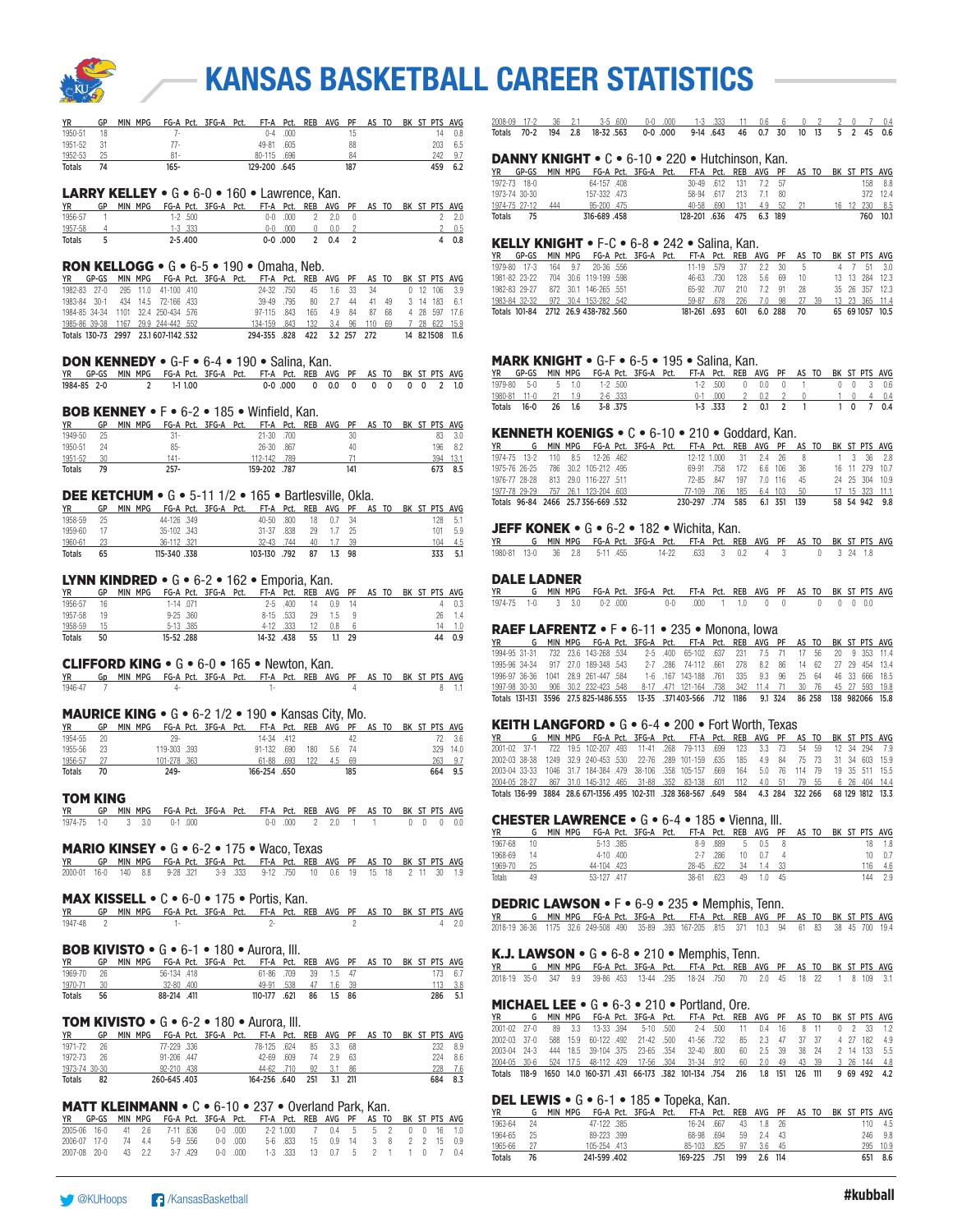# KANSAS BASKETBALL CAREER STATISTICS

| YR | GP | MIN | MPG | FG-A | Pct. | 3FG-A | Pct. | FT-A | Pct. | REB | AVG | PF | AS | TO | BK | ST | PTS | AVG |
|---|---|---|---|---|---|---|---|---|---|---|---|---|---|---|---|---|---|---|
| 1950-51 | 18 | | | 7- | | | | 0-4 | .000 | | | 15 | | | | | 14 | 0.8 |
| 1951-52 | 31 | | | 77- | | | | 49-81 | .605 | | | 88 | | | | | 203 | 6.5 |
| 1952-53 | 25 | | | 81- | | | | 80-115 | .696 | | | 84 | | | | | 242 | 9.7 |
| Totals | 74 | | | 165- | | | | 129-200 | .645 | | | 187 | | | | | 459 | 6.2 |

## LARRY KELLEY • G • 6-0 • 160 • Lawrence, Kan.

| YR | GP | MIN | MPG | FG-A | Pct. | 3FG-A | Pct. | FT-A | Pct. | REB | AVG | PF | AS | TO | BK | ST | PTS | AVG |
|---|---|---|---|---|---|---|---|---|---|---|---|---|---|---|---|---|---|---|
| 1956-57 | 1 | | | 1-2 | .500 | | | 0-0 | .000 | 2 | 2.0 | 0 | | | | | 2 | 2.0 |
| 1957-58 | 4 | | | 1-3 | .333 | | | 0-0 | .000 | 0 | 0.0 | 2 | | | | | 2 | 0.5 |
| Totals | 5 | | | 2-5 | .400 | | | 0-0 | .000 | 2 | 0.4 | 2 | | | | | 4 | 0.8 |

## RON KELLOGG • G • 6-5 • 190 • Omaha, Neb.

| YR | GP-GS | MIN | MPG | FG-A | Pct. | 3FG-A | Pct. | FT-A | Pct. | REB | AVG | PF | AS | TO | BK | ST | PTS | AVG |
|---|---|---|---|---|---|---|---|---|---|---|---|---|---|---|---|---|---|---|
| 1982-83 | 27-0 | 295 | 11.0 | 41-100 | .410 | | | 24-32 | .750 | 45 | 1.6 | 33 | 34 | | 0 | 12 | 106 | 3.9 |
| 1983-84 | 30-1 | 434 | 14.5 | 72-166 | .433 | | | 39-49 | .795 | 80 | 2.7 | 44 | 41 | 49 | 3 | 14 | 183 | 6.1 |
| 1984-85 | 34-34 | 1101 | 32.4 | 250-434 | .576 | | | 97-115 | .843 | 165 | 4.9 | 84 | 87 | 68 | 4 | 28 | 597 | 17.6 |
| 1985-86 | 39-38 | 1167 | 29.9 | 244-442 | .552 | | | 134-159 | .843 | 132 | 3.4 | 96 | 110 | 69 | 7 | 28 | 622 | 15.9 |
| Totals | 130-73 | 2997 | 23.1 | 607-1142 | .532 | | | 294-355 | .828 | 422 | 3.2 | 257 | 272 | | 14 | 82 | 1508 | 11.6 |

## DON KENNEDY • G-F • 6-4 • 190 • Salina, Kan.

| YR | GP-GS | MIN | MPG | FG-A | Pct. | 3FG-A | Pct. | FT-A | Pct. | REB | AVG | PF | AS | TO | BK | ST | PTS | AVG |
|---|---|---|---|---|---|---|---|---|---|---|---|---|---|---|---|---|---|---|
| 1984-85 | 2-0 | | 2 | 1-1 | 1.00 | | | 0-0 | .000 | 0 | 0.0 | 0 | 0 | 0 | 0 | 0 | 2 | 1.0 |

## BOB KENNEY • F • 6-2 • 185 • Winfield, Kan.

| YR | GP | MIN | MPG | FG-A | Pct. | 3FG-A | Pct. | FT-A | Pct. | REB | AVG | PF | AS | TO | BK | ST | PTS | AVG |
|---|---|---|---|---|---|---|---|---|---|---|---|---|---|---|---|---|---|---|
| 1949-50 | 25 | | | 31- | | | | 21-30 | .700 | | | 30 | | | | | 83 | 3.0 |
| 1950-51 | 24 | | | 85- | | | | 26-30 | .867 | | | 40 | | | | | 196 | 8.2 |
| 1951-52 | 30 | | | 141- | | | | 112-142 | .789 | | | 71 | | | | | 394 | 13.1 |
| Totals | 79 | | | 257- | | | | 159-202 | .787 | | | 141 | | | | | 673 | 8.5 |

## DEE KETCHUM • G • 5-11 1/2 • 165 • Bartlesville, Okla.

| YR | GP | MIN | MPG | FG-A | Pct. | 3FG-A | Pct. | FT-A | Pct. | REB | AVG | PF | AS | TO | BK | ST | PTS | AVG |
|---|---|---|---|---|---|---|---|---|---|---|---|---|---|---|---|---|---|---|
| 1958-59 | 25 | | | 44-126 | .349 | | | 40-50 | .800 | 18 | 0.7 | 34 | | | | | 128 | 5.1 |
| 1959-60 | 17 | | | 35-102 | .343 | | | 31-37 | .838 | 29 | 1.7 | 25 | | | | | 101 | 5.9 |
| 1960-61 | 23 | | | 36-112 | .321 | | | 32-43 | .744 | 40 | 1.7 | 39 | | | | | 104 | 4.5 |
| Totals | 65 | | | 115-340 | .338 | | | 103-130 | .792 | 87 | 1.3 | 98 | | | | | 333 | 5.1 |

## LYNN KINDRED • G • 6-2 • 162 • Emporia, Kan.

| YR | GP | MIN | MPG | FG-A | Pct. | 3FG-A | Pct. | FT-A | Pct. | REB | AVG | PF | AS | TO | BK | ST | PTS | AVG |
|---|---|---|---|---|---|---|---|---|---|---|---|---|---|---|---|---|---|---|
| 1956-57 | 16 | | | 1-14 | .071 | | | 2-5 | .400 | 14 | 0.9 | 14 | | | | | 4 | 0.3 |
| 1957-58 | 19 | | | 9-25 | .360 | | | 8-15 | .533 | 29 | 1.5 | 9 | | | | | 26 | 1.4 |
| 1958-59 | 15 | | | 5-13 | .385 | | | 4-12 | .333 | 12 | 0.8 | 6 | | | | | 14 | 1.0 |
| Totals | 50 | | | 15-52 | .288 | | | 14-32 | .438 | 55 | 1.1 | 29 | | | | | 44 | 0.9 |

## CLIFFORD KING • G • 6-0 • 165 • Newton, Kan.

| YR | Gp | MIN | MPG | FG-A | Pct. | 3FG-A | Pct. | FT-A | Pct. | REB | AVG | PF | AS | TO | BK | ST | PTS | AVG |
|---|---|---|---|---|---|---|---|---|---|---|---|---|---|---|---|---|---|---|
| 1946-47 | 7 | | | 4- | | | | 1- | | | | 4 | | | | | 8 | 1.1 |

## MAURICE KING • G • 6-2 1/2 • 190 • Kansas City, Mo.

| YR | GP | MIN | MPG | FG-A | Pct. | 3FG-A | Pct. | FT-A | Pct. | REB | AVG | PF | AS | TO | BK | ST | PTS | AVG |
|---|---|---|---|---|---|---|---|---|---|---|---|---|---|---|---|---|---|---|
| 1954-55 | 20 | | | 29- | | | | 14-34 | .412 | | | 42 | | | | | 72 | 3.6 |
| 1955-56 | 23 | | | 119-303 | .393 | | | 91-132 | .690 | 180 | 5.6 | 74 | | | | | 329 | 14.0 |
| 1956-57 | 27 | | | 101-278 | .363 | | | 61-88 | .693 | 122 | 4.5 | 69 | | | | | 263 | 9.7 |
| Totals | 70 | | | 249- | | | | 166-254 | .650 | | | 185 | | | | | 664 | 9.5 |

## TOM KING

| YR | G | MIN | MPG | FG-A | Pct. | 3FG-A | Pct. | FT-A | Pct. | REB | AVG | PF | AS | TO | BK | ST | PTS | AVG |
|---|---|---|---|---|---|---|---|---|---|---|---|---|---|---|---|---|---|---|
| 1974-75 | 1-0 | 3 | 3.0 | 0-1 | .000 | | | 0-0 | .000 | 2 | 2.0 | 1 | 1 | | 0 | 0 | 0 | 0.0 |

## MARIO KINSEY • G • 6-2 • 175 • Waco, Texas

| YR | GP-GS | MIN | MPG | FG-A | Pct. | 3FG-A | Pct. | FT-A | Pct. | REB | AVG | PF | AS | TO | BK | ST | PTS | AVG |
|---|---|---|---|---|---|---|---|---|---|---|---|---|---|---|---|---|---|---|
| 2000-01 | 16-0 | 140 | 8.8 | 9-28 | .321 | 3-9 | .333 | 9-12 | .750 | 10 | 0.6 | 19 | 15 | 18 | 2 | 11 | 30 | 1.9 |

## MAX KISSELL • C • 6-0 • 175 • Portis, Kan.

| YR | GP | MIN | MPG | FG-A | Pct. | 3FG-A | Pct. | FT-A | Pct. | REB | AVG | PF | AS | TO | BK | ST | PTS | AVG |
|---|---|---|---|---|---|---|---|---|---|---|---|---|---|---|---|---|---|---|
| 1947-48 | 2 | | | 1- | | | | 2- | | | | 2 | | | | | 4 | 2.0 |

## BOB KIVISTO • G • 6-1 • 180 • Aurora, Ill.

| YR | GP | MIN | MPG | FG-A | Pct. | 3FG-A | Pct. | FT-A | Pct. | REB | AVG | PF | AS | TO | BK | ST | PTS | AVG |
|---|---|---|---|---|---|---|---|---|---|---|---|---|---|---|---|---|---|---|
| 1969-70 | 26 | | | 56-134 | .418 | | | 61-86 | .709 | 39 | 1.5 | 47 | | | | | 173 | 6.7 |
| 1970-71 | 30 | | | 32-80 | .400 | | | 49-91 | .538 | 47 | 1.6 | 39 | | | | | 113 | 3.8 |
| Totals | 56 | | | 88-214 | .411 | | | 110-177 | .621 | 86 | 1.5 | 86 | | | | | 286 | 5.1 |

## TOM KIVISTO • G • 6-2 • 180 • Aurora, Ill.

| YR | GP | MIN | MPG | FG-A | Pct. | 3FG-A | Pct. | FT-A | Pct. | REB | AVG | PF | AS | TO | BK | ST | PTS | AVG |
|---|---|---|---|---|---|---|---|---|---|---|---|---|---|---|---|---|---|---|
| 1971-72 | 26 | | | 77-229 | .336 | | | 78-125 | .624 | 85 | 3.3 | 68 | | | | | 232 | 8.9 |
| 1972-73 | 26 | | | 91-206 | .447 | | | 42-69 | .609 | 74 | 2.9 | 63 | | | | | 224 | 8.6 |
| 1973-74 | 30-30 | | | 92-210 | .438 | | | 44-62 | .710 | 92 | 3.1 | 86 | | | | | 228 | 7.6 |
| Totals | 82 | | | 260-645 | .403 | | | 164-256 | .640 | 251 | 3.1 | 211 | | | | | 684 | 8.3 |

## MATT KLEINMANN • C • 6-10 • 237 • Overland Park, Kan.

| YR | GP-GS | MIN | MPG | FG-A | Pct. | 3FG-A | Pct. | FT-A | Pct. | REB | AVG | PF | AS | TO | BK | ST | PTS | AVG |
|---|---|---|---|---|---|---|---|---|---|---|---|---|---|---|---|---|---|---|
| 2005-06 | 16-0 | 41 | 2.6 | 7-11 | .636 | 0-0 | .000 | 2-2 | 1.000 | 7 | 0.4 | 5 | 5 | 2 | 0 | 0 | 16 | 1.0 |
| 2006-07 | 17-0 | 74 | 4.4 | 5-9 | .556 | 0-0 | .000 | 5-6 | .833 | 15 | 0.9 | 14 | 3 | 8 | 2 | 2 | 15 | 0.9 |
| 2007-08 | 20-0 | 43 | 2.2 | 3-7 | .429 | 0-0 | .000 | 1-3 | .333 | 13 | 0.7 | 5 | 2 | 1 | 1 | 0 | 7 | 0.4 |
| 2008-09 | 17-2 | 36 | 2.1 | 3-5 | .600 | 0-0 | .000 | 1-3 | .333 | 11 | 0.6 | 6 | 0 | 2 | 2 | 0 | 7 | 0.4 |
| Totals | 70-2 | 194 | 2.8 | 18-32 | .563 | 0-0 | .000 | 9-14 | .643 | 46 | 0.7 | 30 | 10 | 13 | 5 | 2 | 45 | 0.6 |

## DANNY KNIGHT • C • 6-10 • 220 • Hutchinson, Kan.

| YR | GP-GS | MIN | MPG | FG-A | Pct. | 3FG-A | Pct. | FT-A | Pct. | REB | AVG | PF | AS | TO | BK | ST | PTS | AVG |
|---|---|---|---|---|---|---|---|---|---|---|---|---|---|---|---|---|---|---|
| 1972-73 | 18-0 | | | 64-157 | .408 | | | 30-49 | .612 | 131 | 7.2 | 57 | | | | | 158 | 8.8 |
| 1973-74 | 30-30 | | | 157-332 | .473 | | | 58-94 | .617 | 213 | 7.1 | 80 | | | | | 372 | 12.4 |
| 1974-75 | 27-12 | 444 | | 95-200 | .475 | | | 40-58 | .690 | 131 | 4.9 | 52 | 21 | | 16 | 12 | 230 | 8.5 |
| Totals | 75 | | | 316-689 | .458 | | | 128-201 | .636 | 475 | 6.3 | 189 | | | | | 760 | 10.1 |

## KELLY KNIGHT • F-C • 6-8 • 242 • Salina, Kan.

| YR | GP-GS | MIN | MPG | FG-A | Pct. | 3FG-A | Pct. | FT-A | Pct. | REB | AVG | PF | AS | TO | BK | ST | PTS | AVG |
|---|---|---|---|---|---|---|---|---|---|---|---|---|---|---|---|---|---|---|
| 1979-80 | 17-3 | 164 | 9.7 | 20-36 | .556 | | | 11-19 | .579 | 37 | 2.2 | 30 | 5 | | 4 | 7 | 51 | 3.0 |
| 1981-82 | 23-22 | 704 | 30.6 | 119-199 | .598 | | | 46-63 | .730 | 128 | 5.6 | 69 | 10 | | 13 | 13 | 284 | 12.3 |
| 1982-83 | 29-27 | 872 | 30.1 | 146-265 | .551 | | | 65-92 | .707 | 210 | 7.2 | 91 | 28 | | 35 | 26 | 357 | 12.3 |
| 1983-84 | 32-32 | 972 | 30.4 | 153-282 | .542 | | | 59-87 | .678 | 226 | 7.0 | 98 | 27 | 39 | 13 | 23 | 365 | 11.4 |
| Totals | 101-84 | 2712 | 26.9 | 438-782 | .560 | | | 181-261 | .693 | 601 | 6.0 | 288 | 70 | | 65 | 69 | 1057 | 10.5 |

## MARK KNIGHT • G-F • 6-5 • 195 • Salina, Kan.

| YR | GP-GS | MIN | MPG | FG-A | Pct. | 3FG-A | Pct. | FT-A | Pct. | REB | AVG | PF | AS | TO | BK | ST | PTS | AVG |
|---|---|---|---|---|---|---|---|---|---|---|---|---|---|---|---|---|---|---|
| 1979-80 | 5-0 | 5 | 1.0 | 1-2 | .500 | | | 1-2 | .500 | 0 | 0.0 | 0 | 1 | | 0 | 0 | 3 | 0.6 |
| 1980-81 | 11-0 | 21 | 1.9 | 2-6 | .333 | | | 0-1 | .000 | 2 | 0.2 | 2 | 0 | | 1 | 0 | 4 | 0.4 |
| Totals | 16-0 | 26 | 1.6 | 3-8 | .375 | | | 1-3 | .333 | 2 | 0.1 | 2 | 1 | | 1 | 0 | 7 | 0.4 |

## KENNETH KOENIGS • C • 6-10 • 210 • Goddard, Kan.

| YR | GP-GS | MIN | MPG | FG-A | Pct. | 3FG-A | Pct. | FT-A | Pct. | REB | AVG | PF | AS | TO | BK | ST | PTS | AVG |
|---|---|---|---|---|---|---|---|---|---|---|---|---|---|---|---|---|---|---|
| 1974-75 | 13-2 | 110 | 8.5 | 12-26 | .462 | | | 12-12 | 1.000 | 31 | 2.4 | 26 | 8 | | 1 | 3 | 36 | 2.8 |
| 1975-76 | 26-25 | 786 | 30.2 | 105-212 | .495 | | | 69-91 | .758 | 172 | 6.6 | 106 | 36 | | 16 | 11 | 279 | 10.7 |
| 1976-77 | 28-28 | 813 | 29.0 | 116-227 | .511 | | | 72-85 | .847 | 197 | 7.0 | 116 | 45 | | 24 | 25 | 304 | 10.9 |
| 1977-78 | 29-29 | 757 | 26.1 | 123-204 | .603 | | | 77-109 | .706 | 185 | 6.4 | 103 | 50 | | 17 | 15 | 323 | 11.1 |
| Totals | 96-84 | 2466 | 25.7 | 356-669 | .532 | | | 230-297 | .774 | 585 | 6.1 | 351 | 139 | | 58 | 54 | 942 | 9.8 |

## JEFF KONEK • G • 6-2 • 182 • Wichita, Kan.

| YR | G | MIN | MPG | FG-A | Pct. | 3FG-A | Pct. | FT-A | Pct. | REB | AVG | PF | AS | TO | BK | ST | PTS | AVG |
|---|---|---|---|---|---|---|---|---|---|---|---|---|---|---|---|---|---|---|
| 1980-81 | 13-0 | 36 | 2.8 | 5-11 | .455 | | | 14-22 | .633 | 3 | 0.2 | 4 | 3 | | 0 | 3 | 24 | 1.8 |

## DALE LADNER

| YR | G | MIN | MPG | FG-A | Pct. | 3FG-A | Pct. | FT-A | Pct. | REB | AVG | PF | AS | TO | BK | ST | PTS | AVG |
|---|---|---|---|---|---|---|---|---|---|---|---|---|---|---|---|---|---|---|
| 1974-75 | 1-0 | 3 | 3.0 | 0-2 | .000 | | | 0-0 | .000 | 1 | 1.0 | 0 | 0 | | 0 | 0 | 0 | 0.0 |

## RAEF LAFRENTZ • F • 6-11 • 235 • Monona, Iowa

| YR | G | MIN | MPG | FG-A | Pct. | 3FG-A | Pct. | FT-A | Pct. | REB | AVG | PF | AS | TO | BK | ST | PTS | AVG |
|---|---|---|---|---|---|---|---|---|---|---|---|---|---|---|---|---|---|---|
| 1994-95 | 31-31 | 732 | 23.6 | 143-268 | .534 | 2-5 | .400 | 65-102 | .637 | 231 | 7.5 | 71 | 17 | 56 | 20 | 9 | 353 | 11.4 |
| 1995-96 | 34-34 | 917 | 27.0 | 189-348 | .543 | 2-7 | .286 | 74-112 | .661 | 278 | 8.2 | 86 | 14 | 62 | 27 | 29 | 454 | 13.4 |
| 1996-97 | 36-36 | 1041 | 28.9 | 261-447 | .584 | 1-6 | .167 | 143-188 | .761 | 335 | 9.3 | 96 | 25 | 64 | 46 | 33 | 666 | 18.5 |
| 1997-98 | 30-30 | 906 | 30.2 | 232-423 | .548 | 8-17 | .471 | 121-164 | .738 | 342 | 11.4 | 71 | 30 | 76 | 45 | 27 | 593 | 19.8 |
| Totals | 131-131 | 3596 | 27.5 | 825-1486 | .555 | 13-35 | .371 | 403-566 | .712 | 1186 | 9.1 | 324 | 86 | 258 | 138 | 98 | 2066 | 15.8 |

## KEITH LANGFORD • G • 6-4 • 200 • Fort Worth, Texas

| YR | GP-GS | MIN | MPG | FG-A | Pct. | 3FG-A | Pct. | FT-A | Pct. | REB | AVG | PF | AS | TO | BK | ST | PTS | AVG |
|---|---|---|---|---|---|---|---|---|---|---|---|---|---|---|---|---|---|---|
| 2001-02 | 37-1 | 722 | 19.5 | 102-207 | .493 | 11-41 | .268 | 79-113 | .699 | 123 | 3.3 | 73 | 54 | 59 | 12 | 34 | 294 | 7.9 |
| 2002-03 | 38-38 | 1249 | 32.9 | 240-453 | .530 | 22-76 | .289 | 101-159 | .635 | 185 | 4.9 | 84 | 75 | 73 | 31 | 34 | 603 | 15.9 |
| 2003-04 | 33-33 | 1046 | 31.7 | 184-384 | .479 | 38-106 | .358 | 105-157 | .669 | 164 | 5.0 | 76 | 114 | 79 | 19 | 35 | 511 | 15.5 |
| 2004-05 | 28-27 | 867 | 31.0 | 145-312 | .465 | 31-88 | .352 | 83-138 | .601 | 112 | 4.0 | 51 | 79 | 55 | 6 | 26 | 404 | 14.4 |
| Totals | 136-99 | 3884 | 28.6 | 671-1356 | .495 | 102-311 | .328 | 368-567 | .649 | 584 | 4.3 | 284 | 322 | 266 | 68 | 129 | 1812 | 13.3 |

## CHESTER LAWRENCE • G • 6-4 • 185 • Vienna, Ill.

| YR | G | MIN | MPG | FG-A | Pct. | 3FG-A | Pct. | FT-A | Pct. | REB | AVG | PF | AS | TO | BK | ST | PTS | AVG |
|---|---|---|---|---|---|---|---|---|---|---|---|---|---|---|---|---|---|---|
| 1967-68 | 10 | | | 5-13 | .385 | | | 8-9 | .889 | 5 | 0.5 | 8 | | | | | 18 | 1.8 |
| 1968-69 | 14 | | | 4-10 | .400 | | | 2-7 | .286 | 10 | 0.7 | 4 | | | | | 10 | 0.7 |
| 1969-70 | 25 | | | 44-104 | .423 | | | 28-45 | .622 | 34 | 1.4 | 33 | | | | | 116 | 4.6 |
| Totals | 49 | | | 53-127 | .417 | | | 38-61 | .623 | 49 | 1.0 | 45 | | | | | 144 | 2.9 |

## DEDRIC LAWSON • F • 6-9 • 235 • Memphis, Tenn.

| YR | G | MIN | MPG | FG-A | Pct. | 3FG-A | Pct. | FT-A | Pct. | REB | AVG | PF | AS | TO | BK | ST | PTS | AVG |
|---|---|---|---|---|---|---|---|---|---|---|---|---|---|---|---|---|---|---|
| 2018-19 | 36-36 | 1175 | 32.6 | 249-508 | .490 | 35-89 | .393 | 167-205 | .815 | 371 | 10.3 | 94 | 61 | 83 | 38 | 45 | 700 | 19.4 |

## K.J. LAWSON • G • 6-8 • 210 • Memphis, Tenn.

| YR | G | MIN | MPG | FG-A | Pct. | 3FG-A | Pct. | FT-A | Pct. | REB | AVG | PF | AS | TO | BK | ST | PTS | AVG |
|---|---|---|---|---|---|---|---|---|---|---|---|---|---|---|---|---|---|---|
| 2018-19 | 35-0 | 347 | 9.9 | 39-86 | .453 | 13-44 | .295 | 18-24 | .750 | 70 | 2.0 | 45 | 18 | 22 | 1 | 8 | 109 | 3.1 |

## MICHAEL LEE • G • 6-3 • 210 • Portland, Ore.

| YR | G | MIN | MPG | FG-A | Pct. | 3FG-A | Pct. | FT-A | Pct. | REB | AVG | PF | AS | TO | BK | ST | PTS | AVG |
|---|---|---|---|---|---|---|---|---|---|---|---|---|---|---|---|---|---|---|
| 2001-02 | 27-0 | 89 | 3.3 | 13-33 | .394 | 5-10 | .500 | 2-4 | .500 | 11 | 0.4 | 16 | 8 | 11 | 0 | 2 | 33 | 1.2 |
| 2002-03 | 37-0 | 588 | 15.9 | 60-122 | .492 | 21-42 | .500 | 41-56 | .732 | 85 | 2.3 | 47 | 37 | 37 | 4 | 27 | 182 | 4.9 |
| 2003-04 | 24-3 | 444 | 18.5 | 39-104 | .375 | 23-65 | .354 | 32-40 | .800 | 60 | 2.5 | 39 | 38 | 24 | 2 | 14 | 133 | 5.5 |
| 2004-05 | 30-6 | 524 | 17.5 | 48-112 | .429 | 17-56 | .304 | 31-34 | .912 | 60 | 2.0 | 49 | 43 | 39 | 3 | 26 | 144 | 4.8 |
| Totals | 118-9 | 1650 | 14.0 | 160-371 | .431 | 66-173 | .382 | 101-134 | .754 | 216 | 1.8 | 151 | 126 | 111 | 9 | 69 | 492 | 4.2 |

## DEL LEWIS • G • 6-1 • 185 • Topeka, Kan.

| YR | G | MIN | MPG | FG-A | Pct. | 3FG-A | Pct. | FT-A | Pct. | REB | AVG | PF | AS | TO | BK | ST | PTS | AVG |
|---|---|---|---|---|---|---|---|---|---|---|---|---|---|---|---|---|---|---|
| 1963-64 | 24 | | | 47-122 | .385 | | | 16-24 | .667 | 43 | 1.8 | 26 | | | | | 110 | 4.5 |
| 1964-65 | 25 | | | 89-223 | .399 | | | 68-98 | .694 | 59 | 2.4 | 43 | | | | | 246 | 9.8 |
| 1965-66 | 27 | | | 105-254 | .413 | | | 85-103 | .825 | 97 | 3.6 | 45 | | | | | 295 | 10.9 |
| Totals | 76 | | | 241-599 | .402 | | | 169-225 | .751 | 199 | 2.6 | 114 | | | | | 651 | 8.6 |

@KUHoops /KansasBasketball #kuball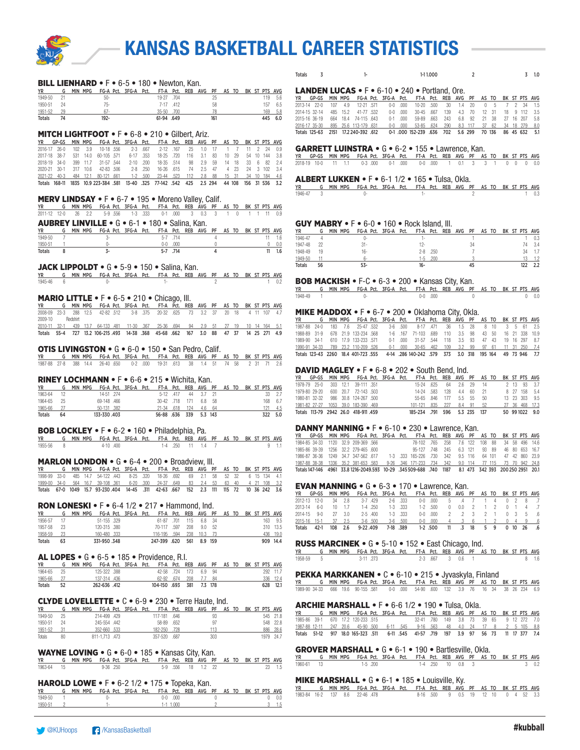# KANSAS BASKETBALL CAREER STATISTICS

## BILL LIENHARD • F • 6-5 • 180 • Newton, Kan.

| YR | G | MIN | MPG | FG-A | Pct. | 3FG-A | Pct. | FT-A | Pct. | REB | AVG | PF | AS | TO | BK | ST | PTS | AVG |
|---|---|---|---|---|---|---|---|---|---|---|---|---|---|---|---|---|---|---|
| 1949-50 | 21 | | | 50- | | | | 19-27 | .704 | | | 25 | | | | | 119 | 5.6 |
| 1950-51 | 24 | | | 75- | | | | 7-17 | .412 | | | 58 | | | | | 157 | 6.5 |
| 1951-52 | 29 | | | 67- | | | | 35-50 | .700 | | | 78 | | | | | 169 | 5.8 |
| Totals | 74 | | | 192- | | | | 61-94 | .649 | | | 161 | | | | | 445 | 6.0 |

## MITCH LIGHTFOOT • F • 6-8 • 210 • Gilbert, Ariz.

| YR | GP-GS | MIN | MPG | FG-A | Pct. | 3FG-A | Pct. | FT-A | Pct. | REB | AVG | PF | AS | TO | BK | ST | PTS | AVG |
|---|---|---|---|---|---|---|---|---|---|---|---|---|---|---|---|---|---|---|
| 2016-17 | 26-0 | 102 | 3.9 | 10-18 | .556 | 2-3 | .667 | 2-12 | .167 | 25 | 1.0 | 17 | 1 | 7 | 11 | 2 | 24 | 0.9 |
| 2017-18 | 38-7 | 531 | 14.0 | 60-105 | .571 | 6-17 | .353 | 18-25 | .720 | 116 | 3.1 | 83 | 10 | 29 | 54 | 10 | 144 | 3.8 |
| 2018-19 | 34-0 | 399 | 11.7 | 31-57 | .544 | 2-10 | .200 | 18-35 | .514 | 98 | 2.9 | 59 | 14 | 18 | 33 | 6 | 82 | 2.4 |
| 2020-21 | 30-1 | 317 | 10.6 | 42-83 | .506 | 2-8 | .250 | 16-26 | .615 | 74 | 2.5 | 47 | 4 | 23 | 24 | 3 | 102 | 3.4 |
| 2021-22 | 40-3 | 484 | 12.1 | 80-121 | .661 | 1-2 | .500 | 23-44 | .523 | 112 | 2.8 | 88 | 15 | 31 | 34 | 10 | 184 | 4.6 |
| Totals | 168-11 | 1835 | 10.9 | 223-384 | .581 | 13-40 | .325 | 77-142 | .542 | 425 | 2.5 | 294 | 44 | 108 | 156 | 31 | 536 | 3.2 |

## MERV LINDSAY • F • 6-7 • 195 • Moreno Valley, Calif.

| YR | G | MIN | MPG | FG-A | Pct. | 3FG-A | Pct. | FT-A | Pct. | REB | AVG | PF | AS | TO | BK | ST | PTS | AVG |
|---|---|---|---|---|---|---|---|---|---|---|---|---|---|---|---|---|---|---|
| 2011-12 | 12-0 | 26 | 2.2 | 5-9 | .556 | 1-3 | .333 | 0-1 | .000 | 3 | 0.3 | 3 | 1 | 0 | 1 | 1 | 11 | 0.9 |

## AUBREY LINVILLE • G • 6-1 • 180 • Salina, Kan.

| YR | G | MIN | MPG | FG-A | Pct. | 3FG-A | Pct. | FT-A | Pct. | REB | AVG | PF | AS | TO | BK | ST | PTS | AVG |
|---|---|---|---|---|---|---|---|---|---|---|---|---|---|---|---|---|---|---|
| 1949-50 | 7 | | | 3- | | | | 5-7 | .714 | | | 4 | | | | | 11 | 1.6 |
| 1950-51 | 1 | | | 0- | | | | 0-0 | .000 | | | 0 | | | | | 0 | 0.0 |
| Totals | 8 | | | 3- | | | | 5-7 | .714 | | | 4 | | | | | 11 | 1.6 |

## JACK LIPPOLDT • G • 5-9 • 150 • Salina, Kan.

| YR | G | MIN | MPG | FG-A | Pct. | 3FG-A | Pct. | FT-A | Pct. | REB | AVG | PF | AS | TO | BK | ST | PTS | AVG |
|---|---|---|---|---|---|---|---|---|---|---|---|---|---|---|---|---|---|---|
| 1945-46 | 6 | | | 0- | | | | 1- | | | | 2 | | | | | 1 | 0.2 |

## MARIO LITTLE • F • 6-5 • 210 • Chicago, Ill.

| YR | G | MIN | MPG | FG-A | Pct. | 3FG-A | Pct. | FT-A | Pct. | REB | AVG | PF | AS | TO | BK | ST | PTS | AVG |
|---|---|---|---|---|---|---|---|---|---|---|---|---|---|---|---|---|---|---|
| 2008-09 | 23-3 | 288 | 12.5 | 42-82 | .512 | 3-8 | .375 | 20-32 | .625 | 73 | 3.2 | 37 | 20 | 18 | 4 | 11 | 107 | 4.7 |
| 2009-10 | Redshirt | | | | | | | | | | | | | | | | | |
| 2010-11 | 32-1 | 439 | 13.7 | 64-133 | .481 | 11-30 | .367 | 25-36 | .694 | 94 | 2.9 | 51 | 27 | 19 | 10 | 14 | 164 | 5.1 |
| Totals | 55-4 | 727 | 13.2 | 106-215 | .493 | 14-38 | .368 | 45-68 | .662 | 167 | 3.0 | 88 | 47 | 37 | 14 | 25 | 271 | 4.9 |

## OTIS LIVINGSTON • G • 6-0 • 150 • San Pedro, Calif.

| YR | G | MIN | MPG | FG-A | Pct. | 3FG-A | Pct. | FT-A | Pct. | REB | AVG | PF | AS | TO | BK | ST | PTS | AVG |
|---|---|---|---|---|---|---|---|---|---|---|---|---|---|---|---|---|---|---|
| 1987-88 | 27-8 | 388 | 14.4 | 26-40 | .650 | 0-2 | .000 | 19-31 | .613 | 38 | 1.4 | 51 | 74 | 58 | 2 | 31 | 71 | 2.6 |

## RINEY LOCHMANN • F • 6-6 • 215 • Wichita, Kan.

| YR | G | MIN | MPG | FG-A | Pct. | 3FG-A | Pct. | FT-A | Pct. | REB | AVG | PF | AS | TO | BK | ST | PTS | AVG |
|---|---|---|---|---|---|---|---|---|---|---|---|---|---|---|---|---|---|---|
| 1963-64 | 12 | | | 14-51 | .274 | | | 5-12 | .417 | 44 | 3.7 | 21 | | | | | 33 | 2.7 |
| 1964-65 | 25 | | | 69-148 | .466 | | | 30-42 | .718 | 171 | 6.8 | 58 | | | | | 168 | 6.7 |
| 1965-66 | 27 | | | 50-131 | .382 | | | 21-34 | .618 | 124 | 4.6 | 64 | | | | | 121 | 4.5 |
| Totals | 64 | | | 133-330 | .403 | | | 56-88 | .636 | 339 | 5.3 | 143 | | | | | 322 | 5.0 |

## BOB LOCKLEY • F • 6-2 • 160 • Philadelphia, Pa.

| YR | G | MIN | MPG | FG-A | Pct. | 3FG-A | Pct. | FT-A | Pct. | REB | AVG | PF | AS | TO | BK | ST | PTS | AVG |
|---|---|---|---|---|---|---|---|---|---|---|---|---|---|---|---|---|---|---|
| 1955-56 | 8 | | | 4-10 | .400 | | | 1-4 | .250 | 11 | 1.4 | 7 | | | | | 9 | 1.1 |

## MARLON LONDON • G • 6-4 • 200 • Broadview, Ill.

| YR | G | MIN | MPG | FG-A | Pct. | 3FG-A | Pct. | FT-A | Pct. | REB | AVG | PF | AS | TO | BK | ST | PTS | AVG |
|---|---|---|---|---|---|---|---|---|---|---|---|---|---|---|---|---|---|---|
| 1998-99 | 33-0 | 485 | 14.7 | 54-122 | .443 | 8-25 | .320 | 18-26 | .692 | 69 | 2.1 | 58 | 52 | 32 | 6 | 15 | 134 | 4.1 |
| 1999-00 | 34-0 | 564 | 16.7 | 39-108 | .361 | 6-20 | .300 | 24-37 | .649 | 83 | 2.4 | 53 | 63 | 40 | 4 | 21 | 108 | 3.2 |
| Totals | 67-0 | 1049 | 15.7 | 93-230 | .404 | 14-45 | .311 | 42-63 | .667 | 152 | 2.3 | 111 | 115 | 72 | 10 | 36 | 242 | 3.6 |

## RON LONESKI • F • 6-4 1/2 • 217 • Hammond, Ind.

| YR | G | MIN | MPG | FG-A | Pct. | 3FG-A | Pct. | FT-A | Pct. | REB | AVG | PF | AS | TO | BK | ST | PTS | AVG |
|---|---|---|---|---|---|---|---|---|---|---|---|---|---|---|---|---|---|---|
| 1956-57 | 17 | | | 51-155 | .329 | | | 61-87 | .701 | 115 | 6.8 | 34 | | | | | 163 | 9.5 |
| 1957-58 | 23 | | | 120-315 | .380 | | | 70-117 | .597 | 208 | 9.0 | 52 | | | | | 310 | 13.5 |
| 1958-59 | 23 | | | 160-480 | .333 | | | 116-195 | .594 | 238 | 10.3 | 73 | | | | | 436 | 19.0 |
| Totals | 63 | | | 331-950 | .348 | | | 247-399 | .620 | 561 | 8.9 | 159 | | | | | 909 | 14.4 |

## AL LOPES • G • 6-5 • 185 • Providence, R.I.

| YR | G | MIN | MPG | FG-A | Pct. | 3FG-A | Pct. | FT-A | Pct. | REB | AVG | PF | AS | TO | BK | ST | PTS | AVG |
|---|---|---|---|---|---|---|---|---|---|---|---|---|---|---|---|---|---|---|
| 1964-65 | 25 | | | 125-322 | .388 | | | 42-58 | .724 | 173 | 6.9 | 94 | | | | | 292 | 11.7 |
| 1965-66 | 27 | | | 137-314 | .436 | | | 62-92 | .674 | 208 | 7.7 | 84 | | | | | 336 | 12.4 |
| Totals | 52 | | | 262-636 | .412 | | | 104-150 | .693 | 381 | 7.3 | 178 | | | | | 628 | 12.1 |

## CLYDE LOVELLETTE • C • 6-9 • 230 • Terre Haute, Ind.

| YR | G | MIN | MPG | FG-A | Pct. | 3FG-A | Pct. | FT-A | Pct. | REB | AVG | PF | AS | TO | BK | ST | PTS | AVG |
|---|---|---|---|---|---|---|---|---|---|---|---|---|---|---|---|---|---|---|
| 1949-50 | 25 | | | 214-499 | .429 | | | 117-181 | .646 | | | 93 | | | | | 545 | 21.8 |
| 1950-51 | 24 | | | 245-554 | .442 | | | 58-89 | .652 | | | 97 | | | | | 548 | 22.8 |
| 1951-52 | 31 | | | 352-660 | .533 | | | 182-250 | .728 | | | 113 | | | | | 886 | 28.6 |
| Totals | 80 | | | 811-1,713 | .473 | | | 357-520 | .687 | | | 303 | | | | | 1979 | 24.7 |

## WAYNE LOVING • G • 6-0 • 185 • Kansas City, Kan.

| YR | G | MIN | MPG | FG-A | Pct. | 3FG-A | Pct. | FT-A | Pct. | REB | AVG | PF | AS | TO | BK | ST | PTS | AVG |
|---|---|---|---|---|---|---|---|---|---|---|---|---|---|---|---|---|---|---|
| 1963-64 | 15 | | | 9-36 | .250 | | | 5-9 | .556 | 18 | 1.2 | 22 | | | | | 23 | 1.5 |

## HAROLD LOWE • F • 6-2 1/2 • 175 • Topeka, Kan.

| YR | G | MIN | MPG | FG-A | Pct. | 3FG-A | Pct. | FT-A | Pct. | REB | AVG | PF | AS | TO | BK | ST | PTS | AVG |
|---|---|---|---|---|---|---|---|---|---|---|---|---|---|---|---|---|---|---|
| 1949-50 | 1 | | | 0- | | | | 0-0 | .000 | | | 0 | | | | | 0 | 0.0 |
| 1950-51 | 2 | | | 1- | | | | 1-1 | 1.000 | | | 2 | | | | | 3 | 1.5 |
| Totals | 3 | | | 1- | | | | 1-1 | 1.000 | | | 2 | | | | | 3 | 1.0 |

## LANDEN LUCAS • F • 6-10 • 240 • Portland, Ore.

| YR | GP-GS | MIN | MPG | FG-A | Pct. | 3FG-A | Pct. | FT-A | Pct. | REB | AVG | PF | AS | TO | BK | ST | PTS | AVG |
|---|---|---|---|---|---|---|---|---|---|---|---|---|---|---|---|---|---|---|
| 2013-14 | 22-0 | 107 | 4.9 | 12-21 | .571 | 0-0 | .000 | 10-20 | .500 | 30 | 1.4 | 20 | 0 | 5 | 7 | 2 | 34 | 1.5 |
| 2014-15 | 32-14 | 485 | 15.2 | 41-77 | .532 | 0-0 | .000 | 30-45 | .667 | 139 | 4.3 | 70 | 12 | 31 | 18 | 9 | 112 | 3.5 |
| 2015-16 | 36-19 | 664 | 18.4 | 74-115 | .643 | 0-1 | .000 | 59-89 | .663 | 243 | 6.8 | 92 | 21 | 38 | 27 | 16 | 207 | 5.8 |
| 2016-17 | 35-30 | 895 | 25.6 | 113-179 | .631 | 0-0 | .000 | 53-85 | .624 | 290 | 8.3 | 117 | 37 | 62 | 34 | 18 | 279 | 8.0 |
| Totals | 125-63 | 2151 | 17.2 | 240-392 | .612 | 0-1 | .000 | 152-239 | .636 | 702 | 5.6 | 299 | 70 | 136 | 86 | 45 | 632 | 5.1 |

## GARRETT LUINSTRA • G • 6-2 • 155 • Lawrence, Kan.

| YR | GP-GS | MIN | MPG | FG-A | Pct. | 3FG-A | Pct. | FT-A | Pct. | REB | AVG | PF | AS | TO | BK | ST | PTS | AVG |
|---|---|---|---|---|---|---|---|---|---|---|---|---|---|---|---|---|---|---|
| 2018-19 | 10-0 | 11 | 1.1 | 0-3 | .000 | 0-1 | .000 | 0-0 | .000 | 1 | 0.1 | 3 | 3 | 1 | 0 | 0 | 0 | 0.0 |

## ALBERT LUKKEN • F • 6-1 1/2 • 165 • Tulsa, Okla.

| YR | G | MIN | MPG | FG-A | Pct. | 3FG-A | Pct. | FT-A | Pct. | REB | AVG | PF | AS | TO | BK | ST | PTS | AVG |
|---|---|---|---|---|---|---|---|---|---|---|---|---|---|---|---|---|---|---|
| 1946-47 | 3 | | | 0- | | | | 1- | | | | 2 | | | | | 1 | 0.3 |

## GUY MABRY • F • 6-0 • 160 • Rock Island, Ill.

| YR | G | MIN | MPG | FG-A | Pct. | 3FG-A | Pct. | FT-A | Pct. | REB | AVG | PF | AS | TO | BK | ST | PTS | AVG |
|---|---|---|---|---|---|---|---|---|---|---|---|---|---|---|---|---|---|---|
| 1946-47 | 4 | | | 0- | | | | 1- | | | | 1 | | | | | 1 | 0.3 |
| 1947-48 | 22 | | | 31- | | | | 12- | | | | 34 | | | | | 74 | 3.4 |
| 1948-49 | 19 | | | 16- | | | | 2-8 | .250 | | | 7 | | | | | 34 | 1.7 |
| 1949-50 | 11 | | | 6- | | | | 1-5 | .200 | | | 3 | | | | | 13 | 1.2 |
| Totals | 56 | | | 53- | | | | 16- | | | | 45 | | | | | 122 | 2.2 |

## BOB MACKISH • F-C • 6-3 • 200 • Kansas City, Kan.

| YR | G | MIN | MPG | FG-A | Pct. | 3FG-A | Pct. | FT-A | Pct. | REB | AVG | PF | AS | TO | BK | ST | PTS | AVG |
|---|---|---|---|---|---|---|---|---|---|---|---|---|---|---|---|---|---|---|
| 1948-49 | 1 | | | 0- | | | | 0-0 | .000 | | | 0 | | | | | 0 | 0.0 |

## MIKE MADDOX • F • 6-7 • 200 • Oklahoma City, Okla.

| YR | GP-GS | MIN | MPG | FG-A | Pct. | 3FG-A | Pct. | FT-A | Pct. | REB | AVG | PF | AS | TO | BK | ST | PTS | AVG |
|---|---|---|---|---|---|---|---|---|---|---|---|---|---|---|---|---|---|---|
| 1987-88 | 24-0 | 183 | 7.6 | 25-47 | .532 | 3-6 | .500 | 8-17 | .471 | 36 | 1.5 | 28 | 8 | 10 | 3 | 5 | 61 | 2.5 |
| 1988-89 | 31-9 | 678 | 21.9 | 133-234 | .568 | 1-6 | .167 | 71-103 | .689 | 110 | 3.5 | 98 | 43 | 50 | 16 | 21 | 338 | 10.9 |
| 1989-90 | 34-1 | 610 | 17.9 | 133-233 | .571 | 0-1 | .000 | 31-57 | .544 | 118 | 3.5 | 93 | 47 | 43 | 19 | 16 | 297 | 8.7 |
| 1990-91 | 34-33 | 789 | 23.2 | 110-209 | .526 | 0-1 | .000 | 30-65 | .462 | 109 | 3.2 | 99 | 97 | 61 | 11 | 31 | 250 | 7.4 |
| Totals | 123-43 | 2260 | 18.4 | 401-723 | .555 | 4-14 | .286 | 140-242 | .579 | 373 | 3.0 | 318 | 195 | 164 | 49 | 73 | 946 | 7.7 |

## DAVID MAGLEY • F • 6-8 • 202 • South Bend, Ind.

| YR | GP-GS | MIN | MPG | FG-A | Pct. | 3FG-A | Pct. | FT-A | Pct. | REB | AVG | PF | AS | TO | BK | ST | PTS | AVG |
|---|---|---|---|---|---|---|---|---|---|---|---|---|---|---|---|---|---|---|
| 1978-79 | 25-0 | 303 | 12.1 | 39-111 | .351 | | | 15-24 | .625 | 64 | 2.6 | 29 | 14 | | 2 | 13 | 93 | 3.7 |
| 1979-80 | 29-20 | 600 | 20.7 | 72-143 | .503 | | | 14-24 | .583 | 128 | 4.4 | 60 | 21 | | 8 | 27 | 158 | 5.4 |
| 1980-81 | 32-32 | 986 | 30.8 | 124-267 | .500 | | | 55-65 | .846 | 177 | 5.5 | 55 | 50 | | 13 | 23 | 303 | 9.5 |
| 1981-82 | 27-27 | 1053 | 39.0 | 183-390 | .469 | | | 101-121 | .835 | 227 | 8.4 | 91 | 52 | | 27 | 36 | 468 | 17.3 |
| Totals | 113-79 | 2942 | 26.0 | 418-911 | .459 | | | 185-234 | .791 | 596 | 5.3 | 235 | 137 | | 50 | 99 | 1022 | 9.0 |

## DANNY MANNING • F • 6-10 • 230 • Lawrence, Kan.

| YR | GP-GS | MIN | MPG | FG-A | Pct. | 3FG-A | Pct. | FT-A | Pct. | REB | AVG | PF | AS | TO | BK | ST | PTS | AVG |
|---|---|---|---|---|---|---|---|---|---|---|---|---|---|---|---|---|---|---|
| 1984-85 | 34-33 | 1120 | 32.9 | 209-369 | .566 | | | 78-102 | .765 | 258 | 7.6 | 122 | 108 | 88 | 34 | 58 | 496 | 14.6 |
| 1985-86 | 39-39 | 1256 | 32.2 | 279-465 | .600 | | | 95-127 | .748 | 245 | 6.3 | 121 | 93 | 89 | 46 | 80 | 653 | 16.7 |
| 1986-87 | 36-36 | 1249 | 34.7 | 347-562 | .617 | 1-3 | .333 | 165-226 | .730 | 342 | 9.5 | 116 | 64 | 101 | 47 | 42 | 860 | 23.9 |
| 1987-88 | 38-38 | 1336 | 35.2 | 381-653 | .583 | 9-26 | .346 | 171-233 | .734 | 342 | 9.0 | 114 | 77 | 115 | 73 | 70 | 942 | 24.8 |
| Totals | 147-146 | 4961 | 33.8 | 1216-2049 | .593 | 10-29 | .345 | 509-688 | .740 | 1187 | 8.1 | 473 | 342 | 393 | 200 | 250 | 2951 | 20.1 |

## EVAN MANNING • G • 6-3 • 170 • Lawrence, Kan.

| YR | GP-GS | MIN | MPG | FG-A | Pct. | 3FG-A | Pct. | FT-A | Pct. | REB | AVG | PF | AS | TO | BK | ST | PTS | AVG |
|---|---|---|---|---|---|---|---|---|---|---|---|---|---|---|---|---|---|---|
| 2012-13 | 12-0 | 34 | 2.8 | 3-7 | .429 | 2-6 | .333 | 0-0 | .000 | 5 | .4 | 7 | 1 | 4 | 0 | 2 | 8 | .7 |
| 2013-14 | 6-0 | 10 | 1.7 | 1-4 | .250 | 1-3 | .333 | 1-2 | .500 | 0 | 0.0 | 2 | 1 | 2 | 0 | 1 | 4 | .7 |
| 2014-15 | 9-0 | 27 | 3.0 | 2-5 | .400 | 1-3 | .333 | 0-0 | .000 | 2 | .2 | 3 | 2 | 1 | 0 | 3 | 5 | .6 |
| 2015-16 | 15-1 | 37 | 2.5 | 3-6 | .500 | 3-6 | .500 | 0-0 | .000 | 4 | .3 | 6 | 1 | 2 | 0 | 4 | 9 | .6 |
| Totals | 42-1 | 108 | 2.6 | 9-22 | .409 | 7-18 | .389 | 1-2 | .500 | 11 | .3 | 18 | 5 | 9 | 0 | 10 | 26 | .6 |

## RUSS MARCINEK • G • 5-10 • 152 • East Chicago, Ind.

| YR | G | MIN | MPG | FG-A | Pct. | 3FG-A | Pct. | FT-A | Pct. | REB | AVG | PF | AS | TO | BK | ST | PTS | AVG |
|---|---|---|---|---|---|---|---|---|---|---|---|---|---|---|---|---|---|---|
| 1958-59 | 5 | | | 3-11 | .273 | | | 2-3 | .667 | 3 | 0.6 | 1 | | | | | 8 | 1.6 |

## PEKKA MARKKANEN • C • 6-10 • 215 • Jyvaskyla, Finland

| YR | G | MIN | MPG | FG-A | Pct. | 3FG-A | Pct. | FT-A | Pct. | REB | AVG | PF | AS | TO | BK | ST | PTS | AVG |
|---|---|---|---|---|---|---|---|---|---|---|---|---|---|---|---|---|---|---|
| 1989-90 | 34-33 | 666 | 19.6 | 90-155 | .581 | 0-0 | .000 | 54-90 | .600 | 132 | 3.9 | 76 | 16 | 34 | 38 | 26 | 234 | 6.9 |

## ARCHIE MARSHALL • F • 6-6 1/2 • 190 • Tulsa, Okla.

| YR | G | MIN | MPG | FG-A | Pct. | 3FG-A | Pct. | FT-A | Pct. | REB | AVG | PF | AS | TO | BK | ST | PTS | AVG |
|---|---|---|---|---|---|---|---|---|---|---|---|---|---|---|---|---|---|---|
| 1985-86 | 39-1 | 670 | 17.2 | 120-233 | .515 | | | 32-41 | .780 | 149 | 3.8 | 73 | 39 | 65 | 9 | 12 | 272 | 7.0 |
| 1987-88 | 12-11 | 247 | 20.6 | 45-90 | .500 | 6-11 | .545 | 9-16 | .563 | 48 | 4.0 | 24 | 17 | 8 | 2 | 5 | 105 | 8.8 |
| Totals | 51-12 | 917 | 18.0 | 165-323 | .511 | 6-11 | .545 | 41-57 | .719 | 197 | 3.9 | 97 | 56 | 73 | 11 | 17 | 377 | 7.4 |

## GROVER MARSHALL • G • 6-1 • 190 • Bartlesville, Okla.

| YR | G | MIN | MPG | FG-A | Pct. | 3FG-A | Pct. | FT-A | Pct. | REB | AVG | PF | AS | TO | BK | ST | PTS | AVG |
|---|---|---|---|---|---|---|---|---|---|---|---|---|---|---|---|---|---|---|
| 1960-61 | 13 | | | 1-5 | .200 | | | 1-4 | .250 | 10 | 0.8 | 3 | | | | | 3 | 0.2 |

## MIKE MARSHALL • G • 6-1 • 185 • Louisville, Ky.

| YR | G | MIN | MPG | FG-A | Pct. | 3FG-A | Pct. | FT-A | Pct. | REB | AVG | PF | AS | TO | BK | ST | PTS | AVG |
|---|---|---|---|---|---|---|---|---|---|---|---|---|---|---|---|---|---|---|
| 1983-84 | 16-2 | 137 | 8.6 | 22-46 | .478 | | | 8-16 | .500 | 9 | 0.5 | 19 | 12 | 10 | 0 | 4 | 52 | 3.3 |

@KUHoops /KansasBasketball #kubball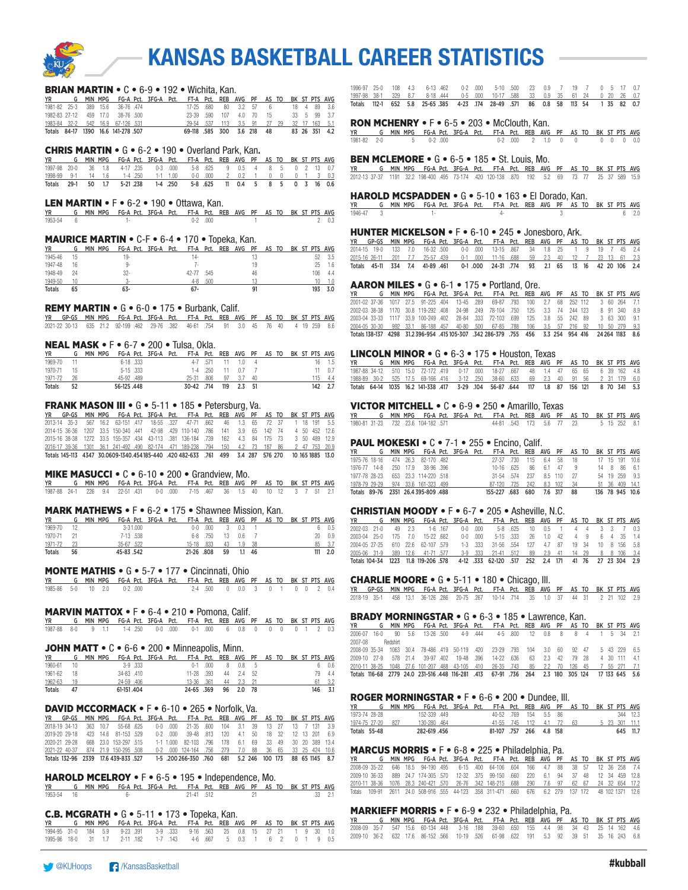# KANSAS BASKETBALL CAREER STATISTICS

## BRIAN MARTIN • C • 6-9 • 192 • Wichita, Kan.

| YR | G | MIN | MPG | FG-A | Pct. | 3FG-A | Pct. | FT-A | Pct. | REB | AVG | PF | AS | TO | BK | ST | PTS | AVG |
|---|---|---|---|---|---|---|---|---|---|---|---|---|---|---|---|---|---|---|
| 1981-82 | 25-3 | 389 | 15.6 | 36-76 | .474 | | | 17-25 | .680 | 80 | 3.2 | 57 | 6 | | 18 | 4 | 89 | 3.6 |
| 1982-83 | 27-12 | 459 | 17.0 | 38-76 | .500 | | | 23-39 | .590 | 107 | 4.0 | 70 | 15 | | 33 | 5 | 99 | 3.7 |
| 1983-84 | 32-2 | 542 | 16.9 | 67-126 | .531 | | | 29-54 | .537 | 113 | 3.5 | 91 | 27 | 29 | 32 | 17 | 163 | 5.1 |
| Totals | 84-17 | 1390 | 16.6 | 141-278 | .507 | | | 69-118 | .585 | 300 | 3.6 | 218 | 48 | | 83 | 26 | 351 | 4.2 |

## CHRIS MARTIN • G • 6-2 • 190 • Overland Park, Kan.

| YR | GP-GS | MIN | MPG | FG-A | Pct. | 3FG-A | Pct. | FT-A | Pct. | REB | AVG | PF | AS | TO | BK | ST | PTS | AVG |
|---|---|---|---|---|---|---|---|---|---|---|---|---|---|---|---|---|---|---|
| 1997-98 | 20-0 | 36 | 1.8 | 4-17 | .235 | 0-3 | .000 | 5-8 | .625 | 9 | 0.5 | 4 | 8 | 5 | 0 | 2 | 13 | 0.7 |
| 1998-99 | 9-1 | 14 | 1.6 | 1-4 | .250 | 1-1 | 1.00 | 0-0 | .000 | 2 | 0.2 | 1 | 0 | 0 | 0 | 1 | 3 | 0.3 |
| Totals | 29-1 | 50 | 1.7 | 5-21 | .238 | 1-4 | .250 | 5-8 | .625 | 11 | 0.4 | 5 | 8 | 5 | 0 | 3 | 16 | 0.6 |

## LEN MARTIN • F • 6-2 • 190 • Ottawa, Kan.

| YR | G | MIN | MPG | FG-A | Pct. | 3FG-A | Pct. | FT-A | Pct. | REB | AVG | PF | AS | TO | BK | ST | PTS | AVG |
|---|---|---|---|---|---|---|---|---|---|---|---|---|---|---|---|---|---|---|
| 1953-54 | 6 | | | 1- | | | | 0-2 | .000 | | | 1 | | | | | 2 | 0.3 |

## MAURICE MARTIN • C-F • 6-4 • 170 • Topeka, Kan.

| YR | G | MIN | MPG | FG-A | Pct. | 3FG-A | Pct. | FT-A | Pct. | REB | AVG | PF | AS | TO | BK | ST | PTS | AVG |
|---|---|---|---|---|---|---|---|---|---|---|---|---|---|---|---|---|---|---|
| 1945-46 | 15 | | | 19- | | | | 14- | | | | 13 | | | | | 52 | 3.5 |
| 1947-48 | 16 | | | 9- | | | | 7- | | | | 19 | | | | | 25 | 1.6 |
| 1948-49 | 24 | | | 32- | | | | 42-77 | .545 | | | 46 | | | | | 106 | 4.4 |
| 1949-50 | 10 | | | 3- | | | | 4-8 | .500 | | | 13 | | | | | 10 | 1.0 |
| Totals | 65 | | | 63- | | | | 67- | | | | 91 | | | | | 193 | 3.0 |

## REMY MARTIN • G • 6-0 • 175 • Burbank, Calif.

| YR | GP-GS | MIN | MPG | FG-A | Pct. | 3FG-A | Pct. | FT-A | Pct. | REB | AVG | PF | AS | TO | BK | ST | PTS | AVG |
|---|---|---|---|---|---|---|---|---|---|---|---|---|---|---|---|---|---|---|
| 2021-22 | 30-13 | 635 | 21.2 | 92-199 | .462 | 29-76 | .382 | 46-61 | .754 | 91 | 3.0 | 45 | 76 | 40 | 4 | 19 | 259 | 8.6 |

## NEAL MASK • F • 6-7 • 200 • Tulsa, Okla.

| YR | G | MIN | MPG | FG-A | Pct. | 3FG-A | Pct. | FT-A | Pct. | REB | AVG | PF | AS | TO | BK | ST | PTS | AVG |
|---|---|---|---|---|---|---|---|---|---|---|---|---|---|---|---|---|---|---|
| 1969-70 | 11 | | | 6-18 | .333 | | | 4-7 | .571 | 11 | 1.0 | 4 | | | | | 16 | 1.5 |
| 1970-71 | 15 | | | 5-15 | .333 | | | 1-4 | .250 | 11 | 0.7 | 7 | | | | | 11 | 0.7 |
| 1971-72 | 26 | | | 45-92 | .489 | | | 25-31 | .806 | 97 | 3.7 | 40 | | | | | 115 | 4.4 |
| Totals | 52 | | | 56-125 | .448 | | | 30-42 | .714 | 119 | 2.3 | 51 | | | | | 142 | 2.7 |

## FRANK MASON III • G • 5-11 • 185 • Petersburg, Va.

| YR | GP-GS | MIN | MPG | FG-A | Pct. | 3FG-A | Pct. | FT-A | Pct. | REB | AVG | PF | AS | TO | BK | ST | PTS | AVG |
|---|---|---|---|---|---|---|---|---|---|---|---|---|---|---|---|---|---|---|
| 2013-14 | 35-3 | 567 | 16.2 | 63-151 | .417 | 18-55 | .327 | 47-71 | .662 | 46 | 1.3 | 65 | 72 | 37 | 1 | 18 | 191 | 5.5 |
| 2014-15 | 36-36 | 1207 | 33.5 | 150-340 | .441 | 42-98 | .429 | 110-140 | .786 | 141 | 3.9 | 65 | 142 | 74 | 4 | 50 | 452 | 12.6 |
| 2015-16 | 38-38 | 1272 | 33.5 | 155-357 | .434 | 43-113 | .381 | 136-184 | .739 | 162 | 4.3 | 84 | 175 | 73 | 3 | 50 | 489 | 12.9 |
| 2016-17 | 39-36 | 1301 | 36.1 | 241-492 | .490 | 82-174 | .471 | 189-238 | .794 | 150 | 4.2 | 73 | 187 | 86 | 2 | 47 | 753 | 20.9 |
| Totals | 145-113 | 4347 | 30.06 | 09-1340 | .454 | 185-440 | .420 | 482-633 | .761 | 499 | 3.4 | 287 | 576 | 270 | 10 | 165 | 1885 | 13.0 |

## MIKE MASUCCI • C • 6-10 • 200 • Grandview, Mo.

| YR | G | MIN | MPG | FG-A | Pct. | 3FG-A | Pct. | FT-A | Pct. | REB | AVG | PF | AS | TO | BK | ST | PTS | AVG |
|---|---|---|---|---|---|---|---|---|---|---|---|---|---|---|---|---|---|---|
| 1987-88 | 24-1 | 226 | 9.4 | 22-51 | .431 | 0-0 | .000 | 7-15 | .467 | 36 | 1.5 | 40 | 10 | 12 | 3 | 7 | 51 | 2.1 |

## MARK MATHEWS • F • 6-2 • 175 • Shawnee Mission, Kan.

| YR | G | MIN | MPG | FG-A | Pct. | 3FG-A | Pct. | FT-A | Pct. | REB | AVG | PF | AS | TO | BK | ST | PTS | AVG |
|---|---|---|---|---|---|---|---|---|---|---|---|---|---|---|---|---|---|---|
| 1969-70 | 12 | | | 3-3 | 1.000 | | | 0-0 | .000 | 3 | 0.3 | 1 | | | | | 6 | 0.5 |
| 1970-71 | 21 | | | 7-13 | .538 | | | 6-8 | .750 | 13 | 0.6 | 7 | | | | | 20 | 0.9 |
| 1971-72 | 23 | | | 35-67 | .522 | | | 15-18 | .833 | 43 | 1.9 | 38 | | | | | 85 | 3.7 |
| Totals | 56 | | | 45-83 | .542 | | | 21-26 | .808 | 59 | 1.1 | 46 | | | | | 111 | 2.0 |

## MONTE MATHIS • G • 5-7 • 177 • Cincinnati, Ohio

| YR | G | MIN | MPG | FG-A | Pct. | 3FG-A | Pct. | FT-A | Pct. | REB | AVG | PF | AS | TO | BK | ST | PTS | AVG |
|---|---|---|---|---|---|---|---|---|---|---|---|---|---|---|---|---|---|---|
| 1985-86 | 5-0 | 10 | 2.0 | 0-2 | .000 | | | 2-4 | .500 | 0 | 0.0 | 3 | 0 | 1 | 0 | 0 | 2 | 0.4 |

## MARVIN MATTOX • F • 6-4 • 210 • Pomona, Calif.

| YR | G | MIN | MPG | FG-A | Pct. | 3FG-A | Pct. | FT-A | Pct. | REB | AVG | PF | AS | TO | BK | ST | PTS | AVG |
|---|---|---|---|---|---|---|---|---|---|---|---|---|---|---|---|---|---|---|
| 1987-88 | 8-0 | 9 | 1.1 | 1-4 | .250 | 0-0 | .000 | 0-1 | .000 | 6 | 0.8 | 0 | 0 | 0 | 0 | 1 | 2 | 0.3 |

## JOHN MATT • C • 6-6 • 200 • Minneapolis, Minn.

| YR | G | MIN | MPG | FG-A | Pct. | 3FG-A | Pct. | FT-A | Pct. | REB | AVG | PF | AS | TO | BK | ST | PTS | AVG |
|---|---|---|---|---|---|---|---|---|---|---|---|---|---|---|---|---|---|---|
| 1960-61 | 10 | | | 3-9 | .333 | | | 0-1 | .000 | 8 | 0.8 | 5 | | | | | 6 | 0.6 |
| 1961-62 | 18 | | | 34-83 | .410 | | | 11-28 | .393 | 44 | 2.4 | 52 | | | | | 79 | 4.4 |
| 1962-63 | 19 | | | 24-59 | .406 | | | 13-36 | .361 | 44 | 2.3 | 21 | | | | | 61 | 3.2 |
| Totals | 47 | | | 61-151 | .404 | | | 24-65 | .369 | 96 | 2.0 | 78 | | | | | 146 | 3.1 |

## DAVID MCCORMACK • F • 6-10 • 265 • Norfolk, Va.

| YR | GP-GS | MIN | MPG | FG-A | Pct. | 3FG-A | Pct. | FT-A | Pct. | REB | AVG | PF | AS | TO | BK | ST | PTS | AVG |
|---|---|---|---|---|---|---|---|---|---|---|---|---|---|---|---|---|---|---|
| 2018-19 | 34-13 | 363 | 10.7 | 55-88 | .625 | 0-0 | .000 | 21-35 | .600 | 104 | 3.1 | 39 | 13 | 27 | 13 | 7 | 131 | 3.9 |
| 2019-20 | 29-18 | 423 | 14.6 | 81-153 | .529 | 0-2 | .000 | 39-48 | .813 | 120 | 4.1 | 50 | 18 | 32 | 12 | 13 | 201 | 6.9 |
| 2020-21 | 29-28 | 668 | 23.0 | 153-297 | .515 | 1-1 | 1.000 | 82-103 | .796 | 178 | 6.1 | 69 | 33 | 49 | 30 | 20 | 389 | 13.4 |
| 2021-22 | 40-37 | 874 | 21.9 | 150-295 | .508 | 0-2 | .000 | 124-164 | .756 | 279 | 7.0 | 88 | 36 | 65 | 33 | 25 | 424 | 10.6 |
| Totals | 132-96 | 2339 | 17.6 | 439-833 | .527 | 1-5 | .200 | 266-350 | .760 | 681 | 5.2 | 246 | 100 | 173 | 88 | 65 | 1145 | 8.7 |

## HAROLD MCELROY • F • 6-5 • 195 • Independence, Mo.

| YR | G | MIN | MPG | FG-A | Pct. | 3FG-A | Pct. | FT-A | Pct. | REB | AVG | PF | AS | TO | BK | ST | PTS | AVG |
|---|---|---|---|---|---|---|---|---|---|---|---|---|---|---|---|---|---|---|
| 1953-54 | 16 | | | 6- | | | | 21-41 | .512 | | | 21 | | | | | 33 | 2.1 |

## C.B. MCGRATH • G • 5-11 • 173 • Topeka, Kan.

| YR | G | MIN | MPG | FG-A | Pct. | 3FG-A | Pct. | FT-A | Pct. | REB | AVG | PF | AS | TO | BK | ST | PTS | AVG |
|---|---|---|---|---|---|---|---|---|---|---|---|---|---|---|---|---|---|---|
| 1994-95 | 31-0 | 184 | 5.9 | 9-23 | .391 | 3-9 | .333 | 9-16 | .563 | 25 | 0.8 | 15 | 27 | 21 | 1 | 9 | 30 | 1.0 |
| 1995-96 | 18-0 | 31 | 1.7 | 2-11 | .182 | 1-7 | .143 | 4-6 | .667 | 5 | 0.3 | 1 | 6 | 2 | 0 | 1 | 9 | 0.5 |
| 1996-97 | 25-0 | 108 | 4.3 | 6-13 | .462 | 0-2 | .000 | 5-10 | .500 | 23 | 0.9 | 7 | 19 | 7 | 0 | 5 | 17 | 0.7 |
| 1997-98 | 38-1 | 329 | 8.7 | 8-18 | .444 | 0-5 | .000 | 10-17 | .588 | 33 | 0.9 | 35 | 61 | 24 | 0 | 20 | 26 | 0.7 |
| Totals | 112-1 | 652 | 5.8 | 25-65 | .385 | 4-23 | .174 | 28-49 | .571 | 86 | 0.8 | 58 | 113 | 54 | 1 | 35 | 82 | 0.7 |

## RON MCHENRY • F • 6-5 • 203 • McClouth, Kan.

| YR | G | MIN | MPG | FG-A | Pct. | 3FG-A | Pct. | FT-A | Pct. | REB | AVG | PF | AS | TO | BK | ST | PTS | AVG |
|---|---|---|---|---|---|---|---|---|---|---|---|---|---|---|---|---|---|---|
| 1981-82 | 2-0 | | 5 | 0-2 | .000 | | | 0-2 | .000 | 2 | 1.0 | 0 | 0 | | 0 | 0 | 0 | 0.0 |

## BEN MCLEMORE • G • 6-5 • 185 • St. Louis, Mo.

| YR | G | MIN | MPG | FG-A | Pct. | 3FG-A | Pct. | FT-A | Pct. | REB | AVG | PF | AS | TO | BK | ST | PTS | AVG |
|---|---|---|---|---|---|---|---|---|---|---|---|---|---|---|---|---|---|---|
| 2012-13 | 37-37 | 1191 | 32.2 | 198-400 | .495 | 73-174 | .420 | 120-138 | .870 | 192 | 5.2 | 69 | 73 | 77 | 25 | 37 | 589 | 15.9 |

## HAROLD MCSPADDEN • G • 5-10 • 163 • El Dorado, Kan.

| YR | G | MIN | MPG | FG-A | Pct. | 3FG-A | Pct. | FT-A | Pct. | REB | AVG | PF | AS | TO | BK | ST | PTS | AVG |
|---|---|---|---|---|---|---|---|---|---|---|---|---|---|---|---|---|---|---|
| 1946-47 | 3 | | | 1- | | | | 4- | | | | 3 | | | | | 6 | 2.0 |

## HUNTER MICKELSON • F • 6-10 • 245 • Jonesboro, Ark.

| YR | GP-GS | MIN | MPG | FG-A | Pct. | 3FG-A | Pct. | FT-A | Pct. | REB | AVG | PF | AS | TO | BK | ST | PTS | AVG |
|---|---|---|---|---|---|---|---|---|---|---|---|---|---|---|---|---|---|---|
| 2014-15 | 19-0 | 133 | 7.0 | 16-32 | .500 | 0-0 | .000 | 13-15 | .867 | 34 | 1.8 | 25 | 1 | 9 | 19 | 7 | 45 | 2.4 |
| 2015-16 | 26-11 | 201 | 7.7 | 25-57 | .439 | 0-1 | .000 | 11-16 | .688 | 59 | 2.3 | 40 | 12 | 7 | 23 | 13 | 61 | 2.3 |
| Totals | 45-11 | 334 | 7.4 | 41-89 | .461 | 0-1 | .000 | 24-31 | .774 | 93 | 2.1 | 65 | 13 | 16 | 42 | 20 | 106 | 2.4 |

## AARON MILES • G • 6-1 • 175 • Portland, Ore.

| YR | GP-GS | MIN | MPG | FG-A | Pct. | 3FG-A | Pct. | FT-A | Pct. | REB | AVG | PF | AS | TO | BK | ST | PTS | AVG |
|---|---|---|---|---|---|---|---|---|---|---|---|---|---|---|---|---|---|---|
| 2001-02 | 37-36 | 1017 | 27.5 | 91-225 | .404 | 13-45 | .289 | 69-87 | .793 | 100 | 2.7 | 68 | 252 | 112 | 3 | 60 | 264 | 7.1 |
| 2002-03 | 38-38 | 1170 | 30.8 | 119-292 | .408 | 24-98 | .249 | 78-104 | .750 | 125 | 3.3 | 74 | 244 | 123 | 8 | 91 | 340 | 8.9 |
| 2003-04 | 33-33 | 1117 | 33.9 | 100-249 | .402 | 28-84 | .333 | 72-103 | .699 | 125 | 3.8 | 55 | 242 | 89 | 3 | 63 | 300 | 9.1 |
| 2004-05 | 30-30 | 992 | 33.1 | 86-188 | .457 | 40-80 | .500 | 67-85 | .788 | 106 | 3.5 | 57 | 216 | 92 | 10 | 50 | 279 | 9.3 |
| Totals | 138-137 | 4298 | 31.2 | 396-954 | .415 | 105-307 | .342 | 286-379 | .755 | 456 | 3.3 | 254 | 954 | 416 | 24 | 264 | 1183 | 8.6 |

## LINCOLN MINOR • G • 6-3 • 175 • Houston, Texas

| YR | GP-GS | MIN | MPG | FG-A | Pct. | 3FG-A | Pct. | FT-A | Pct. | REB | AVG | PF | AS | TO | BK | ST | PTS | AVG |
|---|---|---|---|---|---|---|---|---|---|---|---|---|---|---|---|---|---|---|
| 1987-88 | 34-12 | 510 | 15.0 | 72-172 | .419 | 0-17 | .000 | 18-27 | .667 | 48 | 1.4 | 47 | 65 | 65 | 6 | 39 | 162 | 4.8 |
| 1988-89 | 30-2 | 525 | 17.5 | 69-166 | .416 | 3-12 | .250 | 38-60 | .633 | 69 | 2.3 | 40 | 91 | 56 | 2 | 31 | 179 | 6.0 |
| Totals | 64-14 | 1035 | 16.2 | 141-338 | .417 | 3-29 | .104 | 56-87 | .644 | 117 | 1.8 | 87 | 156 | 121 | 8 | 70 | 341 | 5.3 |

## VICTOR MITCHELL • C • 6-9 • 250 • Amarillo, Texas

| YR | G | MIN | MPG | FG-A | Pct. | 3FG-A | Pct. | FT-A | Pct. | REB | AVG | PF | AS | TO | BK | ST | PTS | AVG |
|---|---|---|---|---|---|---|---|---|---|---|---|---|---|---|---|---|---|---|
| 1980-81 | 31-23 | 732 | 23.6 | 104-182 | .571 | | | 44-81 | .543 | 173 | 5.6 | 77 | 23 | | 5 | 15 | 252 | 8.1 |

## PAUL MOKESKI • C • 7-1 • 255 • Encino, Calif.

| YR | G | MIN | MPG | FG-A | Pct. | 3FG-A | Pct. | FT-A | Pct. | REB | AVG | PF | AS | TO | BK | ST | PTS | AVG |
|---|---|---|---|---|---|---|---|---|---|---|---|---|---|---|---|---|---|---|
| 1975-76 | 18-16 | 474 | 26.3 | 82-170 | .482 | | | 27-37 | .730 | 115 | 6.4 | 58 | 18 | | 17 | 15 | 191 | 10.6 |
| 1976-77 | 14-8 | 250 | 17.9 | 38-96 | .396 | | | 10-16 | .625 | 86 | 6.1 | 47 | 9 | | 14 | 8 | 86 | 6.1 |
| 1977-78 | 28-23 | 653 | 23.3 | 114-220 | .518 | | | 31-54 | .574 | 237 | 8.5 | 110 | 27 | | 54 | 19 | 259 | 9.3 |
| 1978-79 | 29-29 | 974 | 33.6 | 161-323 | .499 | | | 87-120 | .725 | 242 | 8.3 | 102 | 34 | | 51 | 36 | 409 | 14.1 |
| Totals | 89-76 | 2351 | 26.4 | 395-809 | .488 | | | 155-227 | .683 | 680 | 7.6 | 317 | 88 | | 136 | 78 | 945 | 10.6 |

## CHRISTIAN MOODY • F • 6-7 • 205 • Asheville, N.C.

| YR | GP-GS | MIN | MPG | FG-A | Pct. | 3FG-A | Pct. | FT-A | Pct. | REB | AVG | PF | AS | TO | BK | ST | PTS | AVG |
|---|---|---|---|---|---|---|---|---|---|---|---|---|---|---|---|---|---|---|
| 2002-03 | 21-0 | 49 | 2.3 | 1-6 | .167 | 0-0 | .000 | 5-8 | .625 | 10 | 0.5 | 1 | 4 | 4 | 3 | 3 | 7 | 0.3 |
| 2003-04 | 25-0 | 175 | 7.0 | 15-22 | .682 | 0-0 | .000 | 5-15 | .333 | 26 | 1.0 | 42 | 4 | 9 | 6 | 4 | 35 | 1.4 |
| 2004-05 | 27-25 | 610 | 22.6 | 62-107 | .579 | 1-3 | .333 | 31-56 | .554 | 127 | 4.7 | 87 | 19 | 34 | 10 | 8 | 156 | 5.8 |
| 2005-06 | 31-9 | 389 | 12.6 | 41-71 | .577 | 3-9 | .333 | 21-41 | .512 | 89 | 2.9 | 41 | 14 | 29 | 8 | 8 | 106 | 3.4 |
| Totals | 104-34 | 1223 | 11.8 | 119-206 | .578 | 4-12 | .333 | 62-120 | .517 | 252 | 2.4 | 171 | 41 | 76 | 27 | 23 | 304 | 2.9 |

## CHARLIE MOORE • G • 5-11 • 180 • Chicago, Ill.

| YR | GP-GS | MIN | MPG | FG-A | Pct. | 3FG-A | Pct. | FT-A | Pct. | REB | AVG | PF | AS | TO | BK | ST | PTS | AVG |
|---|---|---|---|---|---|---|---|---|---|---|---|---|---|---|---|---|---|---|
| 2018-19 | 35-1 | 458 | 13.1 | 36-126 | .286 | 20-75 | .267 | 10-14 | .714 | 35 | 1.0 | 37 | 44 | 31 | 2 | 21 | 102 | 2.9 |

## BRADY MORNINGSTAR • G • 6-3 • 185 • Lawrence, Kan.

| YR | G | MIN | MPG | FG-A | Pct. | 3FG-A | Pct. | FT-A | Pct. | REB | AVG | PF | AS | TO | BK | ST | PTS | AVG |
|---|---|---|---|---|---|---|---|---|---|---|---|---|---|---|---|---|---|---|
| 2006-07 | 16-0 | 90 | 5.6 | 13-26 | .500 | 4-9 | .444 | 4-5 | .800 | 12 | 0.8 | 8 | 8 | 4 | 1 | 5 | 34 | 2.1 |
| 2007-08 | Redshirt | | | | | | | | | | | | | | | | | |
| 2008-09 | 35-34 | 1063 | 30.4 | 78-486 | .419 | 50-119 | .420 | 23-29 | .793 | 104 | 3.0 | 60 | 92 | 47 | 5 | 43 | 229 | 6.5 |
| 2009-10 | 27-9 | 578 | 21.4 | 39-97 | .402 | 19-48 | .396 | 14-22 | .636 | 63 | 2.3 | 42 | 79 | 28 | 4 | 30 | 111 | 4.1 |
| 2010-11 | 38-25 | 1048 | 27.6 | 101-207 | .488 | 43-105 | .410 | 26-35 | .743 | 85 | 2.2 | 70 | 126 | 45 | 7 | 55 | 271 | 7.1 |
| Totals | 116-68 | 2779 | 24.0 | 231-516 | .448 | 116-281 | .413 | 67-91 | .736 | 264 | 2.3 | 180 | 305 | 124 | 17 | 133 | 645 | 5.6 |

## ROGER MORNINGSTAR • F • 6-6 • 200 • Dundee, Ill.

| YR | G | MIN | MPG | FG-A | Pct. | 3FG-A | Pct. | FT-A | Pct. | REB | AVG | PF | AS | TO | BK | ST | PTS | AVG |
|---|---|---|---|---|---|---|---|---|---|---|---|---|---|---|---|---|---|---|
| 1973-74 | 28-28 | | | 152-339 | .449 | | | 40-52 | .769 | 154 | 5.5 | 86 | | | | | 344 | 12.3 |
| 1974-75 | 27-20 | 827 | | 130-280 | .464 | | | 41-55 | .745 | 112 | 4.1 | 72 | 63 | | 5 | 23 | 301 | 11.1 |
| Totals | 55-48 | | | 282-619 | .456 | | | 81-107 | .757 | 266 | 4.8 | 158 | | | | | 645 | 11.7 |

## MARCUS MORRIS • F • 6-8 • 225 • Philadelphia, Pa.

| YR | GP-GS | MIN | MPG | FG-A | Pct. | 3FG-A | Pct. | FT-A | Pct. | REB | AVG | PF | AS | TO | BK | ST | PTS | AVG |
|---|---|---|---|---|---|---|---|---|---|---|---|---|---|---|---|---|---|---|
| 2008-09 | 35-22 | 646 | 18.5 | 94-190 | .495 | 6-15 | .400 | 64-106 | .604 | 166 | 4.7 | 88 | 38 | 57 | 12 | 36 | 258 | 7.4 |
| 2009-10 | 36-33 | 889 | 24.7 | 174-305 | .570 | 12-32 | .375 | 99-150 | .660 | 220 | 6.1 | 94 | 37 | 48 | 12 | 34 | 459 | 12.8 |
| 2010-11 | 38-36 | 1076 | 28.3 | 240-421 | .570 | 26-76 | .342 | 148-215 | .688 | 290 | 7.6 | 97 | 62 | 67 | 24 | 32 | 654 | 17.2 |
| Totals | 109-91 | 2611 | 24.0 | 508-916 | .555 | 44-123 | .358 | 311-471 | .660 | 676 | 6.2 | 279 | 137 | 172 | 48 | 102 | 1371 | 12.6 |

## MARKIEFF MORRIS • F • 6-9 • 232 • Philadelphia, Pa.

| YR | GP-GS | MIN | MPG | FG-A | Pct. | 3FG-A | Pct. | FT-A | Pct. | REB | AVG | PF | AS | TO | BK | ST | PTS | AVG |
|---|---|---|---|---|---|---|---|---|---|---|---|---|---|---|---|---|---|---|
| 2008-09 | 35-7 | 547 | 15.6 | 60-134 | .448 | 3-16 | .188 | 39-60 | .650 | 155 | 4.4 | 98 | 34 | 43 | 25 | 14 | 162 | 4.6 |
| 2009-10 | 36-2 | 632 | 17.6 | 86-152 | .566 | 10-19 | .526 | 61-98 | .622 | 191 | 5.3 | 92 | 39 | 51 | 35 | 16 | 243 | 6.8 |

@KUHoops /KansasBasketball #kubball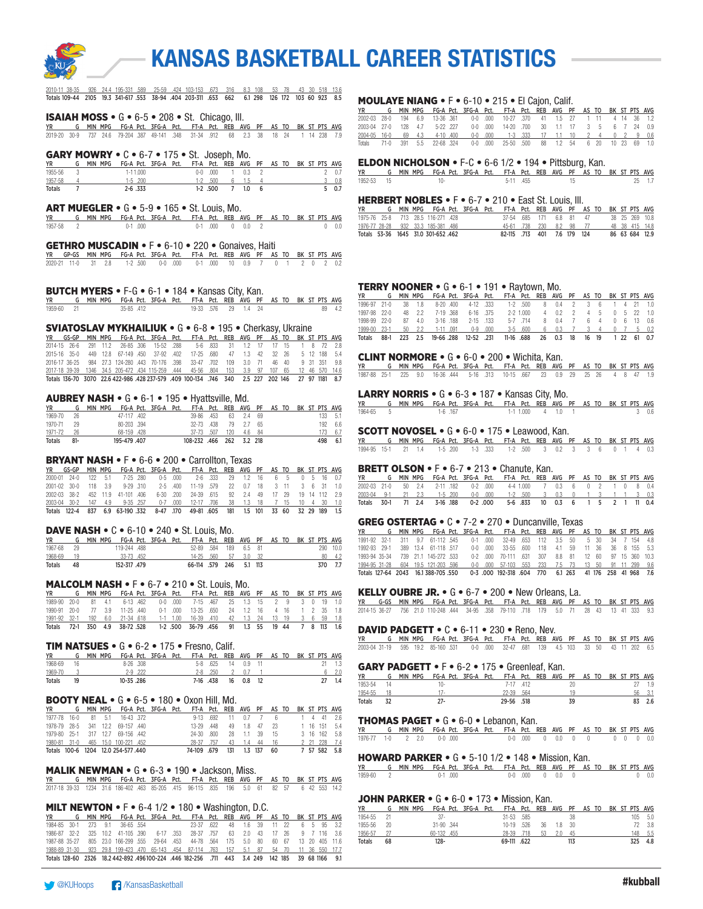# KANSAS BASKETBALL CAREER STATISTICS

| YR | G | MIN | MPG | FG-A | Pct. | 3FG-A | Pct. | FT-A | Pct. | REB | AVG | PF | AS | TO | BK | ST | PTS | AVG |
|---|---|---|---|---|---|---|---|---|---|---|---|---|---|---|---|---|---|---|
| 2010-11 | 38-35 | 926 | 24.4 | 195-331 | .589 | 25-59 | .424 | 103-153 | .673 | 316 | 8.3 | 108 | 53 | 78 | 43 | 30 | 518 | 13.6 |
| Totals | 109-44 | 2105 | 19.3 | 341-617 | .553 | 38-94 | .404 | 203-311 | .653 | 662 | 6.1 | 298 | 126 | 172 | 103 | 60 | 923 | 8.5 |

### ISAIAH MOSS • G • 6-5 • 208 • St. Chicago, Ill.

| YR | G | MIN | MPG | FG-A | Pct. | 3FG-A | Pct. | FT-A | Pct. | REB | AVG | PF | AS | TO | BK | ST | PTS | AVG |
|---|---|---|---|---|---|---|---|---|---|---|---|---|---|---|---|---|---|---|
| 2019-20 | 30-9 | 737 | 24.6 | 79-204 | .387 | 49-141 | .348 | 31-34 | .912 | 68 | 2.3 | 38 | 18 | 24 | 1 | 14 | 238 | 7.9 |

### GARY MOWRY • C • 6-7 • 175 • St. Joseph, Mo.

| YR | G | MIN | MPG | FG-A | Pct. | 3FG-A | Pct. | FT-A | Pct. | REB | AVG | PF | AS | TO | BK | ST | PTS | AVG |
|---|---|---|---|---|---|---|---|---|---|---|---|---|---|---|---|---|---|---|
| 1955-56 | 3 | | | 1-1 | 1.000 | | | 0-0 | .000 | 1 | 0.3 | 2 | | | | | 2 | 0.7 |
| 1957-58 | 4 | | | 1-5 | .200 | | | 1-2 | .500 | 6 | 1.5 | 4 | | | | | 3 | 0.8 |
| Totals | 7 | | | 2-6 | .333 | | | 1-2 | .500 | 7 | 1.0 | 6 | | | | | 5 | 0.7 |

### ART MUEGLER • G • 5-9 • 165 • St. Louis, Mo.

| YR | G | MIN | MPG | FG-A | Pct. | 3FG-A | Pct. | FT-A | Pct. | REB | AVG | PF | AS | TO | BK | ST | PTS | AVG |
|---|---|---|---|---|---|---|---|---|---|---|---|---|---|---|---|---|---|---|
| 1957-58 | 2 | | | 0-1 | .000 | | | 0-1 | .000 | 0 | 0.0 | 2 | | | | | 0 | 0.0 |

### GETHRO MUSCADIN • F • 6-10 • 220 • Gonaives, Haiti

| YR | GP-GS | MIN | MPG | FG-A | Pct. | 3FG-A | Pct. | FT-A | Pct. | REB | AVG | PF | AS | TO | BK | ST | PTS | AVG |
|---|---|---|---|---|---|---|---|---|---|---|---|---|---|---|---|---|---|---|
| 2020-21 | 11-0 | 31 | 2.8 | 1-2 | .500 | 0-0 | .000 | 0-1 | .000 | 10 | 0.9 | 7 | 0 | 1 | 2 | 0 | 2 | 0.2 |

### BUTCH MYERS • F-G • 6-1 • 184 • Kansas City, Kan.

| YR | G | MIN | MPG | FG-A | Pct. | 3FG-A | Pct. | FT-A | Pct. | REB | AVG | PF | AS | TO | BK | ST | PTS | AVG |
|---|---|---|---|---|---|---|---|---|---|---|---|---|---|---|---|---|---|---|
| 1959-60 | 21 | | | 35-85 | .412 | | | 19-33 | .576 | 29 | 1.4 | 24 | | | | | 89 | 4.2 |

### SVIATOSLAV MYKHAILIUK • G • 6-8 • 195 • Cherkasy, Ukraine

| YR | GS-GP | MIN | MPG | FG-A | Pct. | 3FG-A | Pct. | FT-A | Pct. | REB | AVG | PF | AS | TO | BK | ST | PTS | AVG |
|---|---|---|---|---|---|---|---|---|---|---|---|---|---|---|---|---|---|---|
| 2014-15 | 26-6 | 291 | 11.2 | 26-85 | .306 | 15-52 | .288 | 5-6 | .833 | 31 | 1.2 | 17 | 17 | 15 | 1 | 8 | 72 | 2.8 |
| 2015-16 | 35-0 | 449 | 12.8 | 67-149 | .450 | 37-92 | .402 | 17-25 | .680 | 47 | 1.3 | 42 | 32 | 26 | 5 | 12 | 188 | 5.4 |
| 2016-17 | 36-25 | 984 | 27.3 | 124-280 | .443 | 70-176 | .398 | 33-47 | .702 | 109 | 3.0 | 71 | 46 | 40 | 9 | 31 | 351 | 9.8 |
| 2017-18 | 39-39 | 1346 | 34.5 | 205-472 | .434 | 115-259 | .444 | 45-56 | .804 | 153 | 3.9 | 97 | 107 | 65 | 12 | 46 | 570 | 14.6 |
| Totals | 136-70 | 3070 | 22.6 | 422-986 | .428 | 237-579 | .409 | 100-134 | .746 | 340 | 2.5 | 227 | 202 | 146 | 27 | 97 | 1181 | 8.7 |

### AUBREY NASH • G • 6-1 • 195 • Hyattsville, Md.

| YR | G | MIN | MPG | FG-A | Pct. | 3FG-A | Pct. | FT-A | Pct. | REB | AVG | PF | AS | TO | BK | ST | PTS | AVG |
|---|---|---|---|---|---|---|---|---|---|---|---|---|---|---|---|---|---|---|
| 1969-70 | 26 | | | 47-117 | .402 | | | 39-86 | .453 | 63 | 2.4 | 69 | | | | | 133 | 5.1 |
| 1970-71 | 29 | | | 80-203 | .394 | | | 32-73 | .438 | 79 | 2.7 | 65 | | | | | 192 | 6.6 |
| 1971-72 | 26 | | | 68-159 | .428 | | | 37-73 | .507 | 120 | 4.6 | 84 | | | | | 173 | 6.7 |
| Totals | 81- | | | 195-479 | .407 | | | 108-232 | .466 | 262 | 3.2 | 218 | | | | | 498 | 6.1 |

### BRYANT NASH • F • 6-6 • 200 • Carrollton, Texas

| YR | GS-GP | MIN | MPG | FG-A | Pct. | 3FG-A | Pct. | FT-A | Pct. | REB | AVG | PF | AS | TO | BK | ST | PTS | AVG |
|---|---|---|---|---|---|---|---|---|---|---|---|---|---|---|---|---|---|---|
| 2000-01 | 24-0 | 122 | 5.1 | 7-25 | .280 | 0-5 | .000 | 2-6 | .333 | 29 | 1.2 | 16 | 6 | 5 | 0 | 5 | 16 | 0.7 |
| 2001-02 | 30-0 | 118 | 3.9 | 9-29 | .310 | 2-5 | .400 | 11-19 | .579 | 22 | 0.7 | 18 | 3 | 11 | 3 | 6 | 31 | 1.0 |
| 2002-03 | 38-2 | 452 | 11.9 | 41-101 | .406 | 6-30 | .200 | 24-39 | .615 | 92 | 2.4 | 49 | 17 | 29 | 19 | 14 | 112 | 2.9 |
| 2003-04 | 30-2 | 147 | 4.9 | 9-35 | .257 | 0-7 | .000 | 12-17 | .706 | 38 | 1.3 | 18 | 7 | 15 | 10 | 4 | 30 | 1.0 |
| Totals | 122-4 | 837 | 6.9 | 63-190 | .332 | 8-47 | .170 | 49-81 | .605 | 181 | 1.5 | 101 | 33 | 60 | 32 | 29 | 189 | 1.5 |

### DAVE NASH • C • 6-10 • 240 • St. Louis, Mo.

| YR | G | MIN | MPG | FG-A | Pct. | 3FG-A | Pct. | FT-A | Pct. | REB | AVG | PF | AS | TO | BK | ST | PTS | AVG |
|---|---|---|---|---|---|---|---|---|---|---|---|---|---|---|---|---|---|---|
| 1967-68 | 29 | | | 119-244 | .488 | | | 52-89 | .584 | 189 | 6.5 | 81 | | | | | 290 | 10.0 |
| 1968-69 | 19 | | | 33-73 | .452 | | | 14-25 | .560 | 57 | 3.0 | 32 | | | | | 80 | 4.2 |
| Totals | 48 | | | 152-317 | .479 | | | 66-114 | .579 | 246 | 5.1 | 113 | | | | | 370 | 7.7 |

### MALCOLM NASH • F • 6-7 • 210 • St. Louis, Mo.

| YR | G | MIN | MPG | FG-A | Pct. | 3FG-A | Pct. | FT-A | Pct. | REB | AVG | PF | AS | TO | BK | ST | PTS | AVG |
|---|---|---|---|---|---|---|---|---|---|---|---|---|---|---|---|---|---|---|
| 1989-90 | 20-0 | 81 | 4.1 | 6-13 | .462 | 0-0 | .000 | 7-15 | .467 | 25 | 1.3 | 15 | 2 | 9 | 3 | 0 | 19 | 1.0 |
| 1990-91 | 20-0 | 77 | 3.9 | 11-25 | .440 | 0-1 | .000 | 13-20 | .650 | 24 | 1.2 | 16 | 4 | 16 | 1 | 2 | 35 | 1.8 |
| 1991-92 | 32-1 | 192 | 6.0 | 21-34 | .618 | 1-1 | 1.00 | 16-39 | .410 | 42 | 1.3 | 24 | 13 | 19 | 3 | 6 | 59 | 1.8 |
| Totals | 72-1 | 350 | 4.9 | 38-72 | .528 | 1-2 | .500 | 36-79 | .456 | 91 | 1.3 | 55 | 19 | 44 | 7 | 8 | 113 | 1.6 |

### TIM NATSUES • G • 6-2 • 175 • Fresno, Calif.

| YR | G | MIN | MPG | FG-A | Pct. | 3FG-A | Pct. | FT-A | Pct. | REB | AVG | PF | AS | TO | BK | ST | PTS | AVG |
|---|---|---|---|---|---|---|---|---|---|---|---|---|---|---|---|---|---|---|
| 1968-69 | 16 | | | 8-26 | .308 | | | 5-8 | .625 | 14 | 0.9 | 11 | | | | | 21 | 1.3 |
| 1969-70 | 3 | | | 2-9 | .222 | | | 2-8 | .250 | 2 | 0.7 | 1 | | | | | 6 | 2.0 |
| Totals | 19 | | | 10-35 | .286 | | | 7-16 | .438 | 16 | 0.8 | 12 | | | | | 27 | 1.4 |

### BOOTY NEAL • G • 6-5 • 180 • Oxon Hill, Md.

| YR | G | MIN | MPG | FG-A | Pct. | 3FG-A | Pct. | FT-A | Pct. | REB | AVG | PF | AS | TO | BK | ST | PTS | AVG |
|---|---|---|---|---|---|---|---|---|---|---|---|---|---|---|---|---|---|---|
| 1977-78 | 16-0 | 81 | 5.1 | 16-43 | .372 | | | 9-13 | .692 | 11 | 0.7 | 7 | 6 | | 1 | 4 | 41 | 2.6 |
| 1978-79 | 28-5 | 341 | 12.2 | 69-157 | .440 | | | 13-29 | .448 | 49 | 1.8 | 47 | 23 | | 1 | 16 | 151 | 5.4 |
| 1979-80 | 25-1 | 317 | 12.7 | 69-156 | .442 | | | 24-30 | .800 | 28 | 1.1 | 39 | 15 | | 3 | 16 | 162 | 5.8 |
| 1980-81 | 31-0 | 465 | 15.0 | 100-221 | .452 | | | 28-37 | .757 | 43 | 1.4 | 44 | 16 | | 2 | 21 | 228 | 7.4 |
| Totals | 100-6 | 1204 | 12.0 | 254-577 | .440 | | | 74-109 | .679 | 131 | 1.3 | 137 | 60 | | 7 | 57 | 582 | 5.8 |

### MALIK NEWMAN • G • 6-3 • 190 • Jackson, Miss.

| YR | G | MIN | MPG | FG-A | Pct. | 3FG-A | Pct. | FT-A | Pct. | REB | AVG | PF | AS | TO | BK | ST | PTS | AVG |
|---|---|---|---|---|---|---|---|---|---|---|---|---|---|---|---|---|---|---|
| 2017-18 | 39-33 | 1234 | 31.6 | 186-402 | .463 | 85-205 | .415 | 96-115 | .835 | 196 | 5.0 | 61 | 82 | 57 | 6 | 42 | 553 | 14.2 |

### MILT NEWTON • F • 6-4 1/2 • 180 • Washington, D.C.

| YR | G | MIN | MPG | FG-A | Pct. | 3FG-A | Pct. | FT-A | Pct. | REB | AVG | PF | AS | TO | BK | ST | PTS | AVG |
|---|---|---|---|---|---|---|---|---|---|---|---|---|---|---|---|---|---|---|
| 1984-85 | 30-1 | 273 | 9.1 | 36-65 | .554 | | | 23-37 | .622 | 48 | 1.6 | 39 | 11 | 22 | 6 | 5 | 95 | 3.2 |
| 1986-87 | 32-2 | 325 | 10.2 | 41-105 | .390 | 6-17 | .353 | 28-37 | .757 | 63 | 2.0 | 43 | 17 | 26 | 9 | 7 | 116 | 3.6 |
| 1987-88 | 35-27 | 805 | 23.0 | 166-299 | .555 | 29-64 | .453 | 44-78 | .564 | 175 | 5.0 | 80 | 60 | 67 | 13 | 20 | 405 | 11.6 |
| 1988-89 | 31-30 | 923 | 29.8 | 199-423 | .470 | 65-143 | .454 | 87-114 | .763 | 157 | 5.1 | 87 | 54 | 70 | 11 | 36 | 550 | 17.7 |
| Totals | 128-60 | 2326 | 18.2 | 442-892 | .496 | 100-224 | .446 | 182-256 | .711 | 443 | 3.4 | 249 | 142 | 185 | 39 | 68 | 1166 | 9.1 |

### MOULAYE NIANG • F • 6-10 • 215 • El Cajon, Calif.

| YR | G | MIN | MPG | FG-A | Pct. | 3FG-A | Pct. | FT-A | Pct. | REB | AVG | PF | AS | TO | BK | ST | PTS | AVG |
|---|---|---|---|---|---|---|---|---|---|---|---|---|---|---|---|---|---|---|
| 2002-03 | 28-0 | 194 | 6.9 | 13-36 | .361 | 0-0 | .000 | 10-27 | .370 | 41 | 1.5 | 27 | 1 | 11 | 4 | 14 | 36 | 1.2 |
| 2003-04 | 27-0 | 128 | 4.7 | 5-22 | .227 | 0-0 | .000 | 14-20 | .700 | 30 | 1.1 | 17 | 3 | 5 | 6 | 7 | 24 | 0.9 |
| 2004-05 | 16-0 | 69 | 4.3 | 4-10 | .400 | 0-0 | .000 | 1-3 | .333 | 17 | 1.1 | 10 | 2 | 4 | 0 | 2 | 9 | 0.6 |
| Totals | 71-0 | 391 | 5.5 | 22-68 | .324 | 0-0 | .000 | 25-50 | .500 | 88 | 1.2 | 54 | 6 | 20 | 10 | 23 | 69 | 1.0 |

### ELDON NICHOLSON • F-C • 6-6 1/2 • 194 • Pittsburg, Kan.

| YR | G | MIN | MPG | FG-A | Pct. | 3FG-A | Pct. | FT-A | Pct. | REB | AVG | PF | AS | TO | BK | ST | PTS | AVG |
|---|---|---|---|---|---|---|---|---|---|---|---|---|---|---|---|---|---|---|
| 1952-53 | 15 | | | 10- | | | | 5-11 | .455 | | | 15 | | | | | 25 | 1.7 |

### HERBERT NOBLES • F • 6-7 • 210 • East St. Louis, Ill.

| YR | G | MIN | MPG | FG-A | Pct. | 3FG-A | Pct. | FT-A | Pct. | REB | AVG | PF | AS | TO | BK | ST | PTS | AVG |
|---|---|---|---|---|---|---|---|---|---|---|---|---|---|---|---|---|---|---|
| 1975-76 | 25-8 | 713 | 28.5 | 116-271 | .428 | | | 37-54 | .685 | 171 | 6.8 | 81 | 47 | | 38 | 25 | 269 | 10.8 |
| 1976-77 | 28-28 | 932 | 33.3 | 185-381 | .486 | | | 45-61 | .738 | 230 | 8.2 | 98 | 77 | | 48 | 38 | 415 | 14.8 |
| Totals | 53-36 | 1645 | 31.0 | 301-652 | .462 | | | 82-115 | .713 | 401 | 7.6 | 179 | 124 | | 86 | 63 | 684 | 12.9 |

### TERRY NOONER • G • 6-1 • 191 • Raytown, Mo.

| YR | G | MIN | MPG | FG-A | Pct. | 3FG-A | Pct. | FT-A | Pct. | REB | AVG | PF | AS | TO | BK | ST | PTS | AVG |
|---|---|---|---|---|---|---|---|---|---|---|---|---|---|---|---|---|---|---|
| 1996-97 | 21-0 | 38 | 1.8 | 8-20 | .400 | 4-12 | .333 | 1-2 | .500 | 8 | 0.4 | 2 | 3 | 6 | 1 | 4 | 21 | 1.0 |
| 1997-98 | 22-0 | 48 | 2.2 | 7-19 | .368 | 6-16 | .375 | 2-2 | 1.000 | 4 | 0.2 | 2 | 4 | 5 | 0 | 5 | 22 | 1.0 |
| 1998-99 | 22-0 | 87 | 4.0 | 3-16 | .188 | 2-15 | .133 | 5-7 | .714 | 8 | 0.4 | 7 | 6 | 4 | 0 | 6 | 13 | 0.6 |
| 1999-00 | 23-1 | 50 | 2.2 | 1-11 | .091 | 0-9 | .000 | 3-5 | .600 | 6 | 0.3 | 7 | 3 | 4 | 0 | 7 | 5 | 0.2 |
| Totals | 88-1 | 223 | 2.5 | 19-66 | .288 | 12-52 | .231 | 11-16 | .688 | 26 | 0.3 | 18 | 16 | 19 | 1 | 22 | 61 | 0.7 |

### CLINT NORMORE • G • 6-0 • 200 • Wichita, Kan.

| YR | G | MIN | MPG | FG-A | Pct. | 3FG-A | Pct. | FT-A | Pct. | REB | AVG | PF | AS | TO | BK | ST | PTS | AVG |
|---|---|---|---|---|---|---|---|---|---|---|---|---|---|---|---|---|---|---|
| 1987-88 | 25-1 | 225 | 9.0 | 16-36 | .444 | 5-16 | .313 | 10-15 | .667 | 23 | 0.9 | 29 | 25 | 26 | 4 | 8 | 47 | 1.9 |

### LARRY NORRIS • G • 6-3 • 187 • Kansas City, Mo.

| YR | G | MIN | MPG | FG-A | Pct. | 3FG-A | Pct. | FT-A | Pct. | REB | AVG | PF | AS | TO | BK | ST | PTS | AVG |
|---|---|---|---|---|---|---|---|---|---|---|---|---|---|---|---|---|---|---|
| 1964-65 | 5 | | | 1-6 | .167 | | | 1-1 | 1.000 | 4 | 1.0 | 1 | | | | | 3 | 0.6 |

### SCOTT NOVOSEL • G • 6-0 • 175 • Leawood, Kan.

| YR | G | MIN | MPG | FG-A | Pct. | 3FG-A | Pct. | FT-A | Pct. | REB | AVG | PF | AS | TO | BK | ST | PTS | AVG |
|---|---|---|---|---|---|---|---|---|---|---|---|---|---|---|---|---|---|---|
| 1994-95 | 15-1 | 21 | 1.4 | 1-5 | .200 | 1-3 | .333 | 1-2 | .500 | 3 | 0.2 | 3 | 3 | 6 | 0 | 1 | 4 | 0.3 |

### BRETT OLSON • F • 6-7 • 213 • Chanute, Kan.

| YR | G | MIN | MPG | FG-A | Pct. | 3FG-A | Pct. | FT-A | Pct. | REB | AVG | PF | AS | TO | BK | ST | PTS | AVG |
|---|---|---|---|---|---|---|---|---|---|---|---|---|---|---|---|---|---|---|
| 2002-03 | 21-0 | 50 | 2.4 | 2-11 | .182 | 0-2 | .000 | 4-4 | 1.000 | 7 | 0.3 | 6 | 0 | 2 | 1 | 0 | 8 | 0.4 |
| 2003-04 | 9-1 | 21 | 2.3 | 1-5 | .200 | 0-0 | .000 | 1-2 | .500 | 3 | 0.3 | 0 | 1 | 3 | 1 | 1 | 3 | 0.3 |
| Totals | 30-1 | 71 | 2.4 | 3-16 | .188 | 0-2 | .000 | 5-6 | .833 | 10 | 0.3 | 6 | 1 | 5 | 2 | 1 | 11 | 0.4 |

### GREG OSTERTAG • C • 7-2 • 270 • Duncanville, Texas

| YR | G | MIN | MPG | FG-A | Pct. | 3FG-A | Pct. | FT-A | Pct. | REB | AVG | PF | AS | TO | BK | ST | PTS | AVG |
|---|---|---|---|---|---|---|---|---|---|---|---|---|---|---|---|---|---|---|
| 1991-92 | 32-1 | 311 | 9.7 | 61-112 | .545 | 0-1 | .000 | 32-49 | .653 | 112 | 3.5 | 50 | 5 | 30 | 34 | 7 | 154 | 4.8 |
| 1992-93 | 29-1 | 389 | 13.4 | 61-118 | .517 | 0-0 | .000 | 33-55 | .600 | 118 | 4.1 | 59 | 11 | 36 | 36 | 8 | 155 | 5.3 |
| 1993-94 | 35-34 | 739 | 21.1 | 145-272 | .533 | 0-2 | .000 | 70-111 | .631 | 307 | 8.8 | 81 | 12 | 60 | 97 | 15 | 360 | 10.3 |
| 1994-95 | 31-28 | 604 | 19.5 | 121-203 | .596 | 0-0 | .000 | 57-103 | .553 | 233 | 7.5 | 73 | 13 | 50 | 91 | 11 | 299 | 9.6 |
| Totals | 127-64 | 2043 | 16.1 | 388-705 | .550 | 0-3 | .000 | 192-318 | .604 | 770 | 6.1 | 263 | 41 | 176 | 258 | 41 | 968 | 7.6 |

### KELLY OUBRE JR. • G • 6-7 • 200 • New Orleans, La.

| YR | G-GS | MIN | MPG | FG-A | Pct. | 3FG-A | Pct. | FT-A | Pct. | REB | AVG | PF | AS | TO | BK | ST | PTS | AVG |
|---|---|---|---|---|---|---|---|---|---|---|---|---|---|---|---|---|---|---|
| 2014-15 | 36-27 | 756 | 21.0 | 110-248 | .444 | 34-95 | .358 | 79-110 | .718 | 179 | 5.0 | 71 | 28 | 43 | 13 | 41 | 333 | 9.3 |

### DAVID PADGETT • C • 6-11 • 230 • Reno, Nev.

| YR | G | MIN | MPG | FG-A | Pct. | 3FG-A | Pct. | FT-A | Pct. | REB | AVG | PF | AS | TO | BK | ST | PTS | AVG |
|---|---|---|---|---|---|---|---|---|---|---|---|---|---|---|---|---|---|---|
| 2003-04 | 31-19 | 595 | 19.2 | 85-160 | .531 | 0-0 | .000 | 32-47 | .681 | 139 | 4.5 | 103 | 33 | 50 | 43 | 11 | 202 | 6.5 |

### GARY PADGETT • F • 6-2 • 175 • Greenleaf, Kan.

| YR | G | MIN | MPG | FG-A | Pct. | 3FG-A | Pct. | FT-A | Pct. | REB | AVG | PF | AS | TO | BK | ST | PTS | AVG |
|---|---|---|---|---|---|---|---|---|---|---|---|---|---|---|---|---|---|---|
| 1953-54 | 14 | | | 10- | | | | 7-17 | .412 | | | 20 | | | | | 27 | 1.9 |
| 1954-55 | 18 | | | 17- | | | | 22-39 | .564 | | | 19 | | | | | 56 | 3.1 |
| Totals | 32 | | | 27- | | | | 29-56 | .518 | | | 39 | | | | | 83 | 2.6 |

### THOMAS PAGET • G • 6-0 • Lebanon, Kan.

| YR | G | MIN | MPG | FG-A | Pct. | 3FG-A | Pct. | FT-A | Pct. | REB | AVG | PF | AS | TO | BK | ST | PTS | AVG |
|---|---|---|---|---|---|---|---|---|---|---|---|---|---|---|---|---|---|---|
| 1976-77 | 1-0 | 2 | 2.0 | 0-0 | .000 | | | 0-0 | .000 | 0 | 0.0 | 0 | 0 | | 0 | 0 | 0 | 0.0 |

### HOWARD PARKER • G • 5-10 1/2 • 148 • Mission, Kan.

| YR | G | MIN | MPG | FG-A | Pct. | 3FG-A | Pct. | FT-A | Pct. | REB | AVG | PF | AS | TO | BK | ST | PTS | AVG |
|---|---|---|---|---|---|---|---|---|---|---|---|---|---|---|---|---|---|---|
| 1959-60 | 2 | | | 0-1 | .000 | | | 0-0 | .000 | 0 | 0.0 | 0 | | | | | 0 | 0.0 |

### JOHN PARKER • G • 6-0 • 173 • Mission, Kan.

| YR | G | MIN | MPG | FG-A | Pct. | 3FG-A | Pct. | FT-A | Pct. | REB | AVG | PF | AS | TO | BK | ST | PTS | AVG |
|---|---|---|---|---|---|---|---|---|---|---|---|---|---|---|---|---|---|---|
| 1954-55 | 21 | | | 37- | | | | 31-53 | .585 | | | 38 | | | | | 105 | 5.0 |
| 1955-56 | 20 | | | 31-90 | .344 | | | 10-19 | .526 | 36 | 1.8 | 30 | | | | | 72 | 3.8 |
| 1956-57 | 27 | | | 60-132 | .455 | | | 28-39 | .718 | 53 | 2.0 | 45 | | | | | 148 | 5.5 |
| Totals | 68 | | | 128- | | | | 69-111 | .622 | | | 113 | | | | | 325 | 4.8 |

@KUHoops /KansasBasketball #kuball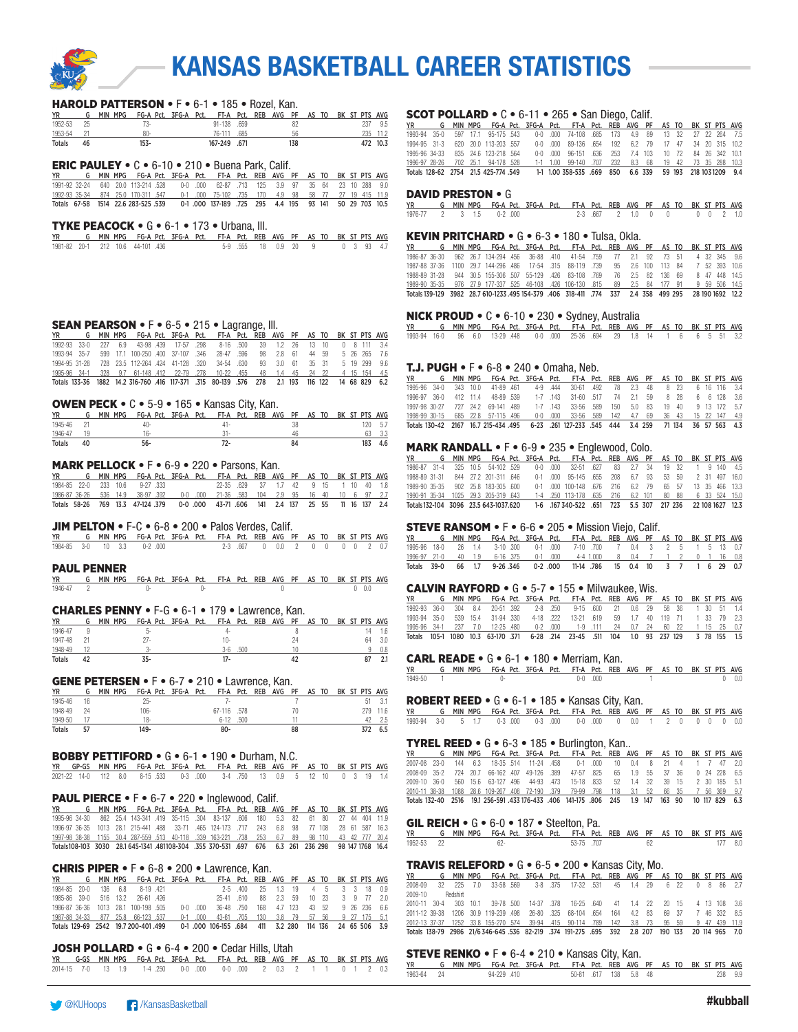# KANSAS BASKETBALL CAREER STATISTICS

## HAROLD PATTERSON • F • 6-1 • 185 • Rozel, Kan.

| YR | G | MIN | MPG | FG-A | Pct. | 3FG-A | Pct. | FT-A | Pct. | REB | AVG | PF | AS | TO | BK | ST | PTS | AVG |
|---|---|---|---|---|---|---|---|---|---|---|---|---|---|---|---|---|---|---|
| 1952-53 | 25 | | | 73- | | | | 91-138 | .659 | | | 82 | | | | | 237 | 9.5 |
| 1953-54 | 21 | | | 80- | | | | 76-111 | .685 | | | 56 | | | | | 235 | 11.2 |
| Totals | 46 | | | 153- | | | | 167-249 | .671 | | | 138 | | | | | 472 | 10.3 |

## ERIC PAULEY • C • 6-10 • 210 • Buena Park, Calif.

| YR | G | MIN | MPG | FG-A | Pct. | 3FG-A | Pct. | FT-A | Pct. | REB | AVG | PF | AS | TO | BK | ST | PTS | AVG |
|---|---|---|---|---|---|---|---|---|---|---|---|---|---|---|---|---|---|---|
| 1991-92 | 32-24 | 640 | 20.0 | 113-214 | .528 | 0-0 | .000 | 62-87 | .713 | 125 | 3.9 | 97 | 35 | 64 | 23 | 10 | 288 | 9.0 |
| 1992-93 | 35-34 | 874 | 25.0 | 170-311 | .547 | 0-1 | .000 | 75-102 | .735 | 170 | 4.9 | 98 | 58 | 77 | 27 | 19 | 415 | 11.9 |
| Totals | 67-58 | 1514 | 22.6 | 283-525 | .539 | 0-1 | .000 | 137-189 | .725 | 295 | 4.4 | 195 | 93 | 141 | 50 | 29 | 703 | 10.5 |

## TYKE PEACOCK • G • 6-1 • 173 • Urbana, Ill.

| YR | G | MIN | MPG | FG-A | Pct. | 3FG-A | Pct. | FT-A | Pct. | REB | AVG | PF | AS | TO | BK | ST | PTS | AVG |
|---|---|---|---|---|---|---|---|---|---|---|---|---|---|---|---|---|---|---|
| 1981-82 | 20-1 | 212 | 10.6 | 44-101 | .436 | | | 5-9 | .555 | 18 | 0.9 | 20 | 9 | | 0 | 3 | 93 | 4.7 |

## SEAN PEARSON • F • 6-5 • 215 • Lagrange, Ill.

| YR | G | MIN | MPG | FG-A | Pct. | 3FG-A | Pct. | FT-A | Pct. | REB | AVG | PF | AS | TO | BK | ST | PTS | AVG |
|---|---|---|---|---|---|---|---|---|---|---|---|---|---|---|---|---|---|---|
| 1992-93 | 33-0 | 227 | 6.9 | 43-98 | .439 | 17-57 | .298 | 8-16 | .500 | 39 | 1.2 | 26 | 13 | 10 | 0 | 8 | 111 | 3.4 |
| 1993-94 | 35-7 | 599 | 17.1 | 100-250 | .400 | 37-107 | .346 | 28-47 | .596 | 98 | 2.8 | 61 | 44 | 59 | 5 | 26 | 265 | 7.6 |
| 1994-95 | 31-28 | 728 | 23.5 | 112-264 | .424 | 41-128 | .320 | 34-54 | .630 | 93 | 3.0 | 61 | 35 | 31 | 5 | 19 | 299 | 9.6 |
| 1995-96 | 34-1 | 328 | 9.7 | 61-148 | .412 | 22-79 | .278 | 10-22 | .455 | 48 | 1.4 | 45 | 24 | 22 | 4 | 15 | 154 | 4.5 |
| Totals | 133-36 | 1882 | 14.2 | 316-760 | .416 | 117-371 | .315 | 80-139 | .576 | 278 | 2.1 | 193 | 116 | 122 | 14 | 68 | 829 | 6.2 |

## OWEN PECK • C • 5-9 • 165 • Kansas City, Kan.

| YR | G | MIN | MPG | FG-A | Pct. | 3FG-A | Pct. | FT-A | Pct. | REB | AVG | PF | AS | TO | BK | ST | PTS | AVG |
|---|---|---|---|---|---|---|---|---|---|---|---|---|---|---|---|---|---|---|
| 1945-46 | 21 | | | 40- | | | | 41- | | | | 38 | | | | | 120 | 5.7 |
| 1946-47 | 19 | | | 16- | | | | 31- | | | | 46 | | | | | 63 | 3.3 |
| Totals | 40 | | | 56- | | | | 72- | | | | 84 | | | | | 183 | 4.6 |

## MARK PELLOCK • F • 6-9 • 220 • Parsons, Kan.

| YR | G | MIN | MPG | FG-A | Pct. | 3FG-A | Pct. | FT-A | Pct. | REB | AVG | PF | AS | TO | BK | ST | PTS | AVG |
|---|---|---|---|---|---|---|---|---|---|---|---|---|---|---|---|---|---|---|
| 1984-85 | 22-0 | 233 | 10.6 | 9-27 | .333 | | | 22-35 | .629 | 37 | 1.7 | 42 | 9 | 15 | 1 | 10 | 40 | 1.8 |
| 1986-87 | 36-26 | 536 | 14.9 | 38-97 | .392 | 0-0 | .000 | 21-36 | .583 | 104 | 2.9 | 95 | 16 | 40 | 10 | 6 | 97 | 2.7 |
| Totals | 58-26 | 769 | 13.3 | 47-124 | .379 | 0-0 | .000 | 43-71 | .606 | 141 | 2.4 | 137 | 25 | 55 | 11 | 16 | 137 | 2.4 |

## JIM PELTON • F-C • 6-8 • 200 • Palos Verdes, Calif.

| YR | G | MIN | MPG | FG-A | Pct. | 3FG-A | Pct. | FT-A | Pct. | REB | AVG | PF | AS | TO | BK | ST | PTS | AVG |
|---|---|---|---|---|---|---|---|---|---|---|---|---|---|---|---|---|---|---|
| 1984-85 | 3-0 | 10 | 3.3 | 0-2 | .000 | | | 2-3 | .667 | 0 | 0.0 | 2 | 0 | 0 | 0 | 0 | 2 | 0.7 |

## PAUL PENNER

| YR | G | MIN | MPG | FG-A | Pct. | 3FG-A | Pct. | FT-A | Pct. | REB | AVG | PF | AS | TO | BK | ST | PTS | AVG |
|---|---|---|---|---|---|---|---|---|---|---|---|---|---|---|---|---|---|---|
| 1946-47 | 2 | | | 0- | | | | 0- | | | | 0 | | | | | 0 | 0.0 |

## CHARLES PENNY • F-G • 6-1 • 179 • Lawrence, Kan.

| YR | G | MIN | MPG | FG-A | Pct. | 3FG-A | Pct. | FT-A | Pct. | REB | AVG | PF | AS | TO | BK | ST | PTS | AVG |
|---|---|---|---|---|---|---|---|---|---|---|---|---|---|---|---|---|---|---|
| 1946-47 | 9 | | | 5- | | | | 4- | | | | 8 | | | | | 14 | 1.6 |
| 1947-48 | 21 | | | 27- | | | | 10- | | | | 24 | | | | | 64 | 3.0 |
| 1948-49 | 12 | | | 3- | | | | 3-6 | .500 | | | 10 | | | | | 9 | 0.8 |
| Totals | 42 | | | 35- | | | | 17- | | | | 42 | | | | | 87 | 2.1 |

## GENE PETERSEN • F • 6-7 • 210 • Lawrence, Kan.

| YR | G | MIN | MPG | FG-A | Pct. | 3FG-A | Pct. | FT-A | Pct. | REB | AVG | PF | AS | TO | BK | ST | PTS | AVG |
|---|---|---|---|---|---|---|---|---|---|---|---|---|---|---|---|---|---|---|
| 1945-46 | 16 | | | 25- | | | | 7- | | | | 7 | | | | | 51 | 3.1 |
| 1948-49 | 24 | | | 106- | | | | 67-116 | .578 | | | 70 | | | | | 279 | 11.6 |
| 1949-50 | 17 | | | 18- | | | | 6-12 | .500 | | | 11 | | | | | 42 | 2.5 |
| Totals | 57 | | | 149- | | | | 80- | | | | 88 | | | | | 372 | 6.5 |

## BOBBY PETTIFORD • G • 6-1 • 190 • Durham, N.C.

| YR | GP-GS | MIN | MPG | FG-A | Pct. | 3FG-A | Pct. | FT-A | Pct. | REB | AVG | PF | AS | TO | BK | ST | PTS | AVG |
|---|---|---|---|---|---|---|---|---|---|---|---|---|---|---|---|---|---|---|
| 2021-22 | 14-0 | 112 | 8.0 | 8-15 | .533 | 0-3 | .000 | 3-4 | .750 | 13 | 0.9 | 5 | 12 | 10 | 0 | 3 | 19 | 1.4 |

## PAUL PIERCE • F • 6-7 • 220 • Inglewood, Calif.

| YR | G | MIN | MPG | FG-A | Pct. | 3FG-A | Pct. | FT-A | Pct. | REB | AVG | PF | AS | TO | BK | ST | PTS | AVG |
|---|---|---|---|---|---|---|---|---|---|---|---|---|---|---|---|---|---|---|
| 1995-96 | 34-30 | 862 | 25.4 | 143-341 | .419 | 35-115 | .304 | 83-137 | .606 | 180 | 5.3 | 82 | 61 | 80 | 27 | 44 | 404 | 11.9 |
| 1996-97 | 36-35 | 1013 | 28.1 | 215-441 | .488 | 33-71 | .465 | 124-173 | .717 | 243 | 6.8 | 90 | 77 | 108 | 28 | 61 | 587 | 16.3 |
| 1997-98 | 38-38 | 1155 | 30.4 | 287-559 | .513 | 40-118 | .339 | 163-221 | .738 | 253 | 6.7 | 89 | 98 | 110 | 43 | 42 | 777 | 20.4 |
| Totals | 108-103 | 3030 | 28.1 | 645-1341 | .481 | 108-304 | .355 | 370-531 | .697 | 676 | 6.3 | 261 | 236 | 298 | 98 | 147 | 1768 | 16.4 |

## CHRIS PIPER • F • 6-8 • 200 • Lawrence, Kan.

| YR | G | MIN | MPG | FG-A | Pct. | 3FG-A | Pct. | FT-A | Pct. | REB | AVG | PF | AS | TO | BK | ST | PTS | AVG |
|---|---|---|---|---|---|---|---|---|---|---|---|---|---|---|---|---|---|---|
| 1984-85 | 20-0 | 136 | 6.8 | 8-19 | .421 | | | 2-5 | .400 | 25 | 1.3 | 19 | 4 | 5 | 3 | 3 | 18 | 0.9 |
| 1985-86 | 39-0 | 516 | 13.2 | 26-61 | .426 | | | 25-41 | .610 | 88 | 2.3 | 59 | 10 | 23 | 3 | 9 | 77 | 2.0 |
| 1986-87 | 36-36 | 1013 | 28.1 | 100-198 | .505 | 0-0 | .000 | 36-48 | .750 | 168 | 4.7 | 123 | 43 | 52 | 9 | 26 | 236 | 6.6 |
| 1987-88 | 34-33 | 877 | 25.8 | 66-123 | .537 | 0-1 | .000 | 43-61 | .705 | 130 | 3.8 | 79 | 57 | 56 | 9 | 27 | 175 | 5.1 |
| Totals | 129-69 | 2542 | 19.7 | 200-401 | .499 | 0-1 | .000 | 106-155 | .684 | 411 | 3.2 | 280 | 114 | 136 | 24 | 65 | 506 | 3.9 |

## JOSH POLLARD • G • 6-4 • 200 • Cedar Hills, Utah

| YR | G-GS | MIN | MPG | FG-A | Pct. | 3FG-A | Pct. | FT-A | Pct. | REB | AVG | PF | AS | TO | BK | ST | PTS | AVG |
|---|---|---|---|---|---|---|---|---|---|---|---|---|---|---|---|---|---|---|
| 2014-15 | 7-0 | 13 | 1.9 | 1-4 | .250 | 0-0 | .000 | 0-0 | .000 | 2 | 0.3 | 2 | 1 | 1 | 0 | 1 | 2 | 0.3 |

## SCOT POLLARD • C • 6-11 • 265 • San Diego, Calif.

| YR | G | MIN | MPG | FG-A | Pct. | 3FG-A | Pct. | FT-A | Pct. | REB | AVG | PF | AS | TO | BK | ST | PTS | AVG |
|---|---|---|---|---|---|---|---|---|---|---|---|---|---|---|---|---|---|---|
| 1993-94 | 35-0 | 597 | 17.1 | 95-175 | .543 | 0-0 | .000 | 74-108 | .685 | 173 | 4.9 | 89 | 13 | 32 | 27 | 22 | 264 | 7.5 |
| 1994-95 | 31-3 | 620 | 20.0 | 113-203 | .557 | 0-0 | .000 | 89-136 | .654 | 192 | 6.2 | 79 | 17 | 47 | 34 | 20 | 315 | 10.2 |
| 1995-96 | 34-33 | 835 | 24.6 | 123-218 | .564 | 0-0 | .000 | 96-151 | .636 | 253 | 7.4 | 103 | 10 | 72 | 84 | 26 | 342 | 10.1 |
| 1996-97 | 28-26 | 702 | 25.1 | 94-178 | .528 | 1-1 | 1.00 | 99-140 | .707 | 232 | 8.3 | 68 | 19 | 42 | 73 | 35 | 288 | 10.3 |
| Totals | 128-62 | 2754 | 21.5 | 425-774 | .549 | 1-1 | 1.00 | 358-535 | .669 | 850 | 6.6 | 339 | 59 | 193 | 218 | 103 | 1209 | 9.4 |

## DAVID PRESTON • G

| YR | G | MIN | MPG | FG-A | Pct. | 3FG-A | Pct. | FT-A | Pct. | REB | AVG | PF | AS | TO | BK | ST | PTS | AVG |
|---|---|---|---|---|---|---|---|---|---|---|---|---|---|---|---|---|---|---|
| 1976-77 | 2 | 3 | 1.5 | 0-2 | .000 | | | 2-3 | .667 | 2 | 1.0 | 0 | 0 | | 0 | 0 | 2 | 1.0 |

## KEVIN PRITCHARD • G • 6-3 • 180 • Tulsa, Okla.

| YR | G | MIN | MPG | FG-A | Pct. | 3FG-A | Pct. | FT-A | Pct. | REB | AVG | PF | AS | TO | BK | ST | PTS | AVG |
|---|---|---|---|---|---|---|---|---|---|---|---|---|---|---|---|---|---|---|
| 1986-87 | 36-30 | 962 | 26.7 | 134-294 | .456 | 36-88 | .410 | 41-54 | .759 | 77 | 2.1 | 92 | 73 | 51 | 4 | 32 | 345 | 9.6 |
| 1987-88 | 37-36 | 1100 | 29.7 | 144-296 | .486 | 17-54 | .315 | 88-119 | .739 | 95 | 2.6 | 100 | 113 | 84 | 7 | 52 | 393 | 10.6 |
| 1988-89 | 31-28 | 944 | 30.5 | 155-306 | .507 | 55-129 | .426 | 83-108 | .769 | 76 | 2.5 | 82 | 136 | 69 | 8 | 47 | 448 | 14.5 |
| 1989-90 | 35-35 | 976 | 27.9 | 177-337 | .525 | 46-108 | .426 | 106-130 | .815 | 89 | 2.5 | 84 | 177 | 91 | 9 | 59 | 506 | 14.5 |
| Totals | 139-129 | 3982 | 28.7 | 610-1233 | .495 | 154-379 | .406 | 318-411 | .774 | 337 | 2.4 | 358 | 499 | 295 | 28 | 190 | 1692 | 12.2 |

## NICK PROUD • C • 6-10 • 230 • Sydney, Australia

| YR | G | MIN | MPG | FG-A | Pct. | 3FG-A | Pct. | FT-A | Pct. | REB | AVG | PF | AS | TO | BK | ST | PTS | AVG |
|---|---|---|---|---|---|---|---|---|---|---|---|---|---|---|---|---|---|---|
| 1993-94 | 16-0 | 96 | 6.0 | 13-29 | .448 | 0-0 | .000 | 25-36 | .694 | 29 | 1.8 | 14 | 1 | 6 | 6 | 5 | 51 | 3.2 |

## T.J. PUGH • F • 6-8 • 240 • Omaha, Neb.

| YR | G | MIN | MPG | FG-A | Pct. | 3FG-A | Pct. | FT-A | Pct. | REB | AVG | PF | AS | TO | BK | ST | PTS | AVG |
|---|---|---|---|---|---|---|---|---|---|---|---|---|---|---|---|---|---|---|
| 1995-96 | 34-0 | 343 | 10.0 | 41-89 | .461 | 4-9 | .444 | 30-61 | .492 | 78 | 2.3 | 48 | 8 | 23 | 6 | 16 | 116 | 3.4 |
| 1996-97 | 36-0 | 412 | 11.4 | 48-89 | .539 | 1-7 | .143 | 31-60 | .517 | 74 | 2.1 | 59 | 6 | 28 | 6 | 6 | 128 | 3.6 |
| 1997-98 | 30-27 | 727 | 24.2 | 69-141 | .489 | 1-7 | .143 | 33-56 | .589 | 150 | 5.0 | 83 | 19 | 40 | 9 | 13 | 172 | 5.7 |
| 1998-99 | 30-15 | 685 | 22.8 | 57-115 | .496 | 0-0 | .000 | 33-56 | .589 | 142 | 4.7 | 69 | 36 | 43 | 15 | 22 | 147 | 4.9 |
| Totals | 130-42 | 2167 | 16.7 | 215-434 | .495 | 6-23 | .261 | 127-233 | .545 | 444 | 3.4 | 259 | 71 | 134 | 36 | 57 | 563 | 4.3 |

## MARK RANDALL • F • 6-9 • 235 • Englewood, Colo.

| YR | G | MIN | MPG | FG-A | Pct. | 3FG-A | Pct. | FT-A | Pct. | REB | AVG | PF | AS | TO | BK | ST | PTS | AVG |
|---|---|---|---|---|---|---|---|---|---|---|---|---|---|---|---|---|---|---|
| 1986-87 | 31-4 | 325 | 10.5 | 54-102 | .529 | 0-0 | .000 | 32-51 | .627 | 83 | 2.7 | 34 | 19 | 32 | 1 | 9 | 140 | 4.5 |
| 1988-89 | 31-31 | 844 | 27.2 | 201-311 | .646 | 0-1 | .000 | 95-145 | .655 | 208 | 6.7 | 93 | 53 | 59 | 2 | 31 | 497 | 16.0 |
| 1989-90 | 35-35 | 902 | 25.8 | 183-305 | .600 | 0-1 | .000 | 100-148 | .676 | 216 | 6.2 | 79 | 65 | 57 | 13 | 35 | 466 | 13.3 |
| 1990-91 | 35-34 | 1025 | 29.3 | 205-319 | .643 | 1-4 | .250 | 113-178 | .635 | 216 | 6.2 | 101 | 80 | 88 | 6 | 33 | 524 | 15.0 |
| Totals | 132-104 | 3096 | 23.5 | 643-1037 | .620 | 1-6 | .167 | 340-522 | .651 | 723 | 5.5 | 307 | 217 | 236 | 22 | 108 | 1627 | 12.3 |

## STEVE RANSOM • F • 6-6 • 205 • Mission Viejo, Calif.

| YR | G | MIN | MPG | FG-A | Pct. | 3FG-A | Pct. | FT-A | Pct. | REB | AVG | PF | AS | TO | BK | ST | PTS | AVG |
|---|---|---|---|---|---|---|---|---|---|---|---|---|---|---|---|---|---|---|
| 1995-96 | 18-0 | 26 | 1.4 | 3-10 | .300 | 0-1 | .000 | 7-10 | .700 | 7 | 0.4 | 3 | 2 | 5 | 1 | 5 | 13 | 0.7 |
| 1996-97 | 21-0 | 40 | 1.9 | 6-16 | .375 | 0-1 | .000 | 4-4 | 1.000 | 8 | 0.4 | 7 | 1 | 2 | 0 | 1 | 16 | 0.8 |
| Totals | 39-0 | 66 | 1.7 | 9-26 | .346 | 0-2 | .000 | 11-14 | .786 | 15 | 0.4 | 10 | 3 | 7 | 1 | 6 | 29 | 0.7 |

## CALVIN RAYFORD • G • 5-7 • 155 • Milwaukee, Wis.

| YR | G | MIN | MPG | FG-A | Pct. | 3FG-A | Pct. | FT-A | Pct. | REB | AVG | PF | AS | TO | BK | ST | PTS | AVG |
|---|---|---|---|---|---|---|---|---|---|---|---|---|---|---|---|---|---|---|
| 1992-93 | 36-0 | 304 | 8.4 | 20-51 | .392 | 2-8 | .250 | 9-15 | .600 | 21 | 0.6 | 29 | 58 | 36 | 1 | 30 | 51 | 1.4 |
| 1993-94 | 35-0 | 539 | 15.4 | 31-94 | .330 | 4-18 | .222 | 13-21 | .619 | 59 | 1.7 | 40 | 119 | 71 | 1 | 33 | 79 | 2.3 |
| 1995-96 | 34-1 | 237 | 7.0 | 12-25 | .480 | 0-2 | .000 | 1-9 | .111 | 24 | 0.7 | 24 | 60 | 22 | 1 | 15 | 25 | 0.7 |
| Totals | 105-1 | 1080 | 10.3 | 63-170 | .371 | 6-28 | .214 | 23-45 | .511 | 104 | 1.0 | 93 | 237 | 129 | 3 | 78 | 155 | 1.5 |

## CARL READE • G • 6-1 • 180 • Merriam, Kan.

| YR | G | MIN | MPG | FG-A | Pct. | 3FG-A | Pct. | FT-A | Pct. | REB | AVG | PF | AS | TO | BK | ST | PTS | AVG |
|---|---|---|---|---|---|---|---|---|---|---|---|---|---|---|---|---|---|---|
| 1949-50 | 1 | | | 0- | | | | 0-0 | .000 | | | 1 | | | | | 0 | 0.0 |

## ROBERT REED • G • 6-1 • 185 • Kansas City, Kan.

| YR | G | MIN | MPG | FG-A | Pct. | 3FG-A | Pct. | FT-A | Pct. | REB | AVG | PF | AS | TO | BK | ST | PTS | AVG |
|---|---|---|---|---|---|---|---|---|---|---|---|---|---|---|---|---|---|---|
| 1993-94 | 3-0 | 5 | 1.7 | 0-3 | .000 | 0-3 | .000 | 0-0 | .000 | 0 | 0.0 | 1 | 2 | 0 | 0 | 0 | 0 | 0.0 |

## TYREL REED • G • 6-3 • 185 • Burlington, Kan..

| YR | G | MIN | MPG | FG-A | Pct. | 3FG-A | Pct. | FT-A | Pct. | REB | AVG | PF | AS | TO | BK | ST | PTS | AVG |
|---|---|---|---|---|---|---|---|---|---|---|---|---|---|---|---|---|---|---|
| 2007-08 | 23-0 | 144 | 6.3 | 18-35 | .514 | 11-24 | .458 | 0-1 | .000 | 10 | 0.4 | 8 | 21 | 4 | 1 | 7 | 47 | 2.0 |
| 2008-09 | 35-2 | 724 | 20.7 | 66-162 | .407 | 49-126 | .389 | 47-57 | .825 | 65 | 1.9 | 55 | 37 | 36 | 0 | 17 | 228 | 6.5 |
| 2009-10 | 36-0 | 560 | 15.6 | 63-127 | .496 | 44-93 | .473 | 15-18 | .833 | 52 | 1.4 | 32 | 39 | 15 | 2 | 30 | 185 | 5.1 |
| 2010-11 | 38-38 | 1088 | 28.6 | 109-267 | .408 | 72-190 | .379 | 79-99 | .798 | 118 | 3.1 | 52 | 66 | 35 | 7 | 56 | 369 | 9.7 |
| Totals | 132-40 | 2516 | 19.1 | 256-591 | .433 | 176-433 | .406 | 141-175 | .806 | 245 | 1.9 | 147 | 163 | 90 | 10 | 117 | 829 | 6.3 |

## GIL REICH • G • 6-0 • 187 • Steelton, Pa.

| YR | G | MIN | MPG | FG-A | Pct. | 3FG-A | Pct. | FT-A | Pct. | REB | AVG | PF | AS | TO | BK | ST | PTS | AVG |
|---|---|---|---|---|---|---|---|---|---|---|---|---|---|---|---|---|---|---|
| 1952-53 | 22 | | | 62- | | | | 53-75 | .707 | | | 62 | | | | | 177 | 8.0 |

## TRAVIS RELEFORD • G • 6-5 • 200 • Kansas City, Mo.

| YR | G | MIN | MPG | FG-A | Pct. | 3FG-A | Pct. | FT-A | Pct. | REB | AVG | PF | AS | TO | BK | ST | PTS | AVG |
|---|---|---|---|---|---|---|---|---|---|---|---|---|---|---|---|---|---|---|
| 2008-09 | 32 | 225 | 7.0 | 33-58 | .569 | 3-8 | .375 | 17-32 | .531 | 45 | 1.4 | 29 | 6 | 22 | 0 | 8 | 86 | 2.7 |
| 2009-10 | Redshirt | | | | | | | | | | | | | | | | | |
| 2010-11 | 30-4 | 303 | 10.1 | 39-78 | .500 | 14-37 | .378 | 16-25 | .640 | 41 | 1.4 | 22 | 20 | 15 | 4 | 13 | 108 | 3.6 |
| 2011-12 | 39-38 | 1206 | 30.9 | 119-239 | .498 | 26-80 | .325 | 68-104 | .654 | 164 | 4.2 | 83 | 69 | 37 | 7 | 46 | 332 | 8.5 |
| 2012-13 | 37-37 | 1252 | 33.8 | 155-270 | .574 | 39-94 | .415 | 90-114 | .789 | 142 | 3.8 | 73 | 95 | 59 | 9 | 47 | 439 | 11.9 |
| Totals | 138-79 | 2986 | 21.6 | 346-645 | .536 | 82-219 | .374 | 191-275 | .695 | 392 | 2.8 | 207 | 190 | 133 | 20 | 114 | 965 | 7.0 |

## STEVE RENKO • F • 6-4 • 210 • Kansas City, Kan.

| YR | G | MIN | MPG | FG-A | Pct. | 3FG-A | Pct. | FT-A | Pct. | REB | AVG | PF | AS | TO | BK | ST | PTS | AVG |
|---|---|---|---|---|---|---|---|---|---|---|---|---|---|---|---|---|---|---|
| 1963-64 | 24 | | | 94-229 | .410 | | | 50-81 | .617 | 138 | 5.8 | 48 | | | | | 238 | 9.9 |

@KUHoops /KansasBasketball #kubball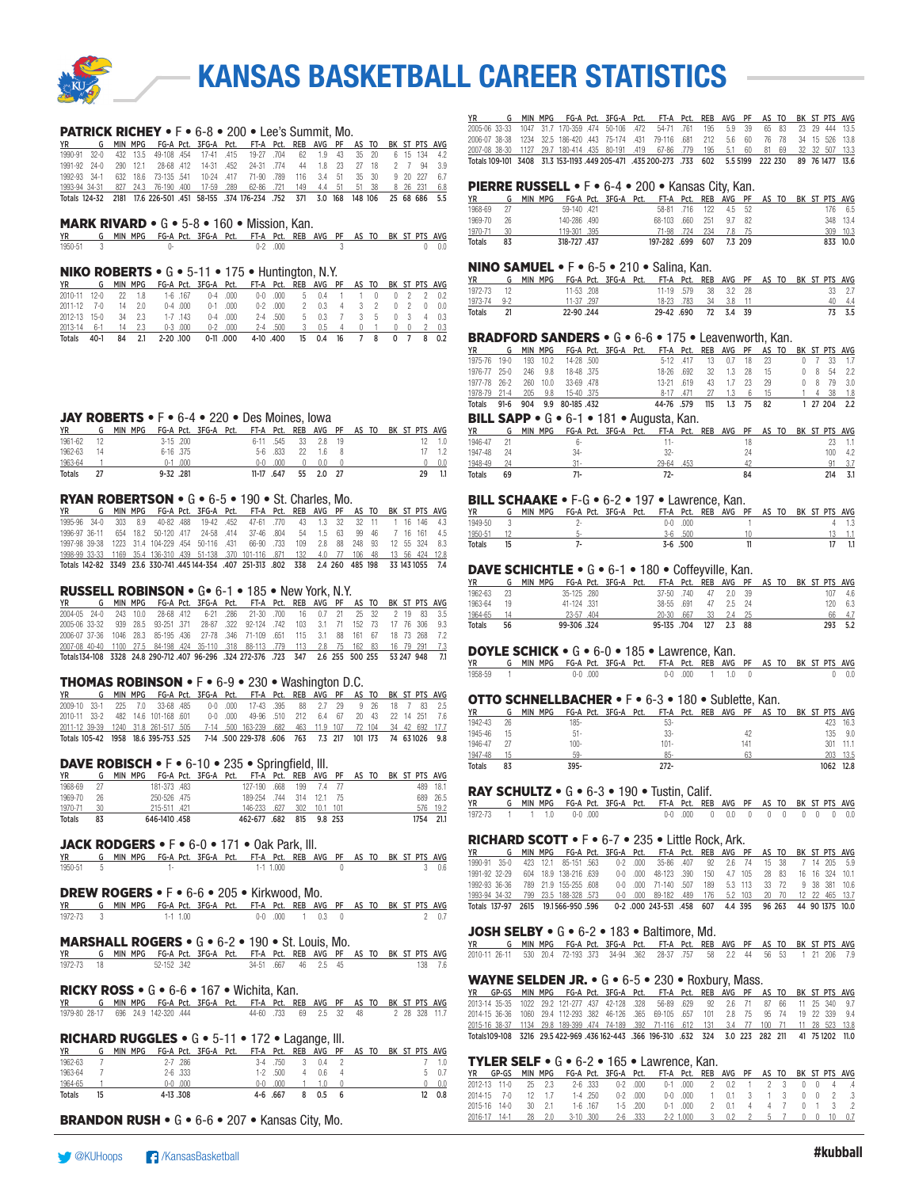# KANSAS BASKETBALL CAREER STATISTICS

## PATRICK RICHEY • F • 6-8 • 200 • Lee's Summit, Mo.

| YR | G | MIN | MPG | FG-A | Pct. | 3FG-A | Pct. | FT-A | Pct. | REB | AVG | PF | AS | TO | BK | ST | PTS | AVG |
|---|---|---|---|---|---|---|---|---|---|---|---|---|---|---|---|---|---|---|
| 1990-91 | 32-0 | 432 | 13.5 | 49-108 | .454 | 17-41 | .415 | 19-27 | .704 | 62 | 1.9 | 43 | 35 | 20 | 6 | 15 | 134 | 4.2 |
| 1991-92 | 24-0 | 290 | 12.1 | 28-68 | .412 | 14-31 | .452 | 24-31 | .774 | 44 | 1.8 | 23 | 27 | 18 | 2 | 7 | 94 | 3.9 |
| 1992-93 | 34-1 | 632 | 18.6 | 73-135 | .541 | 10-24 | .417 | 71-90 | .789 | 116 | 3.4 | 51 | 35 | 30 | 9 | 20 | 227 | 6.7 |
| 1993-94 | 34-31 | 827 | 24.3 | 76-190 | .400 | 17-59 | .289 | 62-86 | .721 | 149 | 4.4 | 51 | 51 | 38 | 8 | 26 | 231 | 6.8 |
| Totals | 124-32 | 2181 | 17.6 | 226-501 | .451 | 58-155 | .374 | 176-234 | .752 | 371 | 3.0 | 168 | 148 | 106 | 25 | 68 | 686 | 5.5 |

## MARK RIVARD • G • 5-8 • 160 • Mission, Kan.

| YR | G | MIN | MPG | FG-A | Pct. | 3FG-A | Pct. | FT-A | Pct. | REB | AVG | PF | AS | TO | BK | ST | PTS | AVG |
|---|---|---|---|---|---|---|---|---|---|---|---|---|---|---|---|---|---|---|
| 1950-51 | 3 | | | 0- | | | | 0-2 | .000 | | | 3 | | | | | 0 | 0.0 |

## NIKO ROBERTS • G • 5-11 • 175 • Huntington, N.Y.

| YR | G | MIN | MPG | FG-A | Pct. | 3FG-A | Pct. | FT-A | Pct. | REB | AVG | PF | AS | TO | BK | ST | PTS | AVG |
|---|---|---|---|---|---|---|---|---|---|---|---|---|---|---|---|---|---|---|
| 2010-11 | 12-0 | 22 | 1.8 | 1-6 | .167 | 0-4 | .000 | 0-0 | .000 | 5 | 0.4 | 1 | 1 | 0 | 0 | 2 | 2 | 0.2 |
| 2011-12 | 7-0 | 14 | 2.0 | 0-4 | .000 | 0-1 | .000 | 0-2 | .000 | 2 | 0.3 | 4 | 3 | 2 | 0 | 2 | 0 | 0.0 |
| 2012-13 | 15-0 | 34 | 2.3 | 1-7 | .143 | 0-4 | .000 | 2-4 | .500 | 5 | 0.3 | 7 | 3 | 5 | 0 | 3 | 4 | 0.3 |
| 2013-14 | 6-1 | 14 | 2.3 | 0-3 | .000 | 0-2 | .000 | 2-4 | .500 | 3 | 0.5 | 4 | 0 | 1 | 0 | 0 | 2 | 0.3 |
| Totals | 40-1 | 84 | 2.1 | 2-20 | .100 | 0-11 | .000 | 4-10 | .400 | 15 | 0.4 | 16 | 7 | 8 | 0 | 7 | 8 | 0.2 |

## JAY ROBERTS • F • 6-4 • 220 • Des Moines, Iowa

| YR | G | MIN | MPG | FG-A | Pct. | 3FG-A | Pct. | FT-A | Pct. | REB | AVG | PF | AS | TO | BK | ST | PTS | AVG |
|---|---|---|---|---|---|---|---|---|---|---|---|---|---|---|---|---|---|---|
| 1961-62 | 12 | | | 3-15 | .200 | | | 6-11 | .545 | 33 | 2.8 | 19 | | | | | 12 | 1.0 |
| 1962-63 | 14 | | | 6-16 | .375 | | | 5-6 | .833 | 22 | 1.6 | 8 | | | | | 17 | 1.2 |
| 1963-64 | 1 | | | 0-1 | .000 | | | 0-0 | .000 | 0 | 0.0 | 0 | | | | | 0 | 0.0 |
| Totals | 27 | | | 9-32 | .281 | | | 11-17 | .647 | 55 | 2.0 | 27 | | | | | 29 | 1.1 |

## RYAN ROBERTSON • G • 6-5 • 190 • St. Charles, Mo.

| YR | G | MIN | MPG | FG-A | Pct. | 3FG-A | Pct. | FT-A | Pct. | REB | AVG | PF | AS | TO | BK | ST | PTS | AVG |
|---|---|---|---|---|---|---|---|---|---|---|---|---|---|---|---|---|---|---|
| 1995-96 | 34-0 | 303 | 8.9 | 40-82 | .488 | 19-42 | .452 | 47-61 | .770 | 43 | 1.3 | 32 | 32 | 11 | 1 | 16 | 146 | 4.3 |
| 1996-97 | 36-11 | 654 | 18.2 | 50-120 | .417 | 24-58 | .414 | 37-46 | .804 | 54 | 1.5 | 63 | 99 | 46 | 7 | 16 | 161 | 4.5 |
| 1997-98 | 39-38 | 1223 | 31.4 | 104-229 | .454 | 50-116 | .431 | 66-90 | .733 | 109 | 2.8 | 88 | 248 | 93 | 12 | 55 | 324 | 8.3 |
| 1998-99 | 33-33 | 1169 | 35.4 | 136-310 | .439 | 51-138 | .370 | 101-116 | .871 | 132 | 4.0 | 77 | 106 | 48 | 13 | 56 | 424 | 12.8 |
| Totals | 142-82 | 3349 | 23.6 | 330-741 | .445 | 144-354 | .407 | 251-313 | .802 | 338 | 2.4 | 260 | 485 | 198 | 33 | 143 | 1055 | 7.4 |

## RUSSELL ROBINSON • G • 6-1 • 185 • New York, N.Y.

| YR | G | MIN | MPG | FG-A | Pct. | 3FG-A | Pct. | FT-A | Pct. | REB | AVG | PF | AS | TO | BK | ST | PTS | AVG |
|---|---|---|---|---|---|---|---|---|---|---|---|---|---|---|---|---|---|---|
| 2004-05 | 24-0 | 243 | 10.0 | 28-68 | .412 | 6-21 | .286 | 21-30 | .700 | 16 | 0.7 | 21 | 25 | 32 | 2 | 19 | 83 | 3.5 |
| 2005-06 | 33-32 | 939 | 28.5 | 93-251 | .371 | 28-87 | .322 | 92-124 | .742 | 103 | 3.1 | 71 | 152 | 73 | 17 | 76 | 306 | 9.3 |
| 2006-07 | 37-36 | 1046 | 28.3 | 85-195 | .436 | 27-78 | .346 | 71-109 | .651 | 115 | 3.1 | 88 | 161 | 67 | 18 | 73 | 268 | 7.2 |
| 2007-08 | 40-40 | 1100 | 27.5 | 84-198 | .424 | 35-110 | .318 | 88-113 | .779 | 113 | 2.8 | 75 | 162 | 83 | 16 | 79 | 291 | 7.3 |
| Totals | 134-108 | 3328 | 24.8 | 290-712 | .407 | 96-296 | .324 | 272-376 | .723 | 347 | 2.6 | 255 | 500 | 255 | 53 | 247 | 948 | 7.1 |

## THOMAS ROBINSON • F • 6-9 • 230 • Washington D.C.

| YR | G | MIN | MPG | FG-A | Pct. | 3FG-A | Pct. | FT-A | Pct. | REB | AVG | PF | AS | TO | BK | ST | PTS | AVG |
|---|---|---|---|---|---|---|---|---|---|---|---|---|---|---|---|---|---|---|
| 2009-10 | 33-1 | 225 | 7.0 | 33-68 | .485 | 0-0 | .000 | 17-43 | .395 | 88 | 2.7 | 29 | 9 | 26 | 18 | 7 | 83 | 2.5 |
| 2010-11 | 33-2 | 482 | 14.6 | 101-168 | .601 | 0-0 | .000 | 49-96 | .510 | 212 | 6.4 | 67 | 20 | 43 | 22 | 14 | 251 | 7.6 |
| 2011-12 | 39-39 | 1240 | 31.8 | 261-517 | .505 | 7-14 | .500 | 163-239 | .682 | 463 | 11.9 | 107 | 72 | 104 | 34 | 42 | 692 | 17.7 |
| Totals | 105-42 | 1958 | 18.6 | 395-753 | .525 | 7-14 | .500 | 229-378 | .606 | 763 | 7.3 | 217 | 101 | 173 | 74 | 63 | 1026 | 9.8 |

## DAVE ROBISCH • F • 6-10 • 235 • Springfield, Ill.

| YR | G | MIN | MPG | FG-A | Pct. | 3FG-A | Pct. | FT-A | Pct. | REB | AVG | PF | AS | TO | BK | ST | PTS | AVG |
|---|---|---|---|---|---|---|---|---|---|---|---|---|---|---|---|---|---|---|
| 1968-69 | 27 | | | 181-373 | .483 | | | 127-190 | .668 | 199 | 7.4 | 77 | | | | | 489 | 18.1 |
| 1969-70 | 26 | | | 250-526 | .475 | | | 189-254 | .744 | 314 | 12.1 | 75 | | | | | 689 | 26.5 |
| 1970-71 | 30 | | | 215-511 | .421 | | | 146-233 | .627 | 302 | 10.1 | 101 | | | | | 576 | 19.2 |
| Totals | 83 | | | 646-1410 | .458 | | | 462-677 | .682 | 815 | 9.8 | 253 | | | | | 1754 | 21.1 |

## JACK RODGERS • F • 6-0 • 171 • Oak Park, Ill.

| YR | G | MIN | MPG | FG-A | Pct. | 3FG-A | Pct. | FT-A | Pct. | REB | AVG | PF | AS | TO | BK | ST | PTS | AVG |
|---|---|---|---|---|---|---|---|---|---|---|---|---|---|---|---|---|---|---|
| 1950-51 | 5 | | | 1- | | | | 1-1 | 1.000 | | | 0 | | | | | 3 | 0.6 |

## DREW ROGERS • F • 6-6 • 205 • Kirkwood, Mo.

| YR | G | MIN | MPG | FG-A | Pct. | 3FG-A | Pct. | FT-A | Pct. | REB | AVG | PF | AS | TO | BK | ST | PTS | AVG |
|---|---|---|---|---|---|---|---|---|---|---|---|---|---|---|---|---|---|---|
| 1972-73 | 3 | | | 1-1 | 1.00 | | | 0-0 | .000 | 1 | 0.3 | 0 | | | | | 2 | 0.7 |

## MARSHALL ROGERS • G • 6-2 • 190 • St. Louis, Mo.

| YR | G | MIN | MPG | FG-A | Pct. | 3FG-A | Pct. | FT-A | Pct. | REB | AVG | PF | AS | TO | BK | ST | PTS | AVG |
|---|---|---|---|---|---|---|---|---|---|---|---|---|---|---|---|---|---|---|
| 1972-73 | 18 | | | 52-152 | .342 | | | 34-51 | .667 | 46 | 2.5 | 45 | | | | | 138 | 7.6 |

## RICKY ROSS • G • 6-6 • 167 • Wichita, Kan.

| YR | G | MIN | MPG | FG-A | Pct. | 3FG-A | Pct. | FT-A | Pct. | REB | AVG | PF | AS | TO | BK | ST | PTS | AVG |
|---|---|---|---|---|---|---|---|---|---|---|---|---|---|---|---|---|---|---|
| 1979-80 | 28-17 | 696 | 24.9 | 142-320 | .444 | | | 44-60 | .733 | 69 | 2.5 | 32 | 48 | | 2 | 28 | 328 | 11.7 |

## RICHARD RUGGLES • G • 5-11 • 172 • Lagange, Ill.

| YR | G | MIN | MPG | FG-A | Pct. | 3FG-A | Pct. | FT-A | Pct. | REB | AVG | PF | AS | TO | BK | ST | PTS | AVG |
|---|---|---|---|---|---|---|---|---|---|---|---|---|---|---|---|---|---|---|
| 1962-63 | 7 | | | 2-7 | .286 | | | 3-4 | .750 | 3 | 0.4 | 2 | | | | | 7 | 1.0 |
| 1963-64 | 7 | | | 2-6 | .333 | | | 1-2 | .500 | 4 | 0.6 | 4 | | | | | 5 | 0.7 |
| 1964-65 | 1 | | | 0-0 | .000 | | | 0-0 | .000 | 1 | 1.0 | 0 | | | | | 0 | 0.0 |
| Totals | 15 | | | 4-13 | .308 | | | 4-6 | .667 | 8 | 0.5 | 6 | | | | | 12 | 0.8 |

## BRANDON RUSH • G • 6-6 • 207 • Kansas City, Mo.

| YR | G | MIN | MPG | FG-A | Pct. | 3FG-A | Pct. | FT-A | Pct. | REB | AVG | PF | AS | TO | BK | ST | PTS | AVG |
|---|---|---|---|---|---|---|---|---|---|---|---|---|---|---|---|---|---|---|
| 2005-06 | 33-33 | 1047 | 31.7 | 170-359 | .474 | 50-106 | .472 | 54-71 | .761 | 195 | 5.9 | 39 | 65 | 83 | 23 | 29 | 444 | 13.5 |
| 2006-07 | 38-38 | 1234 | 32.5 | 186-420 | .443 | 75-174 | .431 | 79-116 | .681 | 212 | 5.6 | 60 | 76 | 78 | 34 | 15 | 526 | 13.8 |
| 2007-08 | 38-30 | 1127 | 29.7 | 180-414 | .435 | 80-191 | .419 | 67-86 | .779 | 195 | 5.1 | 60 | 81 | 69 | 32 | 32 | 507 | 13.3 |
| Totals | 109-101 | 3408 | 31.3 | 153-1193 | .449 | 205-471 | .435 | 200-273 | .733 | 602 | 5.5 | 5199 | 222 | 230 | 89 | 76 | 1477 | 13.6 |

## PIERRE RUSSELL • F • 6-4 • 200 • Kansas City, Kan.

| YR | G | MIN | MPG | FG-A | Pct. | 3FG-A | Pct. | FT-A | Pct. | REB | AVG | PF | AS | TO | BK | ST | PTS | AVG |
|---|---|---|---|---|---|---|---|---|---|---|---|---|---|---|---|---|---|---|
| 1968-69 | 27 | | | 59-140 | .421 | | | 58-81 | .716 | 122 | 4.5 | 52 | | | | | 176 | 6.5 |
| 1969-70 | 26 | | | 140-286 | .490 | | | 68-103 | .660 | 251 | 9.7 | 82 | | | | | 348 | 13.4 |
| 1970-71 | 30 | | | 119-301 | .395 | | | 71-98 | .724 | 234 | 7.8 | 75 | | | | | 309 | 10.3 |
| Totals | 83 | | | 318-727 | .437 | | | 197-282 | .699 | 607 | 7.3 | 209 | | | | | 833 | 10.0 |

## NINO SAMUEL • F • 6-5 • 210 • Salina, Kan.

| YR | G | MIN | MPG | FG-A | Pct. | 3FG-A | Pct. | FT-A | Pct. | REB | AVG | PF | AS | TO | BK | ST | PTS | AVG |
|---|---|---|---|---|---|---|---|---|---|---|---|---|---|---|---|---|---|---|
| 1972-73 | 12 | | | 11-53 | .208 | | | 11-19 | .579 | 38 | 3.2 | 28 | | | | | 33 | 2.7 |
| 1973-74 | 9-2 | | | 11-37 | .297 | | | 18-23 | .783 | 34 | 3.8 | 11 | | | | | 40 | 4.4 |
| Totals | 21 | | | 22-90 | .244 | | | 29-42 | .690 | 72 | 3.4 | 39 | | | | | 73 | 3.5 |

## BRADFORD SANDERS • G • 6-6 • 175 • Leavenworth, Kan.

| YR | G | MIN | MPG | FG-A | Pct. | 3FG-A | Pct. | FT-A | Pct. | REB | AVG | PF | AS | TO | BK | ST | PTS | AVG |
|---|---|---|---|---|---|---|---|---|---|---|---|---|---|---|---|---|---|---|
| 1975-76 | 19-0 | 193 | 10.2 | 14-28 | .500 | | | 5-12 | .417 | 13 | 0.7 | 18 | 23 | | 0 | 7 | 33 | 1.7 |
| 1976-77 | 25-0 | 246 | 9.8 | 18-48 | .375 | | | 18-26 | .692 | 32 | 1.3 | 28 | 15 | | 0 | 8 | 54 | 2.2 |
| 1977-78 | 26-2 | 260 | 10.0 | 33-69 | .478 | | | 13-21 | .619 | 43 | 1.7 | 23 | 29 | | 0 | 8 | 79 | 3.0 |
| 1978-79 | 21-4 | 205 | 9.8 | 15-40 | .375 | | | 8-17 | .471 | 27 | 1.3 | 6 | 15 | | 1 | 4 | 38 | 1.8 |
| Totals | 91-6 | 904 | 9.9 | 80-185 | .432 | | | 44-76 | .579 | 115 | 1.3 | 75 | 82 | | 1 | 27 | 204 | 2.2 |

## BILL SAPP • G • 6-1 • 181 • Augusta, Kan.

| YR | G | MIN | MPG | FG-A | Pct. | 3FG-A | Pct. | FT-A | Pct. | REB | AVG | PF | AS | TO | BK | ST | PTS | AVG |
|---|---|---|---|---|---|---|---|---|---|---|---|---|---|---|---|---|---|---|
| 1946-47 | 21 | | | 6- | | | | 11- | | | | 18 | | | | | 23 | 1.1 |
| 1947-48 | 24 | | | 34- | | | | 32- | | | | 24 | | | | | 100 | 4.2 |
| 1948-49 | 24 | | | 31- | | | | 29-64 | .453 | | | 42 | | | | | 91 | 3.7 |
| Totals | 69 | | | 71- | | | | 72- | | | | 84 | | | | | 214 | 3.1 |

## BILL SCHAAKE • F-G • 6-2 • 197 • Lawrence, Kan.

| YR | G | MIN | MPG | FG-A | Pct. | 3FG-A | Pct. | FT-A | Pct. | REB | AVG | PF | AS | TO | BK | ST | PTS | AVG |
|---|---|---|---|---|---|---|---|---|---|---|---|---|---|---|---|---|---|---|
| 1949-50 | 3 | | | 2- | | | | 0-0 | .000 | | | 1 | | | | | 4 | 1.3 |
| 1950-51 | 12 | | | 5- | | | | 3-6 | .500 | | | 10 | | | | | 13 | 1.1 |
| Totals | 15 | | | 7- | | | | 3-6 | .500 | | | 11 | | | | | 17 | 1.1 |

## DAVE SCHICHTLE • G • 6-1 • 180 • Coffeyville, Kan.

| YR | G | MIN | MPG | FG-A | Pct. | 3FG-A | Pct. | FT-A | Pct. | REB | AVG | PF | AS | TO | BK | ST | PTS | AVG |
|---|---|---|---|---|---|---|---|---|---|---|---|---|---|---|---|---|---|---|
| 1962-63 | 23 | | | 35-125 | .280 | | | 37-50 | .740 | 47 | 2.0 | 39 | | | | | 107 | 4.6 |
| 1963-64 | 19 | | | 41-124 | .331 | | | 38-55 | .691 | 47 | 2.5 | 24 | | | | | 120 | 6.3 |
| 1964-65 | 14 | | | 23-57 | .404 | | | 20-30 | .667 | 33 | 2.4 | 25 | | | | | 66 | 4.7 |
| Totals | 56 | | | 99-306 | .324 | | | 95-135 | .704 | 127 | 2.3 | 88 | | | | | 293 | 5.2 |

## DOYLE SCHICK • G • 6-0 • 185 • Lawrence, Kan.

| YR | G | MIN | MPG | FG-A | Pct. | 3FG-A | Pct. | FT-A | Pct. | REB | AVG | PF | AS | TO | BK | ST | PTS | AVG |
|---|---|---|---|---|---|---|---|---|---|---|---|---|---|---|---|---|---|---|
| 1958-59 | 1 | | | 0-0 | .000 | | | 0-0 | .000 | 1 | 1.0 | 0 | | | | | 0 | 0.0 |

## OTTO SCHNELLBACHER • F • 6-3 • 180 • Sublette, Kan.

| YR | G | MIN | MPG | FG-A | Pct. | 3FG-A | Pct. | FT-A | Pct. | REB | AVG | PF | AS | TO | BK | ST | PTS | AVG |
|---|---|---|---|---|---|---|---|---|---|---|---|---|---|---|---|---|---|---|
| 1942-43 | 26 | | | 185- | | | | 53- | | | | | | | | | 423 | 16.3 |
| 1945-46 | 15 | | | 51- | | | | 33- | | | | 42 | | | | | 135 | 9.0 |
| 1946-47 | 27 | | | 100- | | | | 101- | | | | 141 | | | | | 301 | 11.1 |
| 1947-48 | 15 | | | 59- | | | | 85- | | | | 63 | | | | | 203 | 13.5 |
| Totals | 83 | | | 395- | | | | 272- | | | | | | | | | 1062 | 12.8 |

## RAY SCHULTZ • G • 6-3 • 190 • Tustin, Calif.

| YR | G | MIN | MPG | FG-A | Pct. | 3FG-A | Pct. | FT-A | Pct. | REB | AVG | PF | AS | TO | BK | ST | PTS | AVG |
|---|---|---|---|---|---|---|---|---|---|---|---|---|---|---|---|---|---|---|
| 1972-73 | 1 | 1 | 1.0 | 0-0 | .000 | | | 0-0 | .000 | 0 | 0.0 | 0 | 0 | 0 | 0 | 0 | 0 | 0.0 |

## RICHARD SCOTT • F • 6-7 • 235 • Little Rock, Ark.

| YR | G | MIN | MPG | FG-A | Pct. | 3FG-A | Pct. | FT-A | Pct. | REB | AVG | PF | AS | TO | BK | ST | PTS | AVG |
|---|---|---|---|---|---|---|---|---|---|---|---|---|---|---|---|---|---|---|
| 1990-91 | 35-0 | 423 | 12.1 | 85-151 | .563 | 0-2 | .000 | 35-86 | .407 | 92 | 2.6 | 74 | 15 | 38 | 7 | 14 | 205 | 5.9 |
| 1991-92 | 32-29 | 604 | 18.9 | 138-216 | .639 | 0-0 | .000 | 48-123 | .390 | 150 | 4.7 | 105 | 28 | 83 | 16 | 16 | 324 | 10.1 |
| 1992-93 | 36-36 | 789 | 21.9 | 155-255 | .608 | 0-0 | .000 | 71-140 | .507 | 189 | 5.3 | 113 | 33 | 72 | 9 | 38 | 381 | 10.6 |
| 1993-94 | 34-32 | 799 | 23.5 | 188-328 | .573 | 0-0 | .000 | 89-182 | .489 | 176 | 5.2 | 103 | 20 | 70 | 12 | 22 | 465 | 13.7 |
| Totals | 137-97 | 2615 | 19.1 | 566-950 | .596 | 0-2 | .000 | 243-531 | .458 | 607 | 4.4 | 395 | 96 | 263 | 44 | 90 | 1375 | 10.0 |

## JOSH SELBY • G • 6-2 • 183 • Baltimore, Md.

| YR | G | MIN | MPG | FG-A | Pct. | 3FG-A | Pct. | FT-A | Pct. | REB | AVG | PF | AS | TO | BK | ST | PTS | AVG |
|---|---|---|---|---|---|---|---|---|---|---|---|---|---|---|---|---|---|---|
| 2010-11 | 26-11 | 530 | 20.4 | 72-193 | .373 | 34-94 | .362 | 28-37 | .757 | 58 | 2.2 | 44 | 56 | 53 | 1 | 21 | 206 | 7.9 |

## WAYNE SELDEN JR. • G • 6-5 • 230 • Roxbury, Mass.

| YR | GP-GS | MIN | MPG | FG-A | Pct. | 3FG-A | Pct. | FT-A | Pct. | REB | AVG | PF | AS | TO | BK | ST | PTS | AVG |
|---|---|---|---|---|---|---|---|---|---|---|---|---|---|---|---|---|---|---|
| 2013-14 | 35-35 | 1022 | 29.2 | 121-277 | .437 | 42-128 | .328 | 56-89 | .629 | 92 | 2.6 | 71 | 87 | 66 | 11 | 25 | 340 | 9.7 |
| 2014-15 | 36-36 | 1060 | 29.4 | 112-293 | .382 | 46-126 | .365 | 69-105 | .657 | 101 | 2.8 | 75 | 95 | 74 | 19 | 22 | 339 | 9.4 |
| 2015-16 | 38-37 | 1134 | 29.8 | 189-399 | .474 | 74-189 | .392 | 71-116 | .612 | 131 | 3.4 | 77 | 100 | 71 | 11 | 28 | 523 | 13.8 |
| Totals | 109-108 | 3216 | 29.5 | 422-969 | .436 | 162-443 | .366 | 196-310 | .632 | 324 | 3.0 | 223 | 282 | 211 | 41 | 75 | 1202 | 11.0 |

## TYLER SELF • G • 6-2 • 165 • Lawrence, Kan.

| YR | GP-GS | MIN | MPG | FG-A | Pct. | 3FG-A | Pct. | FT-A | Pct. | REB | AVG | PF | AS | TO | BK | ST | PTS | AVG |
|---|---|---|---|---|---|---|---|---|---|---|---|---|---|---|---|---|---|---|
| 2012-13 | 11-0 | 25 | 2.3 | 2-6 | .333 | 0-2 | .000 | 0-1 | .000 | 2 | 0.2 | 1 | 2 | 3 | 0 | 0 | 4 | .4 |
| 2014-15 | 7-0 | 12 | 1.7 | 1-4 | .250 | 0-2 | .000 | 0-0 | .000 | 1 | 0.1 | 3 | 4 | 0 | 0 | 2 | 3 | .3 |
| 2015-16 | 14-0 | 30 | 2.1 | 1-6 | .167 | 1-5 | .200 | 0-1 | .000 | 2 | 0.1 | 4 | 4 | 7 | 0 | 1 | 3 | .2 |
| 2016-17 | 14-1 | 28 | 2.0 | 3-10 | .300 | 2-6 | .333 | 2-2 | 1.000 | 3 | 0.2 | 2 | 5 | 7 | 0 | 0 | 10 | 0.7 |

@KUHoops /KansasBasketball #kubball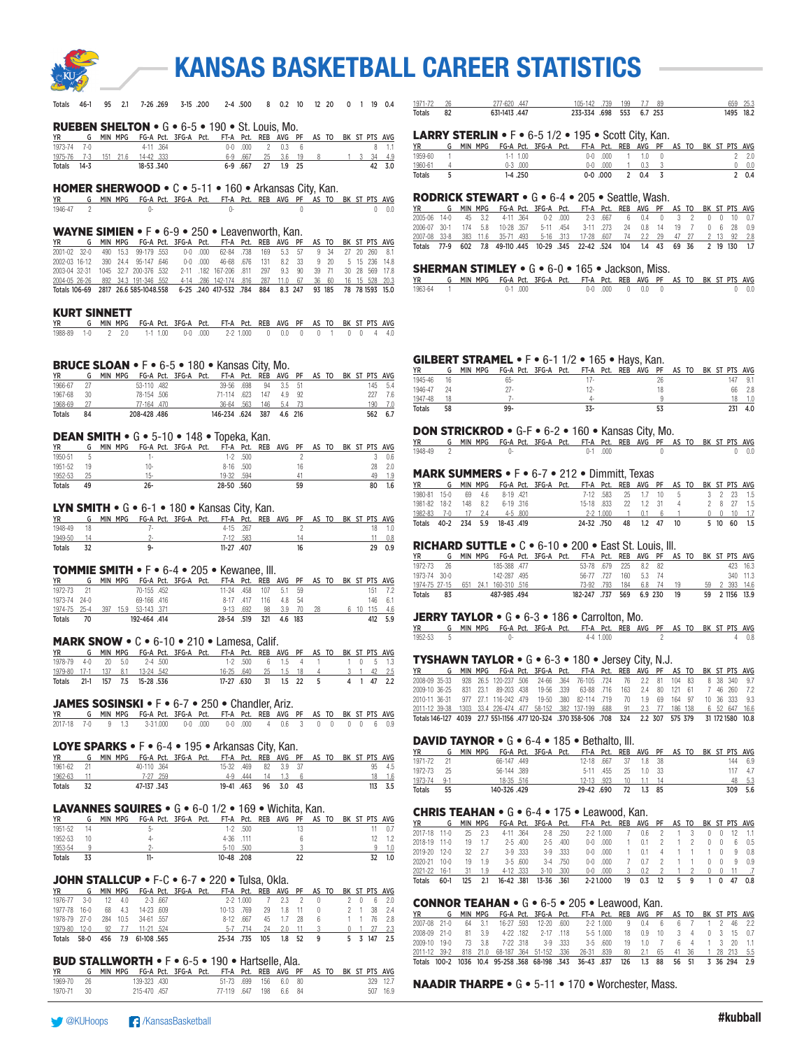# KANSAS BASKETBALL CAREER STATISTICS

| | G | MIN | MPG | FG-A | Pct. | 3FG-A | Pct. | FT-A | Pct. | REB | AVG | PF | AS | TO | BK | ST | PTS | AVG |
|---|---|---|---|---|---|---|---|---|---|---|---|---|---|---|---|---|---|---|
| Totals | 46-1 | 95 | 2.1 | 7-26 | .269 | 3-15 | .200 | 2-4 | .500 | 8 | 0.2 | 10 | 12 | 20 | 0 | 1 | 19 | 0.4 |

### RUEBEN SHELTON • G • 6-5 • 190 • St. Louis, Mo.

| YR | G | MIN | MPG | FG-A | Pct. | 3FG-A | Pct. | FT-A | Pct. | REB | AVG | PF | AS | TO | BK | ST | PTS | AVG |
|---|---|---|---|---|---|---|---|---|---|---|---|---|---|---|---|---|---|---|
| 1973-74 | 7-0 | | | 4-11 | .364 | | | 0-0 | .000 | 2 | 0.3 | 6 | | | | | 8 | 1.1 |
| 1975-76 | 7-3 | 151 | 21.6 | 14-42 | .333 | | | 6-9 | .667 | 25 | 3.6 | 19 | 8 | | 1 | 3 | 34 | 4.9 |
| Totals | 14-3 | | | 18-53 | .340 | | | 6-9 | .667 | 27 | 1.9 | 25 | | | | | 42 | 3.0 |

### HOMER SHERWOOD • C • 5-11 • 160 • Arkansas City, Kan.

| YR | G | MIN | MPG | FG-A | Pct. | 3FG-A | Pct. | FT-A | Pct. | REB | AVG | PF | AS | TO | BK | ST | PTS | AVG |
|---|---|---|---|---|---|---|---|---|---|---|---|---|---|---|---|---|---|---|
| 1946-47 | 2 | | | 0- | | | | 0- | | | | 0 | | | | | 0 | 0.0 |

### WAYNE SIMIEN • F • 6-9 • 250 • Leavenworth, Kan.

| YR | G | MIN | MPG | FG-A | Pct. | 3FG-A | Pct. | FT-A | Pct. | REB | AVG | PF | AS | TO | BK | ST | PTS | AVG |
|---|---|---|---|---|---|---|---|---|---|---|---|---|---|---|---|---|---|---|
| 2001-02 | 32-0 | 490 | 15.3 | 99-179 | .553 | 0-0 | .000 | 62-84 | .738 | 169 | 5.3 | 57 | 9 | 34 | 27 | 20 | 260 | 8.1 |
| 2002-03 | 16-12 | 390 | 24.4 | 95-147 | .646 | 0-0 | .000 | 46-68 | .676 | 131 | 8.2 | 33 | 9 | 20 | 5 | 15 | 236 | 14.8 |
| 2003-04 | 32-31 | 1045 | 32.7 | 200-376 | .532 | 2-11 | .182 | 167-206 | .811 | 297 | 9.3 | 90 | 39 | 71 | 30 | 28 | 569 | 17.8 |
| 2004-05 | 26-26 | 892 | 34.3 | 191-346 | .552 | 4-14 | .286 | 142-174 | .816 | 287 | 11.0 | 67 | 36 | 60 | 16 | 15 | 528 | 20.3 |
| Totals | 106-69 | 2817 | 26.6 | 585-1048 | .558 | 6-25 | .240 | 417-532 | .784 | 884 | 8.3 | 247 | 93 | 185 | 78 | 78 | 1593 | 15.0 |

### KURT SINNETT

| YR | G | MIN | MPG | FG-A | Pct. | 3FG-A | Pct. | FT-A | Pct. | REB | AVG | PF | AS | TO | BK | ST | PTS | AVG |
|---|---|---|---|---|---|---|---|---|---|---|---|---|---|---|---|---|---|---|
| 1988-89 | 1-0 | 2 | 2.0 | 1-1 | 1.00 | 0-0 | .000 | 2-2 | 1.000 | 0 | 0.0 | 0 | 0 | 1 | 0 | 0 | 4 | 4.0 |

### BRUCE SLOAN • F • 6-5 • 180 • Kansas City, Mo.

| YR | G | MIN | MPG | FG-A | Pct. | 3FG-A | Pct. | FT-A | Pct. | REB | AVG | PF | AS | TO | BK | ST | PTS | AVG |
|---|---|---|---|---|---|---|---|---|---|---|---|---|---|---|---|---|---|---|
| 1966-67 | 27 | | | 53-110 | .482 | | | 39-56 | .698 | 94 | 3.5 | 51 | | | | | 145 | 5.4 |
| 1967-68 | 30 | | | 78-154 | .506 | | | 71-114 | .623 | 147 | 4.9 | 92 | | | | | 227 | 7.6 |
| 1968-69 | 27 | | | 77-164 | .470 | | | 36-64 | .563 | 146 | 5.4 | 73 | | | | | 190 | 7.0 |
| Totals | 84 | | | 208-428 | .486 | | | 146-234 | .624 | 387 | 4.6 | 216 | | | | | 562 | 6.7 |

### DEAN SMITH • G • 5-10 • 148 • Topeka, Kan.

| YR | G | MIN | MPG | FG-A | Pct. | 3FG-A | Pct. | FT-A | Pct. | REB | AVG | PF | AS | TO | BK | ST | PTS | AVG |
|---|---|---|---|---|---|---|---|---|---|---|---|---|---|---|---|---|---|---|
| 1950-51 | 5 | | | 1- | | | | 1-2 | .500 | | | 2 | | | | | 3 | 0.6 |
| 1951-52 | 19 | | | 10- | | | | 8-16 | .500 | | | 16 | | | | | 28 | 2.0 |
| 1952-53 | 25 | | | 15- | | | | 19-32 | .594 | | | 41 | | | | | 49 | 1.9 |
| Totals | 49 | | | 26- | | | | 28-50 | .560 | | | 59 | | | | | 80 | 1.6 |

### LYN SMITH • G • 6-1 • 180 • Kansas City, Kan.

| YR | G | MIN | MPG | FG-A | Pct. | 3FG-A | Pct. | FT-A | Pct. | REB | AVG | PF | AS | TO | BK | ST | PTS | AVG |
|---|---|---|---|---|---|---|---|---|---|---|---|---|---|---|---|---|---|---|
| 1948-49 | 18 | | | 7- | | | | 4-15 | .267 | | | 2 | | | | | 18 | 1.0 |
| 1949-50 | 14 | | | 2- | | | | 7-12 | .583 | | | 14 | | | | | 11 | 0.8 |
| Totals | 32 | | | 9- | | | | 11-27 | .407 | | | 16 | | | | | 29 | 0.9 |

### TOMMIE SMITH • F • 6-4 • 205 • Kewanee, Ill.

| YR | G | MIN | MPG | FG-A | Pct. | 3FG-A | Pct. | FT-A | Pct. | REB | AVG | PF | AS | TO | BK | ST | PTS | AVG |
|---|---|---|---|---|---|---|---|---|---|---|---|---|---|---|---|---|---|---|
| 1972-73 | 21 | | | 70-155 | .452 | | | 11-24 | .458 | 107 | 5.1 | 59 | | | | | 151 | 7.2 |
| 1973-74 | 24-0 | | | 69-166 | .416 | | | 8-17 | .417 | 116 | 4.8 | 54 | | | | | 146 | 6.1 |
| 1974-75 | 25-4 | 397 | 15.9 | 53-143 | .371 | | | 9-13 | .692 | 98 | 3.9 | 70 | 28 | | 6 | 10 | 115 | 4.6 |
| Totals | 70 | | | 192-464 | .414 | | | 28-54 | .519 | 321 | 4.6 | 183 | | | | | 412 | 5.9 |

### MARK SNOW • C • 6-10 • 210 • Lamesa, Calif.

| YR | G | MIN | MPG | FG-A | Pct. | 3FG-A | Pct. | FT-A | Pct. | REB | AVG | PF | AS | TO | BK | ST | PTS | AVG |
|---|---|---|---|---|---|---|---|---|---|---|---|---|---|---|---|---|---|---|
| 1978-79 | 4-0 | 20 | 5.0 | 2-4 | .500 | | | 1-2 | .500 | 6 | 1.5 | 4 | 1 | | 1 | 0 | 5 | 1.3 |
| 1979-80 | 17-1 | 137 | 8.1 | 13-24 | .542 | | | 16-25 | .640 | 25 | 1.5 | 18 | 4 | | 3 | 1 | 42 | 2.5 |
| Totals | 21-1 | 157 | 7.5 | 15-28 | .536 | | | 17-27 | .630 | 31 | 1.5 | 22 | 5 | | 4 | 1 | 47 | 2.2 |

### JAMES SOSINSKI • F • 6-7 • 250 • Chandler, Ariz.

| YR | G | MIN | MPG | FG-A | Pct. | 3FG-A | Pct. | FT-A | Pct. | REB | AVG | PF | AS | TO | BK | ST | PTS | AVG |
|---|---|---|---|---|---|---|---|---|---|---|---|---|---|---|---|---|---|---|
| 2017-18 | 7-0 | 9 | 1.3 | 3-3 | 1.000 | 0-0 | .000 | 0-0 | .000 | 4 | 0.6 | 3 | 0 | 0 | 0 | 0 | 6 | 0.9 |

### LOYE SPARKS • F • 6-4 • 195 • Arkansas City, Kan.

| YR | G | MIN | MPG | FG-A | Pct. | 3FG-A | Pct. | FT-A | Pct. | REB | AVG | PF | AS | TO | BK | ST | PTS | AVG |
|---|---|---|---|---|---|---|---|---|---|---|---|---|---|---|---|---|---|---|
| 1961-62 | 21 | | | 40-110 | .364 | | | 15-32 | .469 | 82 | 3.9 | 37 | | | | | 95 | 4.5 |
| 1962-63 | 11 | | | 7-27 | .259 | | | 4-9 | .444 | 14 | 1.3 | 6 | | | | | 18 | 1.6 |
| Totals | 32 | | | 47-137 | .343 | | | 19-41 | .463 | 96 | 3.0 | 43 | | | | | 113 | 3.5 |

### LAVANNES SQUIRES • G • 6-0 1/2 • 169 • Wichita, Kan.

| YR | G | MIN | MPG | FG-A | Pct. | 3FG-A | Pct. | FT-A | Pct. | REB | AVG | PF | AS | TO | BK | ST | PTS | AVG |
|---|---|---|---|---|---|---|---|---|---|---|---|---|---|---|---|---|---|---|
| 1951-52 | 14 | | | 5- | | | | 1-2 | .500 | | | 13 | | | | | 11 | 0.7 |
| 1952-53 | 10 | | | 4- | | | | 4-36 | .111 | | | 6 | | | | | 12 | 1.2 |
| 1953-54 | 9 | | | 2- | | | | 5-10 | .500 | | | 3 | | | | | 9 | 1.0 |
| Totals | 33 | | | 11- | | | | 10-48 | .208 | | | 22 | | | | | 32 | 1.0 |

### JOHN STALLCUP • F-C • 6-7 • 220 • Tulsa, Okla.

| YR | G | MIN | MPG | FG-A | Pct. | 3FG-A | Pct. | FT-A | Pct. | REB | AVG | PF | AS | TO | BK | ST | PTS | AVG |
|---|---|---|---|---|---|---|---|---|---|---|---|---|---|---|---|---|---|---|
| 1976-77 | 3-0 | 12 | 4.0 | 2-3 | .667 | | | 2-2 | 1.000 | 7 | 2.3 | 2 | 0 | | 2 | 0 | 6 | 2.0 |
| 1977-78 | 16-0 | 68 | 4.3 | 14-23 | .609 | | | 10-13 | .769 | 29 | 1.8 | 11 | 0 | | 2 | 1 | 38 | 2.4 |
| 1978-79 | 27-0 | 284 | 10.5 | 34-61 | .557 | | | 8-12 | .667 | 45 | 1.7 | 28 | 6 | | 1 | 1 | 76 | 2.8 |
| 1979-80 | 12-0 | 92 | 7.7 | 11-21 | .524 | | | 5-7 | .714 | 24 | 2.0 | 11 | 3 | | 0 | 1 | 27 | 2.3 |
| Totals | 58-0 | 456 | 7.9 | 61-108 | .565 | | | 25-34 | .735 | 105 | 1.8 | 52 | 9 | | 5 | 3 | 147 | 2.5 |

### BUD STALLWORTH • F • 6-5 • 190 • Hartselle, Ala.

| YR | G | MIN | MPG | FG-A | Pct. | 3FG-A | Pct. | FT-A | Pct. | REB | AVG | PF | AS | TO | BK | ST | PTS | AVG |
|---|---|---|---|---|---|---|---|---|---|---|---|---|---|---|---|---|---|---|
| 1969-70 | 26 | | | 139-323 | .430 | | | 51-73 | .699 | 156 | 6.0 | 80 | | | | | 329 | 12.7 |
| 1970-71 | 30 | | | 215-470 | .457 | | | 77-119 | .647 | 198 | 6.6 | 84 | | | | | 507 | 16.9 |
| 1971-72 | 26 | | | 277-620 | .447 | | | 105-142 | .739 | 199 | 7.7 | 89 | | | | | 659 | 25.3 |
| Totals | 82 | | | 631-1413 | .447 | | | 233-334 | .698 | 553 | 6.7 | 253 | | | | | 1495 | 18.2 |

### LARRY STERLIN • F • 6-5 1/2 • 195 • Scott City, Kan.

| YR | G | MIN | MPG | FG-A | Pct. | 3FG-A | Pct. | FT-A | Pct. | REB | AVG | PF | AS | TO | BK | ST | PTS | AVG |
|---|---|---|---|---|---|---|---|---|---|---|---|---|---|---|---|---|---|---|
| 1959-60 | 1 | | | 1-1 | 1.00 | | | 0-0 | .000 | 1 | 1.0 | 0 | | | | | 2 | 2.0 |
| 1960-61 | 4 | | | 0-3 | .000 | | | 0-0 | .000 | 1 | 0.3 | 3 | | | | | 0 | 0.0 |
| Totals | 5 | | | 1-4 | .250 | | | 0-0 | .000 | 2 | 0.4 | 3 | | | | | 2 | 0.4 |

### RODRICK STEWART • G • 6-4 • 205 • Seattle, Wash.

| YR | G | MIN | MPG | FG-A | Pct. | 3FG-A | Pct. | FT-A | Pct. | REB | AVG | PF | AS | TO | BK | ST | PTS | AVG |
|---|---|---|---|---|---|---|---|---|---|---|---|---|---|---|---|---|---|---|
| 2005-06 | 14-0 | 45 | 3.2 | 4-11 | .364 | 0-2 | .000 | 2-3 | .667 | 6 | 0.4 | 0 | 3 | 2 | 0 | 0 | 10 | 0.7 |
| 2006-07 | 30-1 | 174 | 5.8 | 10-28 | .357 | 5-11 | .454 | 3-11 | .273 | 24 | 0.8 | 14 | 19 | 7 | 0 | 6 | 28 | 0.9 |
| 2007-08 | 33-8 | 383 | 11.6 | 35-71 | .493 | 5-16 | .313 | 17-28 | .607 | 74 | 2.2 | 29 | 47 | 27 | 2 | 13 | 92 | 2.8 |
| Totals | 77-9 | 602 | 7.8 | 49-110 | .445 | 10-29 | .345 | 22-42 | .524 | 104 | 1.4 | 43 | 69 | 36 | 2 | 19 | 130 | 1.7 |

### SHERMAN STIMLEY • G • 6-0 • 165 • Jackson, Miss.

| YR | G | MIN | MPG | FG-A | Pct. | 3FG-A | Pct. | FT-A | Pct. | REB | AVG | PF | AS | TO | BK | ST | PTS | AVG |
|---|---|---|---|---|---|---|---|---|---|---|---|---|---|---|---|---|---|---|
| 1963-64 | 1 | | | 0-1 | .000 | | | 0-0 | .000 | 0 | 0.0 | 0 | | | | | 0 | 0.0 |

### GILBERT STRAMEL • F • 6-1 1/2 • 165 • Hays, Kan.

| YR | G | MIN | MPG | FG-A | Pct. | 3FG-A | Pct. | FT-A | Pct. | REB | AVG | PF | AS | TO | BK | ST | PTS | AVG |
|---|---|---|---|---|---|---|---|---|---|---|---|---|---|---|---|---|---|---|
| 1945-46 | 16 | | | 65- | | | | 17- | | | | 26 | | | | | 147 | 9.1 |
| 1946-47 | 24 | | | 27- | | | | 12- | | | | 18 | | | | | 66 | 2.8 |
| 1947-48 | 18 | | | 7- | | | | 4- | | | | 9 | | | | | 18 | 1.0 |
| Totals | 58 | | | 99- | | | | 33- | | | | 53 | | | | | 231 | 4.0 |

### DON STRICKROD • G-F • 6-2 • 160 • Kansas City, Mo.

| YR | G | MIN | MPG | FG-A | Pct. | 3FG-A | Pct. | FT-A | Pct. | REB | AVG | PF | AS | TO | BK | ST | PTS | AVG |
|---|---|---|---|---|---|---|---|---|---|---|---|---|---|---|---|---|---|---|
| 1948-49 | 2 | | | 0- | | | | 0-1 | .000 | | | 0 | | | | | 0 | 0.0 |

### MARK SUMMERS • F • 6-7 • 212 • Dimmitt, Texas

| YR | G | MIN | MPG | FG-A | Pct. | 3FG-A | Pct. | FT-A | Pct. | REB | AVG | PF | AS | TO | BK | ST | PTS | AVG |
|---|---|---|---|---|---|---|---|---|---|---|---|---|---|---|---|---|---|---|
| 1980-81 | 15-0 | 69 | 4.6 | 8-19 | .421 | | | 7-12 | .583 | 25 | 1.7 | 10 | 5 | | 3 | 2 | 23 | 1.5 |
| 1981-82 | 18-2 | 148 | 8.2 | 6-19 | .316 | | | 15-18 | .833 | 22 | 1.2 | 31 | 4 | | 2 | 8 | 27 | 1.5 |
| 1982-83 | 7-0 | 17 | 2.4 | 4-5 | .800 | | | 2-2 | 1.000 | 1 | 0.1 | 6 | 1 | | 0 | 0 | 10 | 1.7 |
| Totals | 40-2 | 234 | 5.9 | 18-43 | .419 | | | 24-32 | .750 | 48 | 1.2 | 47 | 10 | | 5 | 10 | 60 | 1.5 |

### RICHARD SUTTLE • C • 6-10 • 200 • East St. Louis, Ill.

| YR | G | MIN | MPG | FG-A | Pct. | 3FG-A | Pct. | FT-A | Pct. | REB | AVG | PF | AS | TO | BK | ST | PTS | AVG |
|---|---|---|---|---|---|---|---|---|---|---|---|---|---|---|---|---|---|---|
| 1972-73 | 26 | | | 185-388 | .477 | | | 53-78 | .679 | 225 | 8.2 | 82 | | | | | 423 | 16.3 |
| 1973-74 | 30-0 | | | 142-287 | .495 | | | 56-77 | .727 | 160 | 5.3 | 74 | | | | | 340 | 11.3 |
| 1974-75 | 27-15 | 651 | 24.1 | 160-310 | .516 | | | 73-92 | .793 | 184 | 6.8 | 74 | 19 | | 59 | 2 | 393 | 14.6 |
| Totals | 83 | | | 487-985 | .494 | | | 182-247 | .737 | 569 | 6.9 | 230 | 19 | | 59 | 2 | 1156 | 13.9 |

### JERRY TAYLOR • G • 6-3 • 186 • Carrolton, Mo.

| YR | G | MIN | MPG | FG-A | Pct. | 3FG-A | Pct. | FT-A | Pct. | REB | AVG | PF | AS | TO | BK | ST | PTS | AVG |
|---|---|---|---|---|---|---|---|---|---|---|---|---|---|---|---|---|---|---|
| 1952-53 | 5 | | | 0- | | | | 4-4 | 1.000 | | | 2 | | | | | 4 | 0.8 |

### TYSHAWN TAYLOR • G • 6-3 • 180 • Jersey City, N.J.

| YR | G | MIN | MPG | FG-A | Pct. | 3FG-A | Pct. | FT-A | Pct. | REB | AVG | PF | AS | TO | BK | ST | PTS | AVG |
|---|---|---|---|---|---|---|---|---|---|---|---|---|---|---|---|---|---|---|
| 2008-09 | 35-33 | 928 | 26.5 | 120-237 | .506 | 24-66 | .364 | 76-105 | .724 | 76 | 2.2 | 81 | 104 | 83 | 8 | 38 | 340 | 9.7 |
| 2009-10 | 36-25 | 831 | 23.1 | 89-203 | .438 | 19-56 | .339 | 63-88 | .716 | 163 | 2.4 | 80 | 121 | 61 | 7 | 46 | 260 | 7.2 |
| 2010-11 | 36-31 | 977 | 27.1 | 116-242 | .479 | 19-50 | .380 | 82-114 | .719 | 70 | 1.9 | 69 | 164 | 97 | 10 | 36 | 333 | 9.3 |
| 2011-12 | 39-38 | 1303 | 33.4 | 226-474 | .477 | 58-152 | .382 | 137-199 | .688 | 91 | 2.3 | 77 | 186 | 138 | 6 | 52 | 647 | 16.6 |
| Totals | 146-127 | 4039 | 27.7 | 551-1156 | .477 | 120-324 | .370 | 358-506 | .708 | 324 | 2.2 | 307 | 575 | 379 | 31 | 172 | 1580 | 10.8 |

### DAVID TAYNOR • G • 6-4 • 185 • Bethalto, Ill.

| YR | G | MIN | MPG | FG-A | Pct. | 3FG-A | Pct. | FT-A | Pct. | REB | AVG | PF | AS | TO | BK | ST | PTS | AVG |
|---|---|---|---|---|---|---|---|---|---|---|---|---|---|---|---|---|---|---|
| 1971-72 | 21 | | | 66-147 | .449 | | | 12-18 | .667 | 37 | 1.8 | 38 | | | | | 144 | 6.9 |
| 1972-73 | 25 | | | 56-144 | .389 | | | 5-11 | .455 | 25 | 1.0 | 33 | | | | | 117 | 4.7 |
| 1973-74 | 9-1 | | | 18-35 | .516 | | | 12-13 | .923 | 10 | 1.1 | 14 | | | | | 48 | 5.3 |
| Totals | 55 | | | 140-326 | .429 | | | 29-42 | .690 | 72 | 1.3 | 85 | | | | | 309 | 5.6 |

### CHRIS TEAHAN • G • 6-4 • 175 • Leawood, Kan.

| YR | G | MIN | MPG | FG-A | Pct. | 3FG-A | Pct. | FT-A | Pct. | REB | AVG | PF | AS | TO | BK | ST | PTS | AVG |
|---|---|---|---|---|---|---|---|---|---|---|---|---|---|---|---|---|---|---|
| 2017-18 | 11-0 | 25 | 2.3 | 4-11 | .364 | 2-8 | .250 | 2-2 | 1.000 | 7 | 0.6 | 2 | 1 | 3 | 0 | 0 | 12 | 1.1 |
| 2018-19 | 11-0 | 19 | 1.7 | 2-5 | .400 | 2-5 | .400 | 0-0 | .000 | 1 | 0.1 | 2 | 1 | 2 | 0 | 0 | 6 | 0.5 |
| 2019-20 | 12-0 | 32 | 2.7 | 3-9 | .333 | 3-9 | .333 | 0-0 | .000 | 1 | 0.1 | 4 | 1 | 1 | 1 | 0 | 9 | 0.8 |
| 2020-21 | 10-0 | 19 | 1.9 | 3-5 | .600 | 3-4 | .750 | 0-0 | .000 | 7 | 0.7 | 2 | 1 | 1 | 0 | 0 | 9 | 0.9 |
| 2021-22 | 16-1 | 31 | 1.9 | 4-12 | .333 | 3-10 | .300 | 0-0 | .000 | 3 | 0.2 | 2 | 1 | 2 | 0 | 0 | 11 | .7 |
| Totals | 60-1 | 125 | 2.1 | 16-42 | .381 | 13-36 | .361 | 2-2 | 1.000 | 19 | 0.3 | 12 | 5 | 9 | 1 | 0 | 47 | 0.8 |

### CONNOR TEAHAN • G • 6-5 • 205 • Leawood, Kan.

| YR | G | MIN | MPG | FG-A | Pct. | 3FG-A | Pct. | FT-A | Pct. | REB | AVG | PF | AS | TO | BK | ST | PTS | AVG |
|---|---|---|---|---|---|---|---|---|---|---|---|---|---|---|---|---|---|---|
| 2007-08 | 21-0 | 64 | 3.1 | 16-27 | .593 | 12-20 | .600 | 2-2 | 1.000 | 9 | 0.4 | 6 | 6 | 7 | 1 | 2 | 46 | 2.2 |
| 2008-09 | 21-0 | 81 | 3.9 | 4-22 | .182 | 2-17 | .118 | 5-5 | 1.000 | 18 | 0.9 | 10 | 3 | 4 | 0 | 3 | 15 | 0.7 |
| 2009-10 | 19-0 | 73 | 3.8 | 7-22 | .318 | 3-9 | .333 | 3-5 | .600 | 19 | 1.0 | 7 | 6 | 4 | 1 | 3 | 20 | 1.1 |
| 2011-12 | 39-2 | 818 | 21.0 | 68-187 | .364 | 51-152 | .336 | 26-31 | .839 | 80 | 2.1 | 65 | 41 | 36 | 1 | 28 | 213 | 5.5 |
| Totals | 100-2 | 1036 | 10.4 | 95-258 | .368 | 68-198 | .343 | 36-43 | .837 | 126 | 1.3 | 88 | 56 | 51 | 3 | 36 | 294 | 2.9 |

### NAADIR THARPE • G • 5-11 • 170 • Worchester, Mass.

@KUHoops /KansasBasketball #kuball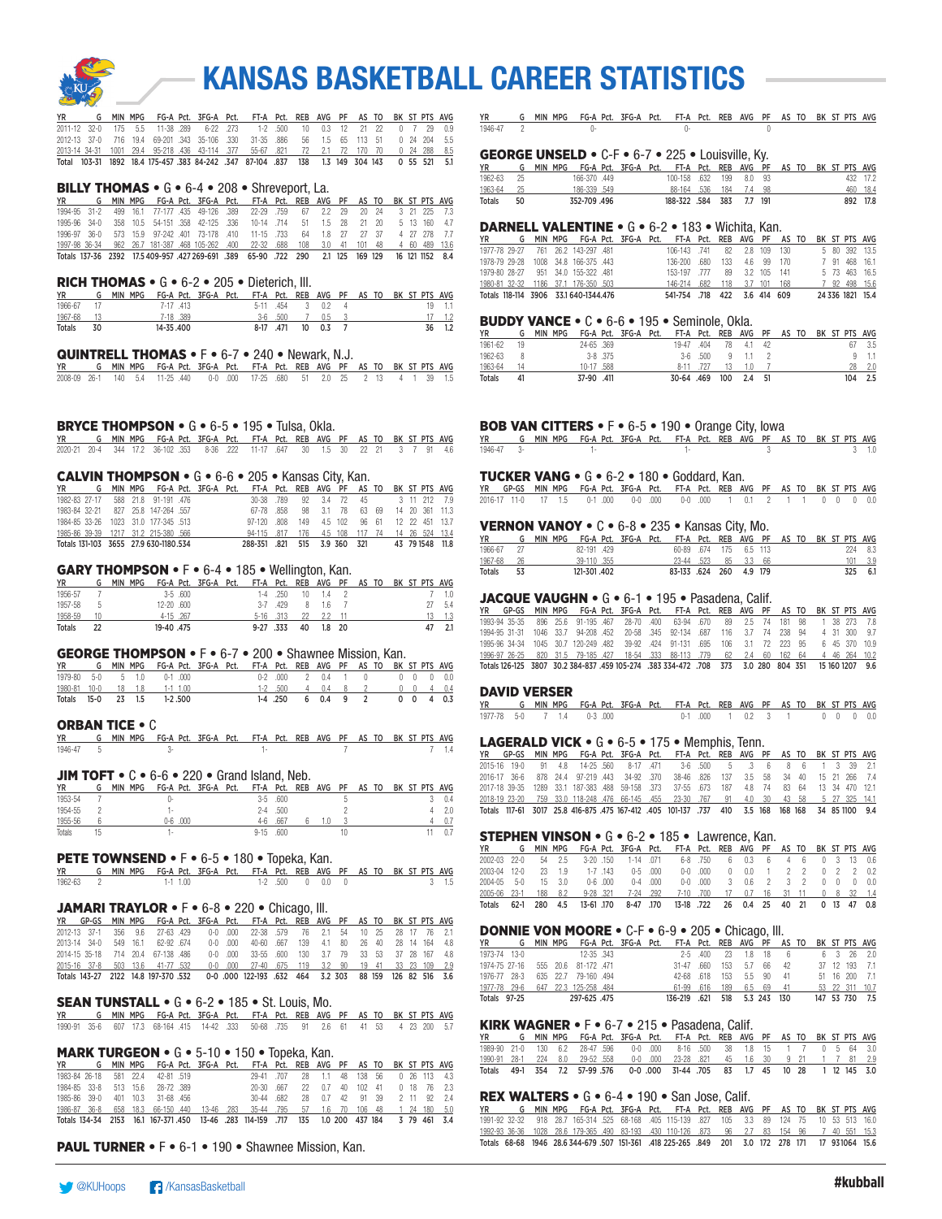# KANSAS BASKETBALL CAREER STATISTICS

| YR | G | MIN | MPG | FG-A | Pct. | 3FG-A | Pct. | FT-A | Pct. | REB | AVG | PF | AS | TO | BK | ST | PTS | AVG |
|---|---|---|---|---|---|---|---|---|---|---|---|---|---|---|---|---|---|---|
| 2011-12 | 32-0 | 175 | 5.5 | 11-38 | .289 | 6-22 | .273 | 1-2 | .500 | 10 | 0.3 | 12 | 21 | 22 | 0 | 7 | 29 | 0.9 |
| 2012-13 | 37-0 | 716 | 19.4 | 69-201 | .343 | 35-106 | .330 | 31-35 | .886 | 56 | 1.5 | 65 | 113 | 51 | 0 | 24 | 204 | 5.5 |
| 2013-14 | 34-31 | 1001 | 29.4 | 95-218 | .436 | 43-114 | .377 | 55-67 | .821 | 72 | 2.1 | 72 | 170 | 70 | 0 | 24 | 288 | 8.5 |
| Total | 103-31 | 1892 | 18.4 | 175-457 | .383 | 84-242 | .347 | 87-104 | .837 | 138 | 1.3 | 149 | 304 | 143 | 0 | 55 | 521 | 5.1 |

## BILLY THOMAS • G • 6-4 • 208 • Shreveport, La.

| YR | G | MIN | MPG | FG-A | Pct. | 3FG-A | Pct. | FT-A | Pct. | REB | AVG | PF | AS | TO | BK | ST | PTS | AVG |
|---|---|---|---|---|---|---|---|---|---|---|---|---|---|---|---|---|---|---|
| 1994-95 | 31-2 | 499 | 16.1 | 77-177 | .435 | 49-126 | .389 | 22-29 | .759 | 67 | 2.2 | 29 | 20 | 24 | 3 | 21 | 225 | 7.3 |
| 1995-96 | 34-0 | 358 | 10.5 | 54-151 | .358 | 42-125 | .336 | 10-14 | .714 | 51 | 1.5 | 28 | 21 | 20 | 5 | 13 | 160 | 4.7 |
| 1996-97 | 36-0 | 573 | 15.9 | 97-242 | .401 | 73-178 | .410 | 11-15 | .733 | 64 | 1.8 | 27 | 27 | 37 | 4 | 27 | 278 | 7.7 |
| 1997-98 | 36-34 | 962 | 26.7 | 181-387 | .468 | 105-262 | .400 | 22-32 | .688 | 108 | 3.0 | 41 | 101 | 48 | 4 | 60 | 489 | 13.6 |
| Totals | 137-36 | 2392 | 17.5 | 409-957 | .427 | 269-691 | .389 | 65-90 | .722 | 290 | 2.1 | 125 | 169 | 129 | 16 | 121 | 1152 | 8.4 |

## RICH THOMAS • G • 6-2 • 205 • Dieterich, Ill.

| YR | G | MIN | MPG | FG-A | Pct. | 3FG-A | Pct. | FT-A | Pct. | REB | AVG | PF | AS | TO | BK | ST | PTS | AVG |
|---|---|---|---|---|---|---|---|---|---|---|---|---|---|---|---|---|---|---|
| 1966-67 | 17 | | | 7-17 | .413 | | | 5-11 | .454 | 3 | 0.2 | 4 | | | | | 19 | 1.1 |
| 1967-68 | 13 | | | 7-18 | .389 | | | 3-6 | .500 | 7 | 0.5 | 3 | | | | | 17 | 1.2 |
| Totals | 30 | | | 14-35 | .400 | | | 8-17 | .471 | 10 | 0.3 | 7 | | | | | 36 | 1.2 |

## QUINTRELL THOMAS • F • 6-7 • 240 • Newark, N.J.

| YR | G | MIN | MPG | FG-A | Pct. | 3FG-A | Pct. | FT-A | Pct. | REB | AVG | PF | AS | TO | BK | ST | PTS | AVG |
|---|---|---|---|---|---|---|---|---|---|---|---|---|---|---|---|---|---|---|
| 2008-09 | 26-1 | 140 | 5.4 | 11-25 | .440 | 0-0 | .000 | 17-25 | .680 | 51 | 2.0 | 25 | 2 | 13 | 4 | 1 | 39 | 1.5 |

## BRYCE THOMPSON • G • 6-5 • 195 • Tulsa, Okla.

| YR | G | MIN | MPG | FG-A | Pct. | 3FG-A | Pct. | FT-A | Pct. | REB | AVG | PF | AS | TO | BK | ST | PTS | AVG |
|---|---|---|---|---|---|---|---|---|---|---|---|---|---|---|---|---|---|---|
| 2020-21 | 20-4 | 344 | 17.2 | 36-102 | .353 | 8-36 | .222 | 11-17 | .647 | 30 | 1.5 | 30 | 22 | 21 | 3 | 7 | 91 | 4.6 |

## CALVIN THOMPSON • G • 6-6 • 205 • Kansas City, Kan.

| YR | G | MIN | MPG | FG-A | Pct. | 3FG-A | Pct. | FT-A | Pct. | REB | AVG | PF | AS | TO | BK | ST | PTS | AVG |
|---|---|---|---|---|---|---|---|---|---|---|---|---|---|---|---|---|---|---|
| 1982-83 | 27-17 | 588 | 21.8 | 91-191 | .476 | | | 30-38 | .789 | 92 | 3.4 | 72 | 45 | | 3 | 11 | 212 | 7.9 |
| 1983-84 | 32-21 | 827 | 25.8 | 147-264 | .557 | | | 67-78 | .858 | 98 | 3.1 | 78 | 63 | 69 | 14 | 20 | 361 | 11.3 |
| 1984-85 | 33-26 | 1023 | 31.0 | 177-345 | .513 | | | 97-120 | .808 | 149 | 4.5 | 102 | 96 | 61 | 12 | 22 | 451 | 13.7 |
| 1985-86 | 39-39 | 1217 | 31.2 | 215-380 | .566 | | | 94-115 | .817 | 176 | 4.5 | 108 | 117 | 74 | 14 | 26 | 524 | 13.4 |
| Totals | 131-103 | 3655 | 27.9 | 630-1180 | .534 | | | 288-351 | .821 | 515 | 3.9 | 360 | 321 | | 43 | 79 | 1548 | 11.8 |

## GARY THOMPSON • F • 6-4 • 185 • Wellington, Kan.

| YR | G | MIN | MPG | FG-A | Pct. | 3FG-A | Pct. | FT-A | Pct. | REB | AVG | PF | AS | TO | BK | ST | PTS | AVG |
|---|---|---|---|---|---|---|---|---|---|---|---|---|---|---|---|---|---|---|
| 1956-57 | 7 | | | 3-5 | .600 | | | 1-4 | .250 | 10 | 1.4 | 2 | | | | | 7 | 1.0 |
| 1957-58 | 5 | | | 12-20 | .600 | | | 3-7 | .429 | 8 | 1.6 | 7 | | | | | 27 | 5.4 |
| 1958-59 | 10 | | | 4-15 | .267 | | | 5-16 | .313 | 22 | 2.2 | 11 | | | | | 13 | 1.3 |
| Totals | 22 | | | 19-40 | .475 | | | 9-27 | .333 | 40 | 1.8 | 20 | | | | | 47 | 2.1 |

## GEORGE THOMPSON • F • 6-7 • 200 • Shawnee Mission, Kan.

| YR | G | MIN | MPG | FG-A | Pct. | 3FG-A | Pct. | FT-A | Pct. | REB | AVG | PF | AS | TO | BK | ST | PTS | AVG |
|---|---|---|---|---|---|---|---|---|---|---|---|---|---|---|---|---|---|---|
| 1979-80 | 5-0 | 5 | 1.0 | 0-1 | .000 | | | 0-2 | .000 | 2 | 0.4 | 1 | 0 | | 0 | 0 | 0 | 0.0 |
| 1980-81 | 10-0 | 18 | 1.8 | 1-1 | 1.00 | | | 1-2 | .500 | 4 | 0.4 | 8 | 2 | | 0 | 0 | 4 | 0.4 |
| Totals | 15-0 | 23 | 1.5 | 1-2 | .500 | | | 1-4 | .250 | 6 | 0.4 | 9 | 2 | | 0 | 0 | 4 | 0.3 |

## ORBAN TICE • C

| YR | G | MIN | MPG | FG-A | Pct. | 3FG-A | Pct. | FT-A | Pct. | REB | AVG | PF | AS | TO | BK | ST | PTS | AVG |
|---|---|---|---|---|---|---|---|---|---|---|---|---|---|---|---|---|---|---|
| 1946-47 | 5 | | | 3- | | | | 1- | | | | 7 | | | | | 7 | 1.4 |

## JIM TOFT • C • 6-6 • 220 • Grand Island, Neb.

| YR | G | MIN | MPG | FG-A | Pct. | 3FG-A | Pct. | FT-A | Pct. | REB | AVG | PF | AS | TO | BK | ST | PTS | AVG |
|---|---|---|---|---|---|---|---|---|---|---|---|---|---|---|---|---|---|---|
| 1953-54 | 7 | | | 0- | | | | 3-5 | .600 | | | 5 | | | | | 3 | 0.4 |
| 1954-55 | 2 | | | 1- | | | | 2-4 | .500 | | | 2 | | | | | 4 | 2.0 |
| 1955-56 | 6 | | | 0-6 | .000 | | | 4-6 | .667 | 6 | 1.0 | 3 | | | | | 4 | 0.7 |
| Totals | 15 | | | 1- | | | | 9-15 | .600 | | | 10 | | | | | 11 | 0.7 |

## PETE TOWNSEND • F • 6-5 • 180 • Topeka, Kan.

| YR | G | MIN | MPG | FG-A | Pct. | 3FG-A | Pct. | FT-A | Pct. | REB | AVG | PF | AS | TO | BK | ST | PTS | AVG |
|---|---|---|---|---|---|---|---|---|---|---|---|---|---|---|---|---|---|---|
| 1962-63 | 2 | | | 1-1 | 1.00 | | | 1-2 | .500 | 0 | 0.0 | 0 | | | | | 3 | 1.5 |

## JAMARI TRAYLOR • F • 6-8 • 220 • Chicago, Ill.

| YR | GP-GS | MIN | MPG | FG-A | Pct. | 3FG-A | Pct. | FT-A | Pct. | REB | AVG | PF | AS | TO | BK | ST | PTS | AVG |
|---|---|---|---|---|---|---|---|---|---|---|---|---|---|---|---|---|---|---|
| 2012-13 | 37-1 | 356 | 9.6 | 27-63 | .429 | 0-0 | .000 | 22-38 | .579 | 76 | 2.1 | 54 | 10 | 25 | 28 | 17 | 76 | 2.1 |
| 2013-14 | 34-0 | 549 | 16.1 | 62-92 | .674 | 0-0 | .000 | 40-60 | .667 | 139 | 4.1 | 80 | 26 | 40 | 28 | 14 | 164 | 4.8 |
| 2014-15 | 35-18 | 714 | 20.4 | 67-138 | .486 | 0-0 | .000 | 33-55 | .600 | 130 | 3.7 | 79 | 33 | 53 | 37 | 28 | 167 | 4.8 |
| 2015-16 | 37-8 | 503 | 13.6 | 41-77 | .532 | 0-0 | .000 | 27-40 | .675 | 119 | 3.2 | 90 | 19 | 41 | 33 | 23 | 109 | 2.9 |
| Totals | 143-27 | 2122 | 14.8 | 197-370 | .532 | 0-0 | .000 | 122-193 | .632 | 464 | 3.2 | 303 | 88 | 159 | 126 | 82 | 516 | 3.6 |

## SEAN TUNSTALL • G • 6-2 • 185 • St. Louis, Mo.

| YR | G | MIN | MPG | FG-A | Pct. | 3FG-A | Pct. | FT-A | Pct. | REB | AVG | PF | AS | TO | BK | ST | PTS | AVG |
|---|---|---|---|---|---|---|---|---|---|---|---|---|---|---|---|---|---|---|
| 1990-91 | 35-6 | 607 | 17.3 | 68-164 | .415 | 14-42 | .333 | 50-68 | .735 | 91 | 2.6 | 61 | 41 | 53 | 4 | 23 | 200 | 5.7 |

## MARK TURGEON • G • 5-10 • 150 • Topeka, Kan.

| YR | G | MIN | MPG | FG-A | Pct. | 3FG-A | Pct. | FT-A | Pct. | REB | AVG | PF | AS | TO | BK | ST | PTS | AVG |
|---|---|---|---|---|---|---|---|---|---|---|---|---|---|---|---|---|---|---|
| 1983-84 | 26-18 | 581 | 22.4 | 42-81 | .519 | | | 29-41 | .707 | 28 | 1.1 | 48 | 138 | 56 | 0 | 26 | 113 | 4.3 |
| 1984-85 | 33-8 | 513 | 15.6 | 28-72 | .389 | | | 20-30 | .667 | 22 | 0.7 | 40 | 102 | 41 | 0 | 18 | 76 | 2.3 |
| 1985-86 | 39-0 | 401 | 10.3 | 31-68 | .456 | | | 30-44 | .682 | 28 | 0.7 | 42 | 91 | 39 | 2 | 11 | 92 | 2.4 |
| 1986-87 | 36-8 | 658 | 18.3 | 66-150 | .440 | 13-46 | .283 | 35-44 | .795 | 57 | 1.6 | 70 | 106 | 48 | 1 | 24 | 180 | 5.0 |
| Totals | 134-34 | 2153 | 16.1 | 167-371 | .450 | 13-46 | .283 | 114-159 | .717 | 135 | 1.0 | 200 | 437 | 184 | 3 | 79 | 461 | 3.4 |

## PAUL TURNER • F • 6-1 • 190 • Shawnee Mission, Kan.

| YR | G | MIN | MPG | FG-A | Pct. | 3FG-A | Pct. | FT-A | Pct. | REB | AVG | PF | AS | TO | BK | ST | PTS | AVG |
|---|---|---|---|---|---|---|---|---|---|---|---|---|---|---|---|---|---|---|
| 1946-47 | 2 | | | 0- | | | | 0- | | | | 0 | | | | | | |

## GEORGE UNSELD • C-F • 6-7 • 225 • Louisville, Ky.

| YR | G | MIN | MPG | FG-A | Pct. | 3FG-A | Pct. | FT-A | Pct. | REB | AVG | PF | AS | TO | BK | ST | PTS | AVG |
|---|---|---|---|---|---|---|---|---|---|---|---|---|---|---|---|---|---|---|
| 1962-63 | 25 | | | 166-370 | .449 | | | 100-158 | .632 | 199 | 8.0 | 93 | | | | | 432 | 17.2 |
| 1963-64 | 25 | | | 186-339 | .549 | | | 88-164 | .536 | 184 | 7.4 | 98 | | | | | 460 | 18.4 |
| Totals | 50 | | | 352-709 | .496 | | | 188-322 | .584 | 383 | 7.7 | 191 | | | | | 892 | 17.8 |

## DARNELL VALENTINE • G • 6-2 • 183 • Wichita, Kan.

| YR | G | MIN | MPG | FG-A | Pct. | 3FG-A | Pct. | FT-A | Pct. | REB | AVG | PF | AS | TO | BK | ST | PTS | AVG |
|---|---|---|---|---|---|---|---|---|---|---|---|---|---|---|---|---|---|---|
| 1977-78 | 29-27 | 761 | 26.2 | 143-297 | .481 | | | 106-143 | .741 | 82 | 2.8 | 109 | 130 | | 5 | 80 | 392 | 13.5 |
| 1978-79 | 29-28 | 1008 | 34.8 | 166-375 | .443 | | | 136-200 | .680 | 133 | 4.6 | 99 | 170 | | 7 | 91 | 468 | 16.1 |
| 1979-80 | 28-27 | 951 | 34.0 | 155-322 | .481 | | | 153-197 | .777 | 89 | 3.2 | 105 | 141 | | 5 | 73 | 463 | 16.5 |
| 1980-81 | 32-32 | 1186 | 37.1 | 176-350 | .503 | | | 146-214 | .682 | 118 | 3.7 | 101 | 168 | | 7 | 92 | 498 | 15.6 |
| Totals | 118-114 | 3906 | 33.1 | 640-1344 | .476 | | | 541-754 | .718 | 422 | 3.6 | 414 | 609 | | 24 | 336 | 1821 | 15.4 |

## BUDDY VANCE • C • 6-6 • 195 • Seminole, Okla.

| YR | G | MIN | MPG | FG-A | Pct. | 3FG-A | Pct. | FT-A | Pct. | REB | AVG | PF | AS | TO | BK | ST | PTS | AVG |
|---|---|---|---|---|---|---|---|---|---|---|---|---|---|---|---|---|---|---|
| 1961-62 | 19 | | | 24-65 | .369 | | | 19-47 | .404 | 78 | 4.1 | 42 | | | | | 67 | 3.5 |
| 1962-63 | 8 | | | 3-8 | .375 | | | 3-6 | .500 | 9 | 1.1 | 2 | | | | | 9 | 1.1 |
| 1963-64 | 14 | | | 10-17 | .588 | | | 8-11 | .727 | 13 | 1.0 | 7 | | | | | 28 | 2.0 |
| Totals | 41 | | | 37-90 | .411 | | | 30-64 | .469 | 100 | 2.4 | 51 | | | | | 104 | 2.5 |

## BOB VAN CITTERS • F • 6-5 • 190 • Orange City, Iowa

| YR | G | MIN | MPG | FG-A | Pct. | 3FG-A | Pct. | FT-A | Pct. | REB | AVG | PF | AS | TO | BK | ST | PTS | AVG |
|---|---|---|---|---|---|---|---|---|---|---|---|---|---|---|---|---|---|---|
| 1946-47 | 3- | | | 1- | | | | 1- | | | | 3 | | | | | 3 | 1.0 |

## TUCKER VANG • G • 6-2 • 180 • Goddard, Kan.

| YR | GP-GS | MIN | MPG | FG-A | Pct. | 3FG-A | Pct. | FT-A | Pct. | REB | AVG | PF | AS | TO | BK | ST | PTS | AVG |
|---|---|---|---|---|---|---|---|---|---|---|---|---|---|---|---|---|---|---|
| 2016-17 | 11-0 | 17 | 1.5 | 0-1 | .000 | 0-0 | .000 | 0-0 | .000 | 1 | 0.1 | 2 | 1 | 1 | 0 | 0 | 0 | 0.0 |

## VERNON VANOY • C • 6-8 • 235 • Kansas City, Mo.

| YR | G | MIN | MPG | FG-A | Pct. | 3FG-A | Pct. | FT-A | Pct. | REB | AVG | PF | AS | TO | BK | ST | PTS | AVG |
|---|---|---|---|---|---|---|---|---|---|---|---|---|---|---|---|---|---|---|
| 1966-67 | 27 | | | 82-191 | .429 | | | 60-89 | .674 | 175 | 6.5 | 113 | | | | | 224 | 8.3 |
| 1967-68 | 26 | | | 39-110 | .355 | | | 23-44 | .523 | 85 | 3.3 | 66 | | | | | 101 | 3.9 |
| Totals | 53 | | | 121-301 | .402 | | | 83-133 | .624 | 260 | 4.9 | 179 | | | | | 325 | 6.1 |

## JACQUE VAUGHN • G • 6-1 • 195 • Pasadena, Calif.

| YR | GP-GS | MIN | MPG | FG-A | Pct. | 3FG-A | Pct. | FT-A | Pct. | REB | AVG | PF | AS | TO | BK | ST | PTS | AVG |
|---|---|---|---|---|---|---|---|---|---|---|---|---|---|---|---|---|---|---|
| 1993-94 | 35-35 | 896 | 25.6 | 91-195 | .467 | 28-70 | .400 | 63-94 | .670 | 89 | 2.5 | 74 | 181 | 98 | 1 | 38 | 273 | 7.8 |
| 1994-95 | 31-31 | 1046 | 33.7 | 94-208 | .452 | 20-58 | .345 | 92-134 | .687 | 116 | 3.7 | 74 | 238 | 94 | 4 | 31 | 300 | 9.7 |
| 1995-96 | 34-34 | 1045 | 30.7 | 120-249 | .482 | 39-92 | .424 | 91-131 | .695 | 106 | 3.1 | 72 | 223 | 95 | 6 | 45 | 370 | 10.9 |
| 1996-97 | 26-25 | 820 | 31.5 | 79-185 | .427 | 18-54 | .333 | 88-113 | .779 | 62 | 2.4 | 60 | 162 | 64 | 4 | 46 | 264 | 10.2 |
| Totals | 126-125 | 3807 | 30.2 | 384-837 | .459 | 105-274 | .383 | 334-472 | .708 | 373 | 3.0 | 280 | 804 | 351 | 15 | 160 | 1207 | 9.6 |

## DAVID VERSER

| YR | G | MIN | MPG | FG-A | Pct. | 3FG-A | Pct. | FT-A | Pct. | REB | AVG | PF | AS | TO | BK | ST | PTS | AVG |
|---|---|---|---|---|---|---|---|---|---|---|---|---|---|---|---|---|---|---|
| 1977-78 | 5-0 | 7 | 1.4 | 0-3 | .000 | | | 0-1 | .000 | 1 | 0.2 | 3 | 1 | | 0 | 0 | 0 | 0.0 |

## LAGERALD VICK • G • 6-5 • 175 • Memphis, Tenn.

| YR | GP-GS | MIN | MPG | FG-A | Pct. | 3FG-A | Pct. | FT-A | Pct. | REB | AVG | PF | AS | TO | BK | ST | PTS | AVG |
|---|---|---|---|---|---|---|---|---|---|---|---|---|---|---|---|---|---|---|
| 2015-16 | 19-0 | 91 | 4.8 | 14-25 | .560 | 8-17 | .471 | 3-6 | .500 | 5 | .3 | 6 | 8 | 6 | 1 | 3 | 39 | 2.1 |
| 2016-17 | 36-6 | 878 | 24.4 | 97-219 | .443 | 34-92 | .370 | 38-46 | .826 | 137 | 3.5 | 58 | 34 | 40 | 15 | 21 | 266 | 7.4 |
| 2017-18 | 39-35 | 1289 | 33.1 | 187-383 | .488 | 59-158 | .373 | 37-55 | .673 | 187 | 4.8 | 74 | 83 | 64 | 13 | 34 | 470 | 12.1 |
| 2018-19 | 23-20 | 759 | 33.0 | 118-248 | .476 | 66-145 | .455 | 23-30 | .767 | 91 | 4.0 | 30 | 43 | 58 | 5 | 27 | 325 | 14.1 |
| Totals | 117-61 | 3017 | 25.8 | 416-875 | .475 | 167-412 | .405 | 101-137 | .737 | 410 | 3.5 | 168 | 168 | 168 | 34 | 85 | 1100 | 9.4 |

## STEPHEN VINSON • G • 6-2 • 185 • Lawrence, Kan.

| YR | G | MIN | MPG | FG-A | Pct. | 3FG-A | Pct. | FT-A | Pct. | REB | AVG | PF | AS | TO | BK | ST | PTS | AVG |
|---|---|---|---|---|---|---|---|---|---|---|---|---|---|---|---|---|---|---|
| 2002-03 | 22-0 | 54 | 2.5 | 3-20 | .150 | 1-14 | .071 | 6-8 | .750 | 6 | 0.3 | 6 | 4 | 6 | 0 | 3 | 13 | 0.6 |
| 2003-04 | 12-0 | 23 | 1.9 | 1-7 | .143 | 0-5 | .000 | 0-0 | .000 | 0 | 0.0 | 1 | 2 | 2 | 0 | 2 | 2 | 0.2 |
| 2004-05 | 5-0 | 15 | 3.0 | 0-6 | .000 | 0-4 | .000 | 0-0 | .000 | 3 | 0.6 | 2 | 3 | 2 | 0 | 0 | 0 | 0.0 |
| 2005-06 | 23-1 | 188 | 8.2 | 9-28 | .321 | 7-24 | .292 | 7-10 | .700 | 17 | 0.7 | 16 | 31 | 11 | 0 | 8 | 32 | 1.4 |
| Totals | 62-1 | 280 | 4.5 | 13-61 | .170 | 8-47 | .170 | 13-18 | .722 | 26 | 0.4 | 25 | 40 | 21 | 0 | 13 | 47 | 0.8 |

## DONNIE VON MOORE • C-F • 6-9 • 205 • Chicago, Ill.

| YR | G | MIN | MPG | FG-A | Pct. | 3FG-A | Pct. | FT-A | Pct. | REB | AVG | PF | AS | TO | BK | ST | PTS | AVG |
|---|---|---|---|---|---|---|---|---|---|---|---|---|---|---|---|---|---|---|
| 1973-74 | 13-0 | | | 12-35 | .343 | | | 2-5 | .400 | 23 | 1.8 | 18 | 6 | | 6 | 3 | 26 | 2.0 |
| 1974-75 | 27-16 | 555 | 20.6 | 81-172 | .471 | | | 31-47 | .660 | 153 | 5.7 | 66 | 42 | | 37 | 12 | 193 | 7.1 |
| 1976-77 | 28-3 | 635 | 22.7 | 79-160 | .494 | | | 42-68 | .618 | 153 | 5.5 | 90 | 41 | | 51 | 16 | 200 | 7.1 |
| 1977-78 | 29-6 | 647 | 22.3 | 125-258 | .484 | | | 61-99 | .616 | 189 | 6.5 | 69 | 41 | | 53 | 22 | 311 | 10.7 |
| Totals | 97-25 | | | 297-625 | .475 | | | 136-219 | .621 | 518 | 5.3 | 243 | 130 | | 147 | 53 | 730 | 7.5 |

## KIRK WAGNER • F • 6-7 • 215 • Pasadena, Calif.

| YR | G | MIN | MPG | FG-A | Pct. | 3FG-A | Pct. | FT-A | Pct. | REB | AVG | PF | AS | TO | BK | ST | PTS | AVG |
|---|---|---|---|---|---|---|---|---|---|---|---|---|---|---|---|---|---|---|
| 1989-90 | 21-0 | 130 | 6.2 | 28-47 | .596 | 0-0 | .000 | 8-16 | .500 | 38 | 1.8 | 15 | 1 | 7 | 0 | 5 | 64 | 3.0 |
| 1990-91 | 28-1 | 224 | 8.0 | 29-52 | .558 | 0-0 | .000 | 23-28 | .821 | 45 | 1.6 | 30 | 9 | 21 | 1 | 7 | 81 | 2.9 |
| Totals | 49-1 | 354 | 7.2 | 57-99 | .576 | 0-0 | .000 | 31-44 | .705 | 83 | 1.7 | 45 | 10 | 28 | 1 | 12 | 145 | 3.0 |

## REX WALTERS • G • 6-4 • 190 • San Jose, Calif.

| YR | G | MIN | MPG | FG-A | Pct. | 3FG-A | Pct. | FT-A | Pct. | REB | AVG | PF | AS | TO | BK | ST | PTS | AVG |
|---|---|---|---|---|---|---|---|---|---|---|---|---|---|---|---|---|---|---|
| 1991-92 | 32-32 | 918 | 28.7 | 165-314 | .525 | 68-168 | .405 | 115-139 | .827 | 105 | 3.3 | 89 | 124 | 75 | 10 | 53 | 513 | 16.0 |
| 1992-93 | 36-36 | 1028 | 28.6 | 179-365 | .490 | 83-193 | .430 | 110-126 | .873 | 96 | 2.7 | 83 | 154 | 96 | 7 | 40 | 551 | 15.3 |
| Totals | 68-68 | 1946 | 28.6 | 344-679 | .507 | 151-361 | .418 | 225-265 | .849 | 201 | 3.0 | 172 | 278 | 171 | 17 | 93 | 1064 | 15.6 |

@KUHoops /KansasBasketball #kubball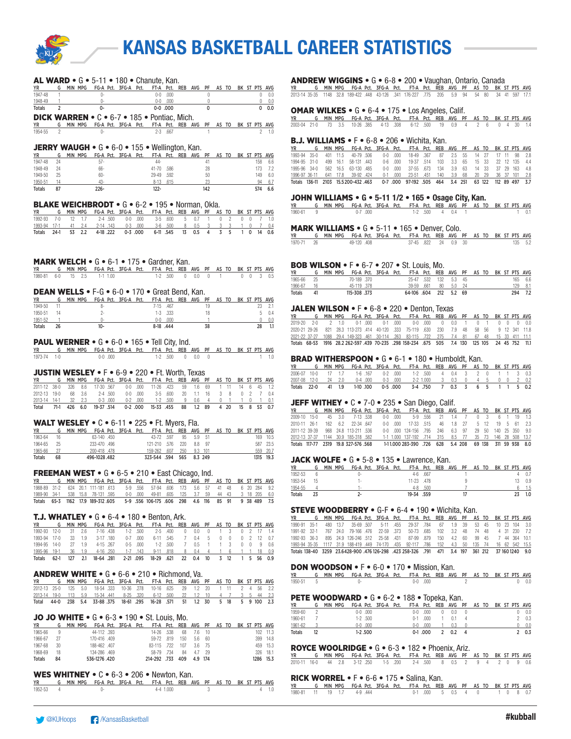# KANSAS BASKETBALL CAREER STATISTICS

## AL WARD • G • 5-11 • 180 • Chanute, Kan.

| YR | G | MIN | MPG | FG-A | Pct. | 3FG-A | Pct. | FT-A | Pct. | REB | AVG | PF | AS | TO | BK | ST | PTS | AVG |
|---|---|---|---|---|---|---|---|---|---|---|---|---|---|---|---|---|---|---|
| 1947-48 | 1 | | | 0- | | | | 0-0 | .000 | | | 0 | | | | | 0 | 0.0 |
| 1948-49 | 1 | | | 0- | | | | 0-0 | .000 | | | 0 | | | | | 0 | 0.0 |
| Totals | 2 | | | 0- | | | | 0-0 | .000 | | | 0 | | | | | 0 | 0.0 |

## DICK WARREN • C • 6-7 • 185 • Pontiac, Mich.

| YR | G | MIN | MPG | FG-A | Pct. | 3FG-A | Pct. | FT-A | Pct. | REB | AVG | PF | AS | TO | BK | ST | PTS | AVG |
|---|---|---|---|---|---|---|---|---|---|---|---|---|---|---|---|---|---|---|
| 1954-55 | 2 | | | 0- | | | | 2-3 | .667 | | | 1 | | | | | 2 | 1.0 |

## JERRY WAUGH • G • 6-0 • 155 • Wellington, Kan.

| YR | G | MIN | MPG | FG-A | Pct. | 3FG-A | Pct. | FT-A | Pct. | REB | AVG | PF | AS | TO | BK | ST | PTS | AVG |
|---|---|---|---|---|---|---|---|---|---|---|---|---|---|---|---|---|---|---|
| 1947-48 | 24 | | | 57- | | | | 44- | | | | 41 | | | | | 158 | 6.6 |
| 1948-49 | 24 | | | 66- | | | | 41-70 | .586 | | | 28 | | | | | 173 | 7.2 |
| 1949-50 | 25 | | | 60- | | | | 29-49 | .592 | | | 50 | | | | | 149 | 6.0 |
| 1950-51 | 14 | | | 43- | | | | 8-13 | .615 | | | 23 | | | | | 94 | 6.7 |
| Totals | 87 | | | 226- | | | | 122- | | | | 142 | | | | | 574 | 6.6 |

## BLAKE WEICHBRODT • G • 6-2 • 195 • Norman, Okla.

| YR | G | MIN | MPG | FG-A | Pct. | 3FG-A | Pct. | FT-A | Pct. | REB | AVG | PF | AS | TO | BK | ST | PTS | AVG |
|---|---|---|---|---|---|---|---|---|---|---|---|---|---|---|---|---|---|---|
| 1992-93 | 7-0 | 12 | 1.7 | 2-4 | .500 | 0-0 | .000 | 3-5 | .600 | 5 | 0.7 | 1 | 0 | 2 | 0 | 0 | 7 | 1.0 |
| 1993-94 | 17-1 | 41 | 2.4 | 2-14 | .143 | 0-3 | .000 | 3-6 | .500 | 8 | 0.5 | 3 | 3 | 3 | 1 | 0 | 7 | 0.4 |
| Totals | 24-1 | 53 | 2.2 | 4-18 | .222 | 0-3 | .000 | 6-11 | .545 | 13 | 0.5 | 4 | 3 | 5 | 1 | 0 | 14 | 0.6 |

## MARK WELCH • G • 6-1 • 175 • Gardner, Kan.

| YR | G | MIN | MPG | FG-A | Pct. | 3FG-A | Pct. | FT-A | Pct. | REB | AVG | PF | AS | TO | BK | ST | PTS | AVG |
|---|---|---|---|---|---|---|---|---|---|---|---|---|---|---|---|---|---|---|
| 1980-81 | 6-0 | 15 | 2.5 | 1-1 | 1.00 | | | 1-2 | .500 | 0 | 0.0 | 0 | 1 | | 0 | 0 | 3 | 0.5 |

## DEAN WELLS • F-G • 6-0 • 170 • Great Bend, Kan.

| YR | G | MIN | MPG | FG-A | Pct. | 3FG-A | Pct. | FT-A | Pct. | REB | AVG | PF | AS | TO | BK | ST | PTS | AVG |
|---|---|---|---|---|---|---|---|---|---|---|---|---|---|---|---|---|---|---|
| 1949-50 | 11 | | | 8- | | | | 7-15 | .467 | | | 19 | | | | | 23 | 2.1 |
| 1950-51 | 14 | | | 2- | | | | 1-3 | .333 | | | 18 | | | | | 5 | 0.4 |
| 1951-52 | 1 | | | 0- | | | | 0-0 | .000 | | | 1 | | | | | 0 | 0.0 |
| Totals | 26 | | | 10- | | | | 8-18 | .444 | | | 38 | | | | | 28 | 1.1 |

## PAUL WERNER • G • 6-0 • 165 • Tell City, Ind.

| YR | G | MIN | MPG | FG-A | Pct. | 3FG-A | Pct. | FT-A | Pct. | REB | AVG | PF | AS | TO | BK | ST | PTS | AVG |
|---|---|---|---|---|---|---|---|---|---|---|---|---|---|---|---|---|---|---|
| 1973-74 | 1-0 | | | 0-0 | .000 | | | 1-2 | .500 | 0 | 0.0 | 0 | | | | | 1 | 1.0 |

## JUSTIN WESLEY • F • 6-9 • 220 • Ft. Worth, Texas

| YR | G | MIN | MPG | FG-A | Pct. | 3FG-A | Pct. | FT-A | Pct. | REB | AVG | PF | AS | TO | BK | ST | PTS | AVG |
|---|---|---|---|---|---|---|---|---|---|---|---|---|---|---|---|---|---|---|
| 2011-12 | 38-0 | 326 | 8.6 | 17-30 | .567 | 0-0 | .000 | 11-26 | .423 | 59 | 1.6 | 69 | 1 | 11 | 14 | 6 | 45 | 1.2 |
| 2012-13 | 19-0 | 68 | 3.6 | 2-4 | .500 | 0-0 | .000 | 3-5 | .600 | 20 | 1.1 | 16 | 3 | 8 | 0 | 2 | 7 | 0.4 |
| 2013-14 | 14-1 | 32 | 2.3 | 0-3 | .000 | 0-2 | .000 | 1-2 | .500 | 9 | 0.6 | 4 | 0 | 1 | 1 | 0 | 1 | 0.1 |
| Total | 71-1 | 426 | 6.0 | 19-37 | .514 | 0-2 | .000 | 15-33 | .455 | 88 | 1.2 | 89 | 4 | 20 | 15 | 8 | 53 | 0.7 |

## WALT WESLEY • C • 6-11 • 225 • Ft. Myers, Fla.

| YR | G | MIN | MPG | FG-A | Pct. | 3FG-A | Pct. | FT-A | Pct. | REB | AVG | PF | AS | TO | BK | ST | PTS | AVG |
|---|---|---|---|---|---|---|---|---|---|---|---|---|---|---|---|---|---|---|
| 1963-64 | 16 | | | 63-140 | .450 | | | 43-72 | .597 | 95 | 5.9 | 51 | | | | | 169 | 10.5 |
| 1964-65 | 25 | | | 233-470 | .496 | | | 121-210 | .576 | 220 | 8.8 | 97 | | | | | 587 | 23.5 |
| 1965-66 | 27 | | | 200-418 | .478 | | | 159-262 | .607 | 250 | 9.3 | 101 | | | | | 559 | 20.7 |
| Totals | 68 | | | 496-1028 | .482 | | | 323-544 | .594 | 565 | 8.3 | 249 | | | | | 1315 | 19.3 |

## FREEMAN WEST • G • 6-5 • 210 • East Chicago, Ind.

| YR | G | MIN | MPG | FG-A | Pct. | 3FG-A | Pct. | FT-A | Pct. | REB | AVG | PF | AS | TO | BK | ST | PTS | AVG |
|---|---|---|---|---|---|---|---|---|---|---|---|---|---|---|---|---|---|---|
| 1988-89 | 31-2 | 624 | 20.1 | 111-181 | .613 | 5-9 | .556 | 57-94 | .606 | 173 | 5.6 | 57 | 41 | 48 | 6 | 20 | 284 | 9.2 |
| 1989-90 | 34-1 | 538 | 15.8 | 78-131 | .595 | 0-0 | .000 | 49-81 | .605 | 125 | 3.7 | 59 | 44 | 43 | 3 | 18 | 205 | 6.0 |
| Totals | 65-3 | 1162 | 17.9 | 189-312 | .605 | 5-9 | .556 | 106-175 | .606 | 298 | 4.6 | 116 | 85 | 91 | 9 | 38 | 489 | 7.5 |

## T.J. WHATLEY • G • 6-4 • 180 • Benton, Ark.

| YR | G | MIN | MPG | FG-A | Pct. | 3FG-A | Pct. | FT-A | Pct. | REB | AVG | PF | AS | TO | BK | ST | PTS | AVG |
|---|---|---|---|---|---|---|---|---|---|---|---|---|---|---|---|---|---|---|
| 1992-93 | 12-0 | 31 | 2.6 | 7-16 | .438 | 1-2 | .500 | 2-5 | .400 | 0 | 0.0 | 0 | 1 | 3 | 0 | 2 | 17 | 1.4 |
| 1993-94 | 17-0 | 33 | 1.9 | 3-17 | .180 | 0-7 | .000 | 6-11 | .545 | 7 | 0.4 | 5 | 0 | 0 | 0 | 2 | 12 | 0.7 |
| 1994-95 | 14-0 | 27 | 1.9 | 4-15 | .267 | 0-5 | .000 | 1-2 | .500 | 7 | 0.5 | 1 | 1 | 3 | 0 | 0 | 9 | 0.6 |
| 1995-96 | 19-1 | 36 | 1.9 | 4-16 | .250 | 1-7 | .143 | 9-11 | .818 | 8 | 0.4 | 4 | 1 | 6 | 1 | 1 | 18 | 0.9 |
| Totals | 62-1 | 127 | 2.1 | 18-64 | .281 | 2-21 | .095 | 18-29 | .621 | 22 | 0.4 | 10 | 3 | 12 | 1 | 5 | 56 | 0.9 |

## ANDREW WHITE • G • 6-6 • 210 • Richmond, Va.

| YR | G | MIN | MPG | FG-A | Pct. | 3FG-A | Pct. | FT-A | Pct. | REB | AVG | PF | AS | TO | BK | ST | PTS | AVG |
|---|---|---|---|---|---|---|---|---|---|---|---|---|---|---|---|---|---|---|
| 2012-13 | 25-0 | 125 | 5.0 | 18-54 | .333 | 10-36 | .278 | 10-16 | .625 | 29 | 1.2 | 20 | 1 | 11 | 2 | 4 | 56 | 2.2 |
| 2013-14 | 19-0 | 113 | 5.9 | 15-34 | .441 | 8-25 | .320 | 6-12 | .500 | 22 | 1.2 | 10 | 4 | 7 | 3 | 5 | 44 | 2.3 |
| Total | 44-0 | 238 | 5.4 | 33-88 | .375 | 18-61 | .295 | 16-28 | .571 | 51 | 1.2 | 30 | 5 | 18 | 5 | 9 | 100 | 2.3 |

## JO JO WHITE • G • 6-3 • 190 • St. Louis, Mo.

| YR | G | MIN | MPG | FG-A | Pct. | 3FG-A | Pct. | FT-A | Pct. | REB | AVG | PF | AS | TO | BK | ST | PTS | AVG |
|---|---|---|---|---|---|---|---|---|---|---|---|---|---|---|---|---|---|---|
| 1965-66 | 9 | | | 44-112 | .393 | | | 14-26 | .538 | 68 | 7.6 | 10 | | | | | 102 | 11.3 |
| 1966-67 | 27 | | | 170-416 | .409 | | | 59-72 | .819 | 150 | 5.6 | 60 | | | | | 399 | 14.8 |
| 1967-68 | 30 | | | 188-462 | .407 | | | 83-115 | .722 | 107 | 3.6 | 75 | | | | | 459 | 15.3 |
| 1968-69 | 18 | | | 134-286 | .469 | | | 58-79 | .734 | 84 | 4.7 | 29 | | | | | 326 | 18.1 |
| Totals | 84 | | | 536-1276 | .420 | | | 214-292 | .733 | 409 | 4.9 | 174 | | | | | 1286 | 15.3 |

## WES WHITNEY • C • 6-3 • 206 • Newton, Kan.

| YR | G | MIN | MPG | FG-A | Pct. | 3FG-A | Pct. | FT-A | Pct. | REB | AVG | PF | AS | TO | BK | ST | PTS | AVG |
|---|---|---|---|---|---|---|---|---|---|---|---|---|---|---|---|---|---|---|
| 1952-53 | 4 | | | 0- | | | | 4-4 | 1.000 | | | 3 | | | | | 4 | 1.0 |

## ANDREW WIGGINS • G • 6-8 • 200 • Vaughan, Ontario, Canada

| YR | G | MIN | MPG | FG-A | Pct. | 3FG-A | Pct. | FT-A | Pct. | REB | AVG | PF | AS | TO | BK | ST | PTS | AVG |
|---|---|---|---|---|---|---|---|---|---|---|---|---|---|---|---|---|---|---|
| 2013-14 | 35-35 | 1148 | 32.8 | 189-422 | .448 | 43-126 | .341 | 176-227 | .775 | 205 | 5.9 | 94 | 54 | 80 | 34 | 41 | 597 | 17.1 |

## OMAR WILKES • G • 6-4 • 175 • Los Angeles, Calif.

| YR | G | MIN | MPG | FG-A | Pct. | 3FG-A | Pct. | FT-A | Pct. | REB | AVG | PF | AS | TO | BK | ST | PTS | AVG |
|---|---|---|---|---|---|---|---|---|---|---|---|---|---|---|---|---|---|---|
| 2003-04 | 21-0 | 73 | 3.5 | 10-26 | .385 | 4-13 | .308 | 6-12 | .500 | 19 | 0.9 | 4 | 2 | 6 | 0 | 4 | 30 | 1.4 |

## B.J. WILLIAMS • F • 6-8 • 206 • Wichita, Kan.

| YR | G | MIN | MPG | FG-A | Pct. | 3FG-A | Pct. | FT-A | Pct. | REB | AVG | PF | AS | TO | BK | ST | PTS | AVG |
|---|---|---|---|---|---|---|---|---|---|---|---|---|---|---|---|---|---|---|
| 1993-94 | 35-0 | 401 | 11.5 | 40-79 | .506 | 0-0 | .000 | 18-49 | .367 | 87 | 2.5 | 55 | 14 | 27 | 17 | 11 | 98 | 2.8 |
| 1994-95 | 31-0 | 499 | 16.1 | 58-131 | .443 | 0-6 | .000 | 19-37 | .514 | 103 | 3.3 | 65 | 15 | 33 | 22 | 12 | 135 | 4.4 |
| 1995-96 | 34-0 | 562 | 16.5 | 63-130 | .485 | 0-0 | .000 | 37-55 | .673 | 134 | 3.9 | 63 | 14 | 33 | 37 | 29 | 163 | 4.8 |
| 1996-97 | 36-11 | 641 | 17.8 | 39-92 | .424 | 0-1 | .000 | 23-51 | .451 | 140 | 3.9 | 68 | 20 | 29 | 36 | 37 | 101 | 2.8 |
| Totals | 136-11 | 2103 | 15.5 | 200-432 | .463 | 0-7 | .000 | 97-192 | .505 | 464 | 3.4 | 251 | 63 | 122 | 112 | 89 | 497 | 3.7 |

## JOHN WILLIAMS • G • 5-11 1/2 • 165 • Osage City, Kan.

| YR | G | MIN | MPG | FG-A | Pct. | 3FG-A | Pct. | FT-A | Pct. | REB | AVG | PF | AS | TO | BK | ST | PTS | AVG |
|---|---|---|---|---|---|---|---|---|---|---|---|---|---|---|---|---|---|---|
| 1960-61 | 9 | | | 0-7 | .000 | | | 1-2 | .500 | 4 | 0.4 | 1 | | | | | 1 | 0.1 |

## MARK WILLIAMS • G • 5-11 • 165 • Denver, Colo.

| YR | G | MIN | MPG | FG-A | Pct. | 3FG-A | Pct. | FT-A | Pct. | REB | AVG | PF | AS | TO | BK | ST | PTS | AVG |
|---|---|---|---|---|---|---|---|---|---|---|---|---|---|---|---|---|---|---|
| 1970-71 | 26 | | | 49-120 | .408 | | | 37-45 | .822 | 24 | 0.9 | 30 | | | | | 135 | 5.2 |

## BOB WILSON • F • 6-7 • 207 • St. Louis, Mo.

| YR | G | MIN | MPG | FG-A | Pct. | 3FG-A | Pct. | FT-A | Pct. | REB | AVG | PF | AS | TO | BK | ST | PTS | AVG |
|---|---|---|---|---|---|---|---|---|---|---|---|---|---|---|---|---|---|---|
| 1965-66 | 25 | | | 70-189 | .370 | | | 25-47 | .532 | 132 | 5.3 | 45 | | | | | 165 | 6.6 |
| 1966-67 | 16 | | | 45-119 | .378 | | | 39-59 | .661 | 80 | 5.0 | 24 | | | | | 129 | 8.1 |
| Totals | 41 | | | 115-308 | .373 | | | 64-106 | .604 | 212 | 5.2 | 69 | | | | | 294 | 7.2 |

## JALEN WILSON • F • 6-8 • 220 • Denton, Texas

| YR | G | MIN | MPG | FG-A | Pct. | 3FG-A | Pct. | FT-A | Pct. | REB | AVG | PF | AS | TO | BK | ST | PTS | AVG |
|---|---|---|---|---|---|---|---|---|---|---|---|---|---|---|---|---|---|---|
| 2019-20 | 2-0 | 2 | 1.0 | 0-1 | .000 | 0-1 | .000 | 0-0 | .000 | 0 | 0.0 | 1 | 0 | 1 | 0 | 0 | 0 | 0.0 |
| 2020-21 | 29-26 | 821 | 28.3 | 113-273 | .414 | 40-120 | .333 | 75-119 | .630 | 230 | 7.9 | 48 | 58 | 56 | 9 | 12 | 341 | 11.8 |
| 2021-22 | 37-27 | 1088 | 29.4 | 149-323 | .461 | 30-114 | .263 | 83-115 | .722 | 275 | 7.4 | 81 | 67 | 48 | 15 | 33 | 411 | 11.1 |
| Totals | 68-53 | 1916 | 28.2 | 262-597 | .439 | 70-235 | .298 | 158-234 | .675 | 505 | 7.4 | 130 | 125 | 105 | 24 | 45 | 752 | 11.1 |

## BRAD WITHERSPOON • G • 6-1 • 180 • Humboldt, Kan.

| YR | G | MIN | MPG | FG-A | Pct. | 3FG-A | Pct. | FT-A | Pct. | REB | AVG | PF | AS | TO | BK | ST | PTS | AVG |
|---|---|---|---|---|---|---|---|---|---|---|---|---|---|---|---|---|---|---|
| 2006-07 | 10-0 | 17 | 1.7 | 1-6 | .167 | 0-2 | .000 | 1-2 | .500 | 4 | 0.4 | 3 | 2 | 0 | 1 | 1 | 3 | 0.3 |
| 2007-08 | 12-0 | 24 | 2.0 | 0-4 | .000 | 0-3 | .000 | 2-2 | 1.000 | 3 | 0.3 | 0 | 4 | 5 | 0 | 0 | 2 | 0.2 |
| Totals | 22-0 | 41 | 1.9 | 1-10 | .100 | 0-5 | .000 | 3-4 | .750 | 7 | 0.3 | 3 | 6 | 5 | 1 | 1 | 5 | 0.2 |

## JEFF WITHEY • C • 7-0 • 235 • San Diego, Calif.

| YR | G | MIN | MPG | FG-A | Pct. | 3FG-A | Pct. | FT-A | Pct. | REB | AVG | PF | AS | TO | BK | ST | PTS | AVG |
|---|---|---|---|---|---|---|---|---|---|---|---|---|---|---|---|---|---|---|
| 2009-10 | 15-0 | 45 | 3.0 | 7-13 | .538 | 0-0 | .000 | 5-9 | .556 | 21 | 1.4 | 7 | 0 | 3 | 6 | 1 | 19 | 1.3 |
| 2010-11 | 26-1 | 162 | 6.2 | 22-34 | .647 | 0-0 | .000 | 17-33 | .515 | 46 | 1.8 | 27 | 5 | 12 | 19 | 5 | 61 | 2.3 |
| 2011-12 | 39-39 | 968 | 24.8 | 113-211 | .536 | 0-0 | .000 | 124-156 | .795 | 246 | 6.3 | 97 | 29 | 50 | 140 | 25 | 350 | 9.0 |
| 2012-13 | 37-37 | 1144 | 30.9 | 185-318 | .582 | 1-1 | 1.000 | 137-192 | .714 | 315 | 8.5 | 77 | 35 | 73 | 146 | 28 | 508 | 13.7 |
| Totals | 117-77 | 2319 | 19.8 | 327-576 | .568 | 1-1 | 1.000 | 283-390 | .726 | 628 | 5.4 | 208 | 69 | 138 | 311 | 59 | 938 | 8.0 |

## JACK WOLFE • G • 5-8 • 135 • Lawrence, Kan.

| YR | G | MIN | MPG | FG-A | Pct. | 3FG-A | Pct. | FT-A | Pct. | REB | AVG | PF | AS | TO | BK | ST | PTS | AVG |
|---|---|---|---|---|---|---|---|---|---|---|---|---|---|---|---|---|---|---|
| 1952-53 | 6 | | | 0- | | | | 4-6 | .667 | | | 1 | | | | | 4 | 0.7 |
| 1953-54 | 15 | | | 1- | | | | 11-23 | .478 | | | 9 | | | | | 13 | 0.9 |
| 1954-55 | 4 | | | 1- | | | | 4-8 | .500 | | | 7 | | | | | 6 | 1.5 |
| Totals | 23 | | | 2- | | | | 19-34 | .559 | | | 17 | | | | | 23 | 1.0 |

## STEVE WOODBERRY • G-F • 6-4 • 190 • Wichita, Kan.

| YR | G | MIN | MPG | FG-A | Pct. | 3FG-A | Pct. | FT-A | Pct. | REB | AVG | PF | AS | TO | BK | ST | PTS | AVG |
|---|---|---|---|---|---|---|---|---|---|---|---|---|---|---|---|---|---|---|
| 1990-91 | 35-1 | 480 | 13.7 | 35-69 | .507 | 5-11 | .455 | 29-37 | .784 | 67 | 1.9 | 39 | 53 | 45 | 10 | 23 | 104 | 3.0 |
| 1991-92 | 32-1 | 767 | 24.0 | 79-166 | .476 | 22-59 | .373 | 50-73 | .685 | 102 | 3.2 | 48 | 74 | 48 | 4 | 31 | 230 | 7.2 |
| 1992-93 | 36-3 | 895 | 24.9 | 126-246 | .512 | 25-58 | .431 | 87-99 | .879 | 150 | 4.2 | 60 | 99 | 45 | 7 | 44 | 364 | 10.1 |
| 1993-94 | 35-35 | 1117 | 31.9 | 188-419 | .449 | 74-170 | .435 | 92-117 | .786 | 152 | 4.3 | 50 | 135 | 74 | 16 | 62 | 542 | 15.5 |
| Totals | 138-40 | 3259 | 23.6 | 428-900 | .476 | 126-298 | .423 | 258-326 | .791 | 471 | 3.4 | 197 | 361 | 212 | 37 | 160 | 1240 | 9.0 |

## DON WOODSON • F • 6-0 • 170 • Mission, Kan.

| YR | G | MIN | MPG | FG-A | Pct. | 3FG-A | Pct. | FT-A | Pct. | REB | AVG | PF | AS | TO | BK | ST | PTS | AVG |
|---|---|---|---|---|---|---|---|---|---|---|---|---|---|---|---|---|---|---|
| 1950-51 | 5 | | | 0- | | | | 0-0 | .000 | | | 2 | | | | | 0 | 0.0 |

## PETE WOODWARD • G • 6-2 • 188 • Topeka, Kan.

| YR | G | MIN | MPG | FG-A | Pct. | 3FG-A | Pct. | FT-A | Pct. | REB | AVG | PF | AS | TO | BK | ST | PTS | AVG |
|---|---|---|---|---|---|---|---|---|---|---|---|---|---|---|---|---|---|---|
| 1959-60 | 2 | | | 0-0 | .000 | | | 0-0 | .000 | 0 | 0.0 | 0 | | | | | 0 | 0.0 |
| 1960-61 | 7 | | | 1-2 | .500 | | | 0-1 | .000 | 1 | 0.1 | 4 | | | | | 2 | 0.3 |
| 1961-62 | 3 | | | 0-0 | .000 | | | 0-0 | .000 | 1 | 0.3 | 0 | | | | | 0 | 0.0 |
| Totals | 12 | | | 1-2 | .500 | | | 0-1 | .000 | 2 | 0.2 | 4 | | | | | 2 | 0.3 |

## ROYCE WOOLRIDGE • G • 6-3 • 182 • Phoenix, Ariz.

| YR | G | MIN | MPG | FG-A | Pct. | 3FG-A | Pct. | FT-A | Pct. | REB | AVG | PF | AS | TO | BK | ST | PTS | AVG |
|---|---|---|---|---|---|---|---|---|---|---|---|---|---|---|---|---|---|---|
| 2010-11 | 16-0 | 44 | 2.8 | 3-12 | .250 | 1-5 | .200 | 2-4 | .500 | 8 | 0.5 | 2 | 9 | 4 | 2 | 0 | 9 | 0.6 |

## RICK WORREL • F • 6-6 • 175 • Salina, Kan.

| YR | G | MIN | MPG | FG-A | Pct. | 3FG-A | Pct. | FT-A | Pct. | REB | AVG | PF | AS | TO | BK | ST | PTS | AVG |
|---|---|---|---|---|---|---|---|---|---|---|---|---|---|---|---|---|---|---|
| 1980-81 | 11 | 19 | 1.7 | 4-9 | .444 | | | 0-1 | .000 | 5 | 0.5 | 4 | 0 | | 1 | 0 | 8 | 0.7 |

@KUHoops /KansasBasketball #kubball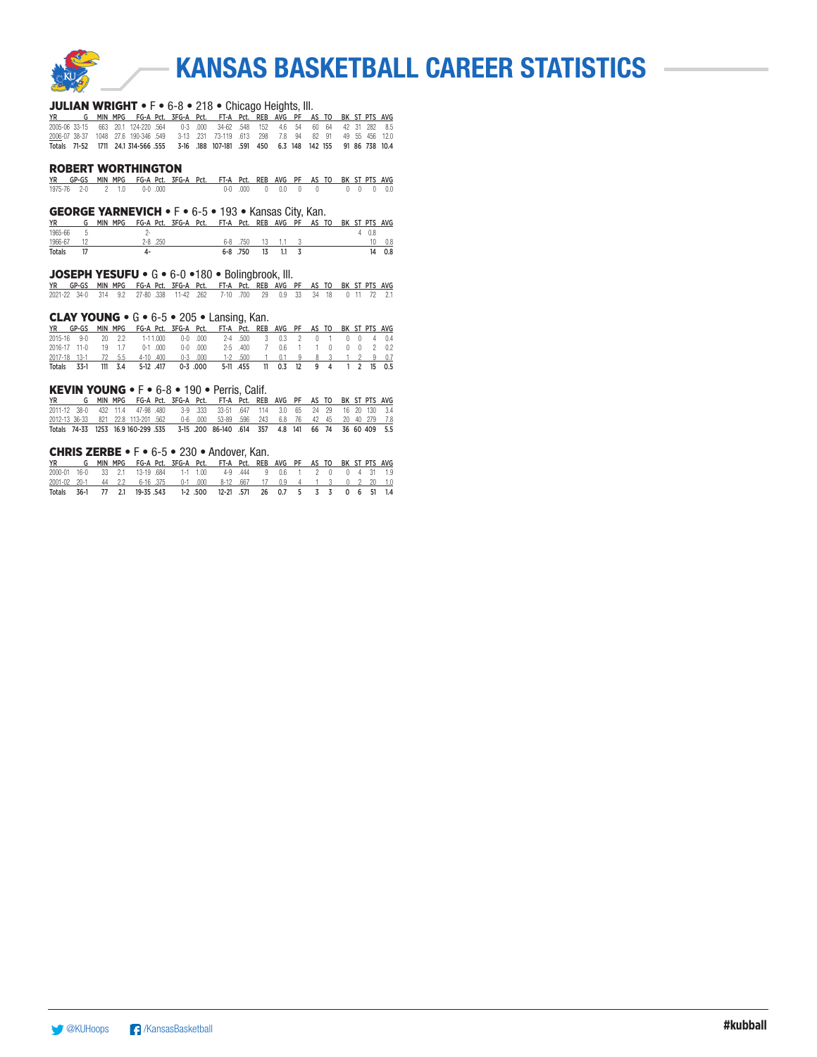### JULIAN WRIGHT • F • 6-8 • 218 • Chicago Heights, Ill.

| YR | G | MIN | MPG | FG-A | Pct. | 3FG-A | Pct. | FT-A | Pct. | REB | AVG | PF | AS | TO | BK | ST | PTS | AVG |
|---|---|---|---|---|---|---|---|---|---|---|---|---|---|---|---|---|---|---|
| 2005-06 | 33-15 | 663 | 20.1 | 124-220 | .564 | 0-3 | .000 | 34-62 | .548 | 152 | 4.6 | 54 | 60 | 64 | 42 | 31 | 282 | 8.5 |
| 2006-07 | 38-37 | 1048 | 27.6 | 190-346 | .549 | 3-13 | .231 | 73-119 | .613 | 298 | 7.8 | 94 | 82 | 91 | 49 | 55 | 456 | 12.0 |
| **Totals** | **71-52** | **1711** | **24.1** | **314-566** | **.555** | **3-16** | **.188** | **107-181** | **.591** | **450** | **6.3** | **148** | **142** | **155** | **91** | **86** | **738** | **10.4** |

### ROBERT WORTHINGTON

| YR | GP-GS | MIN | MPG | FG-A | Pct. | 3FG-A | Pct. | FT-A | Pct. | REB | AVG | PF | AS | TO | BK | ST | PTS | AVG |
|---|---|---|---|---|---|---|---|---|---|---|---|---|---|---|---|---|---|---|
| 1975-76 | 2-0 | 2 | 1.0 | 0-0 | .000 | | | 0-0 | .000 | 0 | 0.0 | 0 | 0 | | 0 | 0 | 0 | 0.0 |

### GEORGE YARNEVICH • F • 6-5 • 193 • Kansas City, Kan.

| YR | G | MIN | MPG | FG-A | Pct. | 3FG-A | Pct. | FT-A | Pct. | REB | AVG | PF | AS | TO | BK | ST | PTS | AVG |
|---|---|---|---|---|---|---|---|---|---|---|---|---|---|---|---|---|---|---|
| 1965-66 | 5 | | | 2- | | | | | | | | | | | | | 4 | 0.8 |
| 1966-67 | 12 | | | 2-8 | .250 | | | 6-8 | .750 | 13 | 1.1 | 3 | | | | | 10 | 0.8 |
| **Totals** | **17** | | | **4-** | | | | **6-8** | **.750** | **13** | **1.1** | **3** | | | | | **14** | **0.8** |

### JOSEPH YESUFU • G • 6-0 •180 • Bolingbrook, Ill.

| YR | GP-GS | MIN | MPG | FG-A | Pct. | 3FG-A | Pct. | FT-A | Pct. | REB | AVG | PF | AS | TO | BK | ST | PTS | AVG |
|---|---|---|---|---|---|---|---|---|---|---|---|---|---|---|---|---|---|---|
| 2021-22 | 34-0 | 314 | 9.2 | 27-80 | .338 | 11-42 | .262 | 7-10 | .700 | 29 | 0.9 | 33 | 34 | 18 | 0 | 11 | 72 | 2.1 |

### CLAY YOUNG • G • 6-5 • 205 • Lansing, Kan.

| YR | GP-GS | MIN | MPG | FG-A | Pct. | 3FG-A | Pct. | FT-A | Pct. | REB | AVG | PF | AS | TO | BK | ST | PTS | AVG |
|---|---|---|---|---|---|---|---|---|---|---|---|---|---|---|---|---|---|---|
| 2015-16 | 9-0 | 20 | 2.2 | 1-1 | 1.000 | 0-0 | .000 | 2-4 | .500 | 3 | 0.3 | 2 | 0 | 1 | 0 | 0 | 4 | 0.4 |
| 2016-17 | 11-0 | 19 | 1.7 | 0-1 | .000 | 0-0 | .000 | 2-5 | .400 | 7 | 0.6 | 1 | 1 | 0 | 0 | 0 | 2 | 0.2 |
| 2017-18 | 13-1 | 72 | 5.5 | 4-10 | .400 | 0-3 | .000 | 1-2 | .500 | 1 | 0.1 | 9 | 8 | 3 | 1 | 2 | 9 | 0.7 |
| **Totals** | **33-1** | **111** | **3.4** | **5-12** | **.417** | **0-3** | **.000** | **5-11** | **.455** | **11** | **0.3** | **12** | **9** | **4** | **1** | **2** | **15** | **0.5** |

### KEVIN YOUNG • F • 6-8 • 190 • Perris, Calif.

| YR | G | MIN | MPG | FG-A | Pct. | 3FG-A | Pct. | FT-A | Pct. | REB | AVG | PF | AS | TO | BK | ST | PTS | AVG |
|---|---|---|---|---|---|---|---|---|---|---|---|---|---|---|---|---|---|---|
| 2011-12 | 38-0 | 432 | 11.4 | 47-98 | .480 | 3-9 | .333 | 33-51 | .647 | 114 | 3.0 | 65 | 24 | 29 | 16 | 20 | 130 | 3.4 |
| 2012-13 | 36-33 | 821 | 22.8 | 113-201 | .562 | 0-6 | .000 | 53-89 | .596 | 243 | 6.8 | 76 | 42 | 45 | 20 | 40 | 279 | 7.8 |
| **Totals** | **74-33** | **1253** | **16.9** | **160-299** | **.535** | **3-15** | **.200** | **86-140** | **.614** | **357** | **4.8** | **141** | **66** | **74** | **36** | **60** | **409** | **5.5** |

### CHRIS ZERBE • F • 6-5 • 230 • Andover, Kan.

| YR | G | MIN | MPG | FG-A | Pct. | 3FG-A | Pct. | FT-A | Pct. | REB | AVG | PF | AS | TO | BK | ST | PTS | AVG |
|---|---|---|---|---|---|---|---|---|---|---|---|---|---|---|---|---|---|---|
| 2000-01 | 16-0 | 33 | 2.1 | 13-19 | .684 | 1-1 | 1.00 | 4-9 | .444 | 9 | 0.6 | 1 | 2 | 0 | 0 | 4 | 31 | 1.9 |
| 2001-02 | 20-1 | 44 | 2.2 | 6-16 | .375 | 0-1 | .000 | 8-12 | .667 | 17 | 0.9 | 4 | 1 | 3 | 0 | 2 | 20 | 1.0 |
| **Totals** | **36-1** | **77** | **2.1** | **19-35** | **.543** | **1-2** | **.500** | **12-21** | **.571** | **26** | **0.7** | **5** | **3** | **3** | **0** | **6** | **51** | **1.4** |